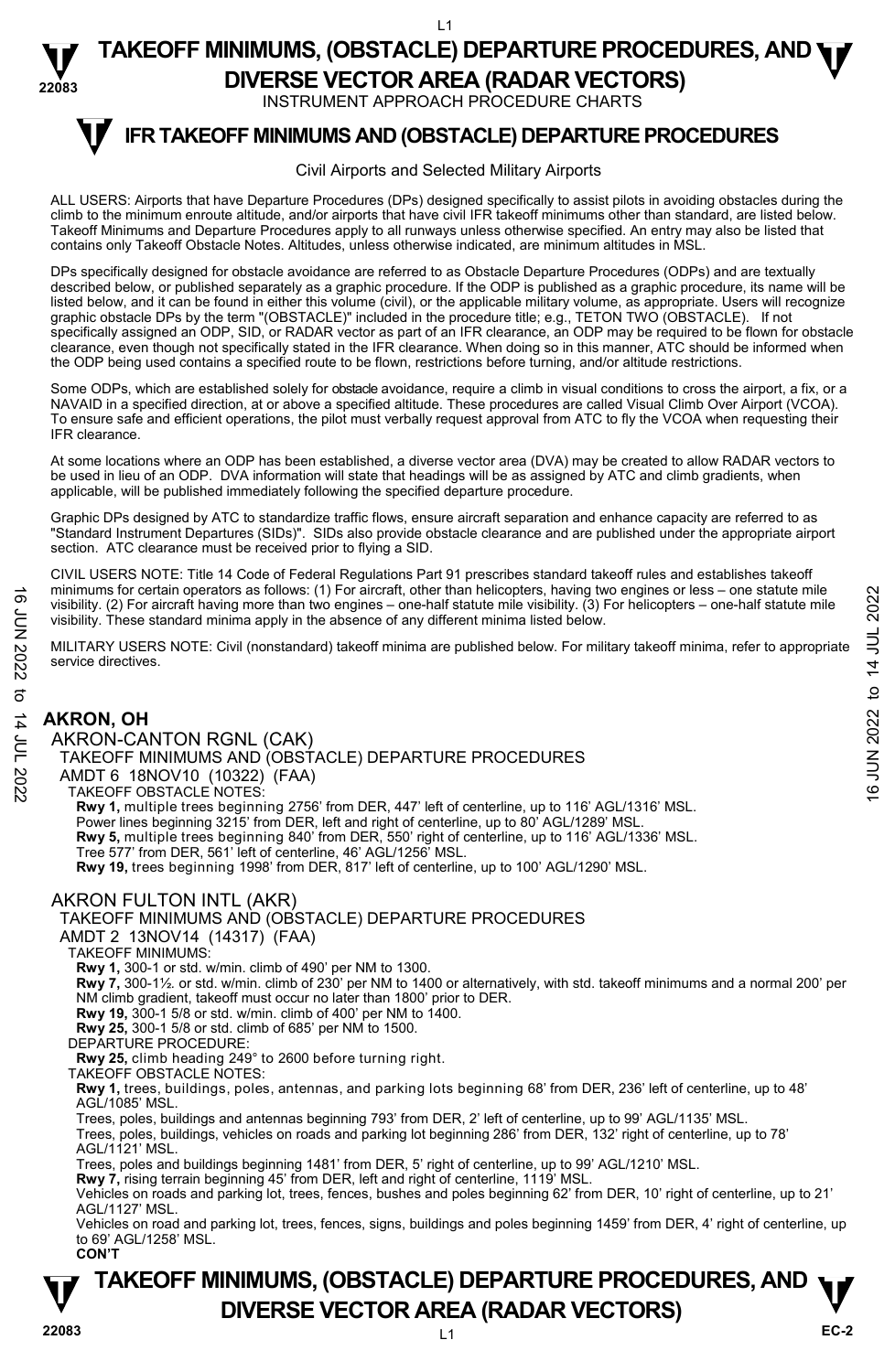# TAKEOFF MINIMUMS, (OBSTACLE) DEPARTURE PROCEDURES, AND DIVERSE VECTOR AREA (RADAR VECTORS)

INSTRUMENT APPROACH PROCEDURE CHARTS

## IFR TAKEOFF MINIMUMS AND (OBSTACLE) DEPARTURE PROCEDURES

Civil Airports and Selected Military Airports

ALL USERS: Airports that have Departure Procedures (DPs) designed specifically to assist pilots in avoiding obstacles during the climb to the minimum enroute altitude, and/or airports that have civil IFR takeoff minimums other than standard, are listed below. Takeoff Minimums and Departure Procedures apply to all runways unless otherwise specified. An entry may also be listed that contains only Takeoff Obstacle Notes. Altitudes, unless otherwise indicated, are minimum altitudes in MSL.

DPs specifically designed for obstacle avoidance are referred to as Obstacle Departure Procedures (ODPs) and are textually described below, or published separately as a graphic procedure. If the ODP is published as a graphic procedure, its name will be listed below, and it can be found in either this volume (civil), or the applicable military volume, as appropriate. Users will recognize graphic obstacle DPs by the term "(OBSTACLE)" included in the procedure title; e.g., TETON TWO (OBSTACLE). If not specifically assigned an ODP, SID, or RADAR vector as part of an IFR clearance, an ODP may be required to be flown for obstacle clearance, even though not specifically stated in the IFR clearance. When doing so in this manner, ATC should be informed when the ODP being used contains a specified route to be flown, restrictions before turning, and/or altitude restrictions.

Some ODPs, which are established solely for obstacle avoidance, require a climb in visual conditions to cross the airport, a fix, or a NAVAID in a specified direction, at or above a specified altitude. These procedures are called Visual Climb Over Airport (VCOA). To ensure safe and efficient operations, the pilot must verbally request approval from ATC to fly the VCOA when requesting their IFR clearance.

At some locations where an ODP has been established, a diverse vector area (DVA) may be created to allow RADAR vectors to be used in lieu of an ODP. DVA information will state that headings will be as assigned by ATC and climb gradients, when applicable, will be published immediately following the specified departure procedure.

Graphic DPs designed by ATC to standardize traffic flows, ensure aircraft separation and enhance capacity are referred to as "Standard Instrument Departures (SIDs)". SIDs also provide obstacle clearance and are published under the appropriate airport section. ATC clearance must be received prior to flying a SID.

CIVIL USERS NOTE: Title 14 Code of Federal Regulations Part 91 prescribes standard takeoff rules and establishes takeoff minimums for certain operators as follows: (1) For aircraft, other than helicopters, having two engines or less – one statute mile visibility. (2) For aircraft having more than two engines – one-half statute mile visibility. (3) For helicopters – one-half statute mile visibility. These standard minima apply in the absence of any different minima listed below.

MILITARY USERS NOTE: Civil (nonstandard) takeoff minima are published below. For military takeoff minima, refer to appropriate service directives.

## AKRON, OH

### AKRON-CANTON RGNL (CAK)

TAKEOFF MINIMUMS AND (OBSTACLE) DEPARTURE PROCEDURES

AMDT 6 18NOV10 (10322) (FAA)

TAKEOFF OBSTACLE NOTES:

**Rwy 1,** multiple trees beginning 2756' from DER, 447' left of centerline, up to 116' AGL/1316' MSL.
Power lines beginning 3215' from DER, left and right of centerline, up to 80' AGL/1289' MSL.
**Rwy 5,** multiple trees beginning 840' from DER, 550' right of centerline, up to 116' AGL/1336' MSL.
Tree 577' from DER, 561' left of centerline, 46' AGL/1256' MSL.
**Rwy 19,** trees beginning 1998' from DER, 817' left of centerline, up to 100' AGL/1290' MSL.

### AKRON FULTON INTL (AKR)

TAKEOFF MINIMUMS AND (OBSTACLE) DEPARTURE PROCEDURES

AMDT 2 13NOV14 (14317) (FAA)

TAKEOFF MINIMUMS:

**Rwy 1,** 300-1 or std. w/min. climb of 490' per NM to 1300.
**Rwy 7,** 300-1½ or std. w/min. climb of 230' per NM to 1400 or alternatively, with std. takeoff minimums and a normal 200' per NM climb gradient, takeoff must occur no later than 1800' prior to DER.
**Rwy 19,** 300-1 5/8 or std. w/min. climb of 400' per NM to 1400.
**Rwy 25,** 300-1 5/8 or std. climb of 685' per NM to 1500.

DEPARTURE PROCEDURE:

**Rwy 25,** climb heading 249° to 2600 before turning right.

TAKEOFF OBSTACLE NOTES:

**Rwy 1,** trees, buildings, poles, antennas, and parking lots beginning 68' from DER, 236' left of centerline, up to 48' AGL/1085' MSL.
Trees, poles, buildings and antennas beginning 793' from DER, 2' left of centerline, up to 99' AGL/1135' MSL.
Trees, poles, buildings, vehicles on roads and parking lot beginning 286' from DER, 132' right of centerline, up to 78' AGL/1121' MSL.
Trees, poles and buildings beginning 1481' from DER, 5' right of centerline, up to 99' AGL/1210' MSL.
**Rwy 7,** rising terrain beginning 45' from DER, left and right of centerline, 1119' MSL.
Vehicles on roads and parking lot, trees, fences, bushes and poles beginning 62' from DER, 10' right of centerline, up to 21' AGL/1127' MSL.
Vehicles on road and parking lot, trees, fences, signs, buildings and poles beginning 1459' from DER, 4' right of centerline, up to 69' AGL/1258' MSL.
**CON'T**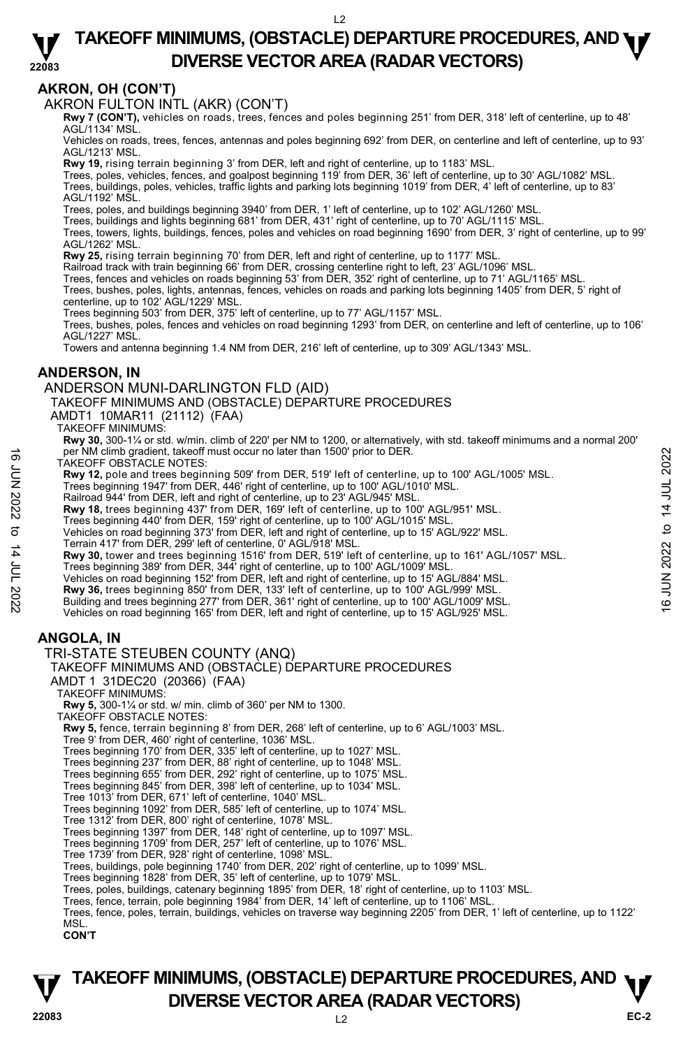## AKRON, OH (CON'T)

AKRON FULTON INTL (AKR) (CON'T)

**Rwy 7 (CON'T),** vehicles on roads, trees, fences and poles beginning 251' from DER, 318' left of centerline, up to 48' AGL/1134' MSL.

Vehicles on roads, trees, fences, antennas and poles beginning 692' from DER, on centerline and left of centerline, up to 93' AGL/1213' MSL.

**Rwy 19,** rising terrain beginning 3' from DER, left and right of centerline, up to 1183' MSL.

Trees, poles, vehicles, fences, and goalpost beginning 119' from DER, 36' left of centerline, up to 30' AGL/1082' MSL.

Trees, buildings, poles, vehicles, traffic lights and parking lots beginning 1019' from DER, 4' left of centerline, up to 83' AGL/1192' MSL.

Trees, poles, and buildings beginning 3940' from DER, 1' left of centerline, up to 102' AGL/1260' MSL.

Trees, buildings and lights beginning 681' from DER, 431' right of centerline, up to 70' AGL/1115' MSL.

Trees, towers, lights, buildings, fences, poles and vehicles on road beginning 1690' from DER, 3' right of centerline, up to 99' AGL/1262' MSL.

**Rwy 25,** rising terrain beginning 70' from DER, left and right of centerline, up to 1177' MSL.

Railroad track with train beginning 66' from DER, crossing centerline right to left, 23' AGL/1096' MSL.

Trees, fences and vehicles on roads beginning 53' from DER, 352' right of centerline, up to 71' AGL/1165' MSL.

Trees, bushes, poles, lights, antennas, fences, vehicles on roads and parking lots beginning 1405' from DER, 5' right of centerline, up to 102' AGL/1229' MSL.

Trees beginning 503' from DER, 375' left of centerline, up to 77' AGL/1157' MSL.

Trees, bushes, poles, fences and vehicles on road beginning 1293' from DER, on centerline and left of centerline, up to 106' AGL/1227' MSL.

Towers and antenna beginning 1.4 NM from DER, 216' left of centerline, up to 309' AGL/1343' MSL.

## ANDERSON, IN

ANDERSON MUNI-DARLINGTON FLD (AID)

TAKEOFF MINIMUMS AND (OBSTACLE) DEPARTURE PROCEDURES

AMDT1 10MAR11 (21112) (FAA)

TAKEOFF MINIMUMS:

**Rwy 30,** 300-1¼ or std. w/min. climb of 220' per NM to 1200, or alternatively, with std. takeoff minimums and a normal 200' per NM climb gradient, takeoff must occur no later than 1500' prior to DER.

TAKEOFF OBSTACLE NOTES:

**Rwy 12,** pole and trees beginning 509' from DER, 519' left of centerline, up to 100' AGL/1005' MSL.

Trees beginning 1947' from DER, 446' right of centerline, up to 100' AGL/1010' MSL.

Railroad 944' from DER, left and right of centerline, up to 23' AGL/945' MSL.

**Rwy 18,** trees beginning 437' from DER, 169' left of centerline, up to 100' AGL/951' MSL.

Trees beginning 440' from DER, 159' right of centerline, up to 100' AGL/1015' MSL.

Vehicles on road beginning 373' from DER, left and right of centerline, up to 15' AGL/922' MSL.

Terrain 417' from DER, 299' left of centerline, 0' AGL/918' MSL.

**Rwy 30,** tower and trees beginning 1516' from DER, 519' left of centerline, up to 161' AGL/1057' MSL.

Trees beginning 389' from DER, 344' right of centerline, up to 100' AGL/1009' MSL.

Vehicles on road beginning 152' from DER, left and right of centerline, up to 15' AGL/884' MSL.

**Rwy 36,** trees beginning 850' from DER, 133' left of centerline, up to 100' AGL/999' MSL.

Building and trees beginning 277' from DER, 361' right of centerline, up to 100' AGL/1009' MSL.

Vehicles on road beginning 165' from DER, left and right of centerline, up to 15' AGL/925' MSL.

## ANGOLA, IN

TRI-STATE STEUBEN COUNTY (ANQ)

TAKEOFF MINIMUMS AND (OBSTACLE) DEPARTURE PROCEDURES

AMDT 1 31DEC20 (20366) (FAA)

TAKEOFF MINIMUMS:

**Rwy 5,** 300-1¼ or std. w/ min. climb of 360' per NM to 1300.

TAKEOFF OBSTACLE NOTES:

**Rwy 5,** fence, terrain beginning 8' from DER, 268' left of centerline, up to 6' AGL/1003' MSL.

Tree 9' from DER, 460' right of centerline, 1036' MSL.

Trees beginning 170' from DER, 335' left of centerline, up to 1027' MSL.

Trees beginning 237' from DER, 88' right of centerline, up to 1048' MSL.

Trees beginning 655' from DER, 292' right of centerline, up to 1075' MSL.

Trees beginning 845' from DER, 398' left of centerline, up to 1034' MSL.

Tree 1013' from DER, 671' left of centerline, 1040' MSL.

Trees beginning 1092' from DER, 585' left of centerline, up to 1074' MSL.

Tree 1312' from DER, 800' right of centerline, 1078' MSL.

Trees beginning 1397' from DER, 148' right of centerline, up to 1097' MSL.

Trees beginning 1709' from DER, 257' left of centerline, up to 1076' MSL.

Tree 1739' from DER, 928' right of centerline, 1098' MSL.

Trees, buildings, pole beginning 1740' from DER, 202' right of centerline, up to 1099' MSL.

Trees beginning 1828' from DER, 35' left of centerline, up to 1079' MSL.

Trees, poles, buildings, catenary beginning 1895' from DER, 18' right of centerline, up to 1103' MSL.

Trees, fence, terrain, pole beginning 1984' from DER, 14' left of centerline, up to 1106' MSL.

Trees, fence, poles, terrain, buildings, vehicles on traverse way beginning 2205' from DER, 1' left of centerline, up to 1122' MSL.

**CON'T**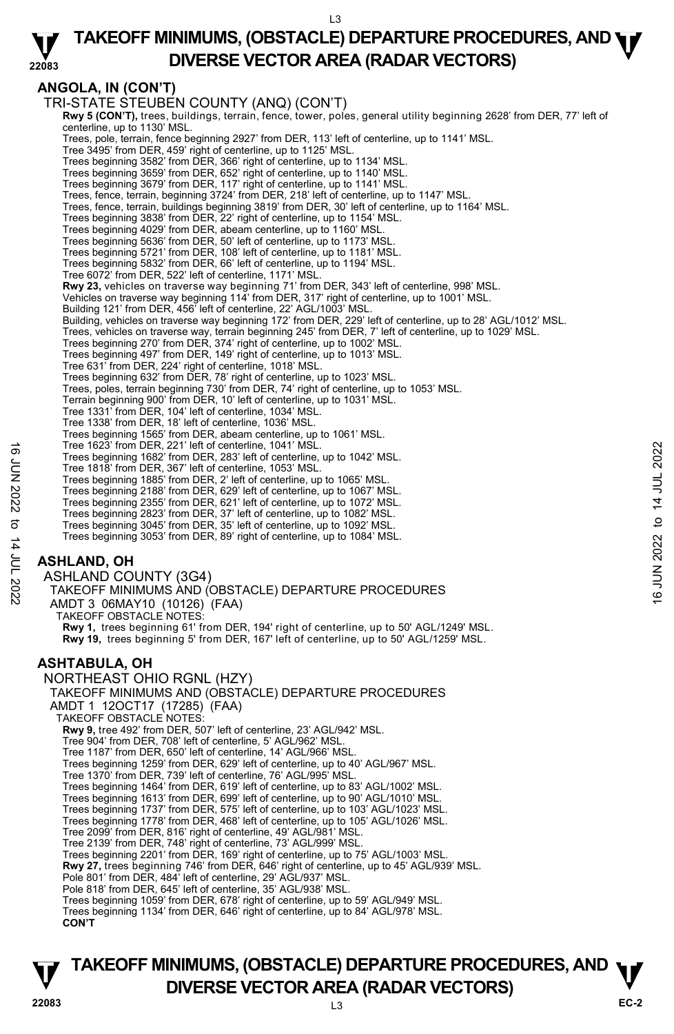## ANGOLA, IN (CON'T)

TRI-STATE STEUBEN COUNTY (ANQ) (CON'T)

**Rwy 5 (CON'T),** trees, buildings, terrain, fence, tower, poles, general utility beginning 2628' from DER, 77' left of centerline, up to 1130' MSL.
Trees, pole, terrain, fence beginning 2927' from DER, 113' left of centerline, up to 1141' MSL.
Tree 3495' from DER, 459' right of centerline, up to 1125' MSL.
Trees beginning 3582' from DER, 366' right of centerline, up to 1134' MSL.
Trees beginning 3659' from DER, 652' right of centerline, up to 1140' MSL.
Trees beginning 3679' from DER, 117' right of centerline, up to 1141' MSL.
Trees, fence, terrain, beginning 3724' from DER, 218' left of centerline, up to 1147' MSL.
Trees, fence, terrain, buildings beginning 3819' from DER, 30' left of centerline, up to 1164' MSL.
Trees beginning 3838' from DER, 22' right of centerline, up to 1154' MSL.
Trees beginning 4029' from DER, abeam centerline, up to 1160' MSL.
Trees beginning 5636' from DER, 50' left of centerline, up to 1173' MSL.
Trees beginning 5721' from DER, 108' left of centerline, up to 1181' MSL.
Trees beginning 5832' from DER, 66' left of centerline, up to 1194' MSL.
Tree 6072' from DER, 522' left of centerline, 1171' MSL.
**Rwy 23,** vehicles on traverse way beginning 71' from DER, 343' left of centerline, 998' MSL.
Vehicles on traverse way beginning 114' from DER, 317' right of centerline, up to 1001' MSL.
Building 121' from DER, 456' left of centerline, 22' AGL/1003' MSL.
Building, vehicles on traverse way beginning 172' from DER, 229' left of centerline, up to 28' AGL/1012' MSL.
Trees, vehicles on traverse way, terrain beginning 245' from DER, 7' left of centerline, up to 1029' MSL.
Trees beginning 270' from DER, 374' right of centerline, up to 1002' MSL.
Trees beginning 497' from DER, 149' right of centerline, up to 1013' MSL.
Tree 631' from DER, 224' right of centerline, 1018' MSL.
Trees beginning 632' from DER, 78' right of centerline, up to 1023' MSL.
Trees, poles, terrain beginning 730' from DER, 74' right of centerline, up to 1053' MSL.
Terrain beginning 900' from DER, 10' left of centerline, up to 1031' MSL.
Tree 1331' from DER, 104' left of centerline, 1034' MSL.
Tree 1338' from DER, 18' left of centerline, 1036' MSL.
Trees beginning 1565' from DER, abeam centerline, up to 1061' MSL.
Tree 1623' from DER, 221' left of centerline, 1041' MSL.
Trees beginning 1682' from DER, 283' left of centerline, up to 1042' MSL.
Tree 1818' from DER, 367' left of centerline, 1053' MSL.
Trees beginning 1885' from DER, 2' left of centerline, up to 1065' MSL.
Trees beginning 2188' from DER, 629' left of centerline, up to 1067' MSL.
Trees beginning 2355' from DER, 621' left of centerline, up to 1072' MSL.
Trees beginning 2823' from DER, 37' left of centerline, up to 1082' MSL.
Trees beginning 3045' from DER, 35' left of centerline, up to 1092' MSL.
Trees beginning 3053' from DER, 89' right of centerline, up to 1084' MSL.

## ASHLAND, OH

ASHLAND COUNTY (3G4)
TAKEOFF MINIMUMS AND (OBSTACLE) DEPARTURE PROCEDURES
AMDT 3 06MAY10 (10126) (FAA)
TAKEOFF OBSTACLE NOTES:
**Rwy 1,** trees beginning 61' from DER, 194' right of centerline, up to 50' AGL/1249' MSL.
**Rwy 19,** trees beginning 5' from DER, 167' left of centerline, up to 50' AGL/1259' MSL.

## ASHTABULA, OH

NORTHEAST OHIO RGNL (HZY)
TAKEOFF MINIMUMS AND (OBSTACLE) DEPARTURE PROCEDURES
AMDT 1 12OCT17 (17285) (FAA)
TAKEOFF OBSTACLE NOTES:
**Rwy 9,** tree 492' from DER, 507' left of centerline, 23' AGL/942' MSL.
Tree 904' from DER, 708' left of centerline, 5' AGL/962' MSL.
Tree 1187' from DER, 650' left of centerline, 14' AGL/966' MSL.
Trees beginning 1259' from DER, 629' left of centerline, up to 40' AGL/967' MSL.
Tree 1370' from DER, 739' left of centerline, 76' AGL/995' MSL.
Trees beginning 1464' from DER, 619' left of centerline, up to 83' AGL/1002' MSL.
Trees beginning 1613' from DER, 699' left of centerline, up to 90' AGL/1010' MSL.
Trees beginning 1737' from DER, 575' left of centerline, up to 103' AGL/1023' MSL.
Trees beginning 1778' from DER, 468' left of centerline, up to 105' AGL/1026' MSL.
Tree 2099' from DER, 816' right of centerline, 49' AGL/981' MSL.
Tree 2139' from DER, 748' right of centerline, 73' AGL/999' MSL.
Trees beginning 2201' from DER, 169' right of centerline, up to 75' AGL/1003' MSL.
**Rwy 27,** trees beginning 746' from DER, 646' right of centerline, up to 45' AGL/939' MSL.
Pole 801' from DER, 484' left of centerline, 29' AGL/937' MSL.
Pole 818' from DER, 645' left of centerline, 35' AGL/938' MSL.
Trees beginning 1059' from DER, 678' right of centerline, up to 59' AGL/949' MSL.
Trees beginning 1134' from DER, 646' right of centerline, up to 84' AGL/978' MSL.
**CON'T**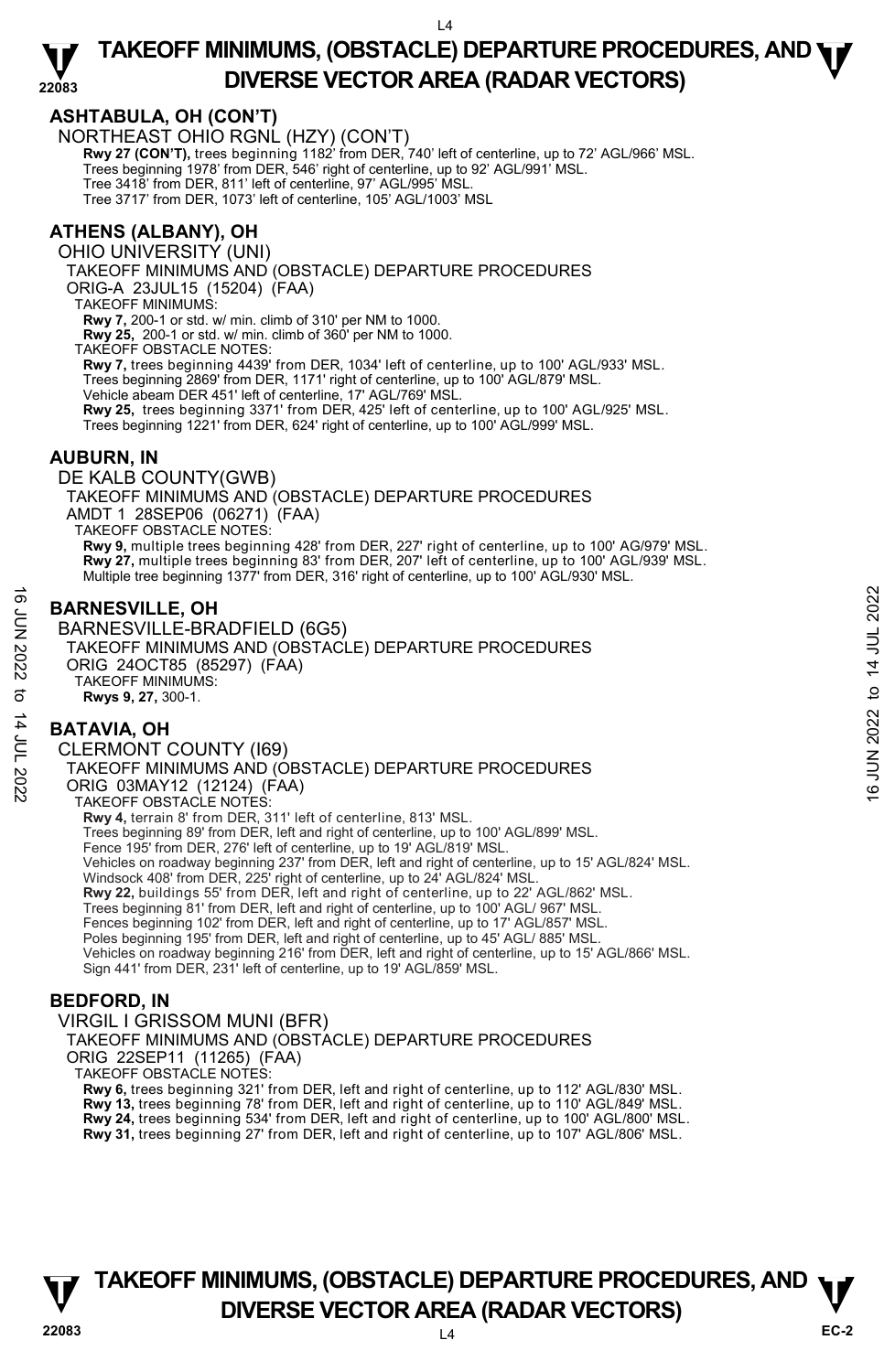## ASHTABULA, OH (CON'T)

NORTHEAST OHIO RGNL (HZY) (CON'T)

**Rwy 27 (CON'T),** trees beginning 1182' from DER, 740' left of centerline, up to 72' AGL/966' MSL.
Trees beginning 1978' from DER, 546' right of centerline, up to 92' AGL/991' MSL.
Tree 3418' from DER, 811' left of centerline, 97' AGL/995' MSL.
Tree 3717' from DER, 1073' left of centerline, 105' AGL/1003' MSL

## ATHENS (ALBANY), OH

OHIO UNIVERSITY (UNI)

TAKEOFF MINIMUMS AND (OBSTACLE) DEPARTURE PROCEDURES

ORIG-A 23JUL15 (15204) (FAA)

TAKEOFF MINIMUMS:

**Rwy 7,** 200-1 or std. w/ min. climb of 310' per NM to 1000.
**Rwy 25,** 200-1 or std. w/ min. climb of 360' per NM to 1000.

TAKEOFF OBSTACLE NOTES:

**Rwy 7,** trees beginning 4439' from DER, 1034' left of centerline, up to 100' AGL/933' MSL.
Trees beginning 2869' from DER, 1171' right of centerline, up to 100' AGL/879' MSL.
Vehicle abeam DER 451' left of centerline, 17' AGL/769' MSL.
**Rwy 25,** trees beginning 3371' from DER, 425' left of centerline, up to 100' AGL/925' MSL.
Trees beginning 1221' from DER, 624' right of centerline, up to 100' AGL/999' MSL.

## AUBURN, IN

DE KALB COUNTY(GWB)

TAKEOFF MINIMUMS AND (OBSTACLE) DEPARTURE PROCEDURES

AMDT 1 28SEP06 (06271) (FAA)

TAKEOFF OBSTACLE NOTES:

**Rwy 9,** multiple trees beginning 428' from DER, 227' right of centerline, up to 100' AG/979' MSL.
**Rwy 27,** multiple trees beginning 83' from DER, 207' left of centerline, up to 100' AGL/939' MSL.
Multiple tree beginning 1377' from DER, 316' right of centerline, up to 100' AGL/930' MSL.

## BARNESVILLE, OH

BARNESVILLE-BRADFIELD (6G5)

TAKEOFF MINIMUMS AND (OBSTACLE) DEPARTURE PROCEDURES

ORIG 24OCT85 (85297) (FAA)

TAKEOFF MINIMUMS:

**Rwys 9, 27,** 300-1.

## BATAVIA, OH

CLERMONT COUNTY (I69)

TAKEOFF MINIMUMS AND (OBSTACLE) DEPARTURE PROCEDURES

ORIG 03MAY12 (12124) (FAA)

TAKEOFF OBSTACLE NOTES:

**Rwy 4,** terrain 8' from DER, 311' left of centerline, 813' MSL.
Trees beginning 89' from DER, left and right of centerline, up to 100' AGL/899' MSL.
Fence 195' from DER, 276' left of centerline, up to 19' AGL/819' MSL.
Vehicles on roadway beginning 237' from DER, left and right of centerline, up to 15' AGL/824' MSL.
Windsock 408' from DER, 225' right of centerline, up to 24' AGL/824' MSL.
**Rwy 22,** buildings 55' from DER, left and right of centerline, up to 22' AGL/862' MSL.
Trees beginning 81' from DER, left and right of centerline, up to 100' AGL/ 967' MSL.
Fences beginning 102' from DER, left and right of centerline, up to 17' AGL/857' MSL.
Poles beginning 195' from DER, left and right of centerline, up to 45' AGL/ 885' MSL.
Vehicles on roadway beginning 216' from DER, left and right of centerline, up to 15' AGL/866' MSL.
Sign 441' from DER, 231' left of centerline, up to 19' AGL/859' MSL.

## BEDFORD, IN

VIRGIL I GRISSOM MUNI (BFR)

TAKEOFF MINIMUMS AND (OBSTACLE) DEPARTURE PROCEDURES

ORIG 22SEP11 (11265) (FAA)

TAKEOFF OBSTACLE NOTES:

**Rwy 6,** trees beginning 321' from DER, left and right of centerline, up to 112' AGL/830' MSL.
**Rwy 13,** trees beginning 78' from DER, left and right of centerline, up to 110' AGL/849' MSL.
**Rwy 24,** trees beginning 534' from DER, left and right of centerline, up to 100' AGL/800' MSL.
**Rwy 31,** trees beginning 27' from DER, left and right of centerline, up to 107' AGL/806' MSL.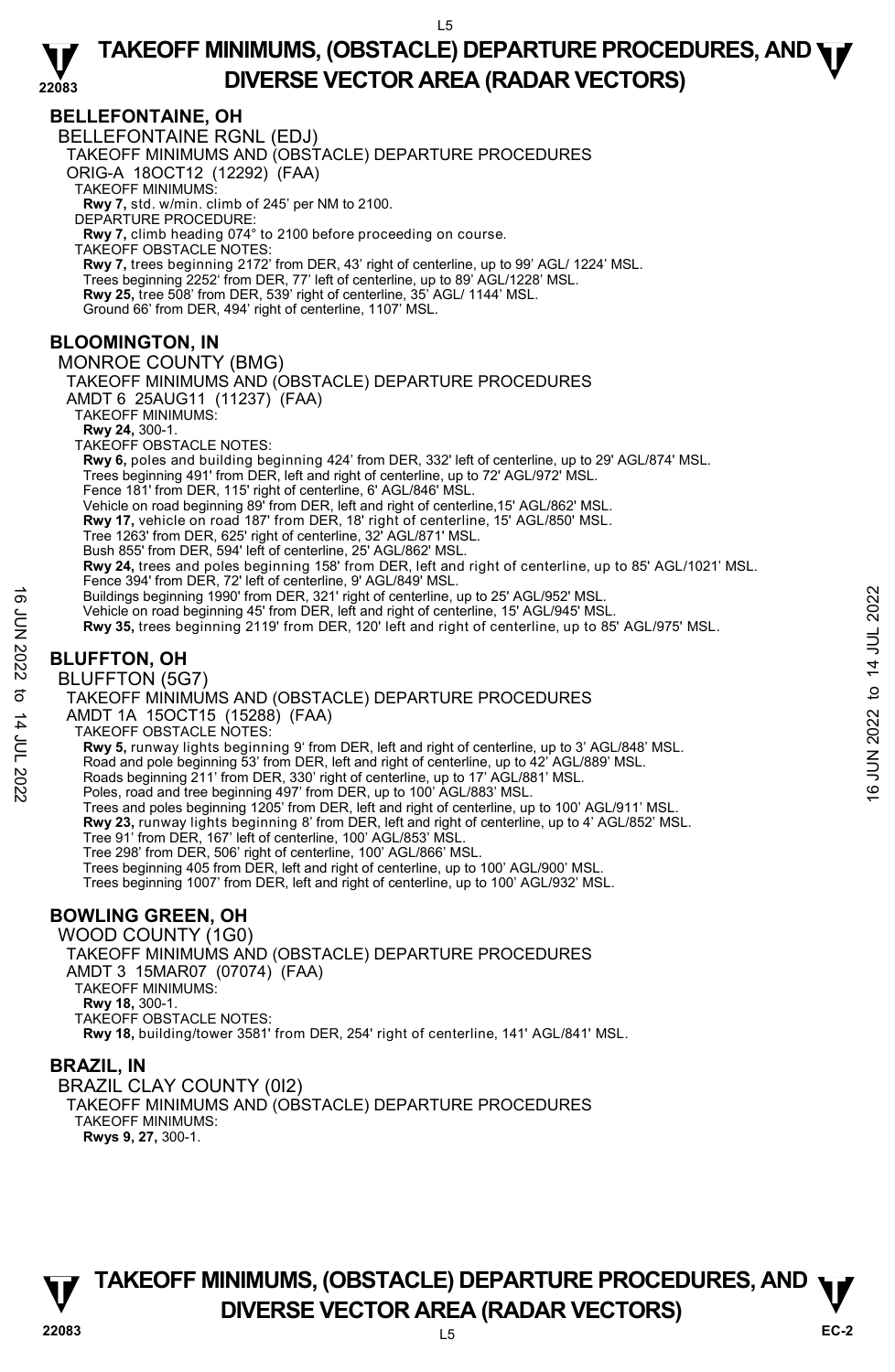## BELLEFONTAINE, OH

BELLEFONTAINE RGNL (EDJ)

TAKEOFF MINIMUMS AND (OBSTACLE) DEPARTURE PROCEDURES

ORIG-A 18OCT12 (12292) (FAA)

TAKEOFF MINIMUMS:

**Rwy 7,** std. w/min. climb of 245' per NM to 2100.

DEPARTURE PROCEDURE:

**Rwy 7,** climb heading 074° to 2100 before proceeding on course.

TAKEOFF OBSTACLE NOTES:

**Rwy 7,** trees beginning 2172' from DER, 43' right of centerline, up to 99' AGL/ 1224' MSL.
Trees beginning 2252' from DER, 77' left of centerline, up to 89' AGL/1228' MSL.
**Rwy 25,** tree 508' from DER, 539' right of centerline, 35' AGL/ 1144' MSL.
Ground 66' from DER, 494' right of centerline, 1107' MSL.

## BLOOMINGTON, IN

MONROE COUNTY (BMG)

TAKEOFF MINIMUMS AND (OBSTACLE) DEPARTURE PROCEDURES

AMDT 6 25AUG11 (11237) (FAA)

TAKEOFF MINIMUMS:

**Rwy 24,** 300-1.

TAKEOFF OBSTACLE NOTES:

**Rwy 6,** poles and building beginning 424' from DER, 332' left of centerline, up to 29' AGL/874' MSL.
Trees beginning 491' from DER, left and right of centerline, up to 72' AGL/972' MSL.
Fence 181' from DER, 115' right of centerline, 6' AGL/846' MSL.
Vehicle on road beginning 89' from DER, left and right of centerline,15' AGL/862' MSL.
**Rwy 17,** vehicle on road 187' from DER, 18' right of centerline, 15' AGL/850' MSL.
Tree 1263' from DER, 625' right of centerline, 32' AGL/871' MSL.
Bush 855' from DER, 594' left of centerline, 25' AGL/862' MSL.
**Rwy 24,** trees and poles beginning 158' from DER, left and right of centerline, up to 85' AGL/1021' MSL.
Fence 394' from DER, 72' left of centerline, 9' AGL/849' MSL.
Buildings beginning 1990' from DER, 321' right of centerline, up to 25' AGL/952' MSL.
Vehicle on road beginning 45' from DER, left and right of centerline, 15' AGL/945' MSL.
**Rwy 35,** trees beginning 2119' from DER, 120' left and right of centerline, up to 85' AGL/975' MSL.

## BLUFFTON, OH

BLUFFTON (5G7)

TAKEOFF MINIMUMS AND (OBSTACLE) DEPARTURE PROCEDURES

AMDT 1A 15OCT15 (15288) (FAA)

TAKEOFF OBSTACLE NOTES:

**Rwy 5,** runway lights beginning 9' from DER, left and right of centerline, up to 3' AGL/848' MSL.
Road and pole beginning 53' from DER, left and right of centerline, up to 42' AGL/889' MSL.
Roads beginning 211' from DER, 330' right of centerline, up to 17' AGL/881' MSL.
Poles, road and tree beginning 497' from DER, up to 100' AGL/883' MSL.
Trees and poles beginning 1205' from DER, left and right of centerline, up to 100' AGL/911' MSL.
**Rwy 23,** runway lights beginning 8' from DER, left and right of centerline, up to 4' AGL/852' MSL.
Tree 91' from DER, 167' left of centerline, 100' AGL/853' MSL.
Tree 298' from DER, 506' right of centerline, 100' AGL/866' MSL.
Trees beginning 405 from DER, left and right of centerline, up to 100' AGL/900' MSL.
Trees beginning 1007' from DER, left and right of centerline, up to 100' AGL/932' MSL.

## BOWLING GREEN, OH

WOOD COUNTY (1G0)

TAKEOFF MINIMUMS AND (OBSTACLE) DEPARTURE PROCEDURES

AMDT 3 15MAR07 (07074) (FAA)

TAKEOFF MINIMUMS:

**Rwy 18,** 300-1.

TAKEOFF OBSTACLE NOTES:

**Rwy 18,** building/tower 3581' from DER, 254' right of centerline, 141' AGL/841' MSL.

## BRAZIL, IN

BRAZIL CLAY COUNTY (0I2)

TAKEOFF MINIMUMS AND (OBSTACLE) DEPARTURE PROCEDURES

TAKEOFF MINIMUMS:

**Rwys 9, 27,** 300-1.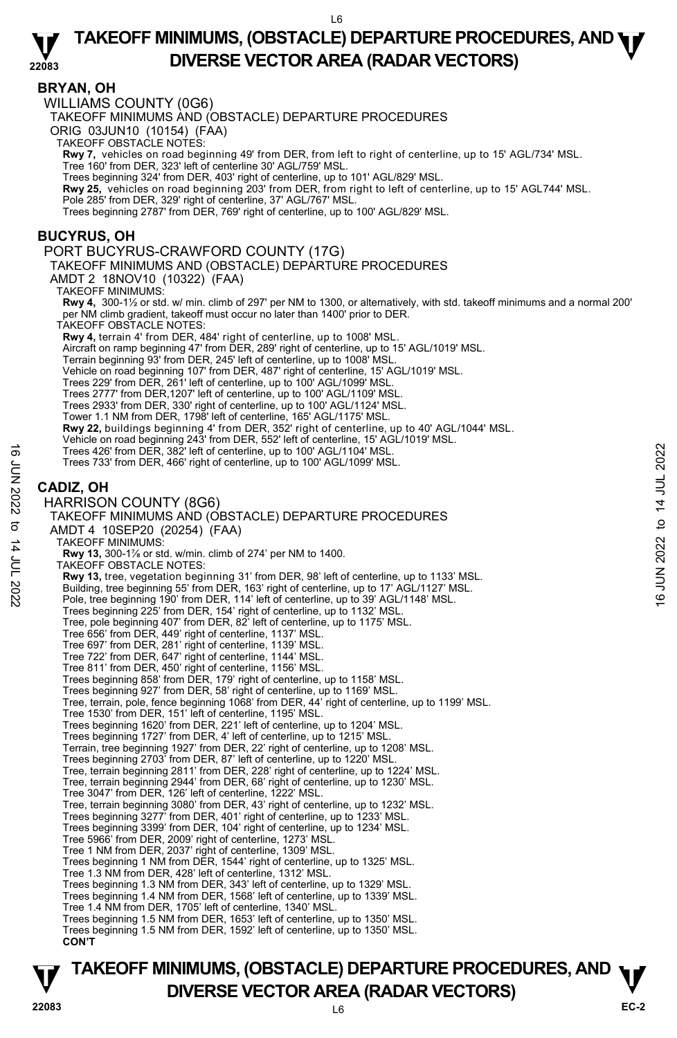## BRYAN, OH

WILLIAMS COUNTY (0G6)

TAKEOFF MINIMUMS AND (OBSTACLE) DEPARTURE PROCEDURES

ORIG 03JUN10 (10154) (FAA)

TAKEOFF OBSTACLE NOTES:

**Rwy 7,** vehicles on road beginning 49' from DER, from left to right of centerline, up to 15' AGL/734' MSL.
Tree 160' from DER, 323' left of centerline 30' AGL/759' MSL.
Trees beginning 324' from DER, 403' right of centerline, up to 101' AGL/829' MSL.
**Rwy 25,** vehicles on road beginning 203' from DER, from right to left of centerline, up to 15' AGL744' MSL.
Pole 285' from DER, 329' right of centerline, 37' AGL/767' MSL.
Trees beginning 2787' from DER, 769' right of centerline, up to 100' AGL/829' MSL.

## BUCYRUS, OH

PORT BUCYRUS-CRAWFORD COUNTY (17G)

TAKEOFF MINIMUMS AND (OBSTACLE) DEPARTURE PROCEDURES

AMDT 2 18NOV10 (10322) (FAA)

TAKEOFF MINIMUMS:

**Rwy 4,** 300-1½ or std. w/ min. climb of 297' per NM to 1300, or alternatively, with std. takeoff minimums and a normal 200' per NM climb gradient, takeoff must occur no later than 1400' prior to DER.

TAKEOFF OBSTACLE NOTES:

**Rwy 4,** terrain 4' from DER, 484' right of centerline, up to 1008' MSL.
Aircraft on ramp beginning 47' from DER, 289' right of centerline, up to 15' AGL/1019' MSL.
Terrain beginning 93' from DER, 245' left of centerline, up to 1008' MSL.
Vehicle on road beginning 107' from DER, 487' right of centerline, 15' AGL/1019' MSL.
Trees 229' from DER, 261' left of centerline, up to 100' AGL/1099' MSL.
Trees 2777' from DER,1207' left of centerline, up to 100' AGL/1109' MSL.
Trees 2933' from DER, 330' right of centerline, up to 100' AGL/1124' MSL.
Tower 1.1 NM from DER, 1798' left of centerline, 165' AGL/1175' MSL.
**Rwy 22,** buildings beginning 4' from DER, 352' right of centerline, up to 40' AGL/1044' MSL.
Vehicle on road beginning 243' from DER, 552' left of centerline, 15' AGL/1019' MSL.
Trees 426' from DER, 382' left of centerline, up to 100' AGL/1104' MSL.
Trees 733' from DER, 466' right of centerline, up to 100' AGL/1099' MSL.

## CADIZ, OH

HARRISON COUNTY (8G6)

TAKEOFF MINIMUMS AND (OBSTACLE) DEPARTURE PROCEDURES

AMDT 4 10SEP20 (20254) (FAA)

TAKEOFF MINIMUMS:

**Rwy 13,** 300-1⅞ or std. w/min. climb of 274' per NM to 1400.

TAKEOFF OBSTACLE NOTES:

**Rwy 13,** tree, vegetation beginning 31' from DER, 98' left of centerline, up to 1133' MSL.
Building, tree beginning 55' from DER, 163' right of centerline, up to 17' AGL/1127' MSL.
Pole, tree beginning 190' from DER, 114' left of centerline, up to 39' AGL/1148' MSL.
Trees beginning 225' from DER, 154' right of centerline, up to 1132' MSL.
Tree, pole beginning 407' from DER, 82' left of centerline, up to 1175' MSL.
Tree 656' from DER, 449' right of centerline, 1137' MSL.
Tree 697' from DER, 281' right of centerline, 1139' MSL.
Tree 722' from DER, 647' right of centerline, 1144' MSL.
Tree 811' from DER, 450' right of centerline, 1156' MSL.
Trees beginning 858' from DER, 179' right of centerline, up to 1158' MSL.
Trees beginning 927' from DER, 58' right of centerline, up to 1169' MSL.
Tree, terrain, pole, fence beginning 1068' from DER, 44' right of centerline, up to 1199' MSL.
Tree 1530' from DER, 151' left of centerline, 1195' MSL.
Trees beginning 1620' from DER, 221' left of centerline, up to 1204' MSL.
Trees beginning 1727' from DER, 4' left of centerline, up to 1215' MSL.
Terrain, tree beginning 1927' from DER, 22' right of centerline, up to 1208' MSL.
Trees beginning 2703' from DER, 87' left of centerline, up to 1220' MSL.
Tree, terrain beginning 2811' from DER, 228' right of centerline, up to 1224' MSL.
Tree, terrain beginning 2944' from DER, 68' right of centerline, up to 1230' MSL.
Tree 3047' from DER, 126' left of centerline, 1222' MSL.
Tree, terrain beginning 3080' from DER, 43' right of centerline, up to 1232' MSL.
Trees beginning 3277' from DER, 401' right of centerline, up to 1233' MSL.
Trees beginning 3399' from DER, 104' right of centerline, up to 1234' MSL.
Tree 5966' from DER, 2009' right of centerline, 1273' MSL.
Tree 1 NM from DER, 2037' right of centerline, 1309' MSL.
Trees beginning 1 NM from DER, 1544' right of centerline, up to 1325' MSL.
Tree 1.3 NM from DER, 428' left of centerline, 1312' MSL.
Trees beginning 1.3 NM from DER, 343' left of centerline, up to 1329' MSL.
Trees beginning 1.4 NM from DER, 1568' left of centerline, up to 1339' MSL.
Tree 1.4 NM from DER, 1705' left of centerline, 1340' MSL.
Trees beginning 1.5 NM from DER, 1653' left of centerline, up to 1350' MSL.
Trees beginning 1.5 NM from DER, 1592' left of centerline, up to 1350' MSL.

**CON'T**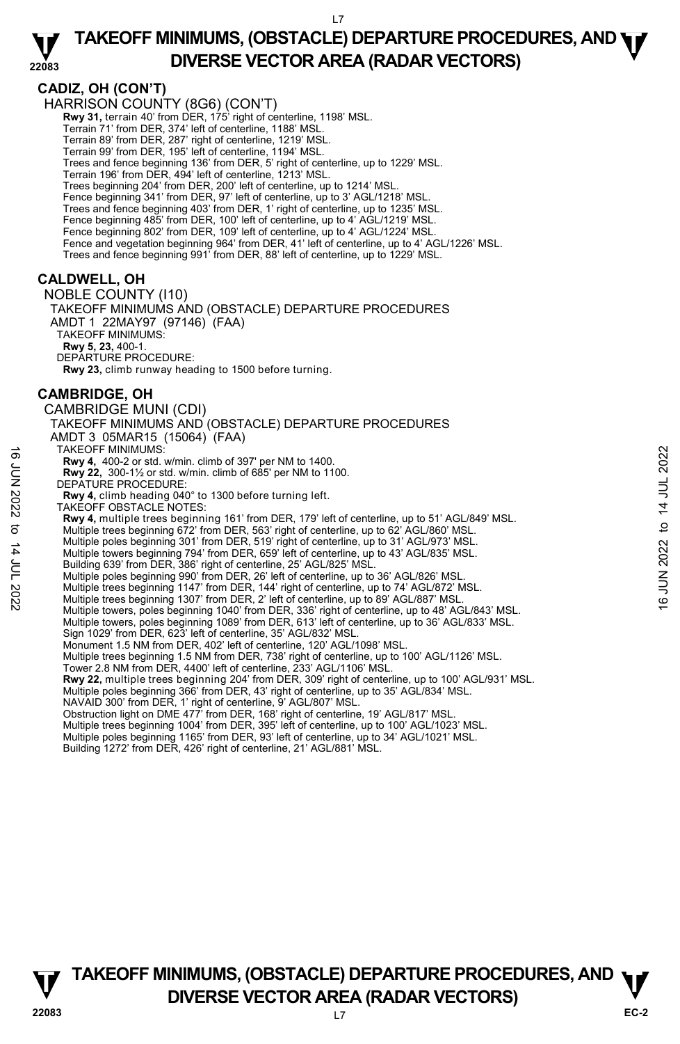## CADIZ, OH (CON'T)

HARRISON COUNTY (8G6) (CON'T)

**Rwy 31,** terrain 40' from DER, 175' right of centerline, 1198' MSL.
Terrain 71' from DER, 374' left of centerline, 1188' MSL.
Terrain 89' from DER, 287' right of centerline, 1219' MSL.
Terrain 99' from DER, 195' left of centerline, 1194' MSL.
Trees and fence beginning 136' from DER, 5' right of centerline, up to 1229' MSL.
Terrain 196' from DER, 494' left of centerline, 1213' MSL.
Trees beginning 204' from DER, 200' left of centerline, up to 1214' MSL.
Fence beginning 341' from DER, 97' left of centerline, up to 3' AGL/1218' MSL.
Trees and fence beginning 403' from DER, 1' right of centerline, up to 1235' MSL.
Fence beginning 485' from DER, 100' left of centerline, up to 4' AGL/1219' MSL.
Fence beginning 802' from DER, 109' left of centerline, up to 4' AGL/1224' MSL.
Fence and vegetation beginning 964' from DER, 41' left of centerline, up to 4' AGL/1226' MSL.
Trees and fence beginning 991' from DER, 88' left of centerline, up to 1229' MSL.

## CALDWELL, OH

NOBLE COUNTY (I10)
TAKEOFF MINIMUMS AND (OBSTACLE) DEPARTURE PROCEDURES
AMDT 1 22MAY97 (97146) (FAA)
TAKEOFF MINIMUMS:
**Rwy 5, 23,** 400-1.
DEPARTURE PROCEDURE:
**Rwy 23,** climb runway heading to 1500 before turning.

## CAMBRIDGE, OH

CAMBRIDGE MUNI (CDI)
TAKEOFF MINIMUMS AND (OBSTACLE) DEPARTURE PROCEDURES
AMDT 3 05MAR15 (15064) (FAA)
TAKEOFF MINIMUMS:
**Rwy 4,** 400-2 or std. w/min. climb of 397' per NM to 1400.
**Rwy 22,** 300-1½ or std. w/min. climb of 685' per NM to 1100.
DEPATURE PROCEDURE:
**Rwy 4,** climb heading 040° to 1300 before turning left.
TAKEOFF OBSTACLE NOTES:
**Rwy 4,** multiple trees beginning 161' from DER, 179' left of centerline, up to 51' AGL/849' MSL.
Multiple trees beginning 672' from DER, 563' right of centerline, up to 62' AGL/860' MSL.
Multiple poles beginning 301' from DER, 519' right of centerline, up to 31' AGL/973' MSL.
Multiple towers beginning 794' from DER, 659' left of centerline, up to 43' AGL/835' MSL.
Building 639' from DER, 386' right of centerline, 25' AGL/825' MSL.
Multiple poles beginning 990' from DER, 26' left of centerline, up to 36' AGL/826' MSL.
Multiple trees beginning 1147' from DER, 144' right of centerline, up to 74' AGL/872' MSL.
Multiple trees beginning 1307' from DER, 2' left of centerline, up to 89' AGL/887' MSL.
Multiple towers, poles beginning 1040' from DER, 336' right of centerline, up to 48' AGL/843' MSL.
Multiple towers, poles beginning 1089' from DER, 613' left of centerline, up to 36' AGL/833' MSL.
Sign 1029' from DER, 623' left of centerline, 35' AGL/832' MSL.
Monument 1.5 NM from DER, 402' left of centerline, 120' AGL/1098' MSL.
Multiple trees beginning 1.5 NM from DER, 738' right of centerline, up to 100' AGL/1126' MSL.
Tower 2.8 NM from DER, 4400' left of centerline, 233' AGL/1106' MSL.
**Rwy 22,** multiple trees beginning 204' from DER, 309' right of centerline, up to 100' AGL/931' MSL.
Multiple poles beginning 366' from DER, 43' right of centerline, up to 35' AGL/834' MSL.
NAVAID 300' from DER, 1' right of centerline, 9' AGL/807' MSL.
Obstruction light on DME 477' from DER, 168' right of centerline, 19' AGL/817' MSL.
Multiple trees beginning 1004' from DER, 395' left of centerline, up to 100' AGL/1023' MSL.
Multiple poles beginning 1165' from DER, 93' left of centerline, up to 34' AGL/1021' MSL.
Building 1272' from DER, 426' right of centerline, 21' AGL/881' MSL.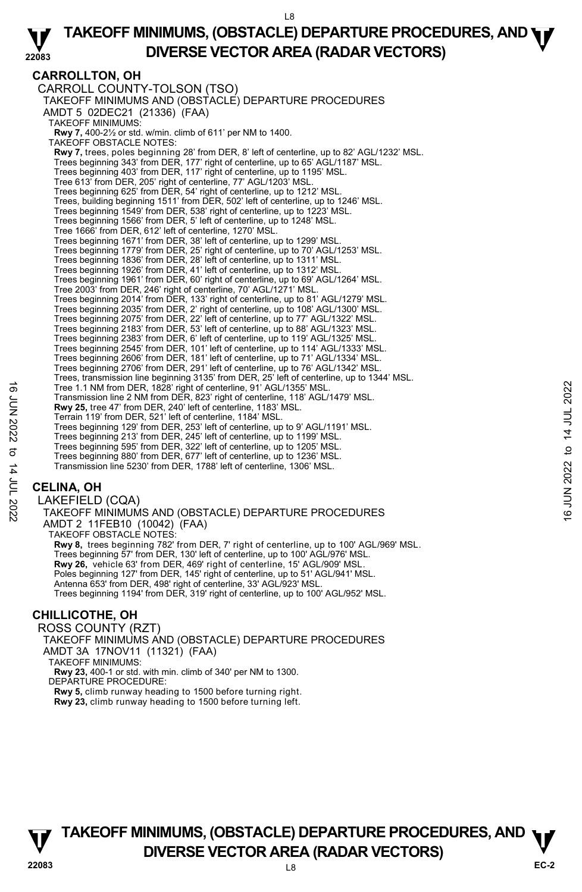## CARROLLTON, OH

CARROLL COUNTY-TOLSON (TSO)
TAKEOFF MINIMUMS AND (OBSTACLE) DEPARTURE PROCEDURES
AMDT 5 02DEC21 (21336) (FAA)

TAKEOFF MINIMUMS:
**Rwy 7,** 400-2½ or std. w/min. climb of 611' per NM to 1400.

TAKEOFF OBSTACLE NOTES:
**Rwy 7,** trees, poles beginning 28' from DER, 8' left of centerline, up to 82' AGL/1232' MSL.
Trees beginning 343' from DER, 177' right of centerline, up to 65' AGL/1187' MSL.
Trees beginning 403' from DER, 117' right of centerline, up to 1195' MSL.
Tree 613' from DER, 205' right of centerline, 77' AGL/1203' MSL.
Trees beginning 625' from DER, 54' right of centerline, up to 1212' MSL.
Trees, building beginning 1511' from DER, 502' left of centerline, up to 1246' MSL.
Trees beginning 1549' from DER, 538' right of centerline, up to 1223' MSL.
Trees beginning 1566' from DER, 5' left of centerline, up to 1248' MSL.
Tree 1666' from DER, 612' left of centerline, 1270' MSL.
Trees beginning 1671' from DER, 38' left of centerline, up to 1299' MSL.
Trees beginning 1779' from DER, 25' right of centerline, up to 70' AGL/1253' MSL.
Trees beginning 1836' from DER, 28' left of centerline, up to 1311' MSL.
Trees beginning 1926' from DER, 41' left of centerline, up to 1312' MSL.
Trees beginning 1961' from DER, 60' right of centerline, up to 69' AGL/1264' MSL.
Tree 2003' from DER, 246' right of centerline, 70' AGL/1271' MSL.
Trees beginning 2014' from DER, 133' right of centerline, up to 81' AGL/1279' MSL.
Trees beginning 2035' from DER, 2' right of centerline, up to 108' AGL/1300' MSL.
Trees beginning 2075' from DER, 22' left of centerline, up to 77' AGL/1322' MSL.
Trees beginning 2183' from DER, 53' left of centerline, up to 88' AGL/1323' MSL.
Trees beginning 2383' from DER, 6' left of centerline, up to 119' AGL/1325' MSL.
Trees beginning 2545' from DER, 101' left of centerline, up to 114' AGL/1333' MSL.
Trees beginning 2606' from DER, 181' left of centerline, up to 71' AGL/1334' MSL.
Trees beginning 2706' from DER, 291' left of centerline, up to 76' AGL/1342' MSL.
Trees, transmission line beginning 3135' from DER, 25' left of centerline, up to 1344' MSL.
Tree 1.1 NM from DER, 1828' right of centerline, 91' AGL/1355' MSL.
Transmission line 2 NM from DER, 823' right of centerline, 118' AGL/1479' MSL.
**Rwy 25,** tree 47' from DER, 240' left of centerline, 1183' MSL.
Terrain 119' from DER, 521' left of centerline, 1184' MSL.
Trees beginning 129' from DER, 253' left of centerline, up to 9' AGL/1191' MSL.
Trees beginning 213' from DER, 245' left of centerline, up to 1199' MSL.
Trees beginning 595' from DER, 322' left of centerline, up to 1205' MSL.
Trees beginning 880' from DER, 677' left of centerline, up to 1236' MSL.
Transmission line 5230' from DER, 1788' left of centerline, 1306' MSL.

## CELINA, OH

LAKEFIELD (CQA)
TAKEOFF MINIMUMS AND (OBSTACLE) DEPARTURE PROCEDURES
AMDT 2 11FEB10 (10042) (FAA)

TAKEOFF OBSTACLE NOTES:
**Rwy 8,** trees beginning 782' from DER, 7' right of centerline, up to 100' AGL/969' MSL.
Trees beginning 57' from DER, 130' left of centerline, up to 100' AGL/976' MSL.
**Rwy 26,** vehicle 63' from DER, 469' right of centerline, 15' AGL/909' MSL.
Poles beginning 127' from DER, 145' right of centerline, up to 51' AGL/941' MSL.
Antenna 653' from DER, 498' right of centerline, 33' AGL/923' MSL.
Trees beginning 1194' from DER, 319' right of centerline, up to 100' AGL/952' MSL.

## CHILLICOTHE, OH

ROSS COUNTY (RZT)
TAKEOFF MINIMUMS AND (OBSTACLE) DEPARTURE PROCEDURES
AMDT 3A 17NOV11 (11321) (FAA)

TAKEOFF MINIMUMS:
**Rwy 23,** 400-1 or std. with min. climb of 340' per NM to 1300.

DEPARTURE PROCEDURE:
**Rwy 5,** climb runway heading to 1500 before turning right.
**Rwy 23,** climb runway heading to 1500 before turning left.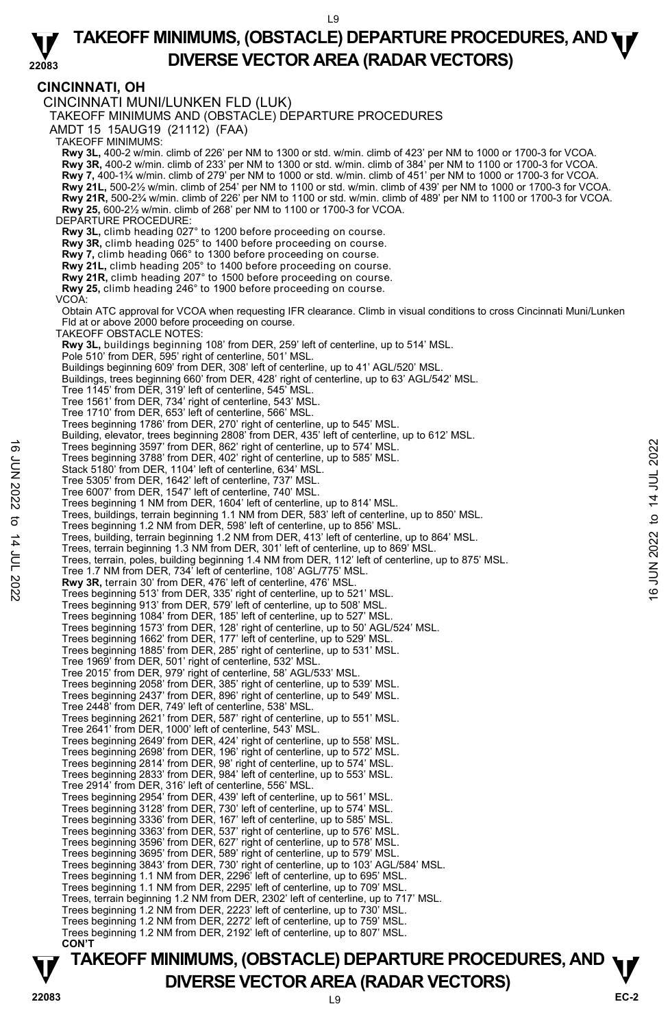## CINCINNATI, OH

CINCINNATI MUNI/LUNKEN FLD (LUK)

TAKEOFF MINIMUMS AND (OBSTACLE) DEPARTURE PROCEDURES

AMDT 15 15AUG19 (21112) (FAA)

TAKEOFF MINIMUMS:

**Rwy 3L,** 400-2 w/min. climb of 226' per NM to 1300 or std. w/min. climb of 423' per NM to 1000 or 1700-3 for VCOA.
**Rwy 3R,** 400-2 w/min. climb of 233' per NM to 1300 or std. w/min. climb of 384' per NM to 1100 or 1700-3 for VCOA.
**Rwy 7,** 400-1¾ w/min. climb of 279' per NM to 1000 or std. w/min. climb of 451' per NM to 1000 or 1700-3 for VCOA.
**Rwy 21L,** 500-2½ w/min. climb of 254' per NM to 1100 or std. w/min. climb of 439' per NM to 1000 or 1700-3 for VCOA.
**Rwy 21R,** 500-2¾ w/min. climb of 226' per NM to 1100 or std. w/min. climb of 489' per NM to 1100 or 1700-3 for VCOA.
**Rwy 25,** 600-2½ w/min. climb of 268' per NM to 1100 or 1700-3 for VCOA.

DEPARTURE PROCEDURE:

**Rwy 3L,** climb heading 027° to 1200 before proceeding on course.
**Rwy 3R,** climb heading 025° to 1400 before proceeding on course.
**Rwy 7,** climb heading 066° to 1300 before proceeding on course.
**Rwy 21L,** climb heading 205° to 1400 before proceeding on course.
**Rwy 21R,** climb heading 207° to 1500 before proceeding on course.
**Rwy 25,** climb heading 246° to 1900 before proceeding on course.

VCOA:

Obtain ATC approval for VCOA when requesting IFR clearance. Climb in visual conditions to cross Cincinnati Muni/Lunken Fld at or above 2000 before proceeding on course.

TAKEOFF OBSTACLE NOTES:

**Rwy 3L,** buildings beginning 108' from DER, 259' left of centerline, up to 514' MSL.
Pole 510' from DER, 595' right of centerline, 501' MSL.
Buildings beginning 609' from DER, 308' left of centerline, up to 41' AGL/520' MSL.
Buildings, trees beginning 660' from DER, 428' right of centerline, up to 63' AGL/542' MSL.
Tree 1145' from DER, 319' left of centerline, 545' MSL.
Tree 1561' from DER, 734' right of centerline, 543' MSL.
Tree 1710' from DER, 653' left of centerline, 566' MSL.
Trees beginning 1786' from DER, 270' right of centerline, up to 545' MSL.
Building, elevator, trees beginning 2808' from DER, 435' left of centerline, up to 612' MSL.
Trees beginning 3597' from DER, 862' right of centerline, up to 574' MSL.
Trees beginning 3788' from DER, 402' right of centerline, up to 585' MSL.
Stack 5180' from DER, 1104' left of centerline, 634' MSL.
Tree 5305' from DER, 1642' left of centerline, 737' MSL.
Tree 6007' from DER, 1547' left of centerline, 740' MSL.
Trees beginning 1 NM from DER, 1604' left of centerline, up to 814' MSL.
Trees, buildings, terrain beginning 1.1 NM from DER, 583' left of centerline, up to 850' MSL.
Trees beginning 1.2 NM from DER, 598' left of centerline, up to 856' MSL.
Trees, building, terrain beginning 1.2 NM from DER, 413' left of centerline, up to 864' MSL.
Trees, terrain beginning 1.3 NM from DER, 301' left of centerline, up to 869' MSL.
Trees, terrain, poles, building beginning 1.4 NM from DER, 112' left of centerline, up to 875' MSL.
Tree 1.7 NM from DER, 734' left of centerline, 108' AGL/775' MSL.
**Rwy 3R,** terrain 30' from DER, 476' left of centerline, 476' MSL.
Trees beginning 513' from DER, 335' right of centerline, up to 521' MSL.
Trees beginning 913' from DER, 579' left of centerline, up to 508' MSL.
Trees beginning 1084' from DER, 185' left of centerline, up to 527' MSL.
Trees beginning 1573' from DER, 128' right of centerline, up to 50' AGL/524' MSL.
Trees beginning 1662' from DER, 177' left of centerline, up to 529' MSL.
Trees beginning 1885' from DER, 285' right of centerline, up to 531' MSL.
Tree 1969' from DER, 501' right of centerline, 532' MSL.
Tree 2015' from DER, 979' right of centerline, 58' AGL/533' MSL.
Trees beginning 2058' from DER, 385' right of centerline, up to 539' MSL.
Trees beginning 2437' from DER, 896' right of centerline, up to 549' MSL.
Tree 2448' from DER, 749' left of centerline, 538' MSL.
Trees beginning 2621' from DER, 587' right of centerline, up to 551' MSL.
Tree 2641' from DER, 1000' left of centerline, 543' MSL.
Trees beginning 2649' from DER, 424' right of centerline, up to 558' MSL.
Trees beginning 2698' from DER, 196' right of centerline, up to 572' MSL.
Trees beginning 2814' from DER, 98' right of centerline, up to 574' MSL.
Trees beginning 2833' from DER, 984' left of centerline, up to 553' MSL.
Tree 2914' from DER, 316' left of centerline, 556' MSL.
Trees beginning 2954' from DER, 439' left of centerline, up to 561' MSL.
Trees beginning 3128' from DER, 730' left of centerline, up to 574' MSL.
Trees beginning 3336' from DER, 167' left of centerline, up to 585' MSL.
Trees beginning 3363' from DER, 537' right of centerline, up to 576' MSL.
Trees beginning 3596' from DER, 627' right of centerline, up to 578' MSL.
Trees beginning 3695' from DER, 589' right of centerline, up to 579' MSL.
Trees beginning 3843' from DER, 730' right of centerline, up to 103' AGL/584' MSL.
Trees beginning 1.1 NM from DER, 2296' left of centerline, up to 695' MSL.
Trees beginning 1.1 NM from DER, 2295' left of centerline, up to 709' MSL.
Trees, terrain beginning 1.2 NM from DER, 2302' left of centerline, up to 717' MSL.
Trees beginning 1.2 NM from DER, 2223' left of centerline, up to 730' MSL.
Trees beginning 1.2 NM from DER, 2272' left of centerline, up to 759' MSL.
Trees beginning 1.2 NM from DER, 2192' left of centerline, up to 807' MSL.

**CON'T**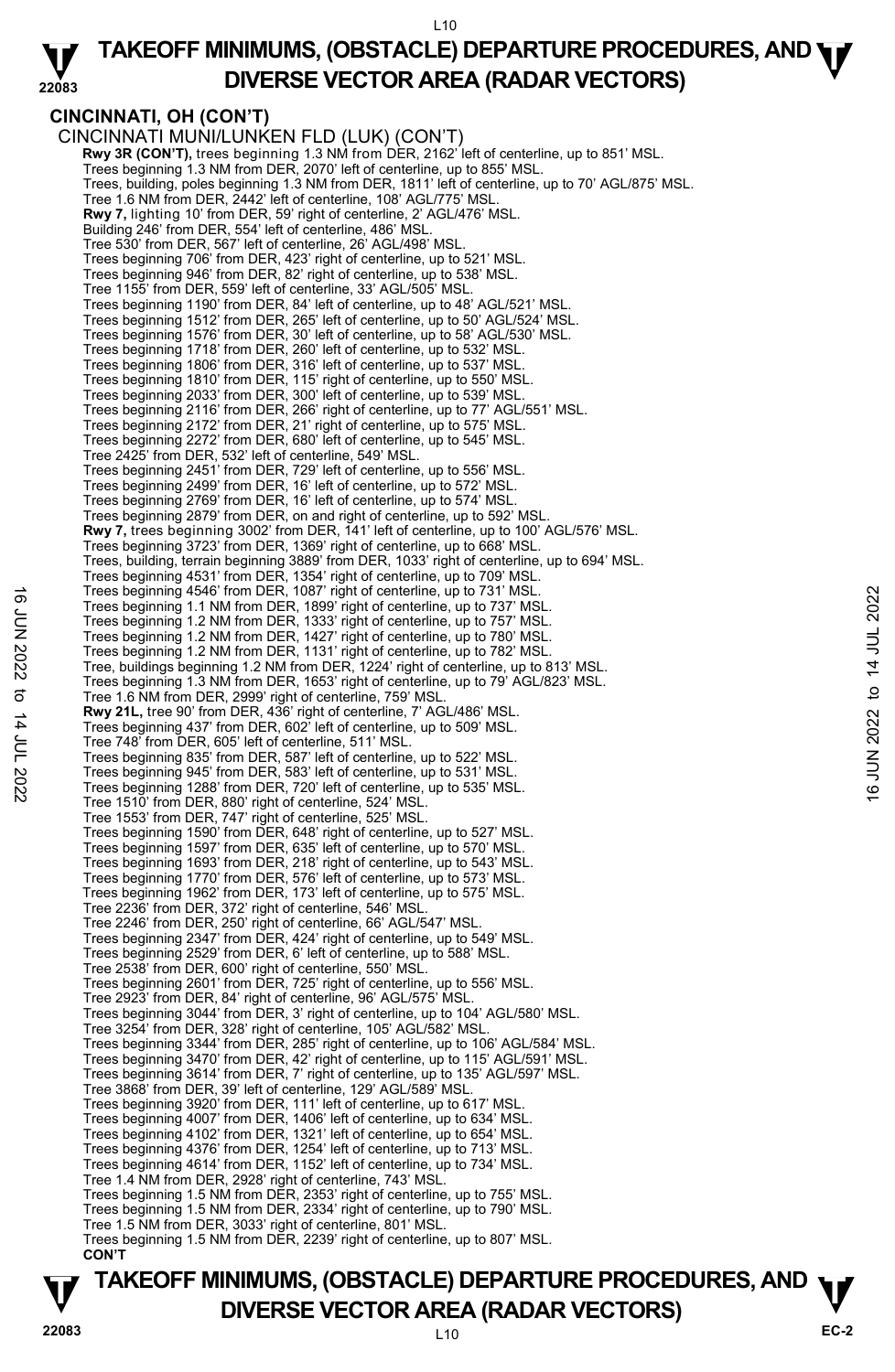## CINCINNATI, OH (CON'T)

CINCINNATI MUNI/LUNKEN FLD (LUK) (CON'T)

**Rwy 3R (CON'T),** trees beginning 1.3 NM from DER, 2162' left of centerline, up to 851' MSL.
Trees beginning 1.3 NM from DER, 2070' left of centerline, up to 855' MSL.
Trees, building, poles beginning 1.3 NM from DER, 1811' left of centerline, up to 70' AGL/875' MSL.
Tree 1.6 NM from DER, 2442' left of centerline, 108' AGL/775' MSL.
**Rwy 7,** lighting 10' from DER, 59' right of centerline, 2' AGL/476' MSL.
Building 246' from DER, 554' left of centerline, 486' MSL.
Tree 530' from DER, 567' left of centerline, 26' AGL/498' MSL.
Trees beginning 706' from DER, 423' right of centerline, up to 521' MSL.
Trees beginning 946' from DER, 82' right of centerline, up to 538' MSL.
Tree 1155' from DER, 559' left of centerline, 33' AGL/505' MSL.
Trees beginning 1190' from DER, 84' left of centerline, up to 48' AGL/521' MSL.
Trees beginning 1512' from DER, 265' left of centerline, up to 50' AGL/524' MSL.
Trees beginning 1576' from DER, 30' left of centerline, up to 58' AGL/530' MSL.
Trees beginning 1718' from DER, 260' left of centerline, up to 532' MSL.
Trees beginning 1806' from DER, 316' left of centerline, up to 537' MSL.
Trees beginning 1810' from DER, 115' right of centerline, up to 550' MSL.
Trees beginning 2033' from DER, 300' left of centerline, up to 539' MSL.
Trees beginning 2116' from DER, 266' right of centerline, up to 77' AGL/551' MSL.
Trees beginning 2172' from DER, 21' right of centerline, up to 575' MSL.
Trees beginning 2272' from DER, 680' left of centerline, up to 545' MSL.
Tree 2425' from DER, 532' left of centerline, 549' MSL.
Trees beginning 2451' from DER, 729' left of centerline, up to 556' MSL.
Trees beginning 2499' from DER, 16' left of centerline, up to 572' MSL.
Trees beginning 2769' from DER, 16' left of centerline, up to 574' MSL.
Trees beginning 2879' from DER, on and right of centerline, up to 592' MSL.
**Rwy 7,** trees beginning 3002' from DER, 141' left of centerline, up to 100' AGL/576' MSL.
Trees beginning 3723' from DER, 1369' right of centerline, up to 668' MSL.
Trees, building, terrain beginning 3889' from DER, 1033' right of centerline, up to 694' MSL.
Trees beginning 4531' from DER, 1354' right of centerline, up to 709' MSL.
Trees beginning 4546' from DER, 1087' right of centerline, up to 731' MSL.
Trees beginning 1.1 NM from DER, 1899' right of centerline, up to 737' MSL.
Trees beginning 1.2 NM from DER, 1333' right of centerline, up to 757' MSL.
Trees beginning 1.2 NM from DER, 1427' right of centerline, up to 780' MSL.
Trees beginning 1.2 NM from DER, 1131' right of centerline, up to 782' MSL.
Tree, buildings beginning 1.2 NM from DER, 1224' right of centerline, up to 813' MSL.
Trees beginning 1.3 NM from DER, 1653' right of centerline, up to 79' AGL/823' MSL.
Tree 1.6 NM from DER, 2999' right of centerline, 759' MSL.
**Rwy 21L,** tree 90' from DER, 436' right of centerline, 7' AGL/486' MSL.
Trees beginning 437' from DER, 602' left of centerline, up to 509' MSL.
Tree 748' from DER, 605' left of centerline, 511' MSL.
Trees beginning 835' from DER, 587' left of centerline, up to 522' MSL.
Trees beginning 945' from DER, 583' left of centerline, up to 531' MSL.
Trees beginning 1288' from DER, 720' left of centerline, up to 535' MSL.
Tree 1510' from DER, 880' right of centerline, 524' MSL.
Tree 1553' from DER, 747' right of centerline, 525' MSL.
Trees beginning 1590' from DER, 648' right of centerline, up to 527' MSL.
Trees beginning 1597' from DER, 635' left of centerline, up to 570' MSL.
Trees beginning 1693' from DER, 218' right of centerline, up to 543' MSL.
Trees beginning 1770' from DER, 576' left of centerline, up to 573' MSL.
Trees beginning 1962' from DER, 173' left of centerline, up to 575' MSL.
Tree 2236' from DER, 372' right of centerline, 546' MSL.
Tree 2246' from DER, 250' right of centerline, 66' AGL/547' MSL.
Trees beginning 2347' from DER, 424' right of centerline, up to 549' MSL.
Trees beginning 2529' from DER, 6' left of centerline, up to 588' MSL.
Tree 2538' from DER, 600' right of centerline, 550' MSL.
Trees beginning 2601' from DER, 725' right of centerline, up to 556' MSL.
Tree 2923' from DER, 84' right of centerline, 96' AGL/575' MSL.
Trees beginning 3044' from DER, 3' right of centerline, up to 104' AGL/580' MSL.
Tree 3254' from DER, 328' right of centerline, 105' AGL/582' MSL.
Trees beginning 3344' from DER, 285' right of centerline, up to 106' AGL/584' MSL.
Trees beginning 3470' from DER, 42' right of centerline, up to 115' AGL/591' MSL.
Trees beginning 3614' from DER, 7' right of centerline, up to 135' AGL/597' MSL.
Tree 3868' from DER, 39' left of centerline, 129' AGL/589' MSL.
Trees beginning 3920' from DER, 111' left of centerline, up to 617' MSL.
Trees beginning 4007' from DER, 1406' left of centerline, up to 634' MSL.
Trees beginning 4102' from DER, 1321' left of centerline, up to 654' MSL.
Trees beginning 4376' from DER, 1254' left of centerline, up to 713' MSL.
Trees beginning 4614' from DER, 1152' left of centerline, up to 734' MSL.
Tree 1.4 NM from DER, 2928' right of centerline, 743' MSL.
Trees beginning 1.5 NM from DER, 2353' right of centerline, up to 755' MSL.
Trees beginning 1.5 NM from DER, 2334' right of centerline, up to 790' MSL.
Tree 1.5 NM from DER, 3033' right of centerline, 801' MSL.
Trees beginning 1.5 NM from DER, 2239' right of centerline, up to 807' MSL.
**CON'T**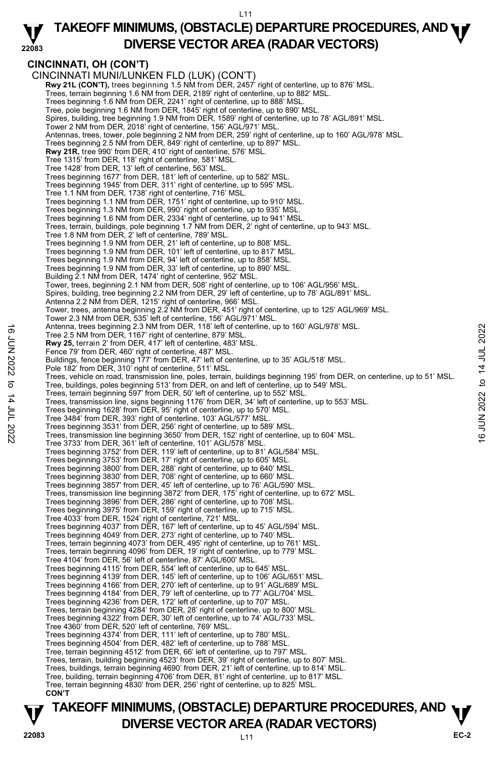## CINCINNATI, OH (CON'T)

CINCINNATI MUNI/LUNKEN FLD (LUK) (CON'T)

**Rwy 21L (CON'T),** trees beginning 1.5 NM from DER, 2457' right of centerline, up to 876' MSL.
Trees, terrain beginning 1.6 NM from DER, 2189' right of centerline, up to 882' MSL.
Trees beginning 1.6 NM from DER, 2241' right of centerline, up to 888' MSL.
Tree, pole beginning 1.6 NM from DER, 1845' right of centerline, up to 890' MSL.
Spires, building, tree beginning 1.9 NM from DER, 1589' right of centerline, up to 78' AGL/891' MSL.
Tower 2 NM from DER, 2018' right of centerline, 156' AGL/971' MSL.
Antennas, trees, tower, pole beginning 2 NM from DER, 259' right of centerline, up to 160' AGL/978' MSL.
Trees beginning 2.5 NM from DER, 849' right of centerline, up to 897' MSL.

**Rwy 21R,** tree 990' from DER, 410' right of centerline, 576' MSL.
Tree 1315' from DER, 118' right of centerline, 581' MSL.
Tree 1428' from DER, 13' left of centerline, 563' MSL.
Trees beginning 1677' from DER, 181' left of centerline, up to 582' MSL.
Trees beginning 1945' from DER, 311' right of centerline, up to 595' MSL.
Tree 1.1 NM from DER, 1738' right of centerline, 716' MSL.
Trees beginning 1.1 NM from DER, 1751' right of centerline, up to 910' MSL.
Trees beginning 1.3 NM from DER, 990' right of centerline, up to 935' MSL.
Trees beginning 1.6 NM from DER, 2334' right of centerline, up to 941' MSL.
Trees, terrain, buildings, pole beginning 1.7 NM from DER, 2' right of centerline, up to 943' MSL.
Tree 1.8 NM from DER, 2' left of centerline, 789' MSL.
Trees beginning 1.9 NM from DER, 21' left of centerline, up to 808' MSL.
Trees beginning 1.9 NM from DER, 101' left of centerline, up to 817' MSL.
Trees beginning 1.9 NM from DER, 94' left of centerline, up to 858' MSL.
Trees beginning 1.9 NM from DER, 33' left of centerline, up to 890' MSL.
Building 2.1 NM from DER, 1474' right of centerline, 952' MSL.
Tower, trees, beginning 2.1 NM from DER, 508' right of centerline, up to 106' AGL/956' MSL.
Spires, building, tree beginning 2.2 NM from DER, 29' left of centerline, up to 78' AGL/891' MSL.
Antenna 2.2 NM from DER, 1215' right of centerline, 966' MSL.
Tower, trees, antenna beginning 2.2 NM from DER, 451' right of centerline, up to 125' AGL/969' MSL.
Tower 2.3 NM from DER, 535' left of centerline, 156' AGL/971' MSL.
Antenna, trees beginning 2.3 NM from DER, 118' left of centerline, up to 160' AGL/978' MSL.
Tree 2.5 NM from DER, 1167' right of centerline, 879' MSL.

**Rwy 25,** terrain 2' from DER, 417' left of centerline, 483' MSL.
Fence 79' from DER, 460' right of centerline, 487' MSL.
Buildings, fence beginning 177' from DER, 47' left of centerline, up to 35' AGL/518' MSL.
Pole 182' from DER, 310' right of centerline, 511' MSL.
Trees, vehicle on road, transmission line, poles, terrain, buildings beginning 195' from DER, on centerline, up to 51' MSL.
Tree, buildings, poles beginning 513' from DER, on and left of centerline, up to 549' MSL.
Trees, terrain beginning 597' from DER, 50' left of centerline, up to 552' MSL.
Trees, transmission line, signs beginning 1176' from DER, 34' left of centerline, up to 553' MSL.
Trees beginning 1628' from DER, 95' right of centerline, up to 570' MSL.
Tree 3484' from DER, 393' right of centerline, 103' AGL/577' MSL.
Trees beginning 3531' from DER, 256' right of centerline, up to 589' MSL.
Trees, transmission line beginning 3650' from DER, 152' right of centerline, up to 604' MSL.
Tree 3733' from DER, 361' left of centerline, 101' AGL/578' MSL.
Trees beginning 3752' from DER, 119' left of centerline, up to 81' AGL/584' MSL.
Trees beginning 3753' from DER, 17' right of centerline, up to 605' MSL.
Trees beginning 3800' from DER, 288' right of centerline, up to 640' MSL.
Trees beginning 3830' from DER, 708' right of centerline, up to 660' MSL.
Trees beginning 3857' from DER, 45' left of centerline, up to 76' AGL/590' MSL.
Trees, transmission line beginning 3872' from DER, 175' right of centerline, up to 672' MSL.
Trees beginning 3896' from DER, 286' right of centerline, up to 708' MSL.
Trees beginning 3975' from DER, 159' right of centerline, up to 715' MSL.
Tree 4033' from DER, 1524' right of centerline, 721' MSL.
Trees beginning 4037' from DER, 167' left of centerline, up to 45' AGL/594' MSL.
Trees beginning 4049' from DER, 273' right of centerline, up to 740' MSL.
Trees, terrain beginning 4073' from DER, 495' right of centerline, up to 761' MSL.
Trees, terrain beginning 4096' from DER, 19' right of centerline, up to 779' MSL.
Tree 4104' from DER, 56' left of centerline, 87' AGL/600' MSL.
Trees beginning 4115' from DER, 554' left of centerline, up to 645' MSL.
Trees beginning 4139' from DER, 145' left of centerline, up to 106' AGL/651' MSL.
Trees beginning 4166' from DER, 270' left of centerline, up to 91' AGL/689' MSL.
Trees beginning 4184' from DER, 79' left of centerline, up to 77' AGL/704' MSL.
Trees beginning 4236' from DER, 172' left of centerline, up to 707' MSL.
Trees, terrain beginning 4284' from DER, 28' right of centerline, up to 800' MSL.
Trees beginning 4322' from DER, 30' left of centerline, up to 74' AGL/733' MSL.
Tree 4360' from DER, 520' left of centerline, 769' MSL.
Trees beginning 4374' from DER, 111' left of centerline, up to 780' MSL.
Trees beginning 4504' from DER, 482' left of centerline, up to 788' MSL.
Tree, terrain beginning 4512' from DER, 66' left of centerline, up to 797' MSL.
Trees, terrain, building beginning 4523' from DER, 39' right of centerline, up to 807' MSL.
Trees, buildings, terrain beginning 4690' from DER, 21' left of centerline, up to 814' MSL.
Tree, building, terrain beginning 4706' from DER, 81' right of centerline, up to 817' MSL.
Tree, terrain beginning 4830' from DER, 256' right of centerline, up to 825' MSL.

**CON'T**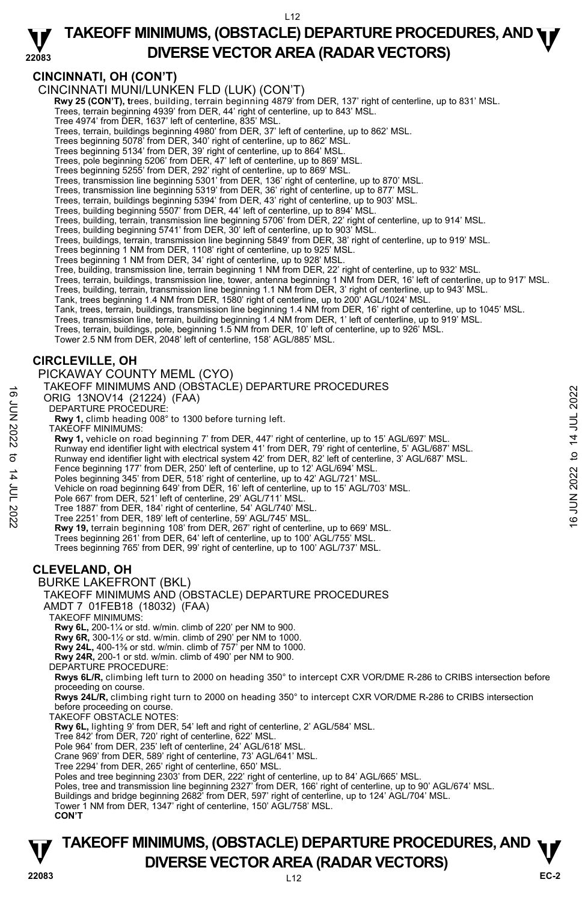## CINCINNATI, OH (CON'T)

CINCINNATI MUNI/LUNKEN FLD (LUK) (CON'T)

**Rwy 25 (CON'T), t**rees, building, terrain beginning 4879' from DER, 137' right of centerline, up to 831' MSL.
Trees, terrain beginning 4939' from DER, 44' right of centerline, up to 843' MSL.
Tree 4974' from DER, 1637' left of centerline, 835' MSL.
Trees, terrain, buildings beginning 4980' from DER, 37' left of centerline, up to 862' MSL.
Trees beginning 5078' from DER, 340' right of centerline, up to 862' MSL.
Trees beginning 5134' from DER, 39' right of centerline, up to 864' MSL.
Trees, pole beginning 5206' from DER, 47' left of centerline, up to 869' MSL.
Trees beginning 5255' from DER, 292' right of centerline, up to 869' MSL.
Trees, transmission line beginning 5301' from DER, 136' right of centerline, up to 870' MSL.
Trees, transmission line beginning 5319' from DER, 36' right of centerline, up to 877' MSL.
Trees, terrain, buildings beginning 5394' from DER, 43' right of centerline, up to 903' MSL.
Trees, building beginning 5507' from DER, 44' left of centerline, up to 894' MSL.
Trees, building, terrain, transmission line beginning 5706' from DER, 22' right of centerline, up to 914' MSL.
Trees, building beginning 5741' from DER, 30' left of centerline, up to 903' MSL.
Trees, buildings, terrain, transmission line beginning 5849' from DER, 38' right of centerline, up to 919' MSL.
Trees beginning 1 NM from DER, 1108' right of centerline, up to 925' MSL.
Trees beginning 1 NM from DER, 34' right of centerline, up to 928' MSL.
Tree, building, transmission line, terrain beginning 1 NM from DER, 22' right of centerline, up to 932' MSL.
Trees, terrain, buildings, transmission line, tower, antenna beginning 1 NM from DER, 16' left of centerline, up to 917' MSL.
Trees, building, terrain, transmission line beginning 1.1 NM from DER, 3' right of centerline, up to 943' MSL.
Tank, trees beginning 1.4 NM from DER, 1580' right of centerline, up to 200' AGL/1024' MSL.
Tank, trees, terrain, buildings, transmission line beginning 1.4 NM from DER, 16' right of centerline, up to 1045' MSL.
Trees, transmission line, terrain, building beginning 1.4 NM from DER, 1' left of centerline, up to 919' MSL.
Trees, terrain, buildings, pole, beginning 1.5 NM from DER, 10' left of centerline, up to 926' MSL.
Tower 2.5 NM from DER, 2048' left of centerline, 158' AGL/885' MSL.

## CIRCLEVILLE, OH

PICKAWAY COUNTY MEML (CYO)

TAKEOFF MINIMUMS AND (OBSTACLE) DEPARTURE PROCEDURES
ORIG 13NOV14 (21224) (FAA)

DEPARTURE PROCEDURE:
**Rwy 1,** climb heading 008° to 1300 before turning left.

TAKEOFF MINIMUMS:
**Rwy 1,** vehicle on road beginning 7' from DER, 447' right of centerline, up to 15' AGL/697' MSL.
Runway end identifier light with electrical system 41' from DER, 79' right of centerline, 5' AGL/687' MSL.
Runway end identifier light with electrical system 42' from DER, 82' left of centerline, 3' AGL/687' MSL.
Fence beginning 177' from DER, 250' left of centerline, up to 12' AGL/694' MSL.
Poles beginning 345' from DER, 518' right of centerline, up to 42' AGL/721' MSL.
Vehicle on road beginning 649' from DER, 16' left of centerline, up to 15' AGL/703' MSL.
Pole 667' from DER, 521' left of centerline, 29' AGL/711' MSL.
Tree 1887' from DER, 184' right of centerline, 54' AGL/740' MSL.
Tree 2251' from DER, 189' left of centerline, 59' AGL/745' MSL.
**Rwy 19,** terrain beginning 108' from DER, 267' right of centerline, up to 669' MSL.
Trees beginning 261' from DER, 64' left of centerline, up to 100' AGL/755' MSL.
Trees beginning 765' from DER, 99' right of centerline, up to 100' AGL/737' MSL.

## CLEVELAND, OH

BURKE LAKEFRONT (BKL)

TAKEOFF MINIMUMS AND (OBSTACLE) DEPARTURE PROCEDURES
AMDT 7 01FEB18 (18032) (FAA)

TAKEOFF MINIMUMS:
**Rwy 6L,** 200-1¼ or std. w/min. climb of 220' per NM to 900.
**Rwy 6R,** 300-1½ or std. w/min. climb of 290' per NM to 1000.
**Rwy 24L,** 400-1⅜ or std. w/min. climb of 757' per NM to 1000.
**Rwy 24R,** 200-1 or std. w/min. climb of 490' per NM to 900.

DEPARTURE PROCEDURE:
**Rwys 6L/R,** climbing left turn to 2000 on heading 350° to intercept CXR VOR/DME R-286 to CRIBS intersection before proceeding on course.
**Rwys 24L/R,** climbing right turn to 2000 on heading 350° to intercept CXR VOR/DME R-286 to CRIBS intersection before proceeding on course.

TAKEOFF OBSTACLE NOTES:
**Rwy 6L,** lighting 9' from DER, 54' left and right of centerline, 2' AGL/584' MSL.
Tree 842' from DER, 720' right of centerline, 622' MSL.
Pole 964' from DER, 235' left of centerline, 24' AGL/618' MSL.
Crane 969' from DER, 589' right of centerline, 73' AGL/641' MSL.
Tree 2294' from DER, 265' right of centerline, 650' MSL.
Poles and tree beginning 2303' from DER, 222' right of centerline, up to 84' AGL/665' MSL.
Poles, tree and transmission line beginning 2327' from DER, 166' right of centerline, up to 90' AGL/674' MSL.
Buildings and bridge beginning 2682' from DER, 597' right of centerline, up to 124' AGL/704' MSL.
Tower 1 NM from DER, 1347' right of centerline, 150' AGL/758' MSL.
**CON'T**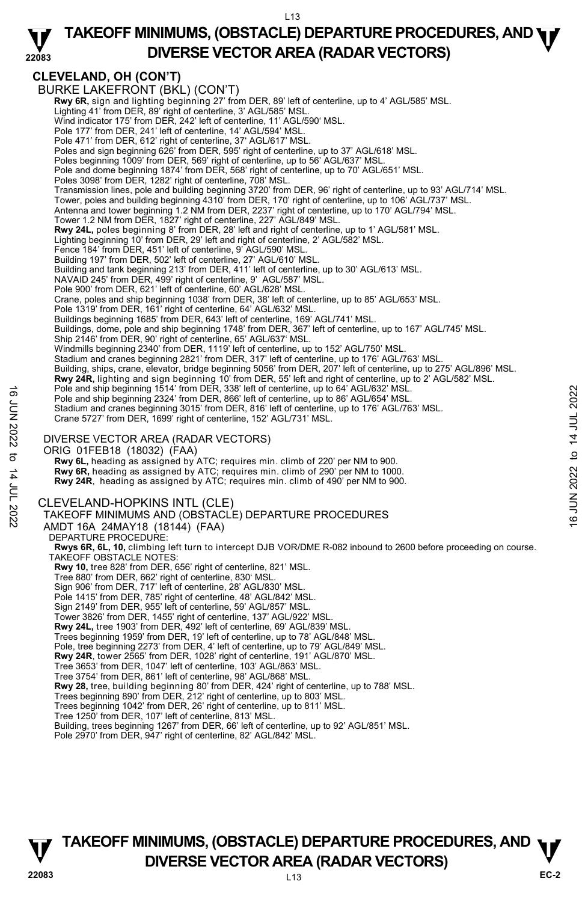# CLEVELAND, OH (CON'T)

BURKE LAKEFRONT (BKL) (CON'T)

**Rwy 6R,** sign and lighting beginning 27' from DER, 89' left of centerline, up to 4' AGL/585' MSL.
Lighting 41' from DER, 89' right of centerline, 3' AGL/585' MSL.
Wind indicator 175' from DER, 242' left of centerline, 11' AGL/590' MSL.
Pole 177' from DER, 241' left of centerline, 14' AGL/594' MSL.
Pole 471' from DER, 612' right of centerline, 37' AGL/617' MSL.
Poles and sign beginning 626' from DER, 595' right of centerline, up to 37' AGL/618' MSL.
Poles beginning 1009' from DER, 569' right of centerline, up to 56' AGL/637' MSL.
Pole and dome beginning 1874' from DER, 568' right of centerline, up to 70' AGL/651' MSL.
Poles 3098' from DER, 1282' right of centerline, 708' MSL.
Transmission lines, pole and building beginning 3720' from DER, 96' right of centerline, up to 93' AGL/714' MSL.
Tower, poles and building beginning 4310' from DER, 170' right of centerline, up to 106' AGL/737' MSL.
Antenna and tower beginning 1.2 NM from DER, 2237' right of centerline, up to 170' AGL/794' MSL.
Tower 1.2 NM from DER, 1827' right of centerline, 227' AGL/849' MSL.

**Rwy 24L,** poles beginning 8' from DER, 28' left and right of centerline, up to 1' AGL/581' MSL.
Lighting beginning 10' from DER, 29' left and right of centerline, 2' AGL/582' MSL.
Fence 184' from DER, 451' left of centerline, 9' AGL/590' MSL.
Building 197' from DER, 502' left of centerline, 27' AGL/610' MSL.
Building and tank beginning 213' from DER, 411' left of centerline, up to 30' AGL/613' MSL.
NAVAID 245' from DER, 499' right of centerline, 9' AGL/587' MSL.
Pole 900' from DER, 621' left of centerline, 60' AGL/628' MSL.
Crane, poles and ship beginning 1038' from DER, 38' left of centerline, up to 85' AGL/653' MSL.
Pole 1319' from DER, 161' right of centerline, 64' AGL/632' MSL.
Buildings beginning 1685' from DER, 643' left of centerline, 169' AGL/741' MSL.
Buildings, dome, pole and ship beginning 1748' from DER, 367' left of centerline, up to 167' AGL/745' MSL.
Ship 2146' from DER, 90' right of centerline, 65' AGL/637' MSL.
Windmills beginning 2340' from DER, 1119' left of centerline, up to 152' AGL/750' MSL.
Stadium and cranes beginning 2821' from DER, 317' left of centerline, up to 176' AGL/763' MSL.
Building, ships, crane, elevator, bridge beginning 5056' from DER, 207' left of centerline, up to 275' AGL/896' MSL.

**Rwy 24R,** lighting and sign beginning 10' from DER, 55' left and right of centerline, up to 2' AGL/582' MSL.
Pole and ship beginning 1514' from DER, 338' left of centerline, up to 64' AGL/632' MSL.
Pole and ship beginning 2324' from DER, 866' left of centerline, up to 86' AGL/654' MSL.
Stadium and cranes beginning 3015' from DER, 816' left of centerline, up to 176' AGL/763' MSL.
Crane 5727' from DER, 1699' right of centerline, 152' AGL/731' MSL.

DIVERSE VECTOR AREA (RADAR VECTORS)
ORIG 01FEB18 (18032) (FAA)

**Rwy 6L,** heading as assigned by ATC; requires min. climb of 220' per NM to 900.
**Rwy 6R,** heading as assigned by ATC; requires min. climb of 290' per NM to 1000.
**Rwy 24R**, heading as assigned by ATC; requires min. climb of 490' per NM to 900.

## CLEVELAND-HOPKINS INTL (CLE)

TAKEOFF MINIMUMS AND (OBSTACLE) DEPARTURE PROCEDURES
AMDT 16A 24MAY18 (18144) (FAA)

DEPARTURE PROCEDURE:
**Rwys 6R, 6L, 10,** climbing left turn to intercept DJB VOR/DME R-082 inbound to 2600 before proceeding on course.

TAKEOFF OBSTACLE NOTES:
**Rwy 10,** tree 828' from DER, 656' right of centerline, 821' MSL.
Tree 880' from DER, 662' right of centerline, 830' MSL.
Sign 906' from DER, 717' left of centerline, 28' AGL/830' MSL.
Pole 1415' from DER, 785' right of centerline, 48' AGL/842' MSL.
Sign 2149' from DER, 955' left of centerline, 59' AGL/857' MSL.
Tower 3826' from DER, 1455' right of centerline, 137' AGL/922' MSL.

**Rwy 24L,** tree 1903' from DER, 492' left of centerline, 69' AGL/839' MSL.
Trees beginning 1959' from DER, 19' left of centerline, up to 78' AGL/848' MSL.
Pole, tree beginning 2273' from DER, 4' left of centerline, up to 79' AGL/849' MSL.

**Rwy 24R**, tower 2565' from DER, 1028' right of centerline, 191' AGL/870' MSL.
Tree 3653' from DER, 1047' left of centerline, 103' AGL/863' MSL.
Tree 3754' from DER, 861' left of centerline, 98' AGL/868' MSL.

**Rwy 28,** tree, building beginning 80' from DER, 424' right of centerline, up to 788' MSL.
Trees beginning 890' from DER, 212' right of centerline, up to 803' MSL.
Trees beginning 1042' from DER, 26' right of centerline, up to 811' MSL.
Tree 1250' from DER, 107' left of centerline, 813' MSL.
Building, trees beginning 1267' from DER, 66' left of centerline, up to 92' AGL/851' MSL.
Pole 2970' from DER, 947' right of centerline, 82' AGL/842' MSL.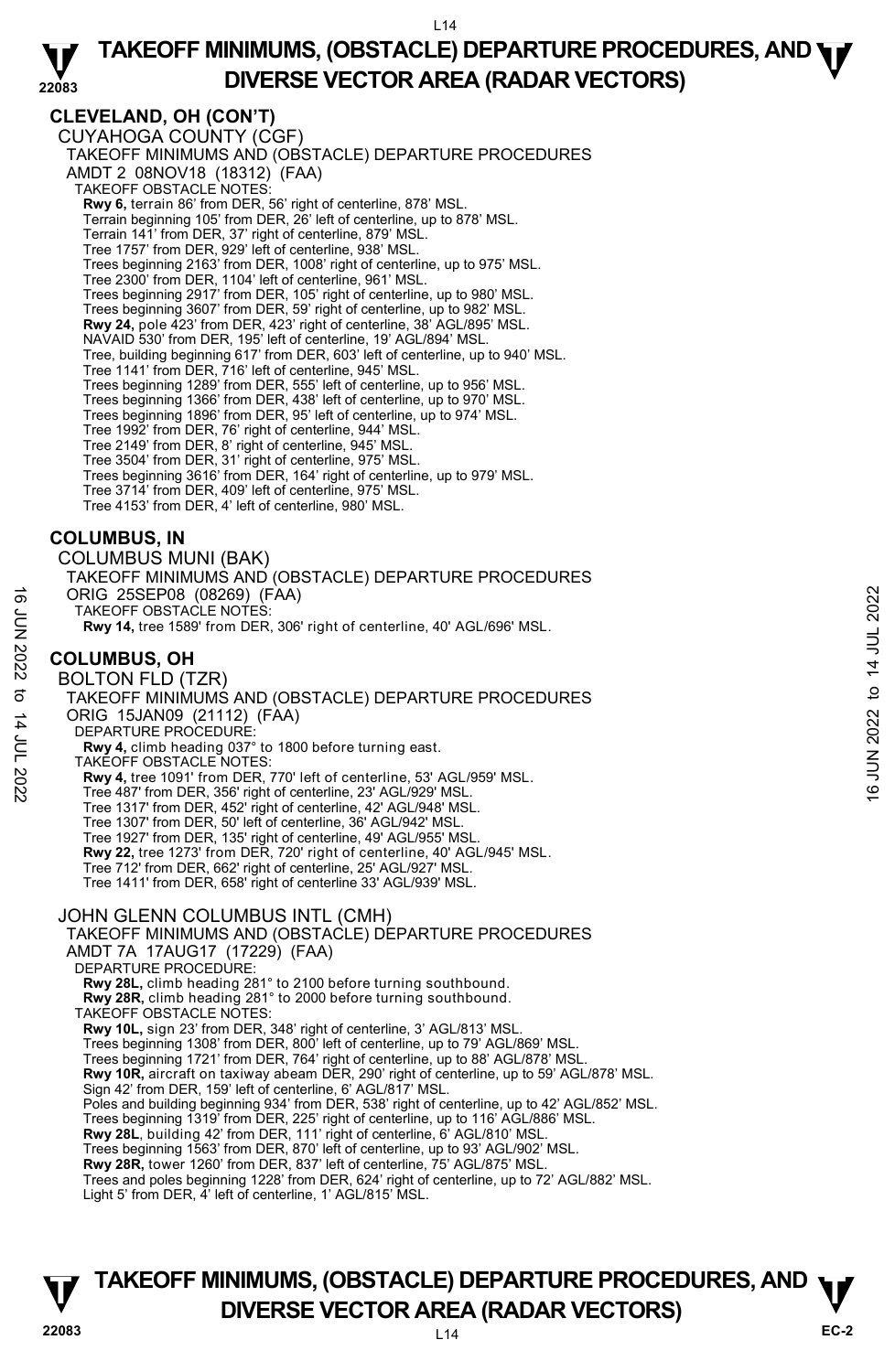## CLEVELAND, OH (CON'T)

CUYAHOGA COUNTY (CGF)

TAKEOFF MINIMUMS AND (OBSTACLE) DEPARTURE PROCEDURES

AMDT 2 08NOV18 (18312) (FAA)

TAKEOFF OBSTACLE NOTES:

**Rwy 6,** terrain 86' from DER, 56' right of centerline, 878' MSL.
Terrain beginning 105' from DER, 26' left of centerline, up to 878' MSL.
Terrain 141' from DER, 37' right of centerline, 879' MSL.
Tree 1757' from DER, 929' left of centerline, 938' MSL.
Trees beginning 2163' from DER, 1008' right of centerline, up to 975' MSL.
Tree 2300' from DER, 1104' left of centerline, 961' MSL.
Trees beginning 2917' from DER, 105' right of centerline, up to 980' MSL.
Trees beginning 3607' from DER, 59' right of centerline, up to 982' MSL.
**Rwy 24,** pole 423' from DER, 423' right of centerline, 38' AGL/895' MSL.
NAVAID 530' from DER, 195' left of centerline, 19' AGL/894' MSL.
Tree, building beginning 617' from DER, 603' left of centerline, up to 940' MSL.
Tree 1141' from DER, 716' left of centerline, 945' MSL.
Trees beginning 1289' from DER, 555' left of centerline, up to 956' MSL.
Trees beginning 1366' from DER, 438' left of centerline, up to 970' MSL.
Trees beginning 1896' from DER, 95' left of centerline, up to 974' MSL.
Tree 1992' from DER, 76' right of centerline, 944' MSL.
Tree 2149' from DER, 8' right of centerline, 945' MSL.
Tree 3504' from DER, 31' right of centerline, 975' MSL.
Trees beginning 3616' from DER, 164' right of centerline, up to 979' MSL.
Tree 3714' from DER, 409' left of centerline, 975' MSL.
Tree 4153' from DER, 4' left of centerline, 980' MSL.

## COLUMBUS, IN

COLUMBUS MUNI (BAK)

TAKEOFF MINIMUMS AND (OBSTACLE) DEPARTURE PROCEDURES

ORIG 25SEP08 (08269) (FAA)

TAKEOFF OBSTACLE NOTES:

**Rwy 14,** tree 1589' from DER, 306' right of centerline, 40' AGL/696' MSL.

## COLUMBUS, OH

BOLTON FLD (TZR)

TAKEOFF MINIMUMS AND (OBSTACLE) DEPARTURE PROCEDURES

ORIG 15JAN09 (21112) (FAA)

DEPARTURE PROCEDURE:

**Rwy 4,** climb heading 037° to 1800 before turning east.

TAKEOFF OBSTACLE NOTES:

**Rwy 4,** tree 1091' from DER, 770' left of centerline, 53' AGL/959' MSL.
Tree 487' from DER, 356' right of centerline, 23' AGL/929' MSL.
Tree 1317' from DER, 452' right of centerline, 42' AGL/948' MSL.
Tree 1307' from DER, 50' left of centerline, 36' AGL/942' MSL.
Tree 1927' from DER, 135' right of centerline, 49' AGL/955' MSL.
**Rwy 22,** tree 1273' from DER, 720' right of centerline, 40' AGL/945' MSL.
Tree 712' from DER, 662' right of centerline, 25' AGL/927' MSL.
Tree 1411' from DER, 658' right of centerline 33' AGL/939' MSL.

JOHN GLENN COLUMBUS INTL (CMH)

TAKEOFF MINIMUMS AND (OBSTACLE) DEPARTURE PROCEDURES

AMDT 7A 17AUG17 (17229) (FAA)

DEPARTURE PROCEDURE:

**Rwy 28L,** climb heading 281° to 2100 before turning southbound.
**Rwy 28R,** climb heading 281° to 2000 before turning southbound.

TAKEOFF OBSTACLE NOTES:

**Rwy 10L,** sign 23' from DER, 348' right of centerline, 3' AGL/813' MSL.
Trees beginning 1308' from DER, 800' left of centerline, up to 79' AGL/869' MSL.
Trees beginning 1721' from DER, 764' right of centerline, up to 88' AGL/878' MSL.
**Rwy 10R,** aircraft on taxiway abeam DER, 290' right of centerline, up to 59' AGL/878' MSL.
Sign 42' from DER, 159' left of centerline, 6' AGL/817' MSL.
Poles and building beginning 934' from DER, 538' right of centerline, up to 42' AGL/852' MSL.
Trees beginning 1319' from DER, 225' right of centerline, up to 116' AGL/886' MSL.
**Rwy 28L**, building 42' from DER, 111' right of centerline, 6' AGL/810' MSL.
Trees beginning 1563' from DER, 870' left of centerline, up to 93' AGL/902' MSL.
**Rwy 28R,** tower 1260' from DER, 837' left of centerline, 75' AGL/875' MSL.
Trees and poles beginning 1228' from DER, 624' right of centerline, up to 72' AGL/882' MSL.
Light 5' from DER, 4' left of centerline, 1' AGL/815' MSL.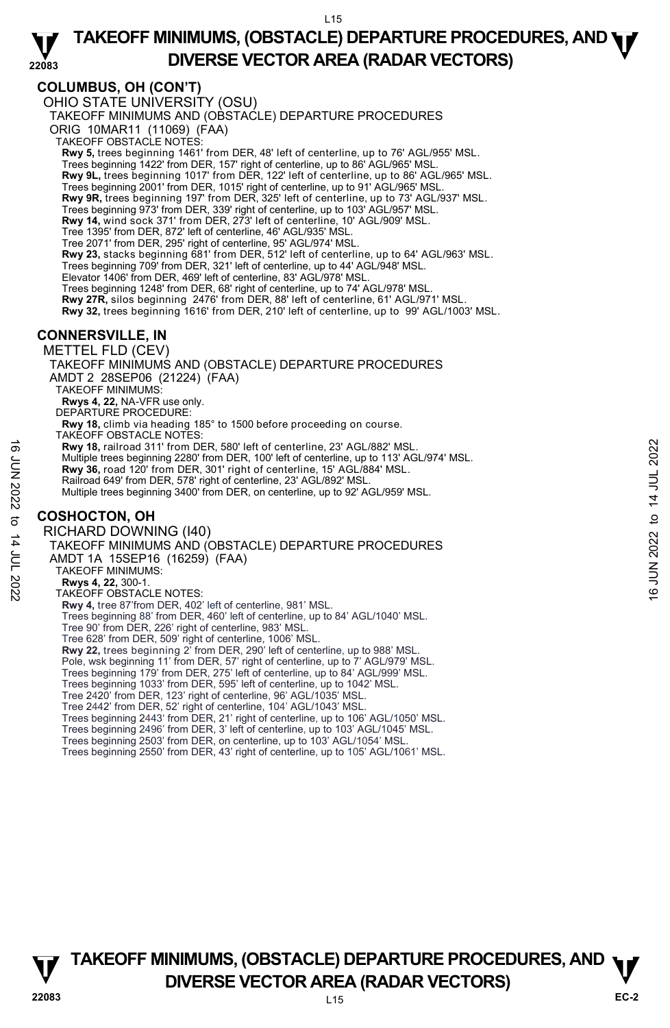## COLUMBUS, OH (CON'T)

OHIO STATE UNIVERSITY (OSU)

TAKEOFF MINIMUMS AND (OBSTACLE) DEPARTURE PROCEDURES

ORIG 10MAR11 (11069) (FAA)

TAKEOFF OBSTACLE NOTES:

**Rwy 5,** trees beginning 1461' from DER, 48' left of centerline, up to 76' AGL/955' MSL.
Trees beginning 1422' from DER, 157' right of centerline, up to 86' AGL/965' MSL.
**Rwy 9L,** trees beginning 1017' from DER, 122' left of centerline, up to 86' AGL/965' MSL.
Trees beginning 2001' from DER, 1015' right of centerline, up to 91' AGL/965' MSL.
**Rwy 9R,** trees beginning 197' from DER, 325' left of centerline, up to 73' AGL/937' MSL.
Trees beginning 973' from DER, 339' right of centerline, up to 103' AGL/957' MSL.
**Rwy 14,** wind sock 371' from DER, 273' left of centerline, 10' AGL/909' MSL.
Tree 1395' from DER, 872' left of centerline, 46' AGL/935' MSL.
Tree 2071' from DER, 295' right of centerline, 95' AGL/974' MSL.
**Rwy 23,** stacks beginning 681' from DER, 512' left of centerline, up to 64' AGL/963' MSL.
Trees beginning 709' from DER, 321' left of centerline, up to 44' AGL/948' MSL.
Elevator 1406' from DER, 469' left of centerline, 83' AGL/978' MSL.
Trees beginning 1248' from DER, 68' right of centerline, up to 74' AGL/978' MSL.
**Rwy 27R,** silos beginning 2476' from DER, 88' left of centerline, 61' AGL/971' MSL.
**Rwy 32,** trees beginning 1616' from DER, 210' left of centerline, up to 99' AGL/1003' MSL.

## CONNERSVILLE, IN

METTEL FLD (CEV)

TAKEOFF MINIMUMS AND (OBSTACLE) DEPARTURE PROCEDURES

AMDT 2 28SEP06 (21224) (FAA)

TAKEOFF MINIMUMS:

**Rwys 4, 22,** NA-VFR use only.

DEPARTURE PROCEDURE:

**Rwy 18,** climb via heading 185° to 1500 before proceeding on course.

TAKEOFF OBSTACLE NOTES:

**Rwy 18,** railroad 311' from DER, 580' left of centerline, 23' AGL/882' MSL.
Multiple trees beginning 2280' from DER, 100' left of centerline, up to 113' AGL/974' MSL.
**Rwy 36,** road 120' from DER, 301' right of centerline, 15' AGL/884' MSL.
Railroad 649' from DER, 578' right of centerline, 23' AGL/892' MSL.
Multiple trees beginning 3400' from DER, on centerline, up to 92' AGL/959' MSL.

## COSHOCTON, OH

RICHARD DOWNING (I40)

TAKEOFF MINIMUMS AND (OBSTACLE) DEPARTURE PROCEDURES

AMDT 1A 15SEP16 (16259) (FAA)

TAKEOFF MINIMUMS:

**Rwys 4, 22,** 300-1.

TAKEOFF OBSTACLE NOTES:

**Rwy 4,** tree 87'from DER, 402' left of centerline, 981' MSL.
Trees beginning 88' from DER, 460' left of centerline, up to 84' AGL/1040' MSL.
Tree 90' from DER, 226' right of centerline, 983' MSL.
Tree 628' from DER, 509' right of centerline, 1006' MSL.
**Rwy 22,** trees beginning 2' from DER, 290' left of centerline, up to 988' MSL.
Pole, wsk beginning 11' from DER, 57' right of centerline, up to 7' AGL/979' MSL.
Trees beginning 179' from DER, 275' left of centerline, up to 84' AGL/999' MSL.
Trees beginning 1033' from DER, 595' left of centerline, up to 1042' MSL.
Tree 2420' from DER, 123' right of centerline, 96' AGL/1035' MSL.
Tree 2442' from DER, 52' right of centerline, 104' AGL/1043' MSL.
Trees beginning 2443' from DER, 21' right of centerline, up to 106' AGL/1050' MSL.
Trees beginning 2496' from DER, 3' left of centerline, up to 103' AGL/1045' MSL.
Trees beginning 2503' from DER, on centerline, up to 103' AGL/1054' MSL.
Trees beginning 2550' from DER, 43' right of centerline, up to 105' AGL/1061' MSL.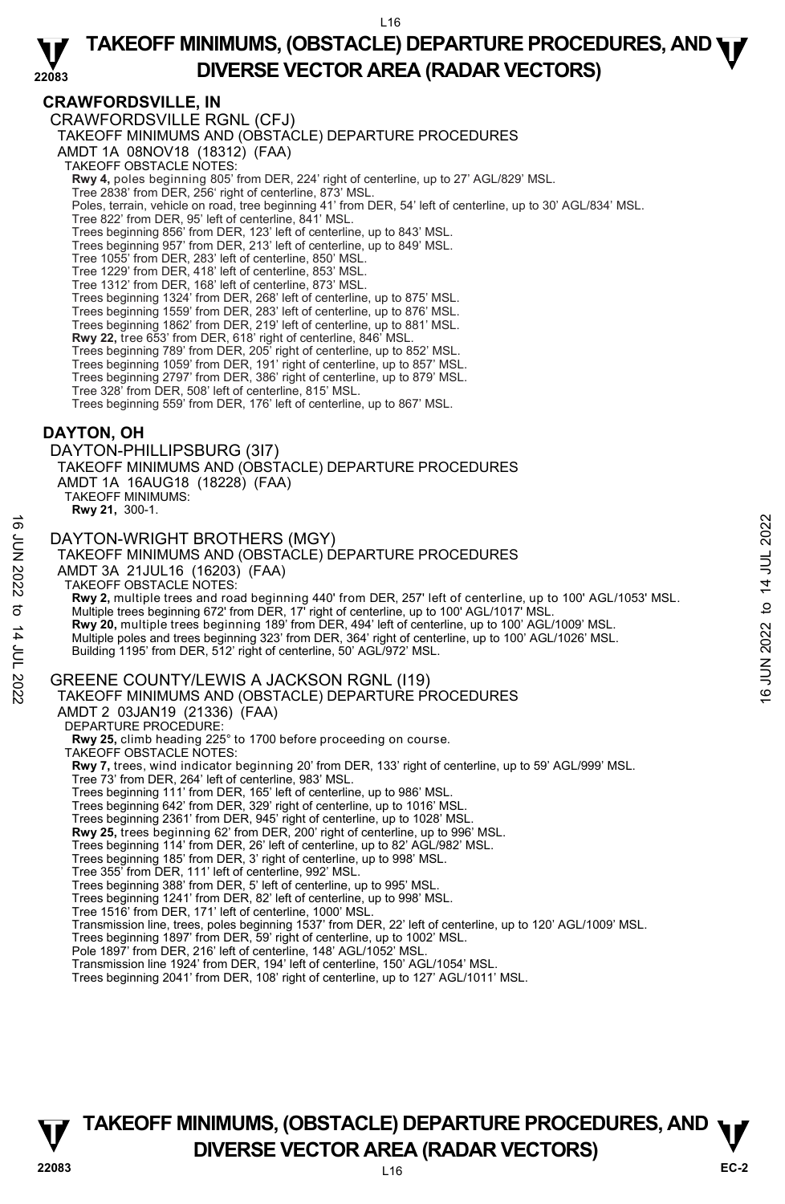## CRAWFORDSVILLE, IN

### CRAWFORDSVILLE RGNL (CFJ)

TAKEOFF MINIMUMS AND (OBSTACLE) DEPARTURE PROCEDURES
AMDT 1A 08NOV18 (18312) (FAA)

TAKEOFF OBSTACLE NOTES:

**Rwy 4,** poles beginning 805' from DER, 224' right of centerline, up to 27' AGL/829' MSL.
Tree 2838' from DER, 256' right of centerline, 873' MSL.
Poles, terrain, vehicle on road, tree beginning 41' from DER, 54' left of centerline, up to 30' AGL/834' MSL.
Tree 822' from DER, 95' left of centerline, 841' MSL.
Trees beginning 856' from DER, 123' left of centerline, up to 843' MSL.
Trees beginning 957' from DER, 213' left of centerline, up to 849' MSL.
Tree 1055' from DER, 283' left of centerline, 850' MSL.
Tree 1229' from DER, 418' left of centerline, 853' MSL.
Tree 1312' from DER, 168' left of centerline, 873' MSL.
Trees beginning 1324' from DER, 268' left of centerline, up to 875' MSL.
Trees beginning 1559' from DER, 283' left of centerline, up to 876' MSL.
Trees beginning 1862' from DER, 219' left of centerline, up to 881' MSL.
**Rwy 22,** tree 653' from DER, 618' right of centerline, 846' MSL.
Trees beginning 789' from DER, 205' right of centerline, up to 852' MSL.
Trees beginning 1059' from DER, 191' right of centerline, up to 857' MSL.
Trees beginning 2797' from DER, 386' right of centerline, up to 879' MSL.
Tree 328' from DER, 508' left of centerline, 815' MSL.
Trees beginning 559' from DER, 176' left of centerline, up to 867' MSL.

## DAYTON, OH

### DAYTON-PHILLIPSBURG (3I7)

TAKEOFF MINIMUMS AND (OBSTACLE) DEPARTURE PROCEDURES
AMDT 1A 16AUG18 (18228) (FAA)

TAKEOFF MINIMUMS:

**Rwy 21,** 300-1.

### DAYTON-WRIGHT BROTHERS (MGY)

TAKEOFF MINIMUMS AND (OBSTACLE) DEPARTURE PROCEDURES
AMDT 3A 21JUL16 (16203) (FAA)

TAKEOFF OBSTACLE NOTES:

**Rwy 2,** multiple trees and road beginning 440' from DER, 257' left of centerline, up to 100' AGL/1053' MSL.
Multiple trees beginning 672' from DER, 17' right of centerline, up to 100' AGL/1017' MSL.
**Rwy 20,** multiple trees beginning 189' from DER, 494' left of centerline, up to 100' AGL/1009' MSL.
Multiple poles and trees beginning 323' from DER, 364' right of centerline, up to 100' AGL/1026' MSL.
Building 1195' from DER, 512' right of centerline, 50' AGL/972' MSL.

### GREENE COUNTY/LEWIS A JACKSON RGNL (I19)

TAKEOFF MINIMUMS AND (OBSTACLE) DEPARTURE PROCEDURES
AMDT 2 03JAN19 (21336) (FAA)

DEPARTURE PROCEDURE:

**Rwy 25,** climb heading 225° to 1700 before proceeding on course.

TAKEOFF OBSTACLE NOTES:

**Rwy 7,** trees, wind indicator beginning 20' from DER, 133' right of centerline, up to 59' AGL/999' MSL.
Tree 73' from DER, 264' left of centerline, 983' MSL.
Trees beginning 111' from DER, 165' left of centerline, up to 986' MSL.
Trees beginning 642' from DER, 329' right of centerline, up to 1016' MSL.
Trees beginning 2361' from DER, 945' right of centerline, up to 1028' MSL.
**Rwy 25,** trees beginning 62' from DER, 200' right of centerline, up to 996' MSL.
Trees beginning 114' from DER, 26' left of centerline, up to 82' AGL/982' MSL.
Trees beginning 185' from DER, 3' right of centerline, up to 998' MSL.
Tree 355' from DER, 111' left of centerline, 992' MSL.
Trees beginning 388' from DER, 5' left of centerline, up to 995' MSL.
Trees beginning 1241' from DER, 82' left of centerline, up to 998' MSL.
Tree 1516' from DER, 171' left of centerline, 1000' MSL.
Transmission line, trees, poles beginning 1537' from DER, 22' left of centerline, up to 120' AGL/1009' MSL.
Trees beginning 1897' from DER, 59' right of centerline, up to 1002' MSL.
Pole 1897' from DER, 216' left of centerline, 148' AGL/1052' MSL.
Transmission line 1924' from DER, 194' left of centerline, 150' AGL/1054' MSL.
Trees beginning 2041' from DER, 108' right of centerline, up to 127' AGL/1011' MSL.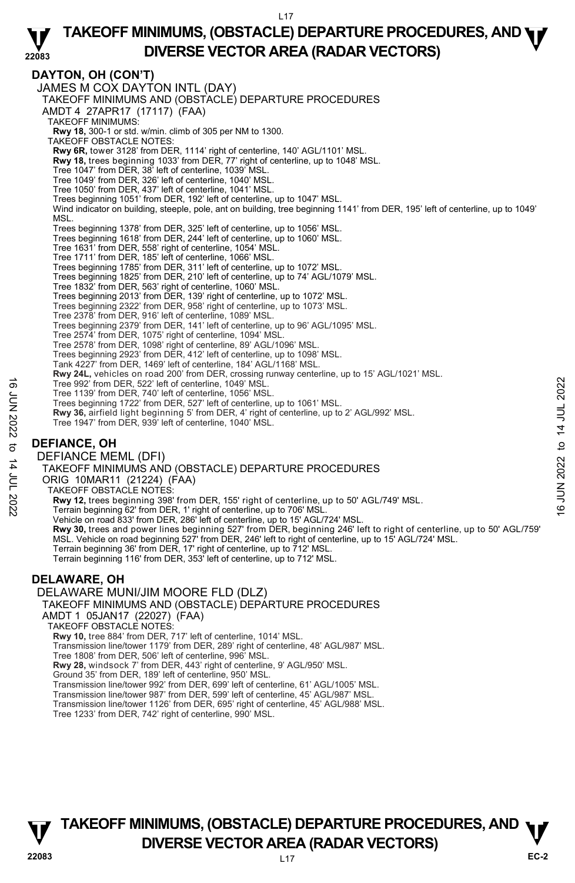## DAYTON, OH (CON'T)

JAMES M COX DAYTON INTL (DAY)

TAKEOFF MINIMUMS AND (OBSTACLE) DEPARTURE PROCEDURES

AMDT 4 27APR17 (17117) (FAA)

TAKEOFF MINIMUMS:

**Rwy 18,** 300-1 or std. w/min. climb of 305 per NM to 1300.

TAKEOFF OBSTACLE NOTES:

**Rwy 6R,** tower 3128' from DER, 1114' right of centerline, 140' AGL/1101' MSL.

**Rwy 18,** trees beginning 1033' from DER, 77' right of centerline, up to 1048' MSL.
Tree 1047' from DER, 38' left of centerline, 1039' MSL.
Tree 1049' from DER, 326' left of centerline, 1040' MSL.
Tree 1050' from DER, 437' left of centerline, 1041' MSL.
Trees beginning 1051' from DER, 192' left of centerline, up to 1047' MSL.
Wind indicator on building, steeple, pole, ant on building, tree beginning 1141' from DER, 195' left of centerline, up to 1049' MSL.
Trees beginning 1378' from DER, 325' left of centerline, up to 1056' MSL.
Trees beginning 1618' from DER, 244' left of centerline, up to 1060' MSL.
Tree 1631' from DER, 558' right of centerline, 1054' MSL.
Tree 1711' from DER, 185' left of centerline, 1066' MSL.
Trees beginning 1785' from DER, 311' left of centerline, up to 1072' MSL.
Trees beginning 1825' from DER, 210' left of centerline, up to 74' AGL/1079' MSL.
Tree 1832' from DER, 563' right of centerline, 1060' MSL.
Trees beginning 2013' from DER, 139' right of centerline, up to 1072' MSL.
Trees beginning 2322' from DER, 958' right of centerline, up to 1073' MSL.
Tree 2378' from DER, 916' left of centerline, 1089' MSL.
Trees beginning 2379' from DER, 141' left of centerline, up to 96' AGL/1095' MSL.
Tree 2574' from DER, 1075' right of centerline, 1094' MSL.
Tree 2578' from DER, 1098' right of centerline, 89' AGL/1096' MSL.
Trees beginning 2923' from DER, 412' left of centerline, up to 1098' MSL.
Tank 4227' from DER, 1469' left of centerline, 184' AGL/1168' MSL.

**Rwy 24L,** vehicles on road 200' from DER, crossing runway centerline, up to 15' AGL/1021' MSL.
Tree 992' from DER, 522' left of centerline, 1049' MSL.
Tree 1139' from DER, 740' left of centerline, 1056' MSL.
Trees beginning 1722' from DER, 527' left of centerline, up to 1061' MSL.

**Rwy 36,** airfield light beginning 5' from DER, 4' right of centerline, up to 2' AGL/992' MSL.
Tree 1947' from DER, 939' left of centerline, 1040' MSL.

## DEFIANCE, OH

DEFIANCE MEML (DFI)

TAKEOFF MINIMUMS AND (OBSTACLE) DEPARTURE PROCEDURES

ORIG 10MAR11 (21224) (FAA)

TAKEOFF OBSTACLE NOTES:

**Rwy 12,** trees beginning 398' from DER, 155' right of centerline, up to 50' AGL/749' MSL.
Terrain beginning 62' from DER, 1' right of centerline, up to 706' MSL.
Vehicle on road 833' from DER, 286' left of centerline, up to 15' AGL/724' MSL.

**Rwy 30,** trees and power lines beginning 527' from DER, beginning 246' left to right of centerline, up to 50' AGL/759' MSL. Vehicle on road beginning 527' from DER, 246' left to right of centerline, up to 15' AGL/724' MSL.
Terrain beginning 36' from DER, 17' right of centerline, up to 712' MSL.
Terrain beginning 116' from DER, 353' left of centerline, up to 712' MSL.

## DELAWARE, OH

DELAWARE MUNI/JIM MOORE FLD (DLZ)

TAKEOFF MINIMUMS AND (OBSTACLE) DEPARTURE PROCEDURES

AMDT 1 05JAN17 (22027) (FAA)

TAKEOFF OBSTACLE NOTES:

**Rwy 10,** tree 884' from DER, 717' left of centerline, 1014' MSL.
Transmission line/tower 1179' from DER, 289' right of centerline, 48' AGL/987' MSL.
Tree 1808' from DER, 506' left of centerline, 996' MSL.

**Rwy 28,** windsock 7' from DER, 443' right of centerline, 9' AGL/950' MSL.
Ground 35' from DER, 189' left of centerline, 950' MSL.
Transmission line/tower 992' from DER, 699' left of centerline, 61' AGL/1005' MSL.
Transmission line/tower 987' from DER, 599' left of centerline, 45' AGL/987' MSL.
Transmission line/tower 1126' from DER, 695' right of centerline, 45' AGL/988' MSL.
Tree 1233' from DER, 742' right of centerline, 990' MSL.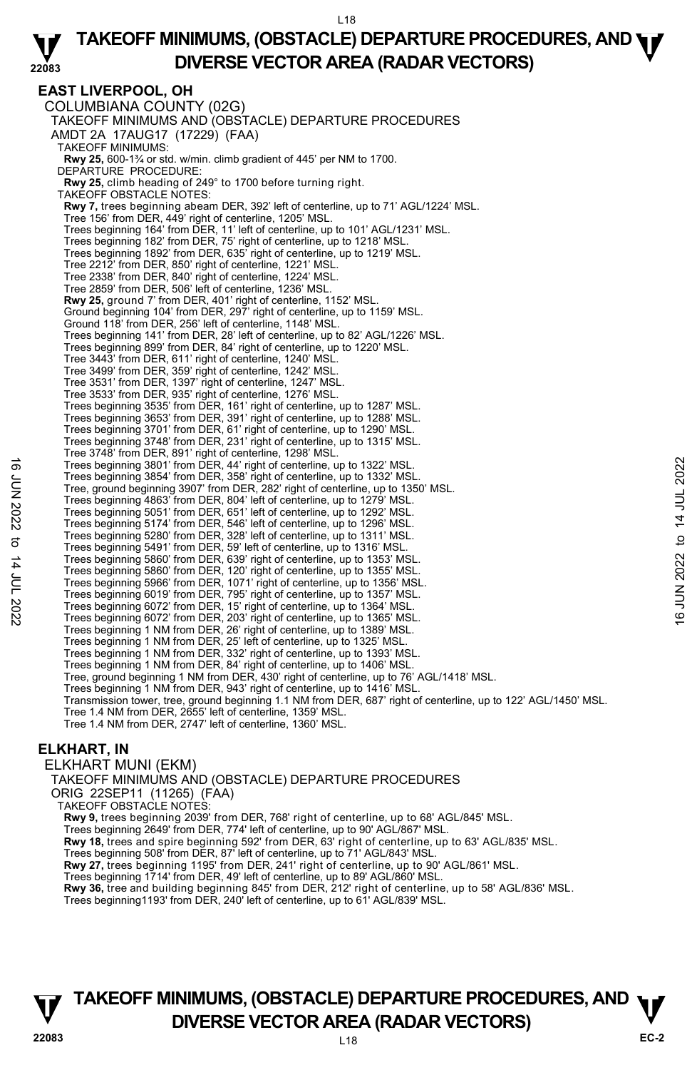## EAST LIVERPOOL, OH

COLUMBIANA COUNTY (02G)

TAKEOFF MINIMUMS AND (OBSTACLE) DEPARTURE PROCEDURES

AMDT 2A 17AUG17 (17229) (FAA)

TAKEOFF MINIMUMS:

**Rwy 25,** 600-1¾ or std. w/min. climb gradient of 445' per NM to 1700.

DEPARTURE PROCEDURE:

**Rwy 25,** climb heading of 249° to 1700 before turning right.

TAKEOFF OBSTACLE NOTES:

**Rwy 7,** trees beginning abeam DER, 392' left of centerline, up to 71' AGL/1224' MSL.
Tree 156' from DER, 449' right of centerline, 1205' MSL.
Trees beginning 164' from DER, 11' left of centerline, up to 101' AGL/1231' MSL.
Trees beginning 182' from DER, 75' right of centerline, up to 1218' MSL.
Trees beginning 1892' from DER, 635' right of centerline, up to 1219' MSL.
Tree 2212' from DER, 850' right of centerline, 1221' MSL.
Tree 2338' from DER, 840' right of centerline, 1224' MSL.
Tree 2859' from DER, 506' left of centerline, 1236' MSL.

**Rwy 25,** ground 7' from DER, 401' right of centerline, 1152' MSL.
Ground beginning 104' from DER, 297' right of centerline, up to 1159' MSL.
Ground 118' from DER, 256' left of centerline, 1148' MSL.
Trees beginning 141' from DER, 28' left of centerline, up to 82' AGL/1226' MSL.
Trees beginning 899' from DER, 84' right of centerline, up to 1220' MSL.
Tree 3443' from DER, 611' right of centerline, 1240' MSL.
Tree 3499' from DER, 359' right of centerline, 1242' MSL.
Tree 3531' from DER, 1397' right of centerline, 1247' MSL.
Tree 3533' from DER, 935' right of centerline, 1276' MSL.
Trees beginning 3535' from DER, 161' right of centerline, up to 1287' MSL.
Trees beginning 3653' from DER, 391' right of centerline, up to 1288' MSL.
Trees beginning 3701' from DER, 61' right of centerline, up to 1290' MSL.
Trees beginning 3748' from DER, 231' right of centerline, up to 1315' MSL.
Tree 3748' from DER, 891' right of centerline, 1298' MSL.
Trees beginning 3801' from DER, 44' right of centerline, up to 1322' MSL.
Trees beginning 3854' from DER, 358' right of centerline, up to 1332' MSL.
Tree, ground beginning 3907' from DER, 282' right of centerline, up to 1350' MSL.
Trees beginning 4863' from DER, 804' left of centerline, up to 1279' MSL.
Trees beginning 5051' from DER, 651' left of centerline, up to 1292' MSL.
Trees beginning 5174' from DER, 546' left of centerline, up to 1296' MSL.
Trees beginning 5280' from DER, 328' left of centerline, up to 1311' MSL.
Trees beginning 5491' from DER, 59' left of centerline, up to 1316' MSL.
Trees beginning 5860' from DER, 639' right of centerline, up to 1353' MSL.
Trees beginning 5860' from DER, 120' right of centerline, up to 1355' MSL.
Trees beginning 5966' from DER, 1071' right of centerline, up to 1356' MSL.
Trees beginning 6019' from DER, 795' right of centerline, up to 1357' MSL.
Trees beginning 6072' from DER, 15' right of centerline, up to 1364' MSL.
Trees beginning 6072' from DER, 203' right of centerline, up to 1365' MSL.
Trees beginning 1 NM from DER, 26' right of centerline, up to 1389' MSL.
Trees beginning 1 NM from DER, 25' left of centerline, up to 1325' MSL.
Trees beginning 1 NM from DER, 332' right of centerline, up to 1393' MSL.
Trees beginning 1 NM from DER, 84' right of centerline, up to 1406' MSL.
Tree, ground beginning 1 NM from DER, 430' right of centerline, up to 76' AGL/1418' MSL.
Trees beginning 1 NM from DER, 943' right of centerline, up to 1416' MSL.
Transmission tower, tree, ground beginning 1.1 NM from DER, 687' right of centerline, up to 122' AGL/1450' MSL.
Tree 1.4 NM from DER, 2655' left of centerline, 1359' MSL.
Tree 1.4 NM from DER, 2747' left of centerline, 1360' MSL.

## ELKHART, IN

ELKHART MUNI (EKM)

TAKEOFF MINIMUMS AND (OBSTACLE) DEPARTURE PROCEDURES

ORIG 22SEP11 (11265) (FAA)

TAKEOFF OBSTACLE NOTES:

**Rwy 9,** trees beginning 2039' from DER, 768' right of centerline, up to 68' AGL/845' MSL.
Trees beginning 2649' from DER, 774' left of centerline, up to 90' AGL/867' MSL.

**Rwy 18,** trees and spire beginning 592' from DER, 63' right of centerline, up to 63' AGL/835' MSL.
Trees beginning 508' from DER, 87' left of centerline, up to 71' AGL/843' MSL.

**Rwy 27,** trees beginning 1195' from DER, 241' right of centerline, up to 90' AGL/861' MSL.
Trees beginning 1714' from DER, 49' left of centerline, up to 89' AGL/860' MSL.

**Rwy 36,** tree and building beginning 845' from DER, 212' right of centerline, up to 58' AGL/836' MSL.
Trees beginning1193' from DER, 240' left of centerline, up to 61' AGL/839' MSL.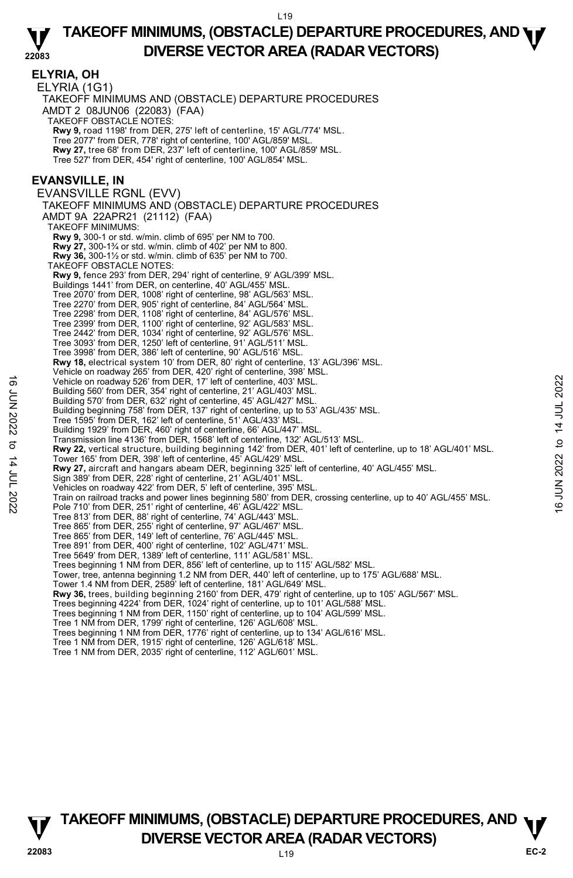## ELYRIA, OH

ELYRIA (1G1)

TAKEOFF MINIMUMS AND (OBSTACLE) DEPARTURE PROCEDURES

AMDT 2 08JUN06 (22083) (FAA)

TAKEOFF OBSTACLE NOTES:

**Rwy 9,** road 1198' from DER, 275' left of centerline, 15' AGL/774' MSL.
Tree 2077' from DER, 778' right of centerline, 100' AGL/859' MSL.
**Rwy 27,** tree 68' from DER, 237' left of centerline, 100' AGL/859' MSL.
Tree 527' from DER, 454' right of centerline, 100' AGL/854' MSL.

## EVANSVILLE, IN

EVANSVILLE RGNL (EVV)

TAKEOFF MINIMUMS AND (OBSTACLE) DEPARTURE PROCEDURES

AMDT 9A 22APR21 (21112) (FAA)

TAKEOFF MINIMUMS:

**Rwy 9,** 300-1 or std. w/min. climb of 695' per NM to 700.
**Rwy 27,** 300-1¾ or std. w/min. climb of 402' per NM to 800.
**Rwy 36,** 300-1½ or std. w/min. climb of 635' per NM to 700.

TAKEOFF OBSTACLE NOTES:

**Rwy 9,** fence 293' from DER, 294' right of centerline, 9' AGL/399' MSL.
Buildings 1441' from DER, on centerline, 40' AGL/455' MSL.
Tree 2070' from DER, 1008' right of centerline, 98' AGL/563' MSL.
Tree 2270' from DER, 905' right of centerline, 84' AGL/564' MSL.
Tree 2298' from DER, 1108' right of centerline, 84' AGL/576' MSL.
Tree 2399' from DER, 1100' right of centerline, 92' AGL/583' MSL.
Tree 2442' from DER, 1034' right of centerline, 92' AGL/576' MSL.
Tree 3093' from DER, 1250' left of centerline, 91' AGL/511' MSL.
Tree 3998' from DER, 386' left of centerline, 90' AGL/516' MSL.
**Rwy 18,** electrical system 10' from DER, 80' right of centerline, 13' AGL/396' MSL.
Vehicle on roadway 265' from DER, 420' right of centerline, 398' MSL.
Vehicle on roadway 526' from DER, 17' left of centerline, 403' MSL.
Building 560' from DER, 354' right of centerline, 21' AGL/403' MSL.
Building 570' from DER, 632' right of centerline, 45' AGL/427' MSL.
Building beginning 758' from DER, 137' right of centerline, up to 53' AGL/435' MSL.
Tree 1595' from DER, 162' left of centerline, 51' AGL/433' MSL.
Building 1929' from DER, 460' right of centerline, 66' AGL/447' MSL.
Transmission line 4136' from DER, 1568' left of centerline, 132' AGL/513' MSL.
**Rwy 22,** vertical structure, building beginning 142' from DER, 401' left of centerline, up to 18' AGL/401' MSL.
Tower 165' from DER, 398' left of centerline, 45' AGL/429' MSL.
**Rwy 27,** aircraft and hangars abeam DER, beginning 325' left of centerline, 40' AGL/455' MSL.
Sign 389' from DER, 228' right of centerline, 21' AGL/401' MSL.
Vehicles on roadway 422' from DER, 5' left of centerline, 395' MSL.
Train on railroad tracks and power lines beginning 580' from DER, crossing centerline, up to 40' AGL/455' MSL.
Pole 710' from DER, 251' right of centerline, 46' AGL/422' MSL.
Tree 813' from DER, 88' right of centerline, 74' AGL/443' MSL.
Tree 865' from DER, 255' right of centerline, 97' AGL/467' MSL.
Tree 865' from DER, 149' left of centerline, 76' AGL/445' MSL.
Tree 891' from DER, 400' right of centerline, 102' AGL/471' MSL.
Tree 5649' from DER, 1389' left of centerline, 111' AGL/581' MSL.
Trees beginning 1 NM from DER, 856' left of centerline, up to 115' AGL/582' MSL.
Tower, tree, antenna beginning 1.2 NM from DER, 440' left of centerline, up to 175' AGL/688' MSL.
Tower 1.4 NM from DER, 2589' left of centerline, 181' AGL/649' MSL.
**Rwy 36,** trees, building beginning 2160' from DER, 479' right of centerline, up to 105' AGL/567' MSL.
Trees beginning 4224' from DER, 1024' right of centerline, up to 101' AGL/588' MSL.
Trees beginning 1 NM from DER, 1150' right of centerline, up to 104' AGL/599' MSL.
Tree 1 NM from DER, 1799' right of centerline, 126' AGL/608' MSL.
Trees beginning 1 NM from DER, 1776' right of centerline, up to 134' AGL/616' MSL.
Tree 1 NM from DER, 1915' right of centerline, 126' AGL/618' MSL.
Tree 1 NM from DER, 2035' right of centerline, 112' AGL/601' MSL.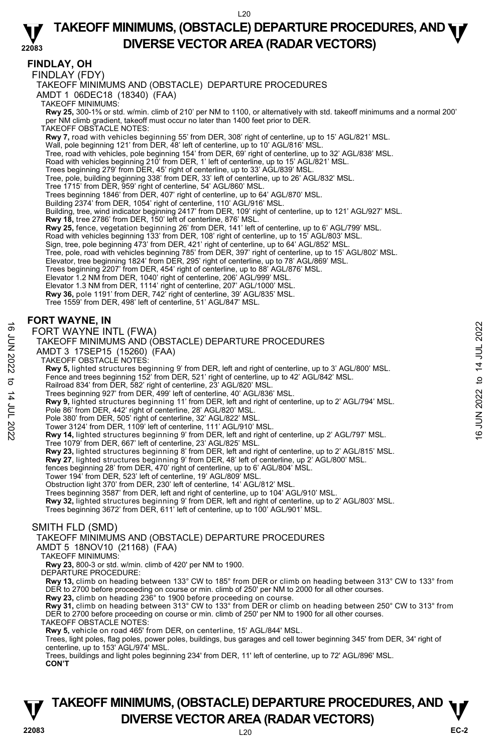## FINDLAY, OH

FINDLAY (FDY)

TAKEOFF MINIMUMS AND (OBSTACLE) DEPARTURE PROCEDURES

AMDT 1 06DEC18 (18340) (FAA)

TAKEOFF MINIMUMS:

**Rwy 25,** 300-1⅝ or std. w/min. climb of 210' per NM to 1100, or alternatively with std. takeoff minimums and a normal 200' per NM climb gradient, takeoff must occur no later than 1400 feet prior to DER.

TAKEOFF OBSTACLE NOTES:

**Rwy 7,** road with vehicles beginning 55' from DER, 308' right of centerline, up to 15' AGL/821' MSL.
Wall, pole beginning 121' from DER, 48' left of centerline, up to 10' AGL/816' MSL.
Tree, road with vehicles, pole beginning 154' from DER, 69' right of centerline, up to 32' AGL/838' MSL.
Road with vehicles beginning 210' from DER, 1' left of centerline, up to 15' AGL/821' MSL.
Trees beginning 279' from DER, 45' right of centerline, up to 33' AGL/839' MSL.
Tree, pole, building beginning 338' from DER, 33' left of centerline, up to 26' AGL/832' MSL.
Tree 1715' from DER, 959' right of centerline, 54' AGL/860' MSL.
Trees beginning 1846' from DER, 407' right of centerline, up to 64' AGL/870' MSL.
Building 2374' from DER, 1054' right of centerline, 110' AGL/916' MSL.
Building, tree, wind indicator beginning 2417' from DER, 109' right of centerline, up to 121' AGL/927' MSL.
**Rwy 18,** tree 2786' from DER, 150' left of centerline, 876' MSL.
**Rwy 25,** fence, vegetation beginning 26' from DER, 141' left of centerline, up to 6' AGL/799' MSL.
Road with vehicles beginning 133' from DER, 108' right of centerline, up to 15' AGL/803' MSL.
Sign, tree, pole beginning 473' from DER, 421' right of centerline, up to 64' AGL/852' MSL.
Tree, pole, road with vehicles beginning 785' from DER, 397' right of centerline, up to 15' AGL/802' MSL.
Elevator, tree beginning 1824' from DER, 295' right of centerline, up to 78' AGL/869' MSL.
Trees beginning 2207' from DER, 454' right of centerline, up to 88' AGL/876' MSL.
Elevator 1.2 NM from DER, 1040' right of centerline, 206' AGL/999' MSL.
Elevator 1.3 NM from DER, 1114' right of centerline, 207' AGL/1000' MSL.
**Rwy 36,** pole 1191' from DER, 742' right of centerline, 39' AGL/835' MSL.
Tree 1559' from DER, 498' left of centerline, 51' AGL/847' MSL.

## FORT WAYNE, IN

FORT WAYNE INTL (FWA)

TAKEOFF MINIMUMS AND (OBSTACLE) DEPARTURE PROCEDURES

AMDT 3 17SEP15 (15260) (FAA)

TAKEOFF OBSTACLE NOTES:

**Rwy 5,** lighted structures beginning 9' from DER, left and right of centerline, up to 3' AGL/800' MSL.
Fence and trees beginning 152' from DER, 521' right of centerline, up to 42' AGL/842' MSL.
Railroad 834' from DER, 582' right of centerline, 23' AGL/820' MSL.
Trees beginning 927' from DER, 499' left of centerline, 40' AGL/836' MSL.
**Rwy 9,** lighted structures beginning 11' from DER, left and right of centerline, up to 2' AGL/794' MSL.
Pole 86' from DER, 442' right of centerline, 28' AGL/820' MSL.
Pole 380' from DER, 505' right of centerline, 32' AGL/822' MSL.
Tower 3124' from DER, 1109' left of centerline, 111' AGL/910' MSL.
**Rwy 14,** lighted structures beginning 9' from DER, left and right of centerline, up 2' AGL/797' MSL.
Tree 1079' from DER, 667' left of centerline, 23' AGL/825' MSL.
**Rwy 23,** lighted structures beginning 8' from DER, left and right of centerline, up to 2' AGL/815' MSL.
**Rwy 27**, lighted structures beginning 9' from DER, 48' left of centerline, up 2' AGL/800' MSL.
fences beginning 28' from DER, 470' right of centerline, up to 6' AGL/804' MSL.
Tower 194' from DER, 523' left of centerline, 19' AGL/809' MSL.
Obstruction light 370' from DER, 230' left of centerline, 14' AGL/812' MSL.
Trees beginning 3587' from DER, left and right of centerline, up to 104' AGL/910' MSL.
**Rwy 32,** lighted structures beginning 9' from DER, left and right of centerline, up to 2' AGL/803' MSL.
Trees beginning 3672' from DER, 611' left of centerline, up to 100' AGL/901' MSL.

SMITH FLD (SMD)

TAKEOFF MINIMUMS AND (OBSTACLE) DEPARTURE PROCEDURES

AMDT 5 18NOV10 (21168) (FAA)

TAKEOFF MINIMUMS:

**Rwy 23,** 800-3 or std. w/min. climb of 420' per NM to 1900.

DEPARTURE PROCEDURE:

**Rwy 13,** climb on heading between 133° CW to 185° from DER or climb on heading between 313° CW to 133° from DER to 2700 before proceeding on course or min. climb of 250' per NM to 2000 for all other courses.
**Rwy 23,** climb on heading 236° to 1900 before proceeding on course.
**Rwy 31,** climb on heading between 313° CW to 133° from DER or climb on heading between 250° CW to 313° from DER to 2700 before proceeding on course or min. climb of 250' per NM to 1900 for all other courses.

TAKEOFF OBSTACLE NOTES:

**Rwy 5,** vehicle on road 465' from DER, on centerline, 15' AGL/844' MSL.
Trees, light poles, flag poles, power poles, buildings, bus garages and cell tower beginning 345' from DER, 34' right of centerline, up to 153' AGL/974' MSL.
Trees, buildings and light poles beginning 234' from DER, 11' left of centerline, up to 72' AGL/896' MSL.
**CON'T**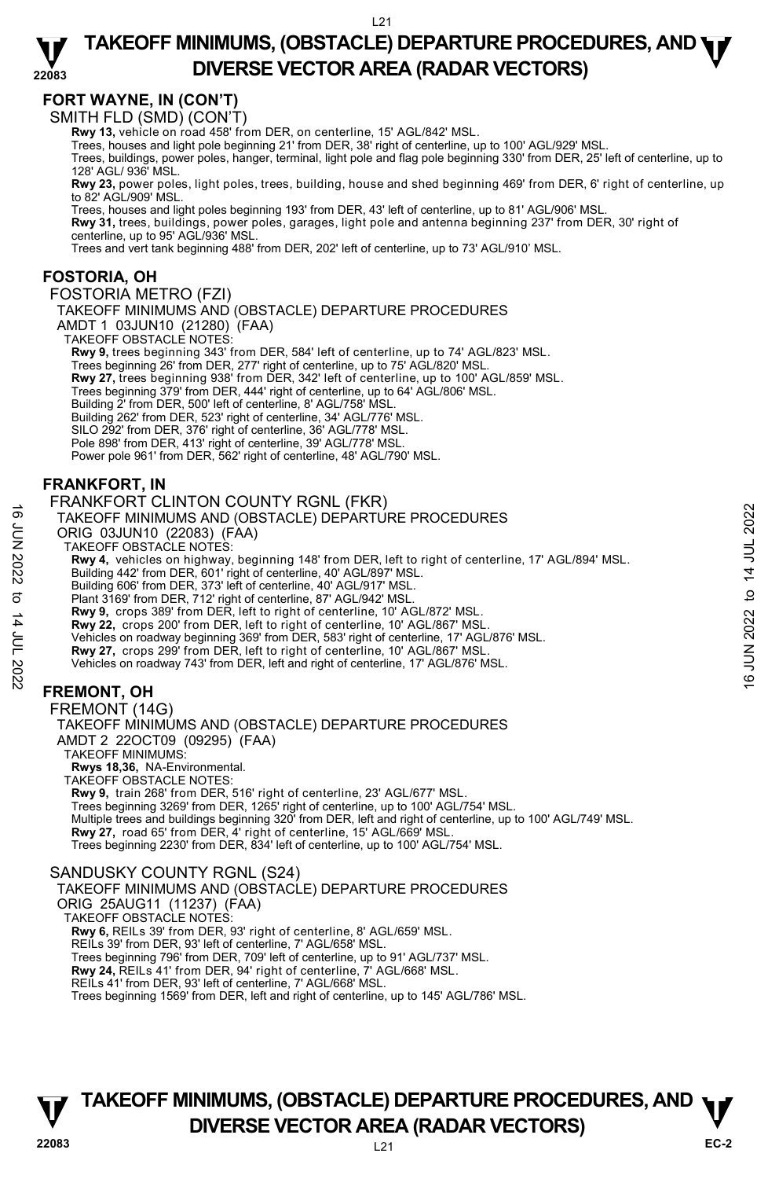## FORT WAYNE, IN (CON'T)

SMITH FLD (SMD) (CON'T)

**Rwy 13,** vehicle on road 458' from DER, on centerline, 15' AGL/842' MSL.
Trees, houses and light pole beginning 21' from DER, 38' right of centerline, up to 100' AGL/929' MSL.
Trees, buildings, power poles, hanger, terminal, light pole and flag pole beginning 330' from DER, 25' left of centerline, up to 128' AGL/ 936' MSL.
**Rwy 23,** power poles, light poles, trees, building, house and shed beginning 469' from DER, 6' right of centerline, up to 82' AGL/909' MSL.
Trees, houses and light poles beginning 193' from DER, 43' left of centerline, up to 81' AGL/906' MSL.
**Rwy 31,** trees, buildings, power poles, garages, light pole and antenna beginning 237' from DER, 30' right of centerline, up to 95' AGL/936' MSL.
Trees and vert tank beginning 488' from DER, 202' left of centerline, up to 73' AGL/910' MSL.

## FOSTORIA, OH

FOSTORIA METRO (FZI)

TAKEOFF MINIMUMS AND (OBSTACLE) DEPARTURE PROCEDURES
AMDT 1 03JUN10 (21280) (FAA)
TAKEOFF OBSTACLE NOTES:
**Rwy 9,** trees beginning 343' from DER, 584' left of centerline, up to 74' AGL/823' MSL.
Trees beginning 26' from DER, 277' right of centerline, up to 75' AGL/820' MSL.
**Rwy 27,** trees beginning 938' from DER, 342' left of centerline, up to 100' AGL/859' MSL.
Trees beginning 379' from DER, 444' right of centerline, up to 64' AGL/806' MSL.
Building 2' from DER, 500' left of centerline, 8' AGL/758' MSL.
Building 262' from DER, 523' right of centerline, 34' AGL/776' MSL.
SILO 292' from DER, 376' right of centerline, 36' AGL/778' MSL.
Pole 898' from DER, 413' right of centerline, 39' AGL/778' MSL.
Power pole 961' from DER, 562' right of centerline, 48' AGL/790' MSL.

## FRANKFORT, IN

FRANKFORT CLINTON COUNTY RGNL (FKR)

TAKEOFF MINIMUMS AND (OBSTACLE) DEPARTURE PROCEDURES
ORIG 03JUN10 (22083) (FAA)
TAKEOFF OBSTACLE NOTES:
**Rwy 4,** vehicles on highway, beginning 148' from DER, left to right of centerline, 17' AGL/894' MSL.
Building 442' from DER, 601' right of centerline, 40' AGL/897' MSL.
Building 606' from DER, 373' left of centerline, 40' AGL/917' MSL.
Plant 3169' from DER, 712' right of centerline, 87' AGL/942' MSL.
**Rwy 9,** crops 389' from DER, left to right of centerline, 10' AGL/872' MSL.
**Rwy 22,** crops 200' from DER, left to right of centerline, 10' AGL/867' MSL.
Vehicles on roadway beginning 369' from DER, 583' right of centerline, 17' AGL/876' MSL.
**Rwy 27,** crops 299' from DER, left to right of centerline, 10' AGL/867' MSL.
Vehicles on roadway 743' from DER, left and right of centerline, 17' AGL/876' MSL.

## FREMONT, OH

FREMONT (14G)

TAKEOFF MINIMUMS AND (OBSTACLE) DEPARTURE PROCEDURES
AMDT 2 22OCT09 (09295) (FAA)
TAKEOFF MINIMUMS:
**Rwys 18,36,** NA-Environmental.
TAKEOFF OBSTACLE NOTES:
**Rwy 9,** train 268' from DER, 516' right of centerline, 23' AGL/677' MSL.
Trees beginning 3269' from DER, 1265' right of centerline, up to 100' AGL/754' MSL.
Multiple trees and buildings beginning 320' from DER, left and right of centerline, up to 100' AGL/749' MSL.
**Rwy 27,** road 65' from DER, 4' right of centerline, 15' AGL/669' MSL.
Trees beginning 2230' from DER, 834' left of centerline, up to 100' AGL/754' MSL.

SANDUSKY COUNTY RGNL (S24)

TAKEOFF MINIMUMS AND (OBSTACLE) DEPARTURE PROCEDURES
ORIG 25AUG11 (11237) (FAA)
TAKEOFF OBSTACLE NOTES:
**Rwy 6,** REILs 39' from DER, 93' right of centerline, 8' AGL/659' MSL.
REILs 39' from DER, 93' left of centerline, 7' AGL/658' MSL.
Trees beginning 796' from DER, 709' left of centerline, up to 91' AGL/737' MSL.
**Rwy 24,** REILs 41' from DER, 94' right of centerline, 7' AGL/668' MSL.
REILs 41' from DER, 93' left of centerline, 7' AGL/668' MSL.
Trees beginning 1569' from DER, left and right of centerline, up to 145' AGL/786' MSL.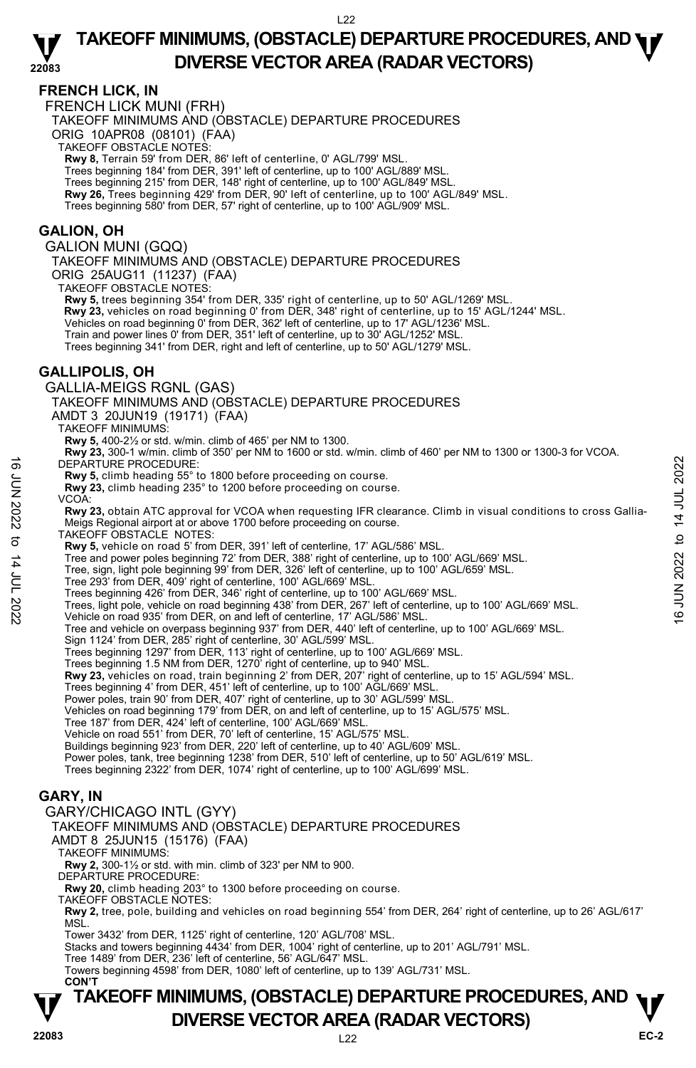# TAKEOFF MINIMUMS, (OBSTACLE) DEPARTURE PROCEDURES, AND DIVERSE VECTOR AREA (RADAR VECTORS)

## FRENCH LICK, IN

FRENCH LICK MUNI (FRH)

TAKEOFF MINIMUMS AND (OBSTACLE) DEPARTURE PROCEDURES

ORIG 10APR08 (08101) (FAA)

TAKEOFF OBSTACLE NOTES:

**Rwy 8,** Terrain 59' from DER, 86' left of centerline, 0' AGL/799' MSL.
Trees beginning 184' from DER, 391' left of centerline, up to 100' AGL/889' MSL.
Trees beginning 215' from DER, 148' right of centerline, up to 100' AGL/849' MSL.
**Rwy 26,** Trees beginning 429' from DER, 90' left of centerline, up to 100' AGL/849' MSL.
Trees beginning 580' from DER, 57' right of centerline, up to 100' AGL/909' MSL.

## GALION, OH

GALION MUNI (GQQ)

TAKEOFF MINIMUMS AND (OBSTACLE) DEPARTURE PROCEDURES

ORIG 25AUG11 (11237) (FAA)

TAKEOFF OBSTACLE NOTES:

**Rwy 5,** trees beginning 354' from DER, 335' right of centerline, up to 50' AGL/1269' MSL.
**Rwy 23,** vehicles on road beginning 0' from DER, 348' right of centerline, up to 15' AGL/1244' MSL.
Vehicles on road beginning 0' from DER, 362' left of centerline, up to 17' AGL/1236' MSL.
Train and power lines 0' from DER, 351' left of centerline, up to 30' AGL/1252' MSL.
Trees beginning 341' from DER, right and left of centerline, up to 50' AGL/1279' MSL.

## GALLIPOLIS, OH

GALLIA-MEIGS RGNL (GAS)

TAKEOFF MINIMUMS AND (OBSTACLE) DEPARTURE PROCEDURES

AMDT 3 20JUN19 (19171) (FAA)

TAKEOFF MINIMUMS:

**Rwy 5,** 400-2½ or std. w/min. climb of 465' per NM to 1300.
**Rwy 23,** 300-1 w/min. climb of 350' per NM to 1600 or std. w/min. climb of 460' per NM to 1300 or 1300-3 for VCOA.

DEPARTURE PROCEDURE:

**Rwy 5,** climb heading 55° to 1800 before proceeding on course.
**Rwy 23,** climb heading 235° to 1200 before proceeding on course.

VCOA:

**Rwy 23,** obtain ATC approval for VCOA when requesting IFR clearance. Climb in visual conditions to cross Gallia-Meigs Regional airport at or above 1700 before proceeding on course.

TAKEOFF OBSTACLE NOTES:

**Rwy 5,** vehicle on road 5' from DER, 391' left of centerline, 17' AGL/586' MSL.
Tree and power poles beginning 72' from DER, 388' right of centerline, up to 100' AGL/669' MSL.
Tree, sign, light pole beginning 99' from DER, 326' left of centerline, up to 100' AGL/659' MSL.
Tree 293' from DER, 409' right of centerline, 100' AGL/669' MSL.
Trees beginning 426' from DER, 346' right of centerline, up to 100' AGL/669' MSL.
Trees, light pole, vehicle on road beginning 438' from DER, 267' left of centerline, up to 100' AGL/669' MSL.
Vehicle on road 935' from DER, on and left of centerline, 17' AGL/586' MSL.
Tree and vehicle on overpass beginning 937' from DER, 440' left of centerline, up to 100' AGL/669' MSL.
Sign 1124' from DER, 285' right of centerline, 30' AGL/599' MSL.
Trees beginning 1297' from DER, 113' right of centerline, up to 100' AGL/669' MSL.
Trees beginning 1.5 NM from DER, 1270' right of centerline, up to 940' MSL.
**Rwy 23,** vehicles on road, train beginning 2' from DER, 207' right of centerline, up to 15' AGL/594' MSL.
Trees beginning 4' from DER, 451' left of centerline, up to 100' AGL/669' MSL.
Power poles, train 90' from DER, 407' right of centerline, up to 30' AGL/599' MSL.
Vehicles on road beginning 179' from DER, on and left of centerline, up to 15' AGL/575' MSL.
Tree 187' from DER, 424' left of centerline, 100' AGL/669' MSL.
Vehicle on road 551' from DER, 70' left of centerline, 15' AGL/575' MSL.
Buildings beginning 923' from DER, 220' left of centerline, up to 40' AGL/609' MSL.
Power poles, tank, tree beginning 1238' from DER, 510' left of centerline, up to 50' AGL/619' MSL.
Trees beginning 2322' from DER, 1074' right of centerline, up to 100' AGL/699' MSL.

## GARY, IN

GARY/CHICAGO INTL (GYY)

TAKEOFF MINIMUMS AND (OBSTACLE) DEPARTURE PROCEDURES

AMDT 8 25JUN15 (15176) (FAA)

TAKEOFF MINIMUMS:

**Rwy 2,** 300-1½ or std. with min. climb of 323' per NM to 900.

DEPARTURE PROCEDURE:

**Rwy 20,** climb heading 203° to 1300 before proceeding on course.

TAKEOFF OBSTACLE NOTES:

**Rwy 2,** tree, pole, building and vehicles on road beginning 554' from DER, 264' right of centerline, up to 26' AGL/617' MSL.
Tower 3432' from DER, 1125' right of centerline, 120' AGL/708' MSL.
Stacks and towers beginning 4434' from DER, 1004' right of centerline, up to 201' AGL/791' MSL.
Tree 1489' from DER, 236' left of centerline, 56' AGL/647' MSL.
Towers beginning 4598' from DER, 1080' left of centerline, up to 139' AGL/731' MSL.

**CON'T**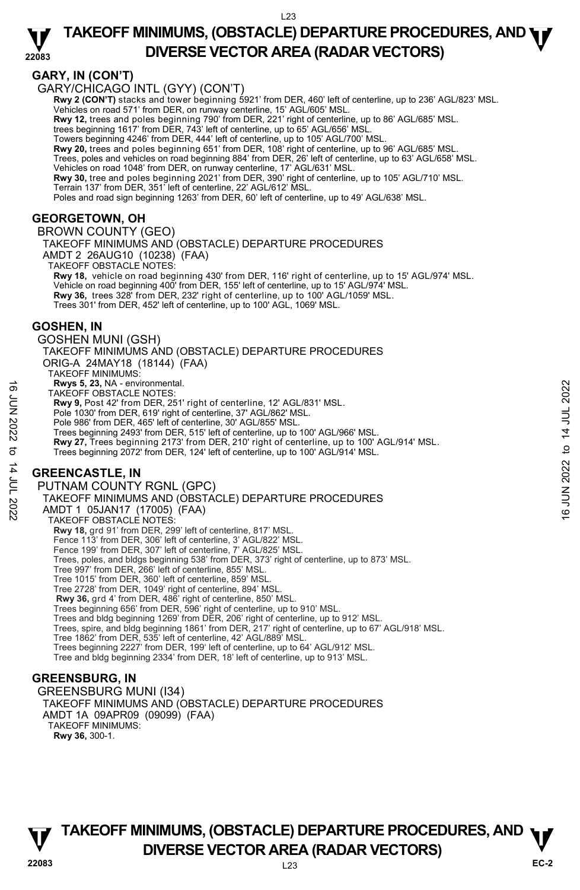## GARY, IN (CON'T)

GARY/CHICAGO INTL (GYY) (CON'T)

**Rwy 2 (CON'T)** stacks and tower beginning 5921' from DER, 460' left of centerline, up to 236' AGL/823' MSL.
Vehicles on road 571' from DER, on runway centerline, 15' AGL/605' MSL.
**Rwy 12,** trees and poles beginning 790' from DER, 221' right of centerline, up to 86' AGL/685' MSL.
trees beginning 1617' from DER, 743' left of centerline, up to 65' AGL/656' MSL.
Towers beginning 4246' from DER, 444' left of centerline, up to 105' AGL/700' MSL.
**Rwy 20,** trees and poles beginning 651' from DER, 108' right of centerline, up to 96' AGL/685' MSL.
Trees, poles and vehicles on road beginning 884' from DER, 26' left of centerline, up to 63' AGL/658' MSL.
Vehicles on road 1048' from DER, on runway centerline, 17' AGL/631' MSL.
**Rwy 30,** tree and poles beginning 2021' from DER, 390' right of centerline, up to 105' AGL/710' MSL.
Terrain 137' from DER, 351' left of centerline, 22' AGL/612' MSL.
Poles and road sign beginning 1263' from DER, 60' left of centerline, up to 49' AGL/638' MSL.

## GEORGETOWN, OH

BROWN COUNTY (GEO)
TAKEOFF MINIMUMS AND (OBSTACLE) DEPARTURE PROCEDURES
AMDT 2 26AUG10 (10238) (FAA)
TAKEOFF OBSTACLE NOTES:
**Rwy 18,** vehicle on road beginning 430' from DER, 116' right of centerline, up to 15' AGL/974' MSL.
Vehicle on road beginning 400' from DER, 155' left of centerline, up to 15' AGL/974' MSL.
**Rwy 36,** trees 328' from DER, 232' right of centerline, up to 100' AGL/1059' MSL.
Trees 301' from DER, 452' left of centerline, up to 100' AGL, 1069' MSL.

## GOSHEN, IN

GOSHEN MUNI (GSH)
TAKEOFF MINIMUMS AND (OBSTACLE) DEPARTURE PROCEDURES
ORIG-A 24MAY18 (18144) (FAA)
TAKEOFF MINIMUMS:
**Rwys 5, 23,** NA - environmental.
TAKEOFF OBSTACLE NOTES:
**Rwy 9,** Post 42' from DER, 251' right of centerline, 12' AGL/831' MSL.
Pole 1030' from DER, 619' right of centerline, 37' AGL/862' MSL.
Pole 986' from DER, 465' left of centerline, 30' AGL/855' MSL.
Trees beginning 2493' from DER, 515' left of centerline, up to 100' AGL/966' MSL.
**Rwy 27,** Trees beginning 2173' from DER, 210' right of centerline, up to 100' AGL/914' MSL.
Trees beginning 2072' from DER, 124' left of centerline, up to 100' AGL/914' MSL.

## GREENCASTLE, IN

PUTNAM COUNTY RGNL (GPC)
TAKEOFF MINIMUMS AND (OBSTACLE) DEPARTURE PROCEDURES
AMDT 1 05JAN17 (17005) (FAA)
TAKEOFF OBSTACLE NOTES:
**Rwy 18,** grd 91' from DER, 299' left of centerline, 817' MSL.
Fence 113' from DER, 306' left of centerline, 3' AGL/822' MSL.
Fence 199' from DER, 307' left of centerline, 7' AGL/825' MSL.
Trees, poles, and bldgs beginning 538' from DER, 373' right of centerline, up to 873' MSL.
Tree 997' from DER, 266' left of centerline, 855' MSL.
Tree 1015' from DER, 360' left of centerline, 859' MSL.
Tree 2728' from DER, 1049' right of centerline, 894' MSL.
**Rwy 36,** grd 4' from DER, 486' right of centerline, 850' MSL.
Trees beginning 656' from DER, 596' right of centerline, up to 910' MSL.
Trees and bldg beginning 1269' from DER, 206' right of centerline, up to 912' MSL.
Trees, spire, and bldg beginning 1861' from DER, 217' right of centerline, up to 67' AGL/918' MSL.
Tree 1862' from DER, 535' left of centerline, 42' AGL/889' MSL.
Trees beginning 2227' from DER, 199' left of centerline, up to 64' AGL/912' MSL.
Tree and bldg beginning 2334' from DER, 18' left of centerline, up to 913' MSL.

## GREENSBURG, IN

GREENSBURG MUNI (I34)
TAKEOFF MINIMUMS AND (OBSTACLE) DEPARTURE PROCEDURES
AMDT 1A 09APR09 (09099) (FAA)
TAKEOFF MINIMUMS:
**Rwy 36,** 300-1.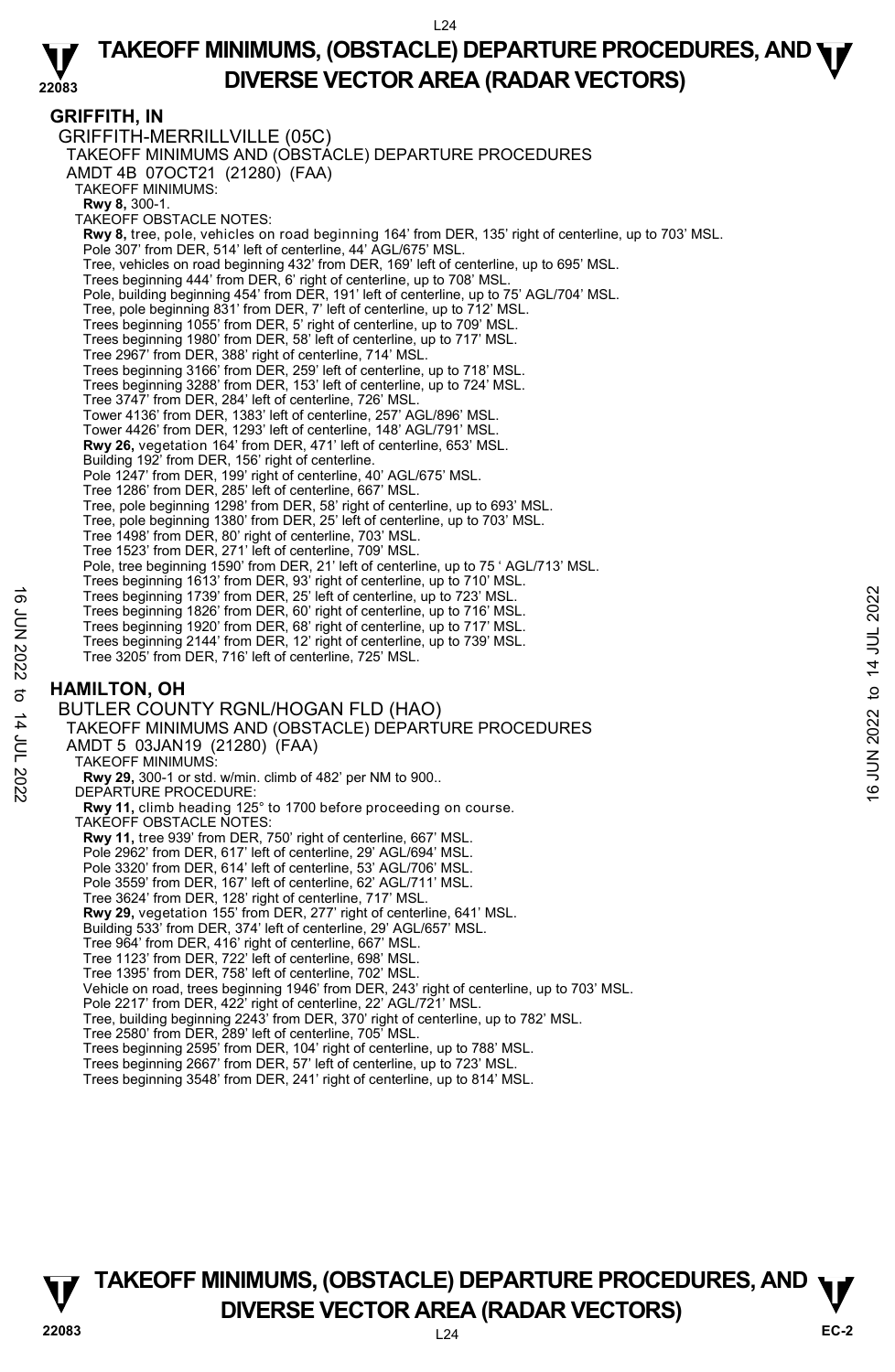## GRIFFITH, IN

### GRIFFITH-MERRILLVILLE (05C)

TAKEOFF MINIMUMS AND (OBSTACLE) DEPARTURE PROCEDURES
AMDT 4B 07OCT21 (21280) (FAA)

TAKEOFF MINIMUMS:
**Rwy 8,** 300-1.

TAKEOFF OBSTACLE NOTES:
**Rwy 8,** tree, pole, vehicles on road beginning 164' from DER, 135' right of centerline, up to 703' MSL.
Pole 307' from DER, 514' left of centerline, 44' AGL/675' MSL.
Tree, vehicles on road beginning 432' from DER, 169' left of centerline, up to 695' MSL.
Trees beginning 444' from DER, 6' right of centerline, up to 708' MSL.
Pole, building beginning 454' from DER, 191' left of centerline, up to 75' AGL/704' MSL.
Tree, pole beginning 831' from DER, 7' left of centerline, up to 712' MSL.
Trees beginning 1055' from DER, 5' right of centerline, up to 709' MSL.
Trees beginning 1980' from DER, 58' left of centerline, up to 717' MSL.
Tree 2967' from DER, 388' right of centerline, 714' MSL.
Trees beginning 3166' from DER, 259' left of centerline, up to 718' MSL.
Trees beginning 3288' from DER, 153' left of centerline, up to 724' MSL.
Tree 3747' from DER, 284' left of centerline, 726' MSL.
Tower 4136' from DER, 1383' left of centerline, 257' AGL/896' MSL.
Tower 4426' from DER, 1293' left of centerline, 148' AGL/791' MSL.
**Rwy 26,** vegetation 164' from DER, 471' left of centerline, 653' MSL.
Building 192' from DER, 156' right of centerline.
Pole 1247' from DER, 199' right of centerline, 40' AGL/675' MSL.
Tree 1286' from DER, 285' left of centerline, 667' MSL.
Tree, pole beginning 1298' from DER, 58' right of centerline, up to 693' MSL.
Tree, pole beginning 1380' from DER, 25' left of centerline, up to 703' MSL.
Tree 1498' from DER, 80' right of centerline, 703' MSL.
Tree 1523' from DER, 271' left of centerline, 709' MSL.
Pole, tree beginning 1590' from DER, 21' left of centerline, up to 75 ' AGL/713' MSL.
Trees beginning 1613' from DER, 93' right of centerline, up to 710' MSL.
Trees beginning 1739' from DER, 25' left of centerline, up to 723' MSL.
Trees beginning 1826' from DER, 60' right of centerline, up to 716' MSL.
Trees beginning 1920' from DER, 68' right of centerline, up to 717' MSL.
Trees beginning 2144' from DER, 12' right of centerline, up to 739' MSL.
Tree 3205' from DER, 716' left of centerline, 725' MSL.

## HAMILTON, OH

### BUTLER COUNTY RGNL/HOGAN FLD (HAO)

TAKEOFF MINIMUMS AND (OBSTACLE) DEPARTURE PROCEDURES
AMDT 5 03JAN19 (21280) (FAA)

TAKEOFF MINIMUMS:
**Rwy 29,** 300-1 or std. w/min. climb of 482' per NM to 900..

DEPARTURE PROCEDURE:
**Rwy 11,** climb heading 125° to 1700 before proceeding on course.

TAKEOFF OBSTACLE NOTES:
**Rwy 11,** tree 939' from DER, 750' right of centerline, 667' MSL.
Pole 2962' from DER, 617' left of centerline, 29' AGL/694' MSL.
Pole 3320' from DER, 614' left of centerline, 53' AGL/706' MSL.
Pole 3559' from DER, 167' left of centerline, 62' AGL/711' MSL.
Tree 3624' from DER, 128' right of centerline, 717' MSL.
**Rwy 29,** vegetation 155' from DER, 277' right of centerline, 641' MSL.
Building 533' from DER, 374' left of centerline, 29' AGL/657' MSL.
Tree 964' from DER, 416' right of centerline, 667' MSL.
Tree 1123' from DER, 722' left of centerline, 698' MSL.
Tree 1395' from DER, 758' left of centerline, 702' MSL.
Vehicle on road, trees beginning 1946' from DER, 243' right of centerline, up to 703' MSL.
Pole 2217' from DER, 422' right of centerline, 22' AGL/721' MSL.
Tree, building beginning 2243' from DER, 370' right of centerline, up to 782' MSL.
Tree 2580' from DER, 289' left of centerline, 705' MSL.
Trees beginning 2595' from DER, 104' right of centerline, up to 788' MSL.
Trees beginning 2667' from DER, 57' left of centerline, up to 723' MSL.
Trees beginning 3548' from DER, 241' right of centerline, up to 814' MSL.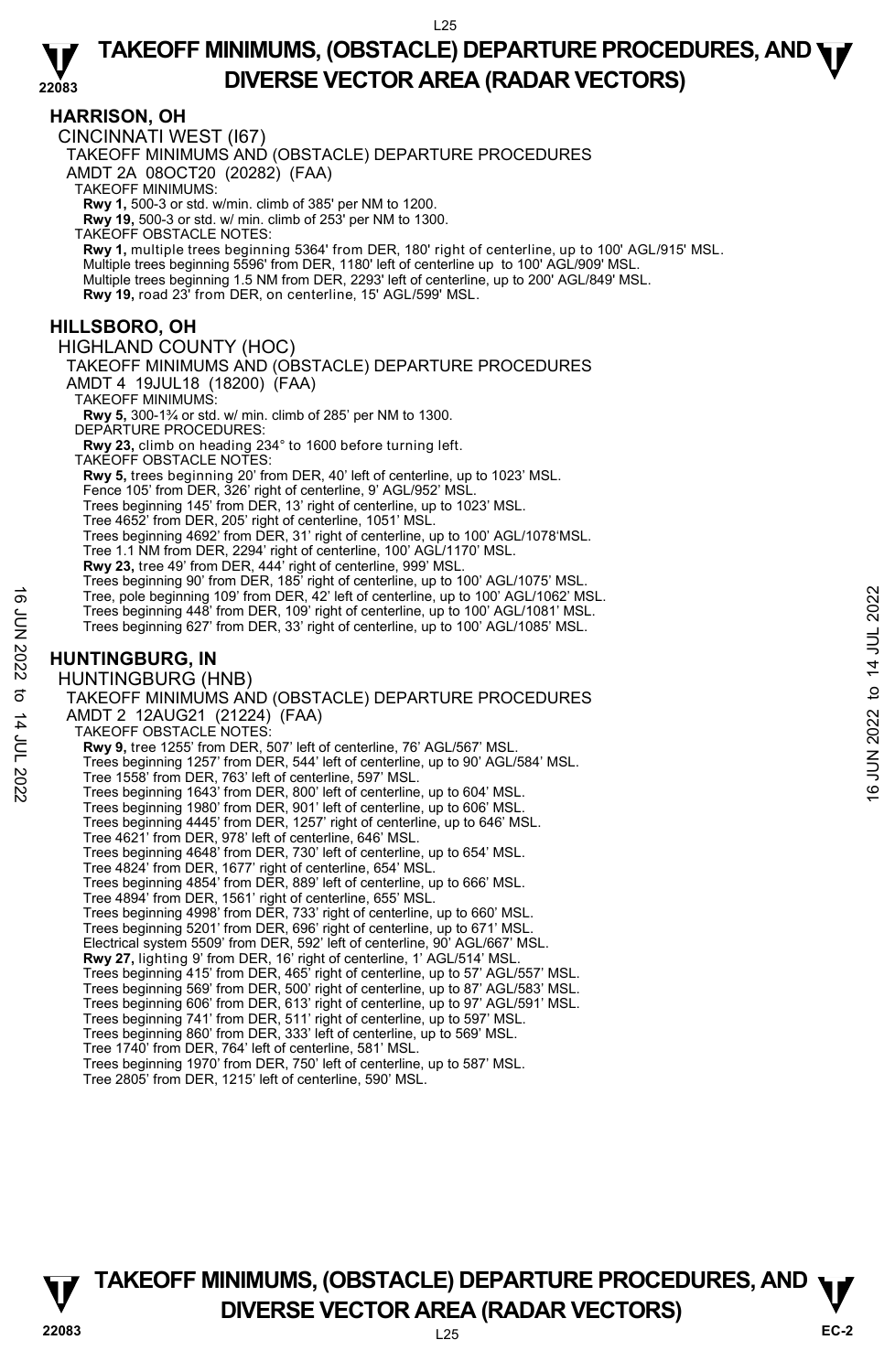## HARRISON, OH

CINCINNATI WEST (I67)

TAKEOFF MINIMUMS AND (OBSTACLE) DEPARTURE PROCEDURES

AMDT 2A 08OCT20 (20282) (FAA)

TAKEOFF MINIMUMS:

**Rwy 1,** 500-3 or std. w/min. climb of 385' per NM to 1200.

**Rwy 19,** 500-3 or std. w/ min. climb of 253' per NM to 1300.

TAKEOFF OBSTACLE NOTES:

**Rwy 1,** multiple trees beginning 5364' from DER, 180' right of centerline, up to 100' AGL/915' MSL.

Multiple trees beginning 5596' from DER, 1180' left of centerline up to 100' AGL/909' MSL.

Multiple trees beginning 1.5 NM from DER, 2293' left of centerline, up to 200' AGL/849' MSL.

**Rwy 19,** road 23' from DER, on centerline, 15' AGL/599' MSL.

## HILLSBORO, OH

HIGHLAND COUNTY (HOC)

TAKEOFF MINIMUMS AND (OBSTACLE) DEPARTURE PROCEDURES

AMDT 4 19JUL18 (18200) (FAA)

TAKEOFF MINIMUMS:

**Rwy 5,** 300-1¾ or std. w/ min. climb of 285' per NM to 1300.

DEPARTURE PROCEDURES:

**Rwy 23,** climb on heading 234° to 1600 before turning left.

TAKEOFF OBSTACLE NOTES:

**Rwy 5,** trees beginning 20' from DER, 40' left of centerline, up to 1023' MSL.

Fence 105' from DER, 326' right of centerline, 9' AGL/952' MSL.

Trees beginning 145' from DER, 13' right of centerline, up to 1023' MSL.

Tree 4652' from DER, 205' right of centerline, 1051' MSL.

Trees beginning 4692' from DER, 31' right of centerline, up to 100' AGL/1078' MSL.

Tree 1.1 NM from DER, 2294' right of centerline, 100' AGL/1170' MSL.

**Rwy 23,** tree 49' from DER, 444' right of centerline, 999' MSL.

Trees beginning 90' from DER, 185' right of centerline, up to 100' AGL/1075' MSL.

Tree, pole beginning 109' from DER, 42' left of centerline, up to 100' AGL/1062' MSL.

Trees beginning 448' from DER, 109' right of centerline, up to 100' AGL/1081' MSL.

Trees beginning 627' from DER, 33' right of centerline, up to 100' AGL/1085' MSL.

## HUNTINGBURG, IN

HUNTINGBURG (HNB)

TAKEOFF MINIMUMS AND (OBSTACLE) DEPARTURE PROCEDURES

AMDT 2 12AUG21 (21224) (FAA)

TAKEOFF OBSTACLE NOTES:

**Rwy 9,** tree 1255' from DER, 507' left of centerline, 76' AGL/567' MSL.

Trees beginning 1257' from DER, 544' left of centerline, up to 90' AGL/584' MSL.

Tree 1558' from DER, 763' left of centerline, 597' MSL.

Trees beginning 1643' from DER, 800' left of centerline, up to 604' MSL.

Trees beginning 1980' from DER, 901' left of centerline, up to 606' MSL.

Trees beginning 4445' from DER, 1257' right of centerline, up to 646' MSL.

Tree 4621' from DER, 978' left of centerline, 646' MSL.

Trees beginning 4648' from DER, 730' left of centerline, up to 654' MSL.

Tree 4824' from DER, 1677' right of centerline, 654' MSL.

Trees beginning 4854' from DER, 889' left of centerline, up to 666' MSL.

Tree 4894' from DER, 1561' right of centerline, 655' MSL.

Trees beginning 4998' from DER, 733' right of centerline, up to 660' MSL.

Trees beginning 5201' from DER, 696' right of centerline, up to 671' MSL.

Electrical system 5509' from DER, 592' left of centerline, 90' AGL/667' MSL.

**Rwy 27,** lighting 9' from DER, 16' right of centerline, 1' AGL/514' MSL.

Trees beginning 415' from DER, 465' right of centerline, up to 57' AGL/557' MSL.

Trees beginning 569' from DER, 500' right of centerline, up to 87' AGL/583' MSL.

Trees beginning 606' from DER, 613' right of centerline, up to 97' AGL/591' MSL.

Trees beginning 741' from DER, 511' right of centerline, up to 597' MSL.

Trees beginning 860' from DER, 333' left of centerline, up to 569' MSL.

Tree 1740' from DER, 764' left of centerline, 581' MSL.

Trees beginning 1970' from DER, 750' left of centerline, up to 587' MSL.

Tree 2805' from DER, 1215' left of centerline, 590' MSL.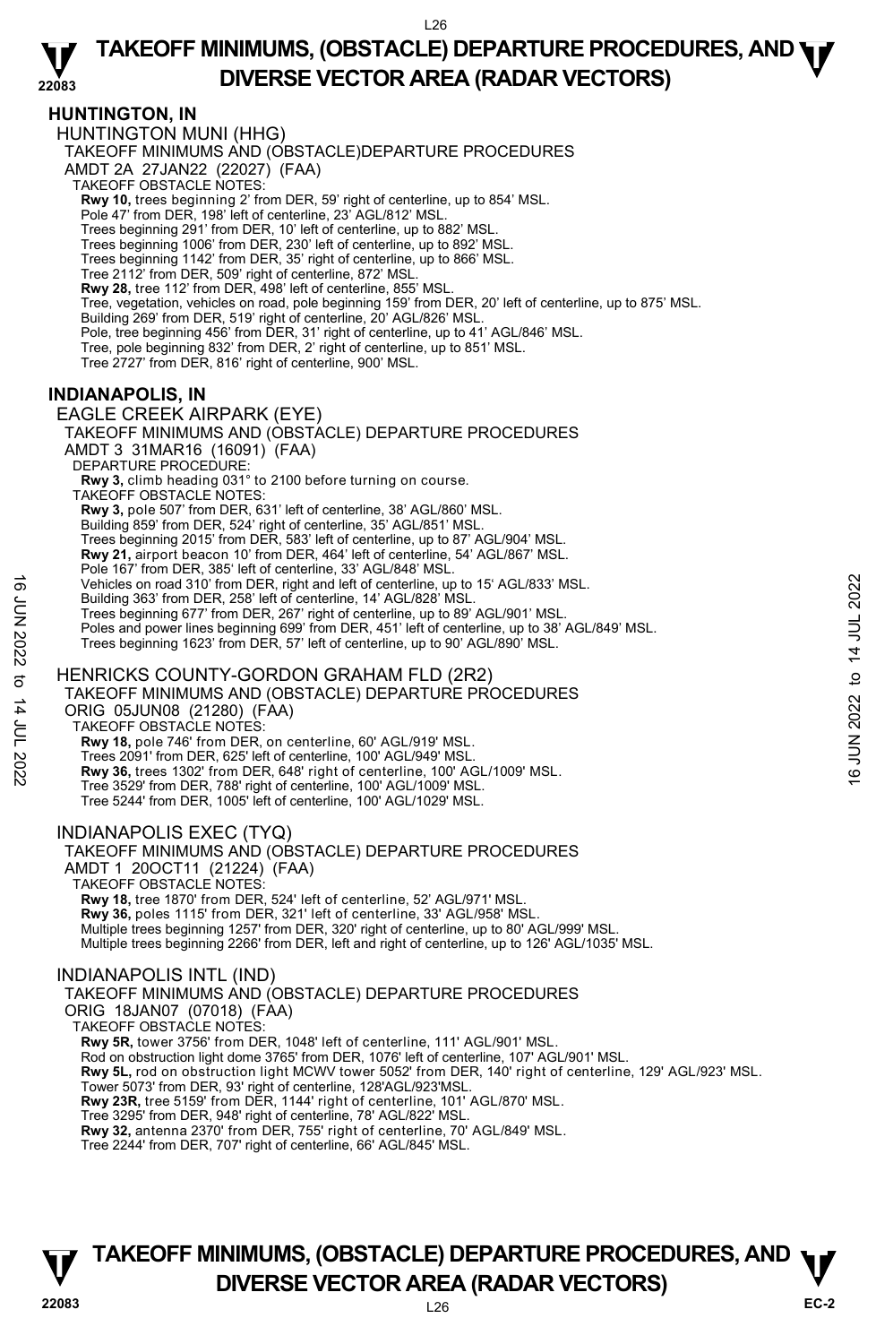## HUNTINGTON, IN

### HUNTINGTON MUNI (HHG)

TAKEOFF MINIMUMS AND (OBSTACLE)DEPARTURE PROCEDURES
AMDT 2A 27JAN22 (22027) (FAA)
TAKEOFF OBSTACLE NOTES:
**Rwy 10,** trees beginning 2' from DER, 59' right of centerline, up to 854' MSL.
Pole 47' from DER, 198' left of centerline, 23' AGL/812' MSL.
Trees beginning 291' from DER, 10' left of centerline, up to 882' MSL.
Trees beginning 1006' from DER, 230' left of centerline, up to 892' MSL.
Trees beginning 1142' from DER, 35' right of centerline, up to 866' MSL.
Tree 2112' from DER, 509' right of centerline, 872' MSL.
**Rwy 28,** tree 112' from DER, 498' left of centerline, 855' MSL.
Tree, vegetation, vehicles on road, pole beginning 159' from DER, 20' left of centerline, up to 875' MSL.
Building 269' from DER, 519' right of centerline, 20' AGL/826' MSL.
Pole, tree beginning 456' from DER, 31' right of centerline, up to 41' AGL/846' MSL.
Tree, pole beginning 832' from DER, 2' right of centerline, up to 851' MSL.
Tree 2727' from DER, 816' right of centerline, 900' MSL.

## INDIANAPOLIS, IN

### EAGLE CREEK AIRPARK (EYE)

TAKEOFF MINIMUMS AND (OBSTACLE) DEPARTURE PROCEDURES
AMDT 3 31MAR16 (16091) (FAA)
DEPARTURE PROCEDURE:
**Rwy 3,** climb heading 031° to 2100 before turning on course.
TAKEOFF OBSTACLE NOTES:
**Rwy 3,** pole 507' from DER, 631' left of centerline, 38' AGL/860' MSL.
Building 859' from DER, 524' right of centerline, 35' AGL/851' MSL.
Trees beginning 2015' from DER, 583' left of centerline, up to 87' AGL/904' MSL.
**Rwy 21,** airport beacon 10' from DER, 464' left of centerline, 54' AGL/867' MSL.
Pole 167' from DER, 385' left of centerline, 33' AGL/848' MSL.
Vehicles on road 310' from DER, right and left of centerline, up to 15' AGL/833' MSL.
Building 363' from DER, 258' left of centerline, 14' AGL/828' MSL.
Trees beginning 677' from DER, 267' right of centerline, up to 89' AGL/901' MSL.
Poles and power lines beginning 699' from DER, 451' left of centerline, up to 38' AGL/849' MSL.
Trees beginning 1623' from DER, 57' left of centerline, up to 90' AGL/890' MSL.

### HENRICKS COUNTY-GORDON GRAHAM FLD (2R2)

TAKEOFF MINIMUMS AND (OBSTACLE) DEPARTURE PROCEDURES
ORIG 05JUN08 (21280) (FAA)
TAKEOFF OBSTACLE NOTES:
**Rwy 18,** pole 746' from DER, on centerline, 60' AGL/919' MSL.
Trees 2091' from DER, 625' left of centerline, 100' AGL/949' MSL.
**Rwy 36,** trees 1302' from DER, 648' right of centerline, 100' AGL/1009' MSL.
Tree 3529' from DER, 788' right of centerline, 100' AGL/1009' MSL.
Tree 5244' from DER, 1005' left of centerline, 100' AGL/1029' MSL.

### INDIANAPOLIS EXEC (TYQ)

TAKEOFF MINIMUMS AND (OBSTACLE) DEPARTURE PROCEDURES
AMDT 1 20OCT11 (21224) (FAA)
TAKEOFF OBSTACLE NOTES:
**Rwy 18,** tree 1870' from DER, 524' left of centerline, 52' AGL/971' MSL.
**Rwy 36,** poles 1115' from DER, 321' left of centerline, 33' AGL/958' MSL.
Multiple trees beginning 1257' from DER, 320' right of centerline, up to 80' AGL/999' MSL.
Multiple trees beginning 2266' from DER, left and right of centerline, up to 126' AGL/1035' MSL.

### INDIANAPOLIS INTL (IND)

TAKEOFF MINIMUMS AND (OBSTACLE) DEPARTURE PROCEDURES
ORIG 18JAN07 (07018) (FAA)
TAKEOFF OBSTACLE NOTES:
**Rwy 5R,** tower 3756' from DER, 1048' left of centerline, 111' AGL/901' MSL.
Rod on obstruction light dome 3765' from DER, 1076' left of centerline, 107' AGL/901' MSL.
**Rwy 5L,** rod on obstruction light MCWV tower 5052' from DER, 140' right of centerline, 129' AGL/923' MSL.
Tower 5073' from DER, 93' right of centerline, 128'AGL/923'MSL.
**Rwy 23R,** tree 5159' from DER, 1144' right of centerline, 101' AGL/870' MSL.
Tree 3295' from DER, 948' right of centerline, 78' AGL/822' MSL.
**Rwy 32,** antenna 2370' from DER, 755' right of centerline, 70' AGL/849' MSL.
Tree 2244' from DER, 707' right of centerline, 66' AGL/845' MSL.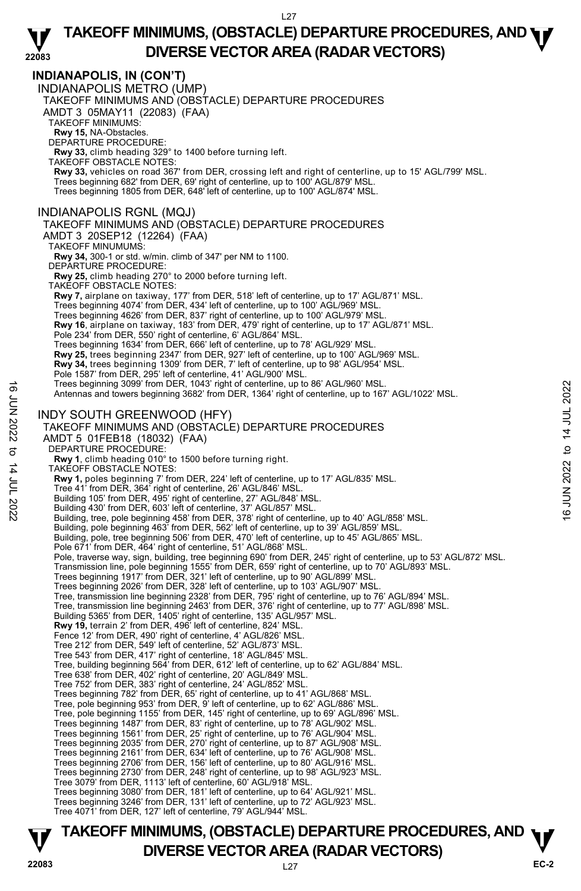## INDIANAPOLIS, IN (CON'T)

### INDIANAPOLIS METRO (UMP)

TAKEOFF MINIMUMS AND (OBSTACLE) DEPARTURE PROCEDURES
AMDT 3 05MAY11 (22083) (FAA)

TAKEOFF MINIMUMS:
**Rwy 15,** NA-Obstacles.

DEPARTURE PROCEDURE:
**Rwy 33,** climb heading 329° to 1400 before turning left.

TAKEOFF OBSTACLE NOTES:
**Rwy 33,** vehicles on road 367' from DER, crossing left and right of centerline, up to 15' AGL/799' MSL.
Trees beginning 682' from DER, 69' right of centerline, up to 100' AGL/879' MSL.
Trees beginning 1805 from DER, 648' left of centerline, up to 100' AGL/874' MSL.

### INDIANAPOLIS RGNL (MQJ)

TAKEOFF MINIMUMS AND (OBSTACLE) DEPARTURE PROCEDURES
AMDT 3 20SEP12 (12264) (FAA)

TAKEOFF MINUMUMS:
**Rwy 34,** 300-1 or std. w/min. climb of 347' per NM to 1100.

DEPARTURE PROCEDURE:
**Rwy 25,** climb heading 270° to 2000 before turning left.

TAKEOFF OBSTACLE NOTES:
**Rwy 7,** airplane on taxiway, 177' from DER, 518' left of centerline, up to 17' AGL/871' MSL.
Trees beginning 4074' from DER, 434' left of centerline, up to 100' AGL/969' MSL.
Trees beginning 4626' from DER, 837' right of centerline, up to 100' AGL/979' MSL.
**Rwy 16**, airplane on taxiway, 183' from DER, 479' right of centerline, up to 17' AGL/871' MSL.
Pole 234' from DER, 550' right of centerline, 6' AGL/864' MSL.
Trees beginning 1634' from DER, 666' left of centerline, up to 78' AGL/929' MSL.
**Rwy 25,** trees beginning 2347' from DER, 927' left of centerline, up to 100' AGL/969' MSL.
**Rwy 34,** trees beginning 1309' from DER, 7' left of centerline, up to 98' AGL/954' MSL.
Pole 1587' from DER, 295' left of centerline, 41' AGL/900' MSL.
Trees beginning 3099' from DER, 1043' right of centerline, up to 86' AGL/960' MSL.
Antennas and towers beginning 3682' from DER, 1364' right of centerline, up to 167' AGL/1022' MSL.

### INDY SOUTH GREENWOOD (HFY)

TAKEOFF MINIMUMS AND (OBSTACLE) DEPARTURE PROCEDURES
AMDT 5 01FEB18 (18032) (FAA)

DEPARTURE PROCEDURE:
**Rwy 1**, climb heading 010° to 1500 before turning right.

TAKEOFF OBSTACLE NOTES:
**Rwy 1,** poles beginning 7' from DER, 224' left of centerline, up to 17' AGL/835' MSL.
Tree 41' from DER, 364' right of centerline, 26' AGL/846' MSL.
Building 105' from DER, 495' right of centerline, 27' AGL/848' MSL.
Building 430' from DER, 603' left of centerline, 37' AGL/857' MSL.
Building, tree, pole beginning 458' from DER, 378' right of centerline, up to 40' AGL/858' MSL.
Building, pole beginning 463' from DER, 562' left of centerline, up to 39' AGL/859' MSL.
Building, pole, tree beginning 506' from DER, 470' left of centerline, up to 45' AGL/865' MSL.
Pole 671' from DER, 464' right of centerline, 51' AGL/868' MSL.
Pole, traverse way, sign, building, tree beginning 690' from DER, 245' right of centerline, up to 53' AGL/872' MSL.
Transmission line, pole beginning 1555' from DER, 659' right of centerline, up to 70' AGL/893' MSL.
Trees beginning 1917' from DER, 321' left of centerline, up to 90' AGL/899' MSL.
Trees beginning 2026' from DER, 328' left of centerline, up to 103' AGL/907' MSL.
Tree, transmission line beginning 2328' from DER, 795' right of centerline, up to 76' AGL/894' MSL.
Tree, transmission line beginning 2463' from DER, 376' right of centerline, up to 77' AGL/898' MSL.
Building 5365' from DER, 1405' right of centerline, 135' AGL/957' MSL.
**Rwy 19,** terrain 2' from DER, 496' left of centerline, 824' MSL.
Fence 12' from DER, 490' right of centerline, 4' AGL/826' MSL.
Tree 212' from DER, 549' left of centerline, 52' AGL/873' MSL.
Tree 543' from DER, 417' right of centerline, 18' AGL/845' MSL.
Tree, building beginning 564' from DER, 612' left of centerline, up to 62' AGL/884' MSL.
Tree 638' from DER, 402' right of centerline, 20' AGL/849' MSL.
Tree 752' from DER, 383' right of centerline, 24' AGL/852' MSL.
Trees beginning 782' from DER, 65' right of centerline, up to 41' AGL/868' MSL.
Tree, pole beginning 953' from DER, 9' left of centerline, up to 62' AGL/886' MSL.
Tree, pole beginning 1155' from DER, 145' right of centerline, up to 69' AGL/896' MSL.
Trees beginning 1487' from DER, 83' right of centerline, up to 78' AGL/902' MSL.
Trees beginning 1561' from DER, 25' right of centerline, up to 76' AGL/904' MSL.
Trees beginning 2035' from DER, 270' right of centerline, up to 87' AGL/908' MSL.
Trees beginning 2161' from DER, 634' left of centerline, up to 76' AGL/908' MSL.
Trees beginning 2706' from DER, 156' left of centerline, up to 80' AGL/916' MSL.
Trees beginning 2730' from DER, 248' right of centerline, up to 98' AGL/923' MSL.
Tree 3079' from DER, 1113' left of centerline, 60' AGL/918' MSL.
Trees beginning 3080' from DER, 181' left of centerline, up to 64' AGL/921' MSL.
Trees beginning 3246' from DER, 131' left of centerline, up to 72' AGL/923' MSL.
Tree 4071' from DER, 127' left of centerline, 79' AGL/944' MSL.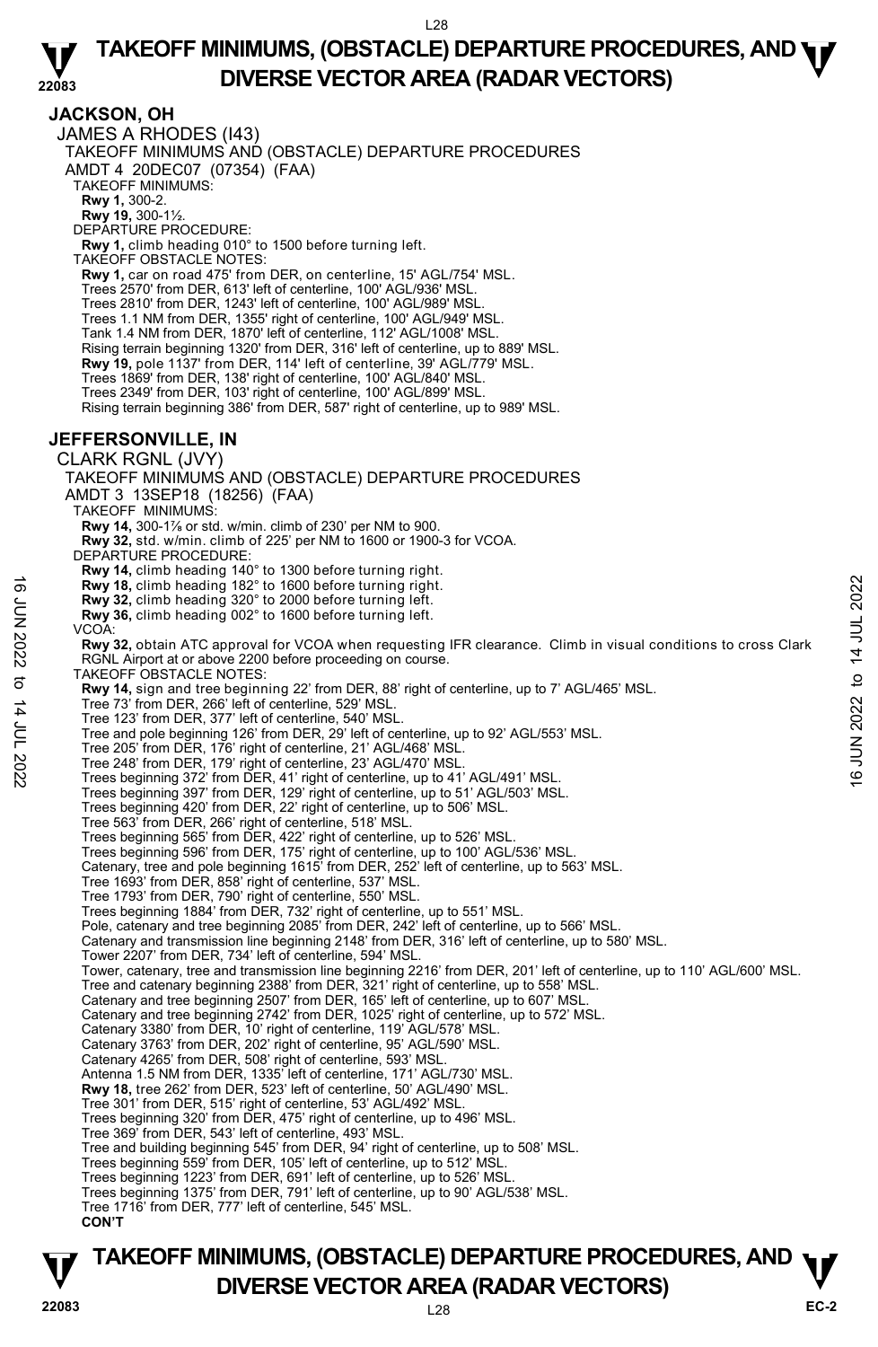# TAKEOFF MINIMUMS, (OBSTACLE) DEPARTURE PROCEDURES, AND DIVERSE VECTOR AREA (RADAR VECTORS)

## JACKSON, OH

JAMES A RHODES (I43)

TAKEOFF MINIMUMS AND (OBSTACLE) DEPARTURE PROCEDURES

AMDT 4 20DEC07 (07354) (FAA)

TAKEOFF MINIMUMS:

**Rwy 1,** 300-2.

**Rwy 19,** 300-1½.

DEPARTURE PROCEDURE:

**Rwy 1,** climb heading 010° to 1500 before turning left.

TAKEOFF OBSTACLE NOTES:

**Rwy 1,** car on road 475' from DER, on centerline, 15' AGL/754' MSL.

Trees 2570' from DER, 613' left of centerline, 100' AGL/936' MSL.

Trees 2810' from DER, 1243' left of centerline, 100' AGL/989' MSL.

Trees 1.1 NM from DER, 1355' right of centerline, 100' AGL/949' MSL.

Tank 1.4 NM from DER, 1870' left of centerline, 112' AGL/1008' MSL.

Rising terrain beginning 1320' from DER, 316' left of centerline, up to 889' MSL.

**Rwy 19,** pole 1137' from DER, 114' left of centerline, 39' AGL/779' MSL.

Trees 1869' from DER, 138' right of centerline, 100' AGL/840' MSL.

Trees 2349' from DER, 103' right of centerline, 100' AGL/899' MSL.

Rising terrain beginning 386' from DER, 587' right of centerline, up to 989' MSL.

## JEFFERSONVILLE, IN

CLARK RGNL (JVY)

TAKEOFF MINIMUMS AND (OBSTACLE) DEPARTURE PROCEDURES

AMDT 3 13SEP18 (18256) (FAA)

TAKEOFF MINIMUMS:

**Rwy 14,** 300-1⅞ or std. w/min. climb of 230' per NM to 900.

**Rwy 32,** std. w/min. climb of 225' per NM to 1600 or 1900-3 for VCOA.

DEPARTURE PROCEDURE:

**Rwy 14,** climb heading 140° to 1300 before turning right.

**Rwy 18,** climb heading 182° to 1600 before turning right.

**Rwy 32,** climb heading 320° to 2000 before turning left.

**Rwy 36,** climb heading 002° to 1600 before turning left.

VCOA:

**Rwy 32,** obtain ATC approval for VCOA when requesting IFR clearance. Climb in visual conditions to cross Clark RGNL Airport at or above 2200 before proceeding on course.

TAKEOFF OBSTACLE NOTES:

**Rwy 14,** sign and tree beginning 22' from DER, 88' right of centerline, up to 7' AGL/465' MSL.

Tree 73' from DER, 266' left of centerline, 529' MSL.

Tree 123' from DER, 377' left of centerline, 540' MSL.

Tree and pole beginning 126' from DER, 29' left of centerline, up to 92' AGL/553' MSL.

Tree 205' from DER, 176' right of centerline, 21' AGL/468' MSL.

Tree 248' from DER, 179' right of centerline, 23' AGL/470' MSL.

Trees beginning 372' from DER, 41' right of centerline, up to 41' AGL/491' MSL.

Trees beginning 397' from DER, 129' right of centerline, up to 51' AGL/503' MSL.

Trees beginning 420' from DER, 22' right of centerline, up to 506' MSL.

Tree 563' from DER, 266' right of centerline, 518' MSL.

Trees beginning 565' from DER, 422' right of centerline, up to 526' MSL.

Trees beginning 596' from DER, 175' right of centerline, up to 100' AGL/536' MSL.

Catenary, tree and pole beginning 1615' from DER, 252' left of centerline, up to 563' MSL.

Tree 1693' from DER, 858' right of centerline, 537' MSL.

Tree 1793' from DER, 790' right of centerline, 550' MSL.

Trees beginning 1884' from DER, 732' right of centerline, up to 551' MSL.

Pole, catenary and tree beginning 2085' from DER, 242' left of centerline, up to 566' MSL.

Catenary and transmission line beginning 2148' from DER, 316' left of centerline, up to 580' MSL.

Tower 2207' from DER, 734' left of centerline, 594' MSL.

Tower, catenary, tree and transmission line beginning 2216' from DER, 201' left of centerline, up to 110' AGL/600' MSL.

Tree and catenary beginning 2388' from DER, 321' right of centerline, up to 558' MSL.

Catenary and tree beginning 2507' from DER, 165' left of centerline, up to 607' MSL.

Catenary and tree beginning 2742' from DER, 1025' right of centerline, up to 572' MSL.

Catenary 3380' from DER, 10' right of centerline, 119' AGL/578' MSL.

Catenary 3763' from DER, 202' right of centerline, 95' AGL/590' MSL.

Catenary 4265' from DER, 508' right of centerline, 593' MSL.

Antenna 1.5 NM from DER, 1335' left of centerline, 171' AGL/730' MSL.

**Rwy 18,** tree 262' from DER, 523' left of centerline, 50' AGL/490' MSL.

Tree 301' from DER, 515' right of centerline, 53' AGL/492' MSL.

Trees beginning 320' from DER, 475' right of centerline, up to 496' MSL.

Tree 369' from DER, 543' left of centerline, 493' MSL.

Tree and building beginning 545' from DER, 94' right of centerline, up to 508' MSL.

Trees beginning 559' from DER, 105' left of centerline, up to 512' MSL.

Trees beginning 1223' from DER, 691' left of centerline, up to 526' MSL.

Trees beginning 1375' from DER, 791' left of centerline, up to 90' AGL/538' MSL.

Tree 1716' from DER, 777' left of centerline, 545' MSL.

**CON'T**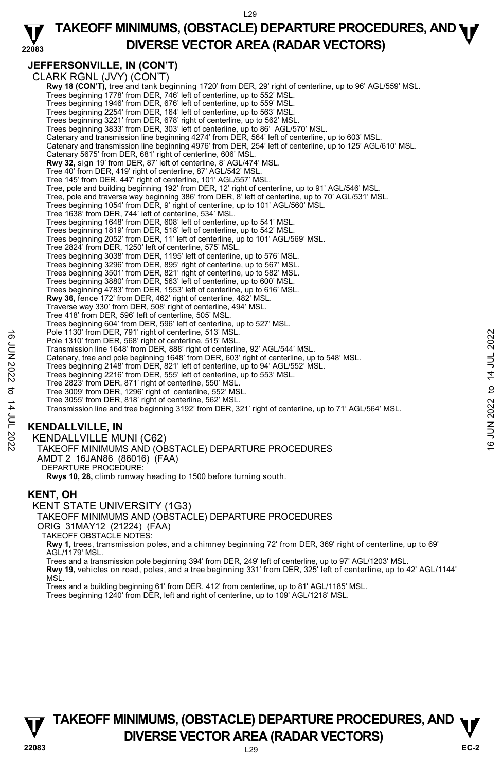## JEFFERSONVILLE, IN (CON'T)

CLARK RGNL (JVY) (CON'T)

**Rwy 18 (CON'T),** tree and tank beginning 1720' from DER, 29' right of centerline, up to 96' AGL/559' MSL.
Trees beginning 1778' from DER, 746' left of centerline, up to 552' MSL.
Trees beginning 1946' from DER, 676' left of centerline, up to 559' MSL.
Trees beginning 2254' from DER, 164' left of centerline, up to 563' MSL.
Trees beginning 3221' from DER, 678' right of centerline, up to 562' MSL.
Trees beginning 3833' from DER, 303' left of centerline, up to 86' AGL/570' MSL.
Catenary and transmission line beginning 4274' from DER, 564' left of centerline, up to 603' MSL.
Catenary and transmission line beginning 4976' from DER, 254' left of centerline, up to 125' AGL/610' MSL.
Catenary 5675' from DER, 681' right of centerline, 606' MSL.
**Rwy 32,** sign 19' from DER, 87' left of centerline, 8' AGL/474' MSL.
Tree 40' from DER, 419' right of centerline, 87' AGL/542' MSL.
Tree 145' from DER, 447' right of centerline, 101' AGL/557' MSL.
Tree, pole and building beginning 192' from DER, 12' right of centerline, up to 91' AGL/546' MSL.
Tree, pole and traverse way beginning 386' from DER, 8' left of centerline, up to 70' AGL/531' MSL.
Trees beginning 1054' from DER, 9' right of centerline, up to 101' AGL/560' MSL.
Tree 1638' from DER, 744' left of centerline, 534' MSL.
Trees beginning 1648' from DER, 608' left of centerline, up to 541' MSL.
Trees beginning 1819' from DER, 518' left of centerline, up to 542' MSL.
Trees beginning 2052' from DER, 11' left of centerline, up to 101' AGL/569' MSL.
Tree 2824' from DER, 1250' left of centerline, 575' MSL.
Trees beginning 3038' from DER, 1195' left of centerline, up to 576' MSL.
Trees beginning 3296' from DER, 895' right of centerline, up to 567' MSL.
Trees beginning 3501' from DER, 821' right of centerline, up to 582' MSL.
Trees beginning 3880' from DER, 563' left of centerline, up to 600' MSL.
Trees beginning 4783' from DER, 1553' left of centerline, up to 616' MSL.
**Rwy 36,** fence 172' from DER, 462' right of centerline, 482' MSL.
Traverse way 330' from DER, 508' right of centerline, 494' MSL.
Tree 418' from DER, 596' left of centerline, 505' MSL.
Trees beginning 604' from DER, 596' left of centerline, up to 527' MSL.
Pole 1130' from DER, 791' right of centerline, 513' MSL.
Pole 1310' from DER, 568' right of centerline, 515' MSL.
Transmission line 1648' from DER, 888' right of centerline, 92' AGL/544' MSL.
Catenary, tree and pole beginning 1648' from DER, 603' right of centerline, up to 548' MSL.
Trees beginning 2148' from DER, 821' left of centerline, up to 94' AGL/552' MSL.
Trees beginning 2216' from DER, 555' left of centerline, up to 553' MSL.
Tree 2823' from DER, 871' right of centerline, 550' MSL.
Tree 3009' from DER, 1296' right of centerline, 552' MSL.
Tree 3055' from DER, 818' right of centerline, 562' MSL.
Transmission line and tree beginning 3192' from DER, 321' right of centerline, up to 71' AGL/564' MSL.

## KENDALLVILLE, IN

KENDALLVILLE MUNI (C62)
TAKEOFF MINIMUMS AND (OBSTACLE) DEPARTURE PROCEDURES
AMDT 2 16JAN86 (86016) (FAA)
DEPARTURE PROCEDURE:
**Rwys 10, 28,** climb runway heading to 1500 before turning south.

## KENT, OH

KENT STATE UNIVERSITY (1G3)
TAKEOFF MINIMUMS AND (OBSTACLE) DEPARTURE PROCEDURES
ORIG 31MAY12 (21224) (FAA)
TAKEOFF OBSTACLE NOTES:
**Rwy 1,** trees, transmission poles, and a chimney beginning 72' from DER, 369' right of centerline, up to 69' AGL/1179' MSL.
Trees and a transmission pole beginning 394' from DER, 249' left of centerline, up to 97' AGL/1203' MSL.
**Rwy 19,** vehicles on road, poles, and a tree beginning 331' from DER, 325' left of centerline, up to 42' AGL/1144' MSL.
Trees and a building beginning 61' from DER, 412' from centerline, up to 81' AGL/1185' MSL.
Trees beginning 1240' from DER, left and right of centerline, up to 109' AGL/1218' MSL.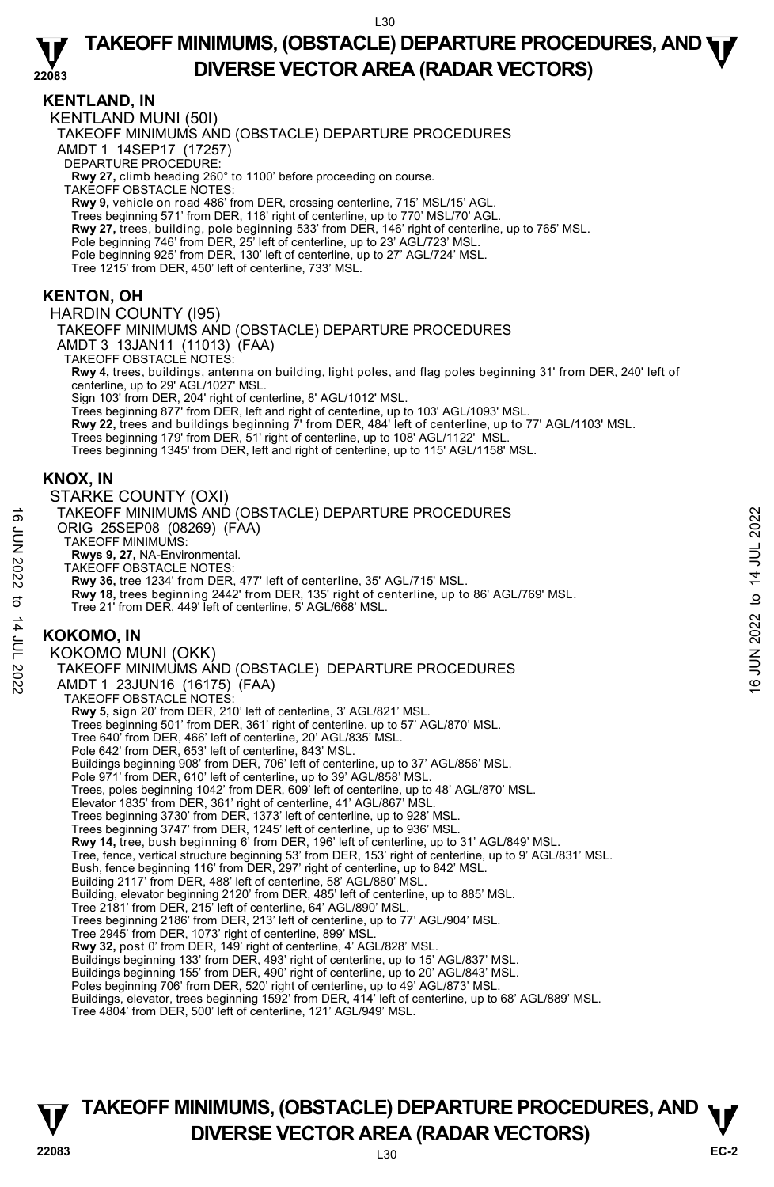## KENTLAND, IN

KENTLAND MUNI (50I)

TAKEOFF MINIMUMS AND (OBSTACLE) DEPARTURE PROCEDURES

AMDT 1 14SEP17 (17257)

DEPARTURE PROCEDURE:

**Rwy 27,** climb heading 260° to 1100' before proceeding on course.

TAKEOFF OBSTACLE NOTES:

**Rwy 9,** vehicle on road 486' from DER, crossing centerline, 715' MSL/15' AGL.
Trees beginning 571' from DER, 116' right of centerline, up to 770' MSL/70' AGL.
**Rwy 27,** trees, building, pole beginning 533' from DER, 146' right of centerline, up to 765' MSL.
Pole beginning 746' from DER, 25' left of centerline, up to 23' AGL/723' MSL.
Pole beginning 925' from DER, 130' left of centerline, up to 27' AGL/724' MSL.
Tree 1215' from DER, 450' left of centerline, 733' MSL.

## KENTON, OH

HARDIN COUNTY (I95)

TAKEOFF MINIMUMS AND (OBSTACLE) DEPARTURE PROCEDURES

AMDT 3 13JAN11 (11013) (FAA)

TAKEOFF OBSTACLE NOTES:

**Rwy 4,** trees, buildings, antenna on building, light poles, and flag poles beginning 31' from DER, 240' left of centerline, up to 29' AGL/1027' MSL.
Sign 103' from DER, 204' right of centerline, 8' AGL/1012' MSL.
Trees beginning 877' from DER, left and right of centerline, up to 103' AGL/1093' MSL.
**Rwy 22,** trees and buildings beginning 7' from DER, 484' left of centerline, up to 77' AGL/1103' MSL.
Trees beginning 179' from DER, 51' right of centerline, up to 108' AGL/1122' MSL.
Trees beginning 1345' from DER, left and right of centerline, up to 115' AGL/1158' MSL.

## KNOX, IN

STARKE COUNTY (OXI)

TAKEOFF MINIMUMS AND (OBSTACLE) DEPARTURE PROCEDURES

ORIG 25SEP08 (08269) (FAA)

TAKEOFF MINIMUMS:

**Rwys 9, 27,** NA-Environmental.

TAKEOFF OBSTACLE NOTES:

**Rwy 36,** tree 1234' from DER, 477' left of centerline, 35' AGL/715' MSL.
**Rwy 18,** trees beginning 2442' from DER, 135' right of centerline, up to 86' AGL/769' MSL.
Tree 21' from DER, 449' left of centerline, 5' AGL/668' MSL.

## KOKOMO, IN

KOKOMO MUNI (OKK)

TAKEOFF MINIMUMS AND (OBSTACLE) DEPARTURE PROCEDURES

AMDT 1 23JUN16 (16175) (FAA)

TAKEOFF OBSTACLE NOTES:

**Rwy 5,** sign 20' from DER, 210' left of centerline, 3' AGL/821' MSL.
Trees beginning 501' from DER, 361' right of centerline, up to 57' AGL/870' MSL.
Tree 640' from DER, 466' left of centerline, 20' AGL/835' MSL.
Pole 642' from DER, 653' left of centerline, 843' MSL.
Buildings beginning 908' from DER, 706' left of centerline, up to 37' AGL/856' MSL.
Pole 971' from DER, 610' left of centerline, up to 39' AGL/858' MSL.
Trees, poles beginning 1042' from DER, 609' left of centerline, up to 48' AGL/870' MSL.
Elevator 1835' from DER, 361' right of centerline, 41' AGL/867' MSL.
Trees beginning 3730' from DER, 1373' left of centerline, up to 928' MSL.
Trees beginning 3747' from DER, 1245' left of centerline, up to 936' MSL.
**Rwy 14,** tree, bush beginning 6' from DER, 196' left of centerline, up to 31' AGL/849' MSL.
Tree, fence, vertical structure beginning 53' from DER, 153' right of centerline, up to 9' AGL/831' MSL.
Bush, fence beginning 116' from DER, 297' right of centerline, up to 842' MSL.
Building 2117' from DER, 488' left of centerline, 58' AGL/880' MSL.
Building, elevator beginning 2120' from DER, 485' left of centerline, up to 885' MSL.
Tree 2181' from DER, 215' left of centerline, 64' AGL/890' MSL.
Trees beginning 2186' from DER, 213' left of centerline, up to 77' AGL/904' MSL.
Tree 2945' from DER, 1073' right of centerline, 899' MSL.
**Rwy 32,** post 0' from DER, 149' right of centerline, 4' AGL/828' MSL.
Buildings beginning 133' from DER, 493' right of centerline, up to 15' AGL/837' MSL.
Buildings beginning 155' from DER, 490' right of centerline, up to 20' AGL/843' MSL.
Poles beginning 706' from DER, 520' right of centerline, up to 49' AGL/873' MSL.
Buildings, elevator, trees beginning 1592' from DER, 414' left of centerline, up to 68' AGL/889' MSL.
Tree 4804' from DER, 500' left of centerline, 121' AGL/949' MSL.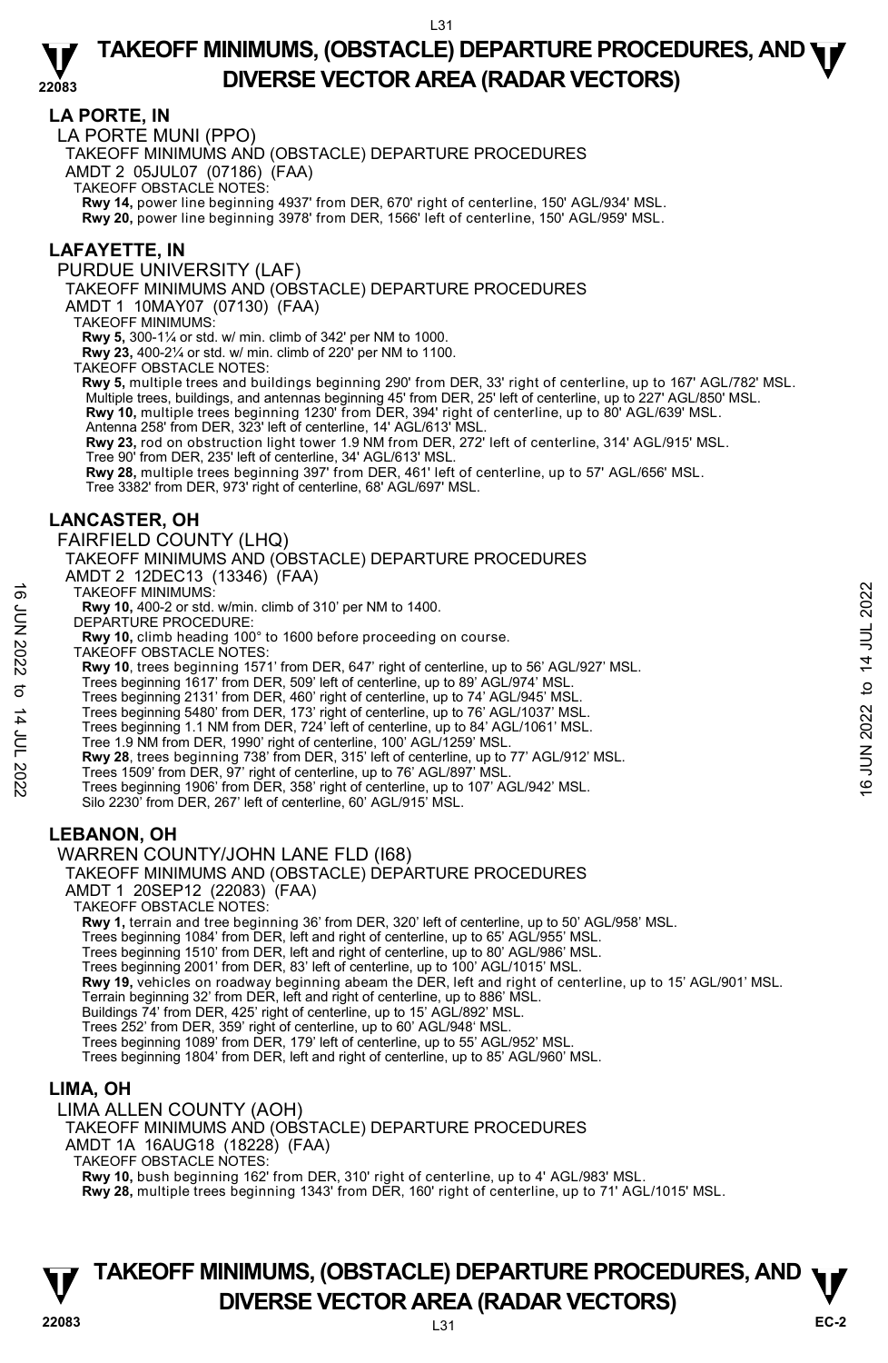## LA PORTE, IN

LA PORTE MUNI (PPO)

TAKEOFF MINIMUMS AND (OBSTACLE) DEPARTURE PROCEDURES

AMDT 2 05JUL07 (07186) (FAA)

TAKEOFF OBSTACLE NOTES:

**Rwy 14,** power line beginning 4937' from DER, 670' right of centerline, 150' AGL/934' MSL.
**Rwy 20,** power line beginning 3978' from DER, 1566' left of centerline, 150' AGL/959' MSL.

## LAFAYETTE, IN

PURDUE UNIVERSITY (LAF)

TAKEOFF MINIMUMS AND (OBSTACLE) DEPARTURE PROCEDURES

AMDT 1 10MAY07 (07130) (FAA)

TAKEOFF MINIMUMS:

**Rwy 5,** 300-1¼ or std. w/ min. climb of 342' per NM to 1000.
**Rwy 23,** 400-2¼ or std. w/ min. climb of 220' per NM to 1100.

TAKEOFF OBSTACLE NOTES:

**Rwy 5,** multiple trees and buildings beginning 290' from DER, 33' right of centerline, up to 167' AGL/782' MSL. Multiple trees, buildings, and antennas beginning 45' from DER, 25' left of centerline, up to 227' AGL/850' MSL.
**Rwy 10,** multiple trees beginning 1230' from DER, 394' right of centerline, up to 80' AGL/639' MSL. Antenna 258' from DER, 323' left of centerline, 14' AGL/613' MSL.
**Rwy 23,** rod on obstruction light tower 1.9 NM from DER, 272' left of centerline, 314' AGL/915' MSL. Tree 90' from DER, 235' left of centerline, 34' AGL/613' MSL.
**Rwy 28,** multiple trees beginning 397' from DER, 461' left of centerline, up to 57' AGL/656' MSL. Tree 3382' from DER, 973' right of centerline, 68' AGL/697' MSL.

## LANCASTER, OH

FAIRFIELD COUNTY (LHQ)

TAKEOFF MINIMUMS AND (OBSTACLE) DEPARTURE PROCEDURES

AMDT 2 12DEC13 (13346) (FAA)

TAKEOFF MINIMUMS:

**Rwy 10,** 400-2 or std. w/min. climb of 310' per NM to 1400.

DEPARTURE PROCEDURE:

**Rwy 10,** climb heading 100° to 1600 before proceeding on course.

TAKEOFF OBSTACLE NOTES:

**Rwy 10**, trees beginning 1571' from DER, 647' right of centerline, up to 56' AGL/927' MSL. Trees beginning 1617' from DER, 509' left of centerline, up to 89' AGL/974' MSL. Trees beginning 2131' from DER, 460' right of centerline, up to 74' AGL/945' MSL. Trees beginning 5480' from DER, 173' right of centerline, up to 76' AGL/1037' MSL. Trees beginning 1.1 NM from DER, 724' left of centerline, up to 84' AGL/1061' MSL. Tree 1.9 NM from DER, 1990' right of centerline, 100' AGL/1259' MSL.
**Rwy 28**, trees beginning 738' from DER, 315' left of centerline, up to 77' AGL/912' MSL. Trees 1509' from DER, 97' right of centerline, up to 76' AGL/897' MSL. Trees beginning 1906' from DER, 358' right of centerline, up to 107' AGL/942' MSL. Silo 2230' from DER, 267' left of centerline, 60' AGL/915' MSL.

## LEBANON, OH

WARREN COUNTY/JOHN LANE FLD (I68)

TAKEOFF MINIMUMS AND (OBSTACLE) DEPARTURE PROCEDURES

AMDT 1 20SEP12 (22083) (FAA)

TAKEOFF OBSTACLE NOTES:

**Rwy 1,** terrain and tree beginning 36' from DER, 320' left of centerline, up to 50' AGL/958' MSL. Trees beginning 1084' from DER, left and right of centerline, up to 65' AGL/955' MSL. Trees beginning 1510' from DER, left and right of centerline, up to 80' AGL/986' MSL. Trees beginning 2001' from DER, 83' left of centerline, up to 100' AGL/1015' MSL.
**Rwy 19,** vehicles on roadway beginning abeam the DER, left and right of centerline, up to 15' AGL/901' MSL. Terrain beginning 32' from DER, left and right of centerline, up to 886' MSL. Buildings 74' from DER, 425' right of centerline, up to 15' AGL/892' MSL. Trees 252' from DER, 359' right of centerline, up to 60' AGL/948' MSL. Trees beginning 1089' from DER, 179' left of centerline, up to 55' AGL/952' MSL. Trees beginning 1804' from DER, left and right of centerline, up to 85' AGL/960' MSL.

## LIMA, OH

LIMA ALLEN COUNTY (AOH)

TAKEOFF MINIMUMS AND (OBSTACLE) DEPARTURE PROCEDURES

AMDT 1A 16AUG18 (18228) (FAA)

TAKEOFF OBSTACLE NOTES:

**Rwy 10,** bush beginning 162' from DER, 310' right of centerline, up to 4' AGL/983' MSL.
**Rwy 28,** multiple trees beginning 1343' from DER, 160' right of centerline, up to 71' AGL/1015' MSL.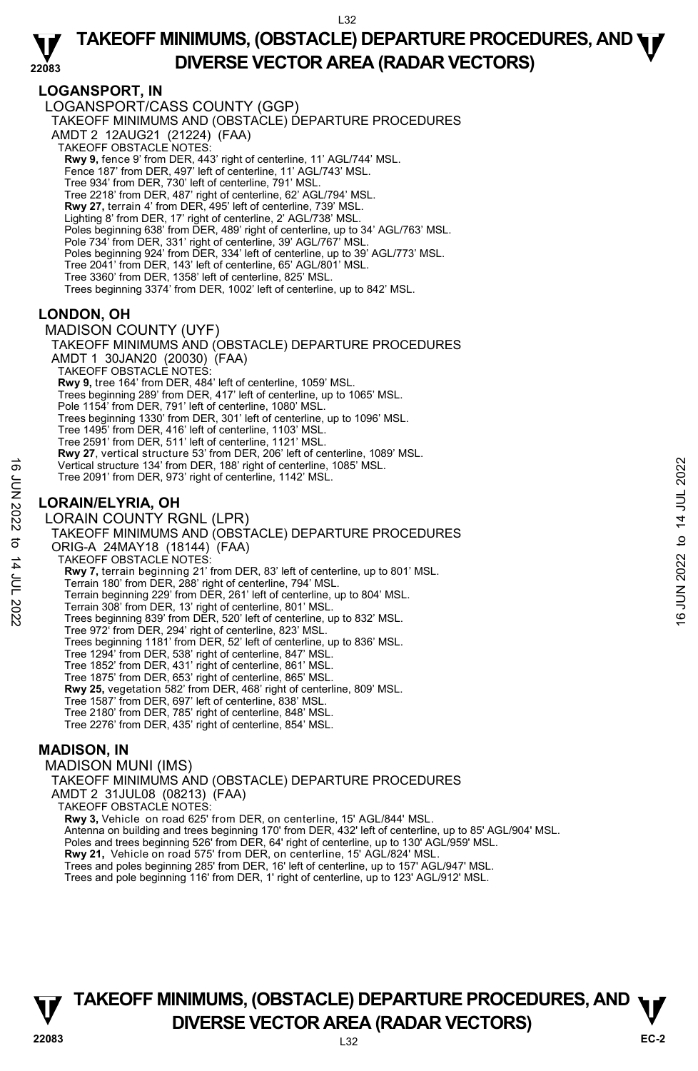## LOGANSPORT, IN

LOGANSPORT/CASS COUNTY (GGP)

TAKEOFF MINIMUMS AND (OBSTACLE) DEPARTURE PROCEDURES

AMDT 2 12AUG21 (21224) (FAA)

TAKEOFF OBSTACLE NOTES:

**Rwy 9,** fence 9' from DER, 443' right of centerline, 11' AGL/744' MSL.
Fence 187' from DER, 497' left of centerline, 11' AGL/743' MSL.
Tree 934' from DER, 730' left of centerline, 791' MSL.
Tree 2218' from DER, 487' right of centerline, 62' AGL/794' MSL.
**Rwy 27,** terrain 4' from DER, 495' left of centerline, 739' MSL.
Lighting 8' from DER, 17' right of centerline, 2' AGL/738' MSL.
Poles beginning 638' from DER, 489' right of centerline, up to 34' AGL/763' MSL.
Pole 734' from DER, 331' right of centerline, 39' AGL/767' MSL.
Poles beginning 924' from DER, 334' left of centerline, up to 39' AGL/773' MSL.
Tree 2041' from DER, 143' left of centerline, 65' AGL/801' MSL.
Tree 3360' from DER, 1358' left of centerline, 825' MSL.
Trees beginning 3374' from DER, 1002' left of centerline, up to 842' MSL.

## LONDON, OH

MADISON COUNTY (UYF)

TAKEOFF MINIMUMS AND (OBSTACLE) DEPARTURE PROCEDURES

AMDT 1 30JAN20 (20030) (FAA)

TAKEOFF OBSTACLE NOTES:

**Rwy 9,** tree 164' from DER, 484' left of centerline, 1059' MSL.
Trees beginning 289' from DER, 417' left of centerline, up to 1065' MSL.
Pole 1154' from DER, 791' left of centerline, 1080' MSL.
Trees beginning 1330' from DER, 301' left of centerline, up to 1096' MSL.
Tree 1495' from DER, 416' left of centerline, 1103' MSL.
Tree 2591' from DER, 511' left of centerline, 1121' MSL.
**Rwy 27**, vertical structure 53' from DER, 206' left of centerline, 1089' MSL.
Vertical structure 134' from DER, 188' right of centerline, 1085' MSL.
Tree 2091' from DER, 973' right of centerline, 1142' MSL.

## LORAIN/ELYRIA, OH

LORAIN COUNTY RGNL (LPR)

TAKEOFF MINIMUMS AND (OBSTACLE) DEPARTURE PROCEDURES

ORIG-A 24MAY18 (18144) (FAA)

TAKEOFF OBSTACLE NOTES:

**Rwy 7,** terrain beginning 21' from DER, 83' left of centerline, up to 801' MSL.
Terrain 180' from DER, 288' right of centerline, 794' MSL.
Terrain beginning 229' from DER, 261' left of centerline, up to 804' MSL.
Terrain 308' from DER, 13' right of centerline, 801' MSL.
Trees beginning 839' from DER, 520' left of centerline, up to 832' MSL.
Tree 972' from DER, 294' right of centerline, 823' MSL.
Trees beginning 1181' from DER, 52' left of centerline, up to 836' MSL.
Tree 1294' from DER, 538' right of centerline, 847' MSL.
Tree 1852' from DER, 431' right of centerline, 861' MSL.
Tree 1875' from DER, 653' right of centerline, 865' MSL.
**Rwy 25,** vegetation 582' from DER, 468' right of centerline, 809' MSL.
Tree 1587' from DER, 697' left of centerline, 838' MSL.
Tree 2180' from DER, 785' right of centerline, 848' MSL.
Tree 2276' from DER, 435' right of centerline, 854' MSL.

## MADISON, IN

MADISON MUNI (IMS)

TAKEOFF MINIMUMS AND (OBSTACLE) DEPARTURE PROCEDURES

AMDT 2 31JUL08 (08213) (FAA)

TAKEOFF OBSTACLE NOTES:

**Rwy 3,** Vehicle on road 625' from DER, on centerline, 15' AGL/844' MSL.
Antenna on building and trees beginning 170' from DER, 432' left of centerline, up to 85' AGL/904' MSL.
Poles and trees beginning 526' from DER, 64' right of centerline, up to 130' AGL/959' MSL.
**Rwy 21,** Vehicle on road 575' from DER, on centerline, 15' AGL/824' MSL.
Trees and poles beginning 285' from DER, 16' left of centerline, up to 157' AGL/947' MSL.
Trees and pole beginning 116' from DER, 1' right of centerline, up to 123' AGL/912' MSL.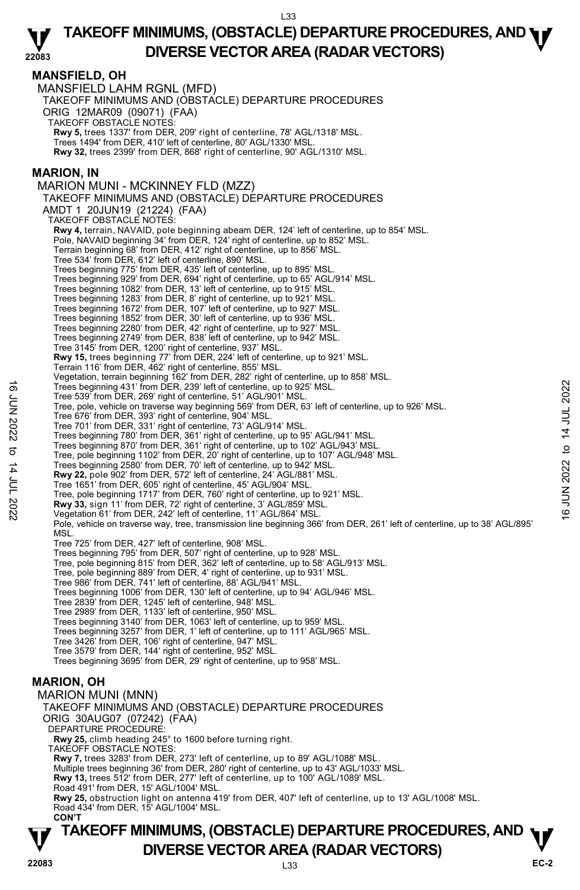## MANSFIELD, OH

MANSFIELD LAHM RGNL (MFD)

TAKEOFF MINIMUMS AND (OBSTACLE) DEPARTURE PROCEDURES

ORIG 12MAR09 (09071) (FAA)

TAKEOFF OBSTACLE NOTES:

**Rwy 5,** trees 1337' from DER, 209' right of centerline, 78' AGL/1318' MSL.
Trees 1494' from DER, 410' left of centerline, 80' AGL/1330' MSL.
**Rwy 32,** trees 2399' from DER, 868' right of centerline, 90' AGL/1310' MSL.

## MARION, IN

MARION MUNI - MCKINNEY FLD (MZZ)

TAKEOFF MINIMUMS AND (OBSTACLE) DEPARTURE PROCEDURES

AMDT 1 20JUN19 (21224) (FAA)

TAKEOFF OBSTACLE NOTES:

**Rwy 4,** terrain, NAVAID, pole beginning abeam DER, 124' left of centerline, up to 854' MSL.
Pole, NAVAID beginning 34' from DER, 124' right of centerline, up to 852' MSL.
Terrain beginning 68' from DER, 412' right of centerline, up to 856' MSL.
Tree 534' from DER, 612' left of centerline, 890' MSL.
Trees beginning 775' from DER, 435' left of centerline, up to 895' MSL.
Trees beginning 929' from DER, 694' right of centerline, up to 65' AGL/914' MSL.
Trees beginning 1082' from DER, 13' left of centerline, up to 915' MSL.
Trees beginning 1283' from DER, 8' right of centerline, up to 921' MSL.
Trees beginning 1672' from DER, 107' left of centerline, up to 927' MSL.
Trees beginning 1852' from DER, 30' left of centerline, up to 936' MSL.
Trees beginning 2280' from DER, 42' right of centerline, up to 927' MSL.
Trees beginning 2749' from DER, 838' left of centerline, up to 942' MSL.
Tree 3145' from DER, 1200' right of centerline, 937' MSL.
**Rwy 15,** trees beginning 77' from DER, 224' left of centerline, up to 921' MSL.
Terrain 116' from DER, 462' right of centerline, 855' MSL.
Vegetation, terrain beginning 162' from DER, 282' right of centerline, up to 858' MSL.
Trees beginning 431' from DER, 239' left of centerline, up to 925' MSL.
Tree 539' from DER, 269' right of centerline, 51' AGL/901' MSL.
Tree, pole, vehicle on traverse way beginning 569' from DER, 63' left of centerline, up to 926' MSL.
Tree 676' from DER, 393' right of centerline, 904' MSL.
Tree 701' from DER, 331' right of centerline, 73' AGL/914' MSL.
Trees beginning 780' from DER, 361' right of centerline, up to 95' AGL/941' MSL.
Trees beginning 870' from DER, 361' right of centerline, up to 102' AGL/943' MSL.
Tree, pole beginning 1102' from DER, 20' right of centerline, up to 107' AGL/948' MSL.
Trees beginning 2580' from DER, 70' left of centerline, up to 942' MSL.
**Rwy 22,** pole 902' from DER, 572' left of centerline, 24' AGL/881' MSL.
Tree 1651' from DER, 605' right of centerline, 45' AGL/904' MSL.
Tree, pole beginning 1717' from DER, 760' right of centerline, up to 921' MSL.
**Rwy 33,** sign 11' from DER, 72' right of centerline, 3' AGL/859' MSL.
Vegetation 61' from DER, 242' left of centerline, 11' AGL/864' MSL.
Pole, vehicle on traverse way, tree, transmission line beginning 366' from DER, 261' left of centerline, up to 38' AGL/895' MSL.
Tree 725' from DER, 427' left of centerline, 908' MSL.
Trees beginning 795' from DER, 507' right of centerline, up to 928' MSL.
Tree, pole beginning 815' from DER, 362' left of centerline, up to 58' AGL/913' MSL.
Tree, pole beginning 889' from DER, 4' right of centerline, up to 931' MSL.
Tree 986' from DER, 741' left of centerline, 88' AGL/941' MSL.
Trees beginning 1006' from DER, 130' left of centerline, up to 94' AGL/946' MSL.
Tree 2839' from DER, 1245' left of centerline, 948' MSL.
Tree 2989' from DER, 1133' left of centerline, 950' MSL.
Trees beginning 3140' from DER, 1063' left of centerline, up to 959' MSL.
Trees beginning 3257' from DER, 1' left of centerline, up to 111' AGL/965' MSL.
Tree 3426' from DER, 106' right of centerline, 947' MSL.
Tree 3579' from DER, 144' right of centerline, 952' MSL.
Trees beginning 3695' from DER, 29' right of centerline, up to 958' MSL.

## MARION, OH

MARION MUNI (MNN)

TAKEOFF MINIMUMS AND (OBSTACLE) DEPARTURE PROCEDURES

ORIG 30AUG07 (07242) (FAA)

DEPARTURE PROCEDURE:

**Rwy 25,** climb heading 245° to 1600 before turning right.

TAKEOFF OBSTACLE NOTES:

**Rwy 7,** trees 3283' from DER, 273' left of centerline, up to 89' AGL/1088' MSL.
Multiple trees beginning 36' from DER, 280' right of centerline, up to 43' AGL/1033' MSL.
**Rwy 13,** trees 512' from DER, 277' left of centerline, up to 100' AGL/1089' MSL.
Road 491' from DER, 15' AGL/1004' MSL.
**Rwy 25,** obstruction light on antenna 419' from DER, 407' left of centerline, up to 13' AGL/1008' MSL.
Road 434' from DER, 15' AGL/1004' MSL.

**CON'T**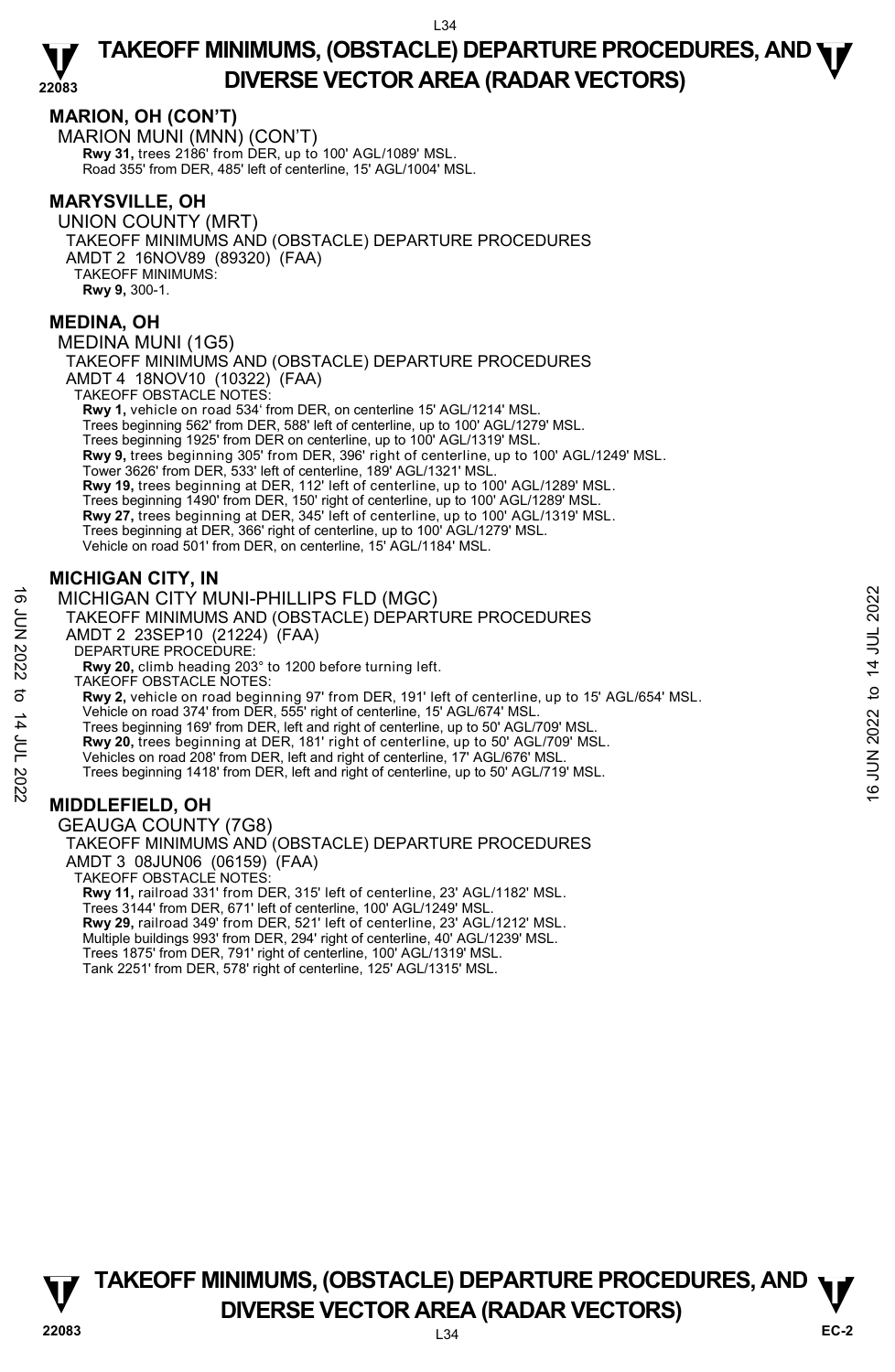## MARION, OH (CON'T)

MARION MUNI (MNN) (CON'T)

**Rwy 31,** trees 2186' from DER, up to 100' AGL/1089' MSL.
Road 355' from DER, 485' left of centerline, 15' AGL/1004' MSL.

## MARYSVILLE, OH

UNION COUNTY (MRT)
TAKEOFF MINIMUMS AND (OBSTACLE) DEPARTURE PROCEDURES
AMDT 2 16NOV89 (89320) (FAA)
TAKEOFF MINIMUMS:
**Rwy 9,** 300-1.

## MEDINA, OH

MEDINA MUNI (1G5)
TAKEOFF MINIMUMS AND (OBSTACLE) DEPARTURE PROCEDURES
AMDT 4 18NOV10 (10322) (FAA)
TAKEOFF OBSTACLE NOTES:
**Rwy 1,** vehicle on road 534' from DER, on centerline 15' AGL/1214' MSL.
Trees beginning 562' from DER, 588' left of centerline, up to 100' AGL/1279' MSL.
Trees beginning 1925' from DER on centerline, up to 100' AGL/1319' MSL.
**Rwy 9,** trees beginning 305' from DER, 396' right of centerline, up to 100' AGL/1249' MSL.
Tower 3626' from DER, 533' left of centerline, 189' AGL/1321' MSL.
**Rwy 19,** trees beginning at DER, 112' left of centerline, up to 100' AGL/1289' MSL.
Trees beginning 1490' from DER, 150' right of centerline, up to 100' AGL/1289' MSL.
**Rwy 27,** trees beginning at DER, 345' left of centerline, up to 100' AGL/1319' MSL.
Trees beginning at DER, 366' right of centerline, up to 100' AGL/1279' MSL.
Vehicle on road 501' from DER, on centerline, 15' AGL/1184' MSL.

## MICHIGAN CITY, IN

MICHIGAN CITY MUNI-PHILLIPS FLD (MGC)
TAKEOFF MINIMUMS AND (OBSTACLE) DEPARTURE PROCEDURES
AMDT 2 23SEP10 (21224) (FAA)
DEPARTURE PROCEDURE:
**Rwy 20,** climb heading 203° to 1200 before turning left.
TAKEOFF OBSTACLE NOTES:
**Rwy 2,** vehicle on road beginning 97' from DER, 191' left of centerline, up to 15' AGL/654' MSL.
Vehicle on road 374' from DER, 555' right of centerline, 15' AGL/674' MSL.
Trees beginning 169' from DER, left and right of centerline, up to 50' AGL/709' MSL.
**Rwy 20,** trees beginning at DER, 181' right of centerline, up to 50' AGL/709' MSL.
Vehicles on road 208' from DER, left and right of centerline, 17' AGL/676' MSL.
Trees beginning 1418' from DER, left and right of centerline, up to 50' AGL/719' MSL.

## MIDDLEFIELD, OH

GEAUGA COUNTY (7G8)
TAKEOFF MINIMUMS AND (OBSTACLE) DEPARTURE PROCEDURES
AMDT 3 08JUN06 (06159) (FAA)
TAKEOFF OBSTACLE NOTES:
**Rwy 11,** railroad 331' from DER, 315' left of centerline, 23' AGL/1182' MSL.
Trees 3144' from DER, 671' left of centerline, 100' AGL/1249' MSL.
**Rwy 29,** railroad 349' from DER, 521' left of centerline, 23' AGL/1212' MSL.
Multiple buildings 993' from DER, 294' right of centerline, 40' AGL/1239' MSL.
Trees 1875' from DER, 791' right of centerline, 100' AGL/1319' MSL.
Tank 2251' from DER, 578' right of centerline, 125' AGL/1315' MSL.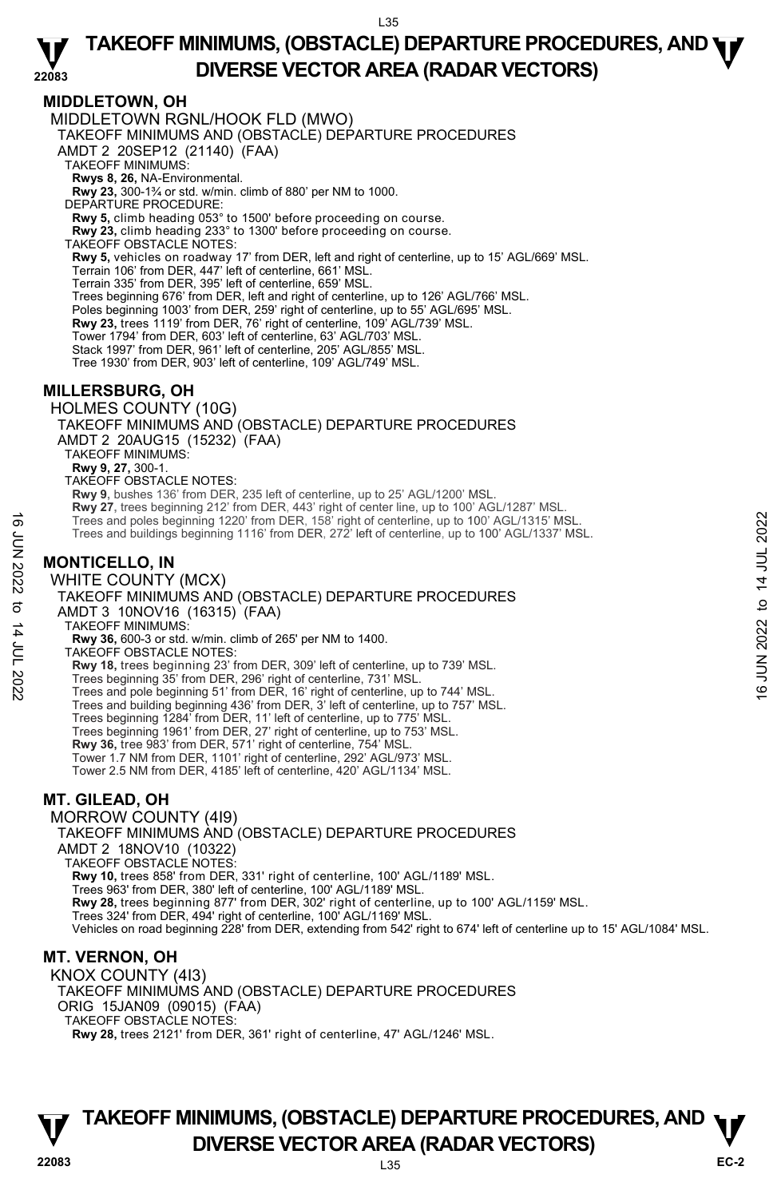## MIDDLETOWN, OH

MIDDLETOWN RGNL/HOOK FLD (MWO)
TAKEOFF MINIMUMS AND (OBSTACLE) DEPARTURE PROCEDURES
AMDT 2 20SEP12 (21140) (FAA)
TAKEOFF MINIMUMS:
**Rwys 8, 26,** NA-Environmental.
**Rwy 23,** 300-1¾ or std. w/min. climb of 880' per NM to 1000.
DEPARTURE PROCEDURE:
**Rwy 5,** climb heading 053° to 1500' before proceeding on course.
**Rwy 23,** climb heading 233° to 1300' before proceeding on course.
TAKEOFF OBSTACLE NOTES:
**Rwy 5,** vehicles on roadway 17' from DER, left and right of centerline, up to 15' AGL/669' MSL.
Terrain 106' from DER, 447' left of centerline, 661' MSL.
Terrain 335' from DER, 395' left of centerline, 659' MSL.
Trees beginning 676' from DER, left and right of centerline, up to 126' AGL/766' MSL.
Poles beginning 1003' from DER, 259' right of centerline, up to 55' AGL/695' MSL.
**Rwy 23,** trees 1119' from DER, 76' right of centerline, 109' AGL/739' MSL.
Tower 1794' from DER, 603' left of centerline, 63' AGL/703' MSL.
Stack 1997' from DER, 961' left of centerline, 205' AGL/855' MSL.
Tree 1930' from DER, 903' left of centerline, 109' AGL/749' MSL.

## MILLERSBURG, OH

HOLMES COUNTY (10G)
TAKEOFF MINIMUMS AND (OBSTACLE) DEPARTURE PROCEDURES
AMDT 2 20AUG15 (15232) (FAA)
TAKEOFF MINIMUMS:
**Rwy 9, 27,** 300-1.
TAKEOFF OBSTACLE NOTES:
**Rwy 9,** bushes 136' from DER, 235 left of centerline, up to 25' AGL/1200' MSL.
**Rwy 27,** trees beginning 212' from DER, 443' right of center line, up to 100' AGL/1287' MSL.
Trees and poles beginning 1220' from DER, 158' right of centerline, up to 100' AGL/1315' MSL.
Trees and buildings beginning 1116' from DER, 272' left of centerline, up to 100' AGL/1337' MSL.

## MONTICELLO, IN

WHITE COUNTY (MCX)
TAKEOFF MINIMUMS AND (OBSTACLE) DEPARTURE PROCEDURES
AMDT 3 10NOV16 (16315) (FAA)
TAKEOFF MINIMUMS:
**Rwy 36,** 600-3 or std. w/min. climb of 265' per NM to 1400.
TAKEOFF OBSTACLE NOTES:
**Rwy 18,** trees beginning 23' from DER, 309' left of centerline, up to 739' MSL.
Trees beginning 35' from DER, 296' right of centerline, 731' MSL.
Trees and pole beginning 51' from DER, 16' right of centerline, up to 744' MSL.
Trees and building beginning 436' from DER, 3' left of centerline, up to 757' MSL.
Trees beginning 1284' from DER, 11' left of centerline, up to 775' MSL.
Trees beginning 1961' from DER, 27' right of centerline, up to 753' MSL.
**Rwy 36,** tree 983' from DER, 571' right of centerline, 754' MSL.
Tower 1.7 NM from DER, 1101' right of centerline, 292' AGL/973' MSL.
Tower 2.5 NM from DER, 4185' left of centerline, 420' AGL/1134' MSL.

## MT. GILEAD, OH

MORROW COUNTY (4I9)
TAKEOFF MINIMUMS AND (OBSTACLE) DEPARTURE PROCEDURES
AMDT 2 18NOV10 (10322)
TAKEOFF OBSTACLE NOTES:
**Rwy 10,** trees 858' from DER, 331' right of centerline, 100' AGL/1189' MSL.
Trees 963' from DER, 380' left of centerline, 100' AGL/1189' MSL.
**Rwy 28,** trees beginning 877' from DER, 302' right of centerline, up to 100' AGL/1159' MSL.
Trees 324' from DER, 494' right of centerline, 100' AGL/1169' MSL.
Vehicles on road beginning 228' from DER, extending from 542' right to 674' left of centerline up to 15' AGL/1084' MSL.

## MT. VERNON, OH

KNOX COUNTY (4I3)
TAKEOFF MINIMUMS AND (OBSTACLE) DEPARTURE PROCEDURES
ORIG 15JAN09 (09015) (FAA)
TAKEOFF OBSTACLE NOTES:
**Rwy 28,** trees 2121' from DER, 361' right of centerline, 47' AGL/1246' MSL.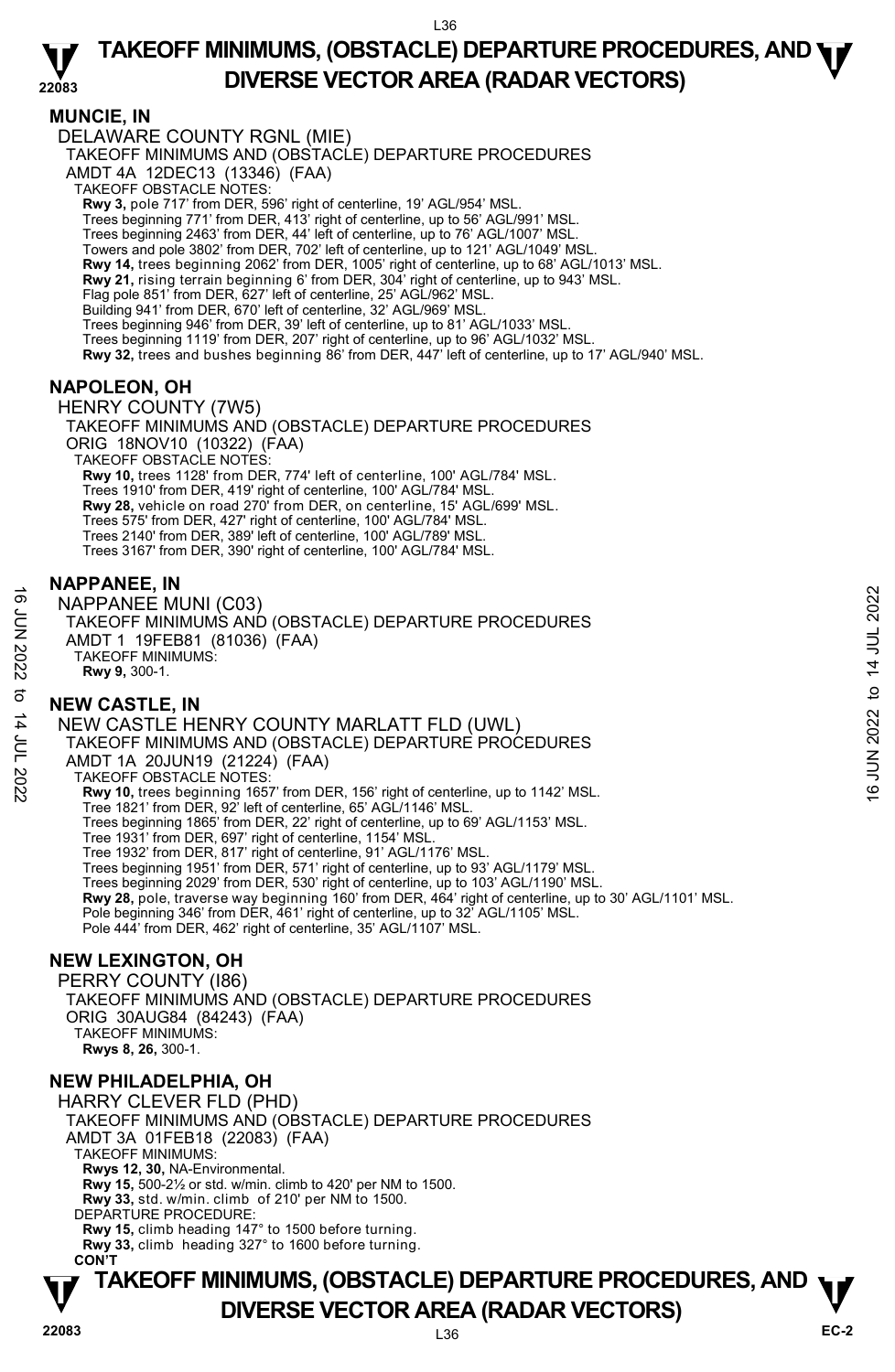## MUNCIE, IN

DELAWARE COUNTY RGNL (MIE)

TAKEOFF MINIMUMS AND (OBSTACLE) DEPARTURE PROCEDURES

AMDT 4A 12DEC13 (13346) (FAA)

TAKEOFF OBSTACLE NOTES:

**Rwy 3,** pole 717' from DER, 596' right of centerline, 19' AGL/954' MSL.
Trees beginning 771' from DER, 413' right of centerline, up to 56' AGL/991' MSL.
Trees beginning 2463' from DER, 44' left of centerline, up to 76' AGL/1007' MSL.
Towers and pole 3802' from DER, 702' left of centerline, up to 121' AGL/1049' MSL.
**Rwy 14,** trees beginning 2062' from DER, 1005' right of centerline, up to 68' AGL/1013' MSL.
**Rwy 21,** rising terrain beginning 6' from DER, 304' right of centerline, up to 943' MSL.
Flag pole 851' from DER, 627' left of centerline, 25' AGL/962' MSL.
Building 941' from DER, 670' left of centerline, 32' AGL/969' MSL.
Trees beginning 946' from DER, 39' left of centerline, up to 81' AGL/1033' MSL.
Trees beginning 1119' from DER, 207' right of centerline, up to 96' AGL/1032' MSL.
**Rwy 32,** trees and bushes beginning 86' from DER, 447' left of centerline, up to 17' AGL/940' MSL.

## NAPOLEON, OH

HENRY COUNTY (7W5)

TAKEOFF MINIMUMS AND (OBSTACLE) DEPARTURE PROCEDURES

ORIG 18NOV10 (10322) (FAA)

TAKEOFF OBSTACLE NOTES:

**Rwy 10,** trees 1128' from DER, 774' left of centerline, 100' AGL/784' MSL.
Trees 1910' from DER, 419' right of centerline, 100' AGL/784' MSL.
**Rwy 28,** vehicle on road 270' from DER, on centerline, 15' AGL/699' MSL.
Trees 575' from DER, 427' right of centerline, 100' AGL/784' MSL.
Trees 2140' from DER, 389' left of centerline, 100' AGL/789' MSL.
Trees 3167' from DER, 390' right of centerline, 100' AGL/784' MSL.

## NAPPANEE, IN

NAPPANEE MUNI (C03)

TAKEOFF MINIMUMS AND (OBSTACLE) DEPARTURE PROCEDURES

AMDT 1 19FEB81 (81036) (FAA)

TAKEOFF MINIMUMS:

**Rwy 9,** 300-1.

## NEW CASTLE, IN

NEW CASTLE HENRY COUNTY MARLATT FLD (UWL)

TAKEOFF MINIMUMS AND (OBSTACLE) DEPARTURE PROCEDURES

AMDT 1A 20JUN19 (21224) (FAA)

TAKEOFF OBSTACLE NOTES:

**Rwy 10,** trees beginning 1657' from DER, 156' right of centerline, up to 1142' MSL.
Tree 1821' from DER, 92' left of centerline, 65' AGL/1146' MSL.
Trees beginning 1865' from DER, 22' right of centerline, up to 69' AGL/1153' MSL.
Tree 1931' from DER, 697' right of centerline, 1154' MSL.
Tree 1932' from DER, 817' right of centerline, 91' AGL/1176' MSL.
Trees beginning 1951' from DER, 571' right of centerline, up to 93' AGL/1179' MSL.
Trees beginning 2029' from DER, 530' right of centerline, up to 103' AGL/1190' MSL.
**Rwy 28,** pole, traverse way beginning 160' from DER, 464' right of centerline, up to 30' AGL/1101' MSL.
Pole beginning 346' from DER, 461' right of centerline, up to 32' AGL/1105' MSL.
Pole 444' from DER, 462' right of centerline, 35' AGL/1107' MSL.

## NEW LEXINGTON, OH

PERRY COUNTY (I86)

TAKEOFF MINIMUMS AND (OBSTACLE) DEPARTURE PROCEDURES

ORIG 30AUG84 (84243) (FAA)

TAKEOFF MINIMUMS:

**Rwys 8, 26,** 300-1.

## NEW PHILADELPHIA, OH

HARRY CLEVER FLD (PHD)

TAKEOFF MINIMUMS AND (OBSTACLE) DEPARTURE PROCEDURES

AMDT 3A 01FEB18 (22083) (FAA)

TAKEOFF MINIMUMS:

**Rwys 12, 30,** NA-Environmental.
**Rwy 15,** 500-2½ or std. w/min. climb to 420' per NM to 1500.
**Rwy 33,** std. w/min. climb of 210' per NM to 1500.

DEPARTURE PROCEDURE:

**Rwy 15,** climb heading 147° to 1500 before turning.
**Rwy 33,** climb heading 327° to 1600 before turning.

**CON'T**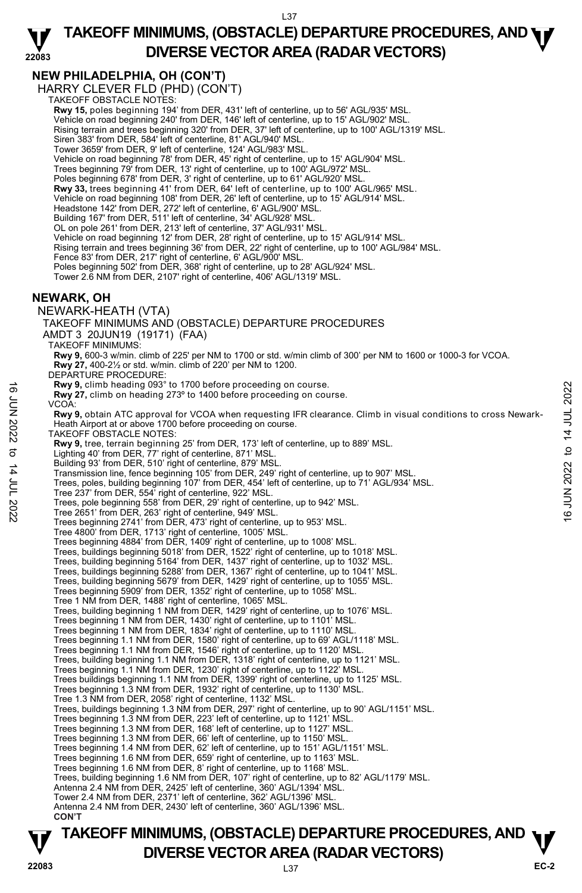## NEW PHILADELPHIA, OH (CON'T)

HARRY CLEVER FLD (PHD) (CON'T)

TAKEOFF OBSTACLE NOTES:

**Rwy 15,** poles beginning 194' from DER, 431' left of centerline, up to 56' AGL/935' MSL.
Vehicle on road beginning 240' from DER, 146' left of centerline, up to 15' AGL/902' MSL.
Rising terrain and trees beginning 320' from DER, 37' left of centerline, up to 100' AGL/1319' MSL.
Siren 383' from DER, 584' left of centerline, 81' AGL/940' MSL.
Tower 3659' from DER, 9' left of centerline, 124' AGL/983' MSL.
Vehicle on road beginning 78' from DER, 45' right of centerline, up to 15' AGL/904' MSL.
Trees beginning 79' from DER, 13' right of centerline, up to 100' AGL/972' MSL.
Poles beginning 678' from DER, 3' right of centerline, up to 61' AGL/920' MSL.
**Rwy 33,** trees beginning 41' from DER, 64' left of centerline, up to 100' AGL/965' MSL.
Vehicle on road beginning 108' from DER, 26' left of centerline, up to 15' AGL/914' MSL.
Headstone 142' from DER, 272' left of centerline, 6' AGL/900' MSL.
Building 167' from DER, 511' left of centerline, 34' AGL/928' MSL.
OL on pole 261' from DER, 213' left of centerline, 37' AGL/931' MSL.
Vehicle on road beginning 12' from DER, 28' right of centerline, up to 15' AGL/914' MSL.
Rising terrain and trees beginning 36' from DER, 22' right of centerline, up to 100' AGL/984' MSL.
Fence 83' from DER, 217' right of centerline, 6' AGL/900' MSL.
Poles beginning 502' from DER, 368' right of centerline, up to 28' AGL/924' MSL.
Tower 2.6 NM from DER, 2107' right of centerline, 406' AGL/1319' MSL.

## NEWARK, OH

NEWARK-HEATH (VTA)

TAKEOFF MINIMUMS AND (OBSTACLE) DEPARTURE PROCEDURES

AMDT 3 20JUN19 (19171) (FAA)

TAKEOFF MINIMUMS:

**Rwy 9,** 600-3 w/min. climb of 225' per NM to 1700 or std. w/min climb of 300' per NM to 1600 or 1000-3 for VCOA.
**Rwy 27,** 400-2½ or std. w/min. climb of 220' per NM to 1200.

DEPARTURE PROCEDURE:

**Rwy 9,** climb heading 093° to 1700 before proceeding on course.
**Rwy 27,** climb on heading 273º to 1400 before proceeding on course.

VCOA:

**Rwy 9,** obtain ATC approval for VCOA when requesting IFR clearance. Climb in visual conditions to cross Newark-Heath Airport at or above 1700 before proceeding on course.

TAKEOFF OBSTACLE NOTES:

**Rwy 9,** tree, terrain beginning 25' from DER, 173' left of centerline, up to 889' MSL.
Lighting 40' from DER, 77' right of centerline, 871' MSL.
Building 93' from DER, 510' right of centerline, 879' MSL.
Transmission line, fence beginning 105' from DER, 249' right of centerline, up to 907' MSL.
Trees, poles, building beginning 107' from DER, 454' left of centerline, up to 71' AGL/934' MSL.
Tree 237' from DER, 554' right of centerline, 922' MSL.
Trees, pole beginning 558' from DER, 29' right of centerline, up to 942' MSL.
Tree 2651' from DER, 263' right of centerline, 949' MSL.
Trees beginning 2741' from DER, 473' right of centerline, up to 953' MSL.
Tree 4800' from DER, 1713' right of centerline, 1005' MSL.
Trees beginning 4884' from DER, 1409' right of centerline, up to 1008' MSL.
Trees, buildings beginning 5018' from DER, 1522' right of centerline, up to 1018' MSL.
Trees, building beginning 5164' from DER, 1437' right of centerline, up to 1032' MSL.
Trees, buildings beginning 5288' from DER, 1367' right of centerline, up to 1041' MSL.
Trees, building beginning 5679' from DER, 1429' right of centerline, up to 1055' MSL.
Trees beginning 5909' from DER, 1352' right of centerline, up to 1058' MSL.
Tree 1 NM from DER, 1488' right of centerline, 1065' MSL.
Trees, building beginning 1 NM from DER, 1429' right of centerline, up to 1076' MSL.
Trees beginning 1 NM from DER, 1430' right of centerline, up to 1101' MSL.
Trees beginning 1 NM from DER, 1834' right of centerline, up to 1110' MSL.
Trees beginning 1.1 NM from DER, 1580' right of centerline, up to 69' AGL/1118' MSL.
Trees beginning 1.1 NM from DER, 1546' right of centerline, up to 1120' MSL.
Trees, building beginning 1.1 NM from DER, 1318' right of centerline, up to 1121' MSL.
Trees beginning 1.1 NM from DER, 1230' right of centerline, up to 1122' MSL.
Trees buildings beginning 1.1 NM from DER, 1399' right of centerline, up to 1125' MSL.
Trees beginning 1.3 NM from DER, 1932' right of centerline, up to 1130' MSL.
Tree 1.3 NM from DER, 2058' right of centerline, 1132' MSL.
Trees, buildings beginning 1.3 NM from DER, 297' right of centerline, up to 90' AGL/1151' MSL.
Trees beginning 1.3 NM from DER, 223' left of centerline, up to 1121' MSL.
Trees beginning 1.3 NM from DER, 168' left of centerline, up to 1127' MSL.
Trees beginning 1.3 NM from DER, 66' left of centerline, up to 1150' MSL.
Trees beginning 1.4 NM from DER, 62' left of centerline, up to 151' AGL/1151' MSL.
Trees beginning 1.6 NM from DER, 659' right of centerline, up to 1163' MSL.
Trees beginning 1.6 NM from DER, 8' right of centerline, up to 1168' MSL.
Trees, building beginning 1.6 NM from DER, 107' right of centerline, up to 82' AGL/1179' MSL.
Antenna 2.4 NM from DER, 2425' left of centerline, 360' AGL/1394' MSL.
Tower 2.4 NM from DER, 2371' left of centerline, 362' AGL/1396' MSL.
Antenna 2.4 NM from DER, 2430' left of centerline, 360' AGL/1396' MSL.

**CON'T**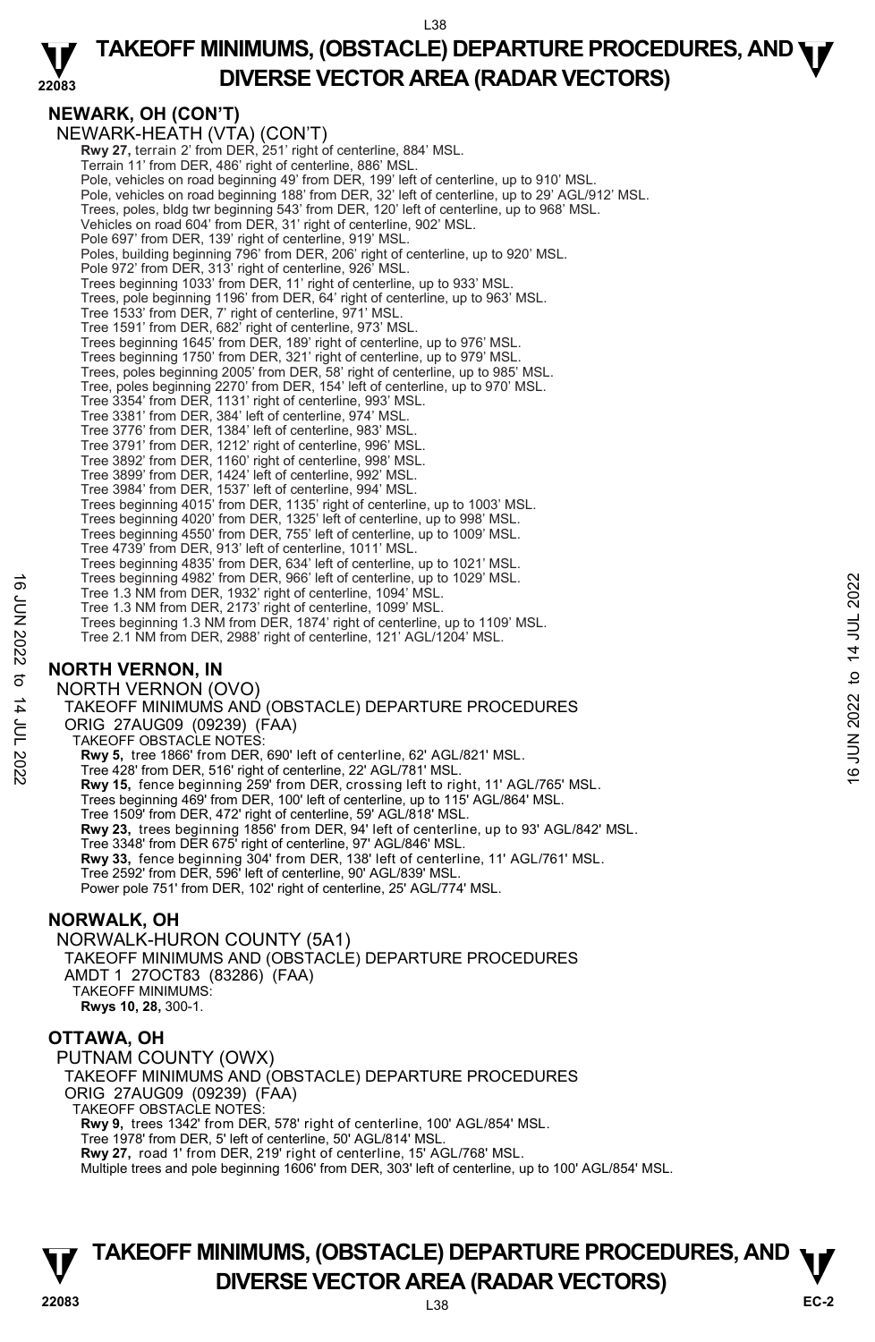## NEWARK, OH (CON'T)

NEWARK-HEATH (VTA) (CON'T)

**Rwy 27,** terrain 2' from DER, 251' right of centerline, 884' MSL.
Terrain 11' from DER, 486' right of centerline, 886' MSL.
Pole, vehicles on road beginning 49' from DER, 199' left of centerline, up to 910' MSL.
Pole, vehicles on road beginning 188' from DER, 32' left of centerline, up to 29' AGL/912' MSL.
Trees, poles, bldg twr beginning 543' from DER, 120' left of centerline, up to 968' MSL.
Vehicles on road 604' from DER, 31' right of centerline, 902' MSL.
Pole 697' from DER, 139' right of centerline, 919' MSL.
Poles, building beginning 796' from DER, 206' right of centerline, up to 920' MSL.
Pole 972' from DER, 313' right of centerline, 926' MSL.
Trees beginning 1033' from DER, 11' right of centerline, up to 933' MSL.
Trees, pole beginning 1196' from DER, 64' right of centerline, up to 963' MSL.
Tree 1533' from DER, 7' right of centerline, 971' MSL.
Tree 1591' from DER, 682' right of centerline, 973' MSL.
Trees beginning 1645' from DER, 189' right of centerline, up to 976' MSL.
Trees beginning 1750' from DER, 321' right of centerline, up to 979' MSL.
Trees, poles beginning 2005' from DER, 58' right of centerline, up to 985' MSL.
Tree, poles beginning 2270' from DER, 154' left of centerline, up to 970' MSL.
Tree 3354' from DER, 1131' right of centerline, 993' MSL.
Tree 3381' from DER, 384' left of centerline, 974' MSL.
Tree 3776' from DER, 1384' left of centerline, 983' MSL.
Tree 3791' from DER, 1212' right of centerline, 996' MSL.
Tree 3892' from DER, 1160' right of centerline, 998' MSL.
Tree 3899' from DER, 1424' left of centerline, 992' MSL.
Tree 3984' from DER, 1537' left of centerline, 994' MSL.
Trees beginning 4015' from DER, 1135' right of centerline, up to 1003' MSL.
Trees beginning 4020' from DER, 1325' left of centerline, up to 998' MSL.
Trees beginning 4550' from DER, 755' left of centerline, up to 1009' MSL.
Tree 4739' from DER, 913' left of centerline, 1011' MSL.
Trees beginning 4835' from DER, 634' left of centerline, up to 1021' MSL.
Trees beginning 4982' from DER, 966' left of centerline, up to 1029' MSL.
Tree 1.3 NM from DER, 1932' right of centerline, 1094' MSL.
Tree 1.3 NM from DER, 2173' right of centerline, 1099' MSL.
Trees beginning 1.3 NM from DER, 1874' right of centerline, up to 1109' MSL.
Tree 2.1 NM from DER, 2988' right of centerline, 121' AGL/1204' MSL.

## NORTH VERNON, IN

NORTH VERNON (OVO)
TAKEOFF MINIMUMS AND (OBSTACLE) DEPARTURE PROCEDURES
ORIG 27AUG09 (09239) (FAA)
TAKEOFF OBSTACLE NOTES:

**Rwy 5,** tree 1866' from DER, 690' left of centerline, 62' AGL/821' MSL.
Tree 428' from DER, 516' right of centerline, 22' AGL/781' MSL.
**Rwy 15,** fence beginning 259' from DER, crossing left to right, 11' AGL/765' MSL.
Trees beginning 469' from DER, 100' left of centerline, up to 115' AGL/864' MSL.
Tree 1509' from DER, 472' right of centerline, 59' AGL/818' MSL.
**Rwy 23,** trees beginning 1856' from DER, 94' left of centerline, up to 93' AGL/842' MSL.
Tree 3348' from DER 675' right of centerline, 97' AGL/846' MSL.
**Rwy 33,** fence beginning 304' from DER, 138' left of centerline, 11' AGL/761' MSL.
Tree 2592' from DER, 596' left of centerline, 90' AGL/839' MSL.
Power pole 751' from DER, 102' right of centerline, 25' AGL/774' MSL.

## NORWALK, OH

NORWALK-HURON COUNTY (5A1)
TAKEOFF MINIMUMS AND (OBSTACLE) DEPARTURE PROCEDURES
AMDT 1 27OCT83 (83286) (FAA)
TAKEOFF MINIMUMS:

**Rwys 10, 28,** 300-1.

## OTTAWA, OH

PUTNAM COUNTY (OWX)
TAKEOFF MINIMUMS AND (OBSTACLE) DEPARTURE PROCEDURES
ORIG 27AUG09 (09239) (FAA)
TAKEOFF OBSTACLE NOTES:

**Rwy 9,** trees 1342' from DER, 578' right of centerline, 100' AGL/854' MSL.
Tree 1978' from DER, 5' left of centerline, 50' AGL/814' MSL.
**Rwy 27,** road 1' from DER, 219' right of centerline, 15' AGL/768' MSL.
Multiple trees and pole beginning 1606' from DER, 303' left of centerline, up to 100' AGL/854' MSL.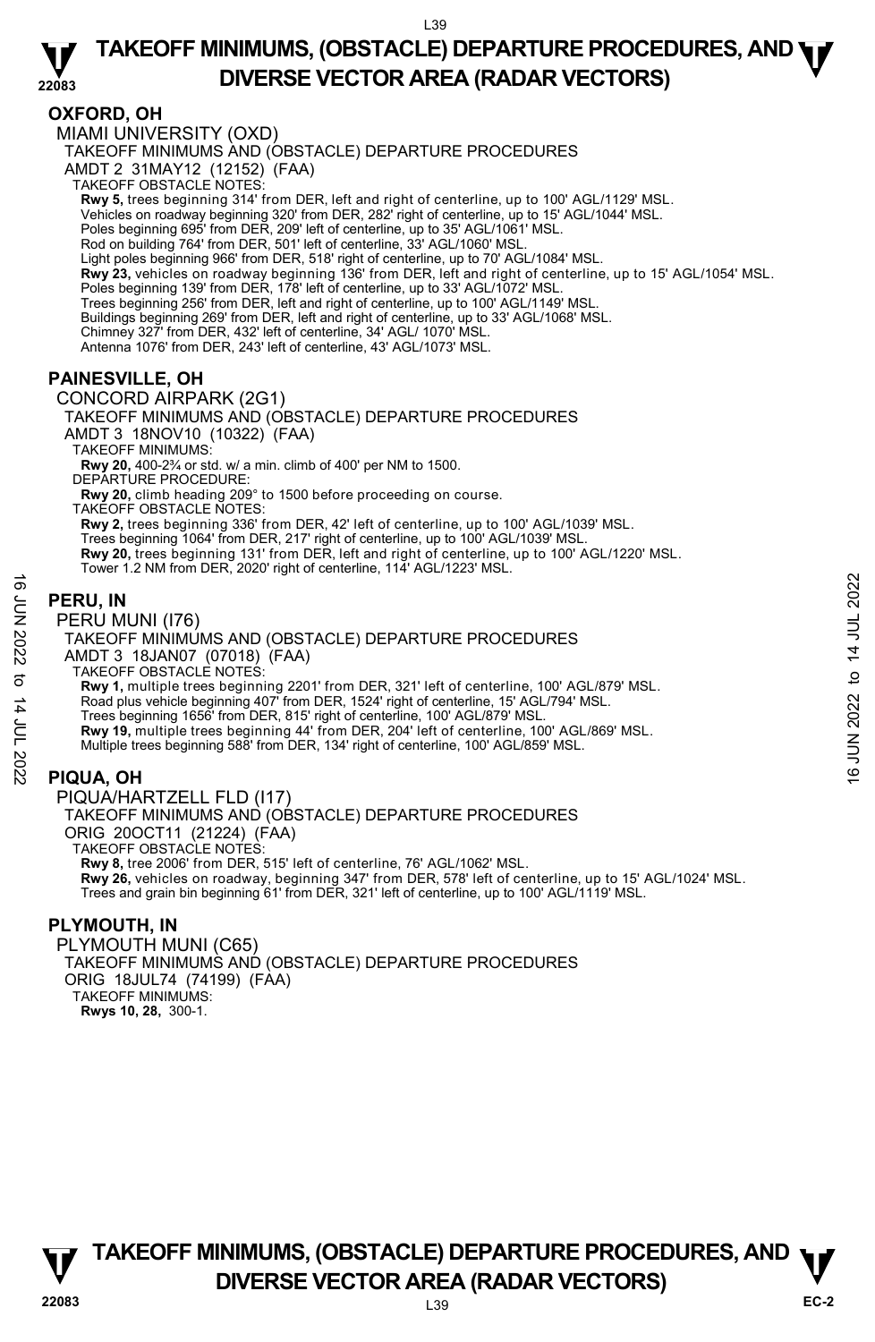## OXFORD, OH

MIAMI UNIVERSITY (OXD)

TAKEOFF MINIMUMS AND (OBSTACLE) DEPARTURE PROCEDURES

AMDT 2 31MAY12 (12152) (FAA)

TAKEOFF OBSTACLE NOTES:

**Rwy 5,** trees beginning 314' from DER, left and right of centerline, up to 100' AGL/1129' MSL.
Vehicles on roadway beginning 320' from DER, 282' right of centerline, up to 15' AGL/1044' MSL.
Poles beginning 695' from DER, 209' left of centerline, up to 35' AGL/1061' MSL.
Rod on building 764' from DER, 501' left of centerline, 33' AGL/1060' MSL.
Light poles beginning 966' from DER, 518' right of centerline, up to 70' AGL/1084' MSL.
**Rwy 23,** vehicles on roadway beginning 136' from DER, left and right of centerline, up to 15' AGL/1054' MSL.
Poles beginning 139' from DER, 178' left of centerline, up to 33' AGL/1072' MSL.
Trees beginning 256' from DER, left and right of centerline, up to 100' AGL/1149' MSL.
Buildings beginning 269' from DER, left and right of centerline, up to 33' AGL/1068' MSL.
Chimney 327' from DER, 432' left of centerline, 34' AGL/ 1070' MSL.
Antenna 1076' from DER, 243' left of centerline, 43' AGL/1073' MSL.

## PAINESVILLE, OH

CONCORD AIRPARK (2G1)

TAKEOFF MINIMUMS AND (OBSTACLE) DEPARTURE PROCEDURES

AMDT 3 18NOV10 (10322) (FAA)

TAKEOFF MINIMUMS:

**Rwy 20,** 400-2¾ or std. w/ a min. climb of 400' per NM to 1500.

DEPARTURE PROCEDURE:

**Rwy 20,** climb heading 209° to 1500 before proceeding on course.

TAKEOFF OBSTACLE NOTES:

**Rwy 2,** trees beginning 336' from DER, 42' left of centerline, up to 100' AGL/1039' MSL.
Trees beginning 1064' from DER, 217' right of centerline, up to 100' AGL/1039' MSL.
**Rwy 20,** trees beginning 131' from DER, left and right of centerline, up to 100' AGL/1220' MSL.
Tower 1.2 NM from DER, 2020' right of centerline, 114' AGL/1223' MSL.

## PERU, IN

PERU MUNI (I76)

TAKEOFF MINIMUMS AND (OBSTACLE) DEPARTURE PROCEDURES

AMDT 3 18JAN07 (07018) (FAA)

TAKEOFF OBSTACLE NOTES:

**Rwy 1,** multiple trees beginning 2201' from DER, 321' left of centerline, 100' AGL/879' MSL.
Road plus vehicle beginning 407' from DER, 1524' right of centerline, 15' AGL/794' MSL.
Trees beginning 1656' from DER, 815' right of centerline, 100' AGL/879' MSL.
**Rwy 19,** multiple trees beginning 44' from DER, 204' left of centerline, 100' AGL/869' MSL.
Multiple trees beginning 588' from DER, 134' right of centerline, 100' AGL/859' MSL.

## PIQUA, OH

PIQUA/HARTZELL FLD (I17)

TAKEOFF MINIMUMS AND (OBSTACLE) DEPARTURE PROCEDURES

ORIG 20OCT11 (21224) (FAA)

TAKEOFF OBSTACLE NOTES:

**Rwy 8,** tree 2006' from DER, 515' left of centerline, 76' AGL/1062' MSL.
**Rwy 26,** vehicles on roadway, beginning 347' from DER, 578' left of centerline, up to 15' AGL/1024' MSL.
Trees and grain bin beginning 61' from DER, 321' left of centerline, up to 100' AGL/1119' MSL.

## PLYMOUTH, IN

PLYMOUTH MUNI (C65)

TAKEOFF MINIMUMS AND (OBSTACLE) DEPARTURE PROCEDURES

ORIG 18JUL74 (74199) (FAA)

TAKEOFF MINIMUMS:

**Rwys 10, 28,** 300-1.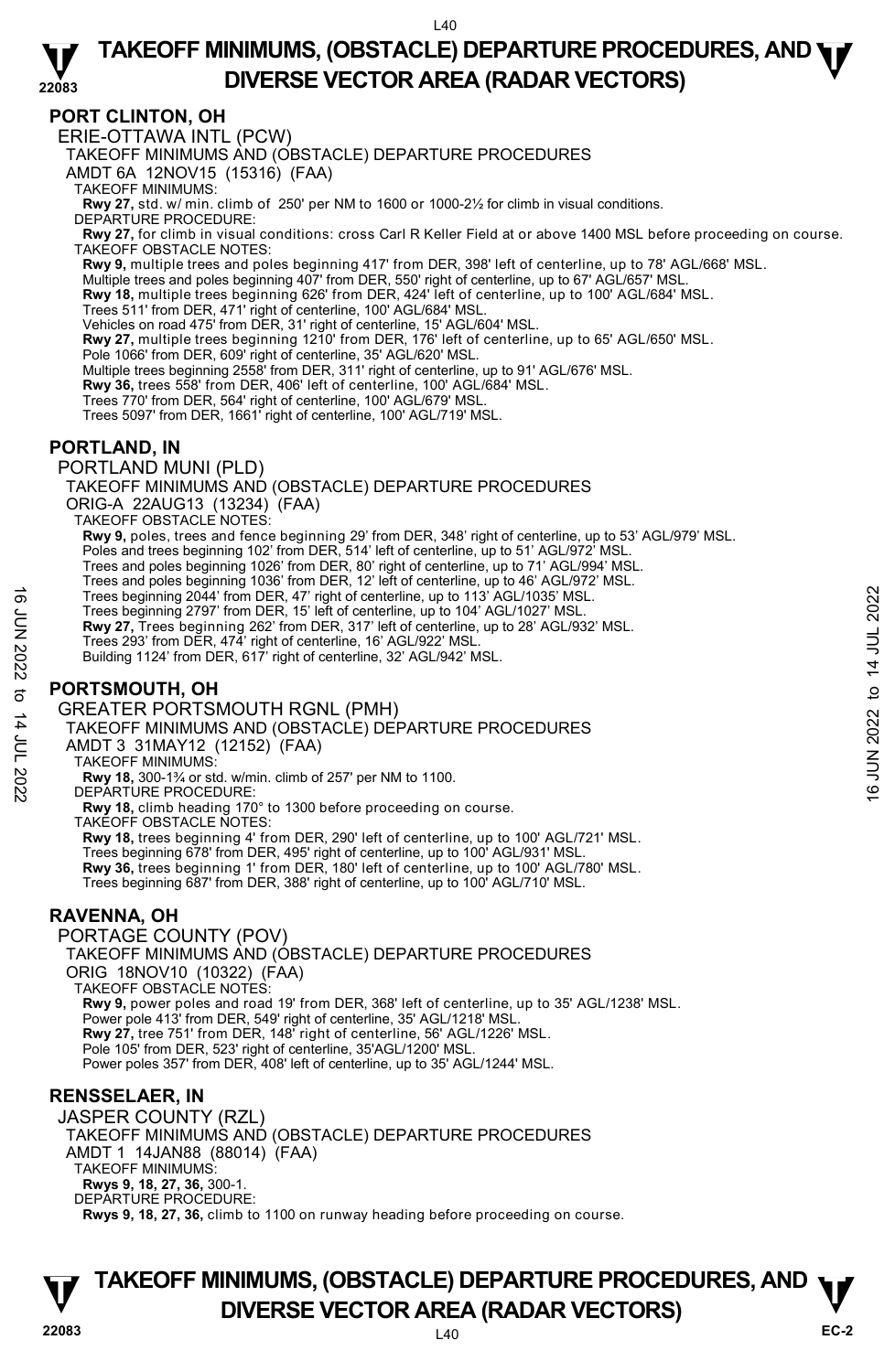## PORT CLINTON, OH

ERIE-OTTAWA INTL (PCW)

TAKEOFF MINIMUMS AND (OBSTACLE) DEPARTURE PROCEDURES

AMDT 6A 12NOV15 (15316) (FAA)

TAKEOFF MINIMUMS:

**Rwy 27,** std. w/ min. climb of 250' per NM to 1600 or 1000-2½ for climb in visual conditions.

DEPARTURE PROCEDURE:

**Rwy 27,** for climb in visual conditions: cross Carl R Keller Field at or above 1400 MSL before proceeding on course.

TAKEOFF OBSTACLE NOTES:

**Rwy 9,** multiple trees and poles beginning 417' from DER, 398' left of centerline, up to 78' AGL/668' MSL.
Multiple trees and poles beginning 407' from DER, 550' right of centerline, up to 67' AGL/657' MSL.
**Rwy 18,** multiple trees beginning 626' from DER, 424' left of centerline, up to 100' AGL/684' MSL.
Trees 511' from DER, 471' right of centerline, 100' AGL/684' MSL.
Vehicles on road 475' from DER, 31' right of centerline, 15' AGL/604' MSL.
**Rwy 27,** multiple trees beginning 1210' from DER, 176' left of centerline, up to 65' AGL/650' MSL.
Pole 1066' from DER, 609' right of centerline, 35' AGL/620' MSL.
Multiple trees beginning 2558' from DER, 311' right of centerline, up to 91' AGL/676' MSL.
**Rwy 36,** trees 558' from DER, 406' left of centerline, 100' AGL/684' MSL.
Trees 770' from DER, 564' right of centerline, 100' AGL/679' MSL.
Trees 5097' from DER, 1661' right of centerline, 100' AGL/719' MSL.

## PORTLAND, IN

PORTLAND MUNI (PLD)

TAKEOFF MINIMUMS AND (OBSTACLE) DEPARTURE PROCEDURES

ORIG-A 22AUG13 (13234) (FAA)

TAKEOFF OBSTACLE NOTES:

**Rwy 9,** poles, trees and fence beginning 29' from DER, 348' right of centerline, up to 53' AGL/979' MSL.
Poles and trees beginning 102' from DER, 514' left of centerline, up to 51' AGL/972' MSL.
Trees and poles beginning 1026' from DER, 80' right of centerline, up to 71' AGL/994' MSL.
Trees and poles beginning 1036' from DER, 12' left of centerline, up to 46' AGL/972' MSL.
Trees beginning 2044' from DER, 47' right of centerline, up to 113' AGL/1035' MSL.
Trees beginning 2797' from DER, 15' left of centerline, up to 104' AGL/1027' MSL.
**Rwy 27,** Trees beginning 262' from DER, 317' left of centerline, up to 28' AGL/932' MSL.
Trees 293' from DER, 474' right of centerline, 16' AGL/922' MSL.
Building 1124' from DER, 617' right of centerline, 32' AGL/942' MSL.

## PORTSMOUTH, OH

GREATER PORTSMOUTH RGNL (PMH)

TAKEOFF MINIMUMS AND (OBSTACLE) DEPARTURE PROCEDURES

AMDT 3 31MAY12 (12152) (FAA)

TAKEOFF MINIMUMS:

**Rwy 18,** 300-1¾ or std. w/min. climb of 257' per NM to 1100.

DEPARTURE PROCEDURE:

**Rwy 18,** climb heading 170° to 1300 before proceeding on course.

TAKEOFF OBSTACLE NOTES:

**Rwy 18,** trees beginning 4' from DER, 290' left of centerline, up to 100' AGL/721' MSL.
Trees beginning 678' from DER, 495' right of centerline, up to 100' AGL/931' MSL.
**Rwy 36,** trees beginning 1' from DER, 180' left of centerline, up to 100' AGL/780' MSL.
Trees beginning 687' from DER, 388' right of centerline, up to 100' AGL/710' MSL.

## RAVENNA, OH

PORTAGE COUNTY (POV)

TAKEOFF MINIMUMS AND (OBSTACLE) DEPARTURE PROCEDURES

ORIG 18NOV10 (10322) (FAA)

TAKEOFF OBSTACLE NOTES:

**Rwy 9,** power poles and road 19' from DER, 368' left of centerline, up to 35' AGL/1238' MSL.
Power pole 413' from DER, 549' right of centerline, 35' AGL/1218' MSL.
**Rwy 27,** tree 751' from DER, 148' right of centerline, 56' AGL/1226' MSL.
Pole 105' from DER, 523' right of centerline, 35'AGL/1200' MSL.
Power poles 357' from DER, 408' left of centerline, up to 35' AGL/1244' MSL.

## RENSSELAER, IN

JASPER COUNTY (RZL)

TAKEOFF MINIMUMS AND (OBSTACLE) DEPARTURE PROCEDURES

AMDT 1 14JAN88 (88014) (FAA)

TAKEOFF MINIMUMS:

**Rwys 9, 18, 27, 36,** 300-1.

DEPARTURE PROCEDURE:

**Rwys 9, 18, 27, 36,** climb to 1100 on runway heading before proceeding on course.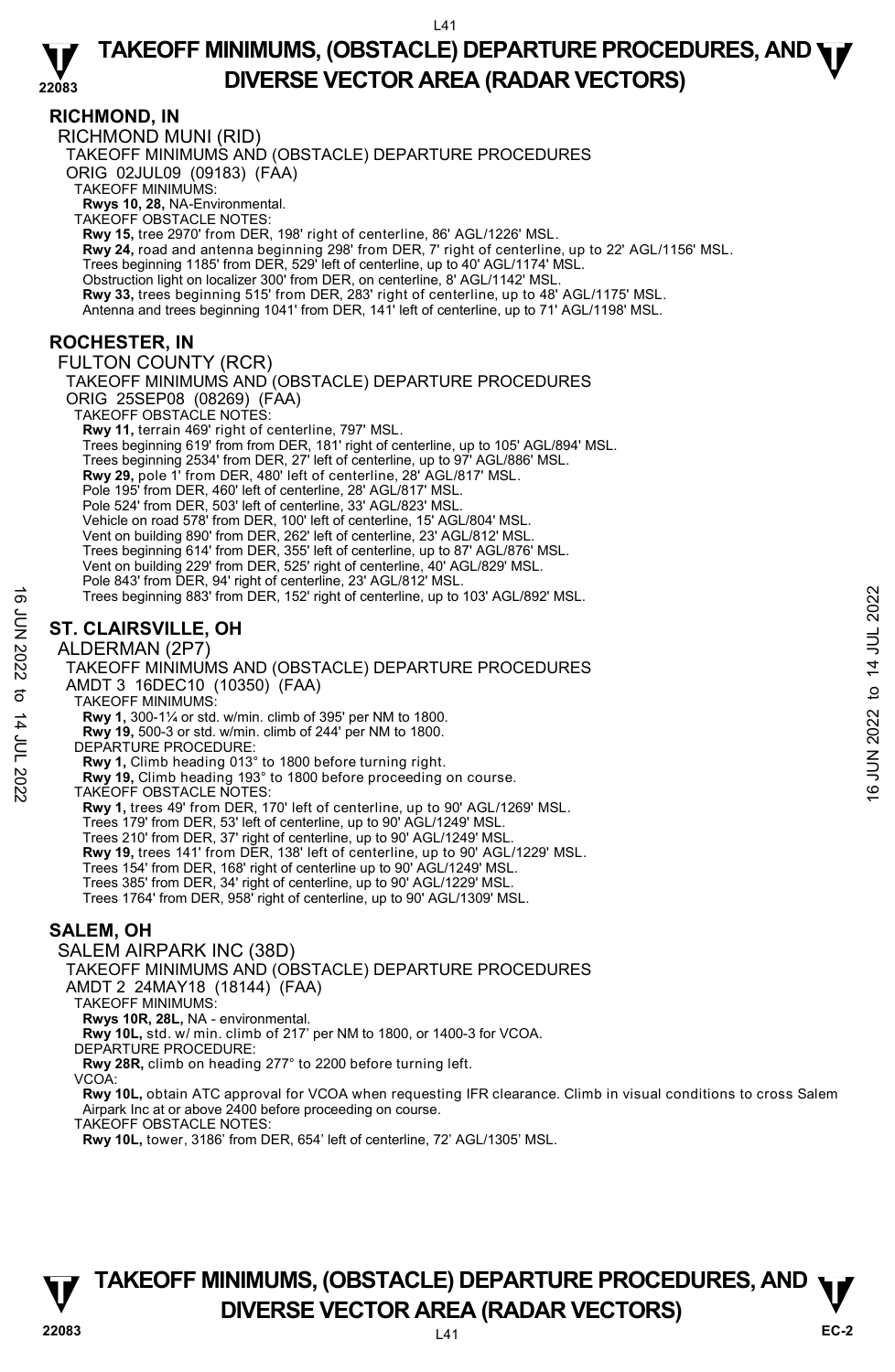## RICHMOND, IN

RICHMOND MUNI (RID)

TAKEOFF MINIMUMS AND (OBSTACLE) DEPARTURE PROCEDURES

ORIG 02JUL09 (09183) (FAA)

TAKEOFF MINIMUMS:

**Rwys 10, 28,** NA-Environmental.

TAKEOFF OBSTACLE NOTES:

**Rwy 15,** tree 2970' from DER, 198' right of centerline, 86' AGL/1226' MSL.

**Rwy 24,** road and antenna beginning 298' from DER, 7' right of centerline, up to 22' AGL/1156' MSL.
Trees beginning 1185' from DER, 529' left of centerline, up to 40' AGL/1174' MSL.
Obstruction light on localizer 300' from DER, on centerline, 8' AGL/1142' MSL.

**Rwy 33,** trees beginning 515' from DER, 283' right of centerline, up to 48' AGL/1175' MSL.
Antenna and trees beginning 1041' from DER, 141' left of centerline, up to 71' AGL/1198' MSL.

## ROCHESTER, IN

FULTON COUNTY (RCR)

TAKEOFF MINIMUMS AND (OBSTACLE) DEPARTURE PROCEDURES

ORIG 25SEP08 (08269) (FAA)

TAKEOFF OBSTACLE NOTES:

**Rwy 11,** terrain 469' right of centerline, 797' MSL.
Trees beginning 619' from DER, 181' right of centerline, up to 105' AGL/894' MSL.
Trees beginning 2534' from DER, 27' left of centerline, up to 97' AGL/886' MSL.

**Rwy 29,** pole 1' from DER, 480' left of centerline, 28' AGL/817' MSL.
Pole 195' from DER, 460' left of centerline, 28' AGL/817' MSL.
Pole 524' from DER, 503' left of centerline, 33' AGL/823' MSL.
Vehicle on road 578' from DER, 100' left of centerline, 15' AGL/804' MSL.
Vent on building 890' from DER, 262' left of centerline, 23' AGL/812' MSL.
Trees beginning 614' from DER, 355' left of centerline, up to 87' AGL/876' MSL.
Vent on building 229' from DER, 525' right of centerline, 40' AGL/829' MSL.
Pole 843' from DER, 94' right of centerline, 23' AGL/812' MSL.
Trees beginning 883' from DER, 152' right of centerline, up to 103' AGL/892' MSL.

## ST. CLAIRSVILLE, OH

ALDERMAN (2P7)

TAKEOFF MINIMUMS AND (OBSTACLE) DEPARTURE PROCEDURES

AMDT 3 16DEC10 (10350) (FAA)

TAKEOFF MINIMUMS:

**Rwy 1,** 300-1¼ or std. w/min. climb of 395' per NM to 1800.

**Rwy 19,** 500-3 or std. w/min. climb of 244' per NM to 1800.

DEPARTURE PROCEDURE:

**Rwy 1,** Climb heading 013° to 1800 before turning right.

**Rwy 19,** Climb heading 193° to 1800 before proceeding on course.

TAKEOFF OBSTACLE NOTES:

**Rwy 1,** trees 49' from DER, 170' left of centerline, up to 90' AGL/1269' MSL.
Trees 179' from DER, 53' left of centerline, up to 90' AGL/1249' MSL.
Trees 210' from DER, 37' right of centerline, up to 90' AGL/1249' MSL.

**Rwy 19,** trees 141' from DER, 138' left of centerline, up to 90' AGL/1229' MSL.
Trees 154' from DER, 168' right of centerline up to 90' AGL/1249' MSL.
Trees 385' from DER, 34' right of centerline, up to 90' AGL/1229' MSL.
Trees 1764' from DER, 958' right of centerline, up to 90' AGL/1309' MSL.

## SALEM, OH

SALEM AIRPARK INC (38D)

TAKEOFF MINIMUMS AND (OBSTACLE) DEPARTURE PROCEDURES

AMDT 2 24MAY18 (18144) (FAA)

TAKEOFF MINIMUMS:

**Rwys 10R, 28L,** NA - environmental.

**Rwy 10L,** std. w/ min. climb of 217' per NM to 1800, or 1400-3 for VCOA.

DEPARTURE PROCEDURE:

**Rwy 28R,** climb on heading 277° to 2200 before turning left.

VCOA:

**Rwy 10L,** obtain ATC approval for VCOA when requesting IFR clearance. Climb in visual conditions to cross Salem Airpark Inc at or above 2400 before proceeding on course.

TAKEOFF OBSTACLE NOTES:

**Rwy 10L,** tower, 3186' from DER, 654' left of centerline, 72' AGL/1305' MSL.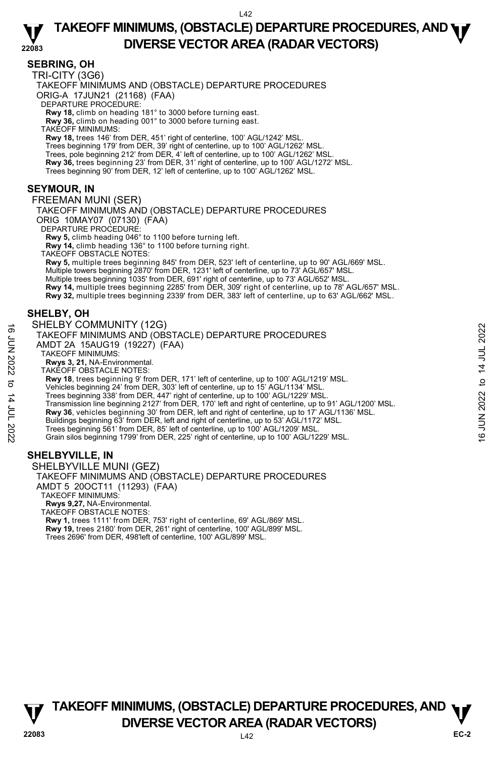## SEBRING, OH

TRI-CITY (3G6)

TAKEOFF MINIMUMS AND (OBSTACLE) DEPARTURE PROCEDURES

ORIG-A 17JUN21 (21168) (FAA)

DEPARTURE PROCEDURE:

**Rwy 18,** climb on heading 181° to 3000 before turning east.
**Rwy 36,** climb on heading 001° to 3000 before turning east.

TAKEOFF MINIMUMS:

**Rwy 18,** trees 146' from DER, 451' right of centerline, 100' AGL/1242' MSL.
Trees beginning 179' from DER, 39' right of centerline, up to 100' AGL/1262' MSL.
Trees, pole beginning 212' from DER, 4' left of centerline, up to 100' AGL/1262' MSL.
**Rwy 36,** trees beginning 23' from DER, 31' right of centerline, up to 100' AGL/1272' MSL.
Trees beginning 90' from DER, 12' left of centerline, up to 100' AGL/1262' MSL.

## SEYMOUR, IN

FREEMAN MUNI (SER)

TAKEOFF MINIMUMS AND (OBSTACLE) DEPARTURE PROCEDURES

ORIG 10MAY07 (07130) (FAA)

DEPARTURE PROCEDURE:

**Rwy 5,** climb heading 046° to 1100 before turning left.
**Rwy 14,** climb heading 136° to 1100 before turning right.

TAKEOFF OBSTACLE NOTES:

**Rwy 5,** multiple trees beginning 845' from DER, 523' left of centerline, up to 90' AGL/669' MSL.
Multiple towers beginning 2870' from DER, 1231' left of centerline, up to 73' AGL/657' MSL.
Multiple trees beginning 1035' from DER, 691' right of centerline, up to 73' AGL/652' MSL.
**Rwy 14,** multiple trees beginning 2285' from DER, 309' right of centerline, up to 78' AGL/657' MSL.
**Rwy 32,** multiple trees beginning 2339' from DER, 383' left of centerline, up to 63' AGL/662' MSL.

## SHELBY, OH

SHELBY COMMUNITY (12G)

TAKEOFF MINIMUMS AND (OBSTACLE) DEPARTURE PROCEDURES

AMDT 2A 15AUG19 (19227) (FAA)

TAKEOFF MINIMUMS:

**Rwys 3, 21,** NA-Environmental.

TAKEOFF OBSTACLE NOTES:

**Rwy 18**, trees beginning 9' from DER, 171' left of centerline, up to 100' AGL/1219' MSL.
Vehicles beginning 24' from DER, 303' left of centerline, up to 15' AGL/1134' MSL.
Trees beginning 338' from DER, 447' right of centerline, up to 100' AGL/1229' MSL.
Transmission line beginning 2127' from DER, 170' left and right of centerline, up to 91' AGL/1200' MSL.
**Rwy 36**, vehicles beginning 30' from DER, left and right of centerline, up to 17' AGL/1136' MSL.
Buildings beginning 63' from DER, left and right of centerline, up to 53' AGL/1172' MSL.
Trees beginning 561' from DER, 85' left of centerline, up to 100' AGL/1209' MSL.
Grain silos beginning 1799' from DER, 225' right of centerline, up to 100' AGL/1229' MSL.

## SHELBYVILLE, IN

SHELBYVILLE MUNI (GEZ)

TAKEOFF MINIMUMS AND (OBSTACLE) DEPARTURE PROCEDURES

AMDT 5 20OCT11 (11293) (FAA)

TAKEOFF MINIMUMS:

**Rwys 9,27,** NA-Environmental.

TAKEOFF OBSTACLE NOTES:

**Rwy 1,** trees 1111' from DER, 753' right of centerline, 69' AGL/869' MSL.
**Rwy 19,** trees 2180' from DER, 261' right of centerline, 100' AGL/899' MSL.
Trees 2696' from DER, 498'left of centerline, 100' AGL/899' MSL.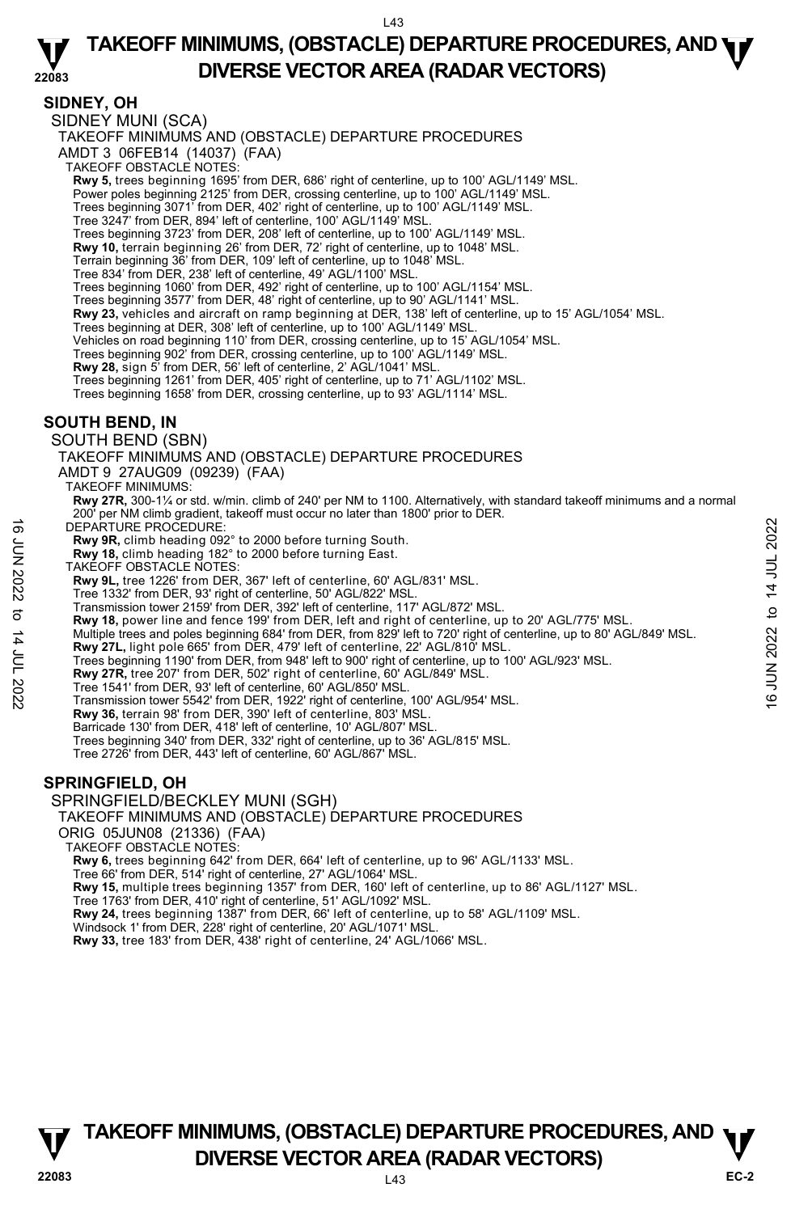## SIDNEY, OH

SIDNEY MUNI (SCA)

TAKEOFF MINIMUMS AND (OBSTACLE) DEPARTURE PROCEDURES

AMDT 3 06FEB14 (14037) (FAA)

TAKEOFF OBSTACLE NOTES:

**Rwy 5,** trees beginning 1695' from DER, 686' right of centerline, up to 100' AGL/1149' MSL.
Power poles beginning 2125' from DER, crossing centerline, up to 100' AGL/1149' MSL.
Trees beginning 3071' from DER, 402' right of centerline, up to 100' AGL/1149' MSL.
Tree 3247' from DER, 894' left of centerline, 100' AGL/1149' MSL.
Trees beginning 3723' from DER, 208' left of centerline, up to 100' AGL/1149' MSL.
**Rwy 10,** terrain beginning 26' from DER, 72' right of centerline, up to 1048' MSL.
Terrain beginning 36' from DER, 109' left of centerline, up to 1048' MSL.
Tree 834' from DER, 238' left of centerline, 49' AGL/1100' MSL.
Trees beginning 1060' from DER, 492' right of centerline, up to 100' AGL/1154' MSL.
Trees beginning 3577' from DER, 48' right of centerline, up to 90' AGL/1141' MSL.
**Rwy 23,** vehicles and aircraft on ramp beginning at DER, 138' left of centerline, up to 15' AGL/1054' MSL.
Trees beginning at DER, 308' left of centerline, up to 100' AGL/1149' MSL.
Vehicles on road beginning 110' from DER, crossing centerline, up to 15' AGL/1054' MSL.
Trees beginning 902' from DER, crossing centerline, up to 100' AGL/1149' MSL.
**Rwy 28,** sign 5' from DER, 56' left of centerline, 2' AGL/1041' MSL.
Trees beginning 1261' from DER, 405' right of centerline, up to 71' AGL/1102' MSL.
Trees beginning 1658' from DER, crossing centerline, up to 93' AGL/1114' MSL.

## SOUTH BEND, IN

SOUTH BEND (SBN)

TAKEOFF MINIMUMS AND (OBSTACLE) DEPARTURE PROCEDURES

AMDT 9 27AUG09 (09239) (FAA)

TAKEOFF MINIMUMS:

**Rwy 27R,** 300-1¼ or std. w/min. climb of 240' per NM to 1100. Alternatively, with standard takeoff minimums and a normal 200' per NM climb gradient, takeoff must occur no later than 1800' prior to DER.

DEPARTURE PROCEDURE:

**Rwy 9R,** climb heading 092° to 2000 before turning South.
**Rwy 18,** climb heading 182° to 2000 before turning East.

TAKEOFF OBSTACLE NOTES:

**Rwy 9L,** tree 1226' from DER, 367' left of centerline, 60' AGL/831' MSL.
Tree 1332' from DER, 93' right of centerline, 50' AGL/822' MSL.
Transmission tower 2159' from DER, 392' left of centerline, 117' AGL/872' MSL.
**Rwy 18,** power line and fence 199' from DER, left and right of centerline, up to 20' AGL/775' MSL.
Multiple trees and poles beginning 684' from DER, from 829' left to 720' right of centerline, up to 80' AGL/849' MSL.
**Rwy 27L,** light pole 665' from DER, 479' left of centerline, 22' AGL/810' MSL.
Trees beginning 1190' from DER, from 948' left to 900' right of centerline, up to 100' AGL/923' MSL.
**Rwy 27R,** tree 207' from DER, 502' right of centerline, 60' AGL/849' MSL.
Tree 1541' from DER, 93' left of centerline, 60' AGL/850' MSL.
Transmission tower 5542' from DER, 1922' right of centerline, 100' AGL/954' MSL.
**Rwy 36,** terrain 98' from DER, 390' left of centerline, 803' MSL.
Barricade 130' from DER, 418' left of centerline, 10' AGL/807' MSL.
Trees beginning 340' from DER, 332' right of centerline, up to 36' AGL/815' MSL.
Tree 2726' from DER, 443' left of centerline, 60' AGL/867' MSL.

## SPRINGFIELD, OH

SPRINGFIELD/BECKLEY MUNI (SGH)

TAKEOFF MINIMUMS AND (OBSTACLE) DEPARTURE PROCEDURES

ORIG 05JUN08 (21336) (FAA)

TAKEOFF OBSTACLE NOTES:

**Rwy 6,** trees beginning 642' from DER, 664' left of centerline, up to 96' AGL/1133' MSL.
Tree 66' from DER, 514' right of centerline, 27' AGL/1064' MSL.
**Rwy 15,** multiple trees beginning 1357' from DER, 160' left of centerline, up to 86' AGL/1127' MSL.
Tree 1763' from DER, 410' right of centerline, 51' AGL/1092' MSL.
**Rwy 24,** trees beginning 1387' from DER, 66' left of centerline, up to 58' AGL/1109' MSL.
Windsock 1' from DER, 228' right of centerline, 20' AGL/1071' MSL.
**Rwy 33,** tree 183' from DER, 438' right of centerline, 24' AGL/1066' MSL.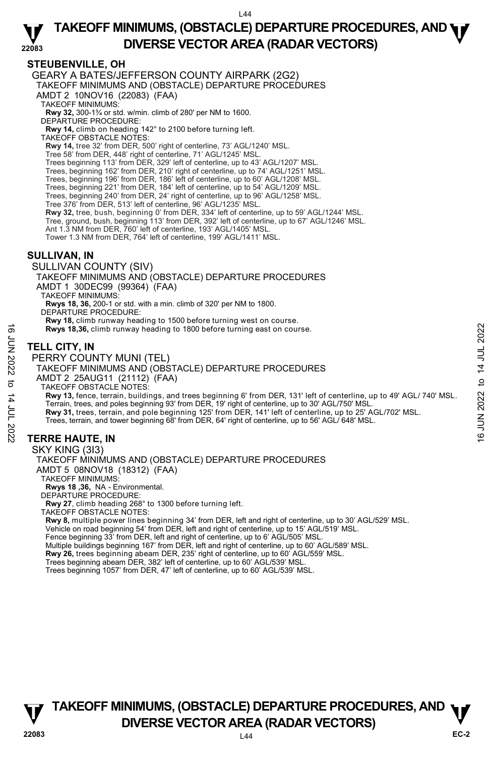## STEUBENVILLE, OH

GEARY A BATES/JEFFERSON COUNTY AIRPARK (2G2)
TAKEOFF MINIMUMS AND (OBSTACLE) DEPARTURE PROCEDURES
AMDT 2 10NOV16 (22083) (FAA)

TAKEOFF MINIMUMS:
**Rwy 32,** 300-1¾ or std. w/min. climb of 280' per NM to 1600.

DEPARTURE PROCEDURE:
**Rwy 14,** climb on heading 142° to 2100 before turning left.

TAKEOFF OBSTACLE NOTES:
**Rwy 14,** tree 32' from DER, 500' right of centerline, 73' AGL/1240' MSL.
Tree 58' from DER, 448' right of centerline, 71' AGL/1245' MSL.
Trees beginning 113' from DER, 329' left of centerline, up to 43' AGL/1207' MSL.
Trees, beginning 162' from DER, 210' right of centerline, up to 74' AGL/1251' MSL.
Trees, beginning 196' from DER, 186' left of centerline, up to 60' AGL/1208' MSL.
Trees, beginning 221' from DER, 184' left of centerline, up to 54' AGL/1209' MSL.
Trees, beginning 240' from DER, 24' right of centerline, up to 96' AGL/1258' MSL.
Tree 376' from DER, 513' left of centerline, 96' AGL/1235' MSL.
**Rwy 32,** tree, bush, beginning 0' from DER, 334' left of centerline, up to 59' AGL/1244' MSL.
Tree, ground, bush, beginning 113' from DER, 392' left of centerline, up to 67' AGL/1246' MSL.
Ant 1.3 NM from DER, 760' left of centerline, 193' AGL/1405' MSL.
Tower 1.3 NM from DER, 764' left of centerline, 199' AGL/1411' MSL.

## SULLIVAN, IN

SULLIVAN COUNTY (SIV)
TAKEOFF MINIMUMS AND (OBSTACLE) DEPARTURE PROCEDURES
AMDT 1 30DEC99 (99364) (FAA)

TAKEOFF MINIMUMS:
**Rwys 18, 36,** 200-1 or std. with a min. climb of 320' per NM to 1800.

DEPARTURE PROCEDURE:
**Rwy 18,** climb runway heading to 1500 before turning west on course.
**Rwys 18,36,** climb runway heading to 1800 before turning east on course.

## TELL CITY, IN

PERRY COUNTY MUNI (TEL)
TAKEOFF MINIMUMS AND (OBSTACLE) DEPARTURE PROCEDURES
AMDT 2 25AUG11 (21112) (FAA)

TAKEOFF OBSTACLE NOTES:
**Rwy 13,** fence, terrain, buildings, and trees beginning 6' from DER, 131' left of centerline, up to 49' AGL/ 740' MSL.
Terrain, trees, and poles beginning 93' from DER, 19' right of centerline, up to 30' AGL/750' MSL.
**Rwy 31,** trees, terrain, and pole beginning 125' from DER, 141' left of centerline, up to 25' AGL/702' MSL.
Trees, terrain, and tower beginning 68' from DER, 64' right of centerline, up to 56' AGL/ 648' MSL.

## TERRE HAUTE, IN

SKY KING (3I3)
TAKEOFF MINIMUMS AND (OBSTACLE) DEPARTURE PROCEDURES
AMDT 5 08NOV18 (18312) (FAA)

TAKEOFF MINIMUMS:
**Rwys 18 ,36,** NA - Environmental.

DEPARTURE PROCEDURE:
**Rwy 27**, climb heading 268° to 1300 before turning left.

TAKEOFF OBSTACLE NOTES:
**Rwy 8,** multiple power lines beginning 34' from DER, left and right of centerline, up to 30' AGL/529' MSL.
Vehicle on road beginning 54' from DER, left and right of centerline, up to 15' AGL/519' MSL.
Fence beginning 33' from DER, left and right of centerline, up to 6' AGL/505' MSL.
Multiple buildings beginning 167' from DER, left and right of centerline, up to 60' AGL/589' MSL.
**Rwy 26,** trees beginning abeam DER, 235' right of centerline, up to 60' AGL/559' MSL.
Trees beginning abeam DER, 382' left of centerline, up to 60' AGL/539' MSL.
Trees beginning 1057' from DER, 47' left of centerline, up to 60' AGL/539' MSL.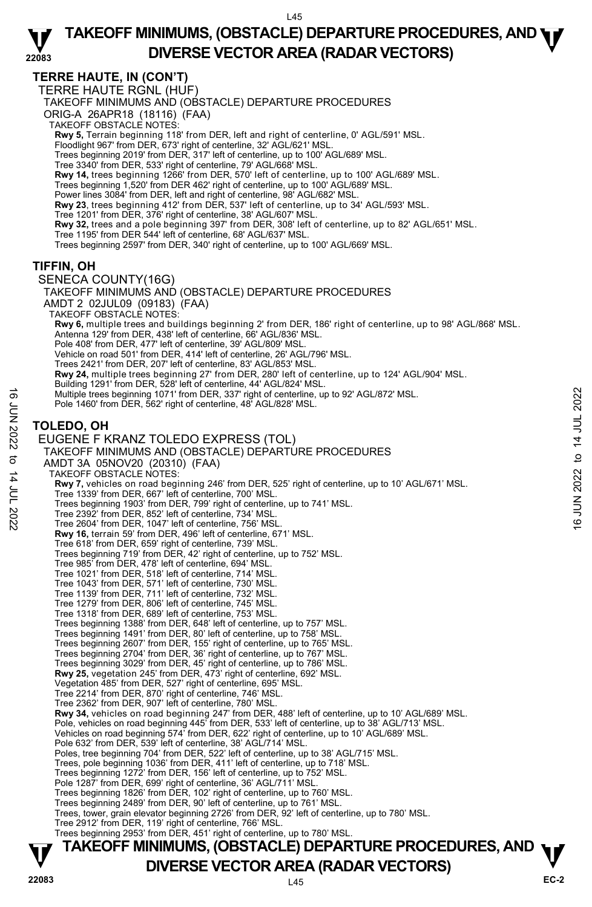# TAKEOFF MINIMUMS, (OBSTACLE) DEPARTURE PROCEDURES, AND DIVERSE VECTOR AREA (RADAR VECTORS)

## TERRE HAUTE, IN (CON'T)

TERRE HAUTE RGNL (HUF)

TAKEOFF MINIMUMS AND (OBSTACLE) DEPARTURE PROCEDURES

ORIG-A 26APR18 (18116) (FAA)

TAKEOFF OBSTACLE NOTES:

**Rwy 5,** Terrain beginning 118' from DER, left and right of centerline, 0' AGL/591' MSL.
Floodlight 967' from DER, 673' right of centerline, 32' AGL/621' MSL.
Trees beginning 2019' from DER, 317' left of centerline, up to 100' AGL/689' MSL.
Tree 3340' from DER, 533' right of centerline, 79' AGL/668' MSL.
**Rwy 14,** trees beginning 1266' from DER, 570' left of centerline, up to 100' AGL/689' MSL.
Trees beginning 1,520' from DER 462' right of centerline, up to 100' AGL/689' MSL.
Power lines 3084' from DER, left and right of centerline, 98' AGL/682' MSL.
**Rwy 23**, trees beginning 412' from DER, 537' left of centerline, up to 34' AGL/593' MSL.
Tree 1201' from DER, 376' right of centerline, 38' AGL/607' MSL.
**Rwy 32,** trees and a pole beginning 397' from DER, 308' left of centerline, up to 82' AGL/651' MSL.
Tree 1195' from DER 544' left of centerline, 68' AGL/637' MSL.
Trees beginning 2597' from DER, 340' right of centerline, up to 100' AGL/669' MSL.

## TIFFIN, OH

SENECA COUNTY(16G)

TAKEOFF MINIMUMS AND (OBSTACLE) DEPARTURE PROCEDURES

AMDT 2 02JUL09 (09183) (FAA)

TAKEOFF OBSTACLE NOTES:

**Rwy 6,** multiple trees and buildings beginning 2' from DER, 186' right of centerline, up to 98' AGL/868' MSL.
Antenna 129' from DER, 438' left of centerline, 66' AGL/836' MSL.
Pole 408' from DER, 477' left of centerline, 39' AGL/809' MSL.
Vehicle on road 501' from DER, 414' left of centerline, 26' AGL/796' MSL.
Trees 2421' from DER, 207' left of centerline, 83' AGL/853' MSL.
**Rwy 24,** multiple trees beginning 27' from DER, 280' left of centerline, up to 124' AGL/904' MSL.
Building 1291' from DER, 528' left of centerline, 44' AGL/824' MSL.
Multiple trees beginning 1071' from DER, 337' right of centerline, up to 92' AGL/872' MSL.
Pole 1460' from DER, 562' right of centerline, 48' AGL/828' MSL.

## TOLEDO, OH

EUGENE F KRANZ TOLEDO EXPRESS (TOL)

TAKEOFF MINIMUMS AND (OBSTACLE) DEPARTURE PROCEDURES

AMDT 3A 05NOV20 (20310) (FAA)

TAKEOFF OBSTACLE NOTES:

**Rwy 7,** vehicles on road beginning 246' from DER, 525' right of centerline, up to 10' AGL/671' MSL.
Tree 1339' from DER, 667' left of centerline, 700' MSL.
Trees beginning 1903' from DER, 799' right of centerline, up to 741' MSL.
Tree 2392' from DER, 852' left of centerline, 734' MSL.
Tree 2604' from DER, 1047' left of centerline, 756' MSL.
**Rwy 16,** terrain 59' from DER, 496' left of centerline, 671' MSL.
Tree 618' from DER, 659' right of centerline, 739' MSL.
Trees beginning 719' from DER, 42' right of centerline, up to 752' MSL.
Tree 985' from DER, 478' left of centerline, 694' MSL.
Tree 1021' from DER, 518' left of centerline, 714' MSL.
Tree 1043' from DER, 571' left of centerline, 730' MSL.
Tree 1139' from DER, 711' left of centerline, 732' MSL.
Tree 1279' from DER, 806' left of centerline, 745' MSL.
Tree 1318' from DER, 689' left of centerline, 753' MSL.
Trees beginning 1388' from DER, 648' left of centerline, up to 757' MSL.
Trees beginning 1491' from DER, 80' left of centerline, up to 758' MSL.
Trees beginning 2607' from DER, 155' right of centerline, up to 765' MSL.
Trees beginning 2704' from DER, 36' right of centerline, up to 767' MSL.
Trees beginning 3029' from DER, 45' right of centerline, up to 786' MSL.
**Rwy 25,** vegetation 245' from DER, 473' right of centerline, 692' MSL.
Vegetation 485' from DER, 527' right of centerline, 695' MSL.
Tree 2214' from DER, 870' right of centerline, 746' MSL.
Tree 2362' from DER, 907' left of centerline, 780' MSL.
**Rwy 34,** vehicles on road beginning 247' from DER, 488' left of centerline, up to 10' AGL/689' MSL.
Pole, vehicles on road beginning 445' from DER, 533' left of centerline, up to 38' AGL/713' MSL.
Vehicles on road beginning 574' from DER, 622' right of centerline, up to 10' AGL/689' MSL.
Pole 632' from DER, 539' left of centerline, 38' AGL/714' MSL.
Poles, tree beginning 704' from DER, 522' left of centerline, up to 38' AGL/715' MSL.
Trees, pole beginning 1036' from DER, 411' left of centerline, up to 718' MSL.
Trees beginning 1272' from DER, 156' left of centerline, up to 752' MSL.
Pole 1287' from DER, 699' right of centerline, 36' AGL/711' MSL.
Trees beginning 1826' from DER, 102' right of centerline, up to 760' MSL.
Trees beginning 2489' from DER, 90' left of centerline, up to 761' MSL.
Trees, tower, grain elevator beginning 2726' from DER, 92' left of centerline, up to 780' MSL.
Tree 2912' from DER, 119' right of centerline, 766' MSL.
Trees beginning 2953' from DER, 451' right of centerline, up to 780' MSL.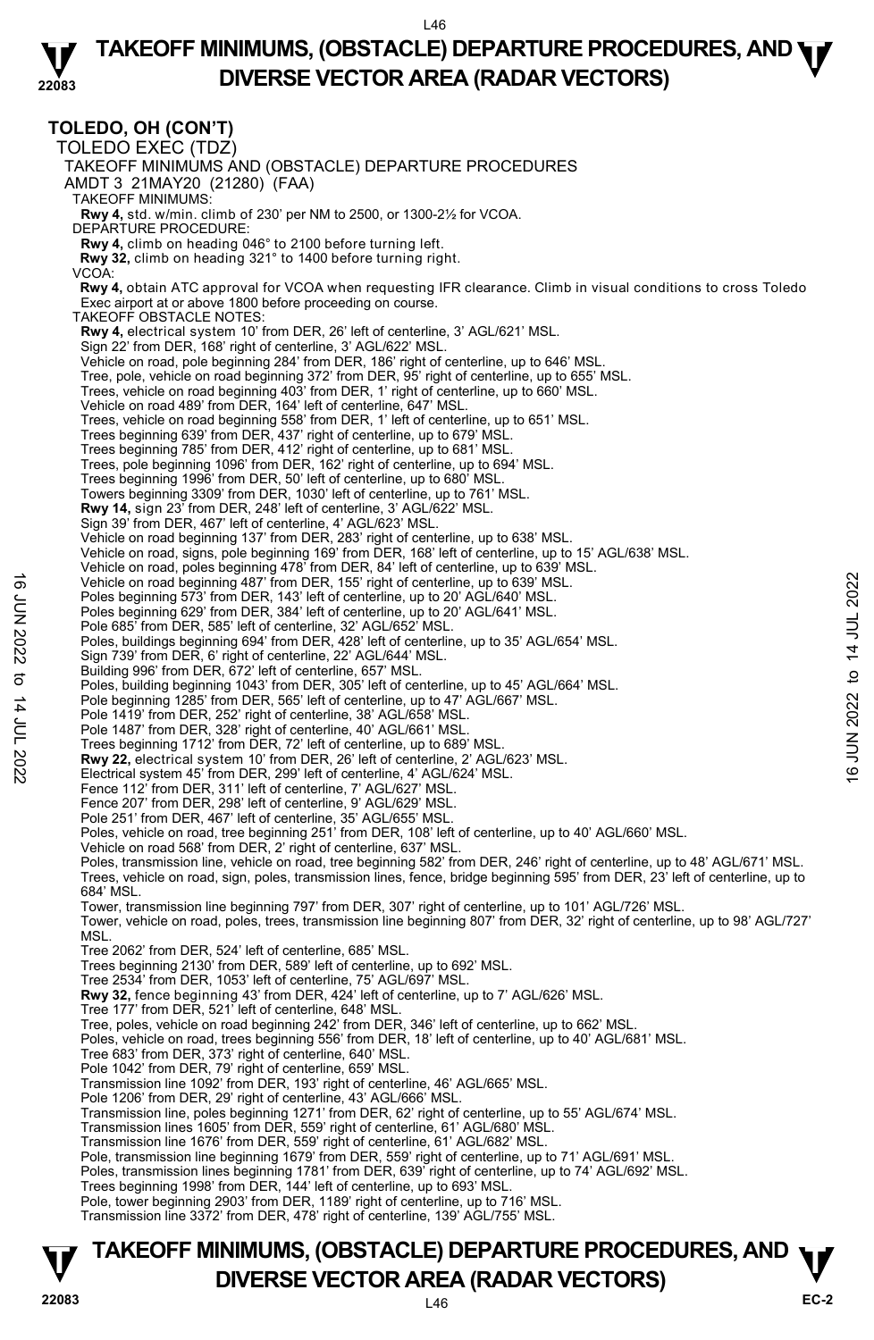## TOLEDO, OH (CON'T)

TOLEDO EXEC (TDZ)

TAKEOFF MINIMUMS AND (OBSTACLE) DEPARTURE PROCEDURES

AMDT 3 21MAY20 (21280) (FAA)

TAKEOFF MINIMUMS:

**Rwy 4,** std. w/min. climb of 230' per NM to 2500, or 1300-2½ for VCOA.

DEPARTURE PROCEDURE:

**Rwy 4,** climb on heading 046° to 2100 before turning left.

**Rwy 32,** climb on heading 321° to 1400 before turning right.

VCOA:

**Rwy 4,** obtain ATC approval for VCOA when requesting IFR clearance. Climb in visual conditions to cross Toledo Exec airport at or above 1800 before proceeding on course.

TAKEOFF OBSTACLE NOTES:

**Rwy 4,** electrical system 10' from DER, 26' left of centerline, 3' AGL/621' MSL.
Sign 22' from DER, 168' right of centerline, 3' AGL/622' MSL.
Vehicle on road, pole beginning 284' from DER, 186' right of centerline, up to 646' MSL.
Tree, pole, vehicle on road beginning 372' from DER, 95' right of centerline, up to 655' MSL.
Trees, vehicle on road beginning 403' from DER, 1' right of centerline, up to 660' MSL.
Vehicle on road 489' from DER, 164' left of centerline, 647' MSL.
Trees, vehicle on road beginning 558' from DER, 1' left of centerline, up to 651' MSL.
Trees beginning 639' from DER, 437' right of centerline, up to 679' MSL.
Trees beginning 785' from DER, 412' right of centerline, up to 681' MSL.
Trees, pole beginning 1096' from DER, 162' right of centerline, up to 694' MSL.
Trees beginning 1996' from DER, 50' left of centerline, up to 680' MSL.
Towers beginning 3309' from DER, 1030' left of centerline, up to 761' MSL.

**Rwy 14,** sign 23' from DER, 248' left of centerline, 3' AGL/622' MSL.
Sign 39' from DER, 467' left of centerline, 4' AGL/623' MSL.
Vehicle on road beginning 137' from DER, 283' right of centerline, up to 638' MSL.
Vehicle on road, signs, pole beginning 169' from DER, 168' left of centerline, up to 15' AGL/638' MSL.
Vehicle on road, poles beginning 478' from DER, 84' left of centerline, up to 639' MSL.
Vehicle on road beginning 487' from DER, 155' right of centerline, up to 639' MSL.
Poles beginning 573' from DER, 143' left of centerline, up to 20' AGL/640' MSL.
Poles beginning 629' from DER, 384' left of centerline, up to 20' AGL/641' MSL.
Pole 685' from DER, 585' left of centerline, 32' AGL/652' MSL.
Poles, buildings beginning 694' from DER, 428' left of centerline, up to 35' AGL/654' MSL.
Sign 739' from DER, 6' right of centerline, 22' AGL/644' MSL.
Building 996' from DER, 672' left of centerline, 657' MSL.
Poles, building beginning 1043' from DER, 305' left of centerline, up to 45' AGL/664' MSL.
Pole beginning 1285' from DER, 565' left of centerline, up to 47' AGL/667' MSL.
Pole 1419' from DER, 252' right of centerline, 38' AGL/658' MSL.
Pole 1487' from DER, 328' right of centerline, 40' AGL/661' MSL.
Trees beginning 1712' from DER, 72' left of centerline, up to 689' MSL.

**Rwy 22,** electrical system 10' from DER, 26' left of centerline, 2' AGL/623' MSL.
Electrical system 45' from DER, 299' left of centerline, 4' AGL/624' MSL.
Fence 112' from DER, 311' left of centerline, 7' AGL/627' MSL.
Fence 207' from DER, 298' left of centerline, 9' AGL/629' MSL.
Pole 251' from DER, 467' left of centerline, 35' AGL/655' MSL.
Poles, vehicle on road, tree beginning 251' from DER, 108' left of centerline, up to 40' AGL/660' MSL.
Vehicle on road 568' from DER, 2' right of centerline, 637' MSL.
Poles, transmission line, vehicle on road, tree beginning 582' from DER, 246' right of centerline, up to 48' AGL/671' MSL.
Trees, vehicle on road, sign, poles, transmission lines, fence, bridge beginning 595' from DER, 23' left of centerline, up to 684' MSL.
Tower, transmission line beginning 797' from DER, 307' right of centerline, up to 101' AGL/726' MSL.
Tower, vehicle on road, poles, trees, transmission line beginning 807' from DER, 32' right of centerline, up to 98' AGL/727' MSL.
Tree 2062' from DER, 524' left of centerline, 685' MSL.
Trees beginning 2130' from DER, 589' left of centerline, up to 692' MSL.
Tree 2534' from DER, 1053' left of centerline, 75' AGL/697' MSL.

**Rwy 32,** fence beginning 43' from DER, 424' left of centerline, up to 7' AGL/626' MSL.
Tree 177' from DER, 521' left of centerline, 648' MSL.
Tree, poles, vehicle on road beginning 242' from DER, 346' left of centerline, up to 662' MSL.
Poles, vehicle on road, trees beginning 556' from DER, 18' left of centerline, up to 40' AGL/681' MSL.
Tree 683' from DER, 373' right of centerline, 640' MSL.
Pole 1042' from DER, 79' right of centerline, 659' MSL.
Transmission line 1092' from DER, 193' right of centerline, 46' AGL/665' MSL.
Pole 1206' from DER, 29' right of centerline, 43' AGL/666' MSL.
Transmission line, poles beginning 1271' from DER, 62' right of centerline, up to 55' AGL/674' MSL.
Transmission lines 1605' from DER, 559' right of centerline, 61' AGL/680' MSL.
Transmission line 1676' from DER, 559' right of centerline, 61' AGL/682' MSL.
Pole, transmission line beginning 1679' from DER, 559' right of centerline, up to 71' AGL/691' MSL.
Poles, transmission lines beginning 1781' from DER, 639' right of centerline, up to 74' AGL/692' MSL.
Trees beginning 1998' from DER, 144' left of centerline, up to 693' MSL.
Pole, tower beginning 2903' from DER, 1189' right of centerline, up to 716' MSL.
Transmission line 3372' from DER, 478' right of centerline, 139' AGL/755' MSL.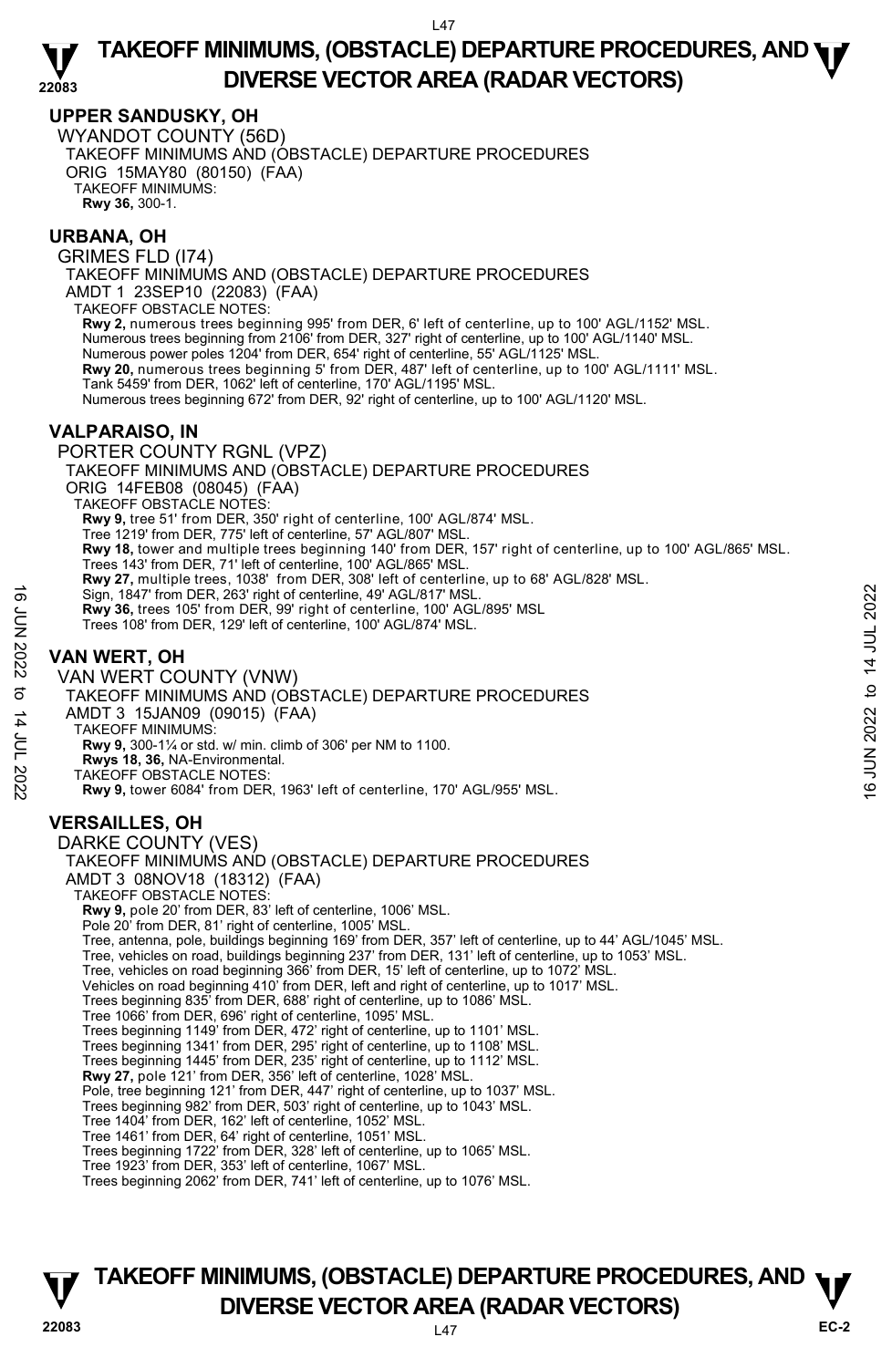# TAKEOFF MINIMUMS, (OBSTACLE) DEPARTURE PROCEDURES, AND DIVERSE VECTOR AREA (RADAR VECTORS)

## UPPER SANDUSKY, OH

WYANDOT COUNTY (56D)
TAKEOFF MINIMUMS AND (OBSTACLE) DEPARTURE PROCEDURES
ORIG 15MAY80 (80150) (FAA)
TAKEOFF MINIMUMS:
**Rwy 36,** 300-1.

## URBANA, OH

GRIMES FLD (I74)
TAKEOFF MINIMUMS AND (OBSTACLE) DEPARTURE PROCEDURES
AMDT 1 23SEP10 (22083) (FAA)
TAKEOFF OBSTACLE NOTES:
**Rwy 2,** numerous trees beginning 995' from DER, 6' left of centerline, up to 100' AGL/1152' MSL.
Numerous trees beginning from 2106' from DER, 327' right of centerline, up to 100' AGL/1140' MSL.
Numerous power poles 1204' from DER, 654' right of centerline, 55' AGL/1125' MSL.
**Rwy 20,** numerous trees beginning 5' from DER, 487' left of centerline, up to 100' AGL/1111' MSL.
Tank 5459' from DER, 1062' left of centerline, 170' AGL/1195' MSL.
Numerous trees beginning 672' from DER, 92' right of centerline, up to 100' AGL/1120' MSL.

## VALPARAISO, IN

PORTER COUNTY RGNL (VPZ)
TAKEOFF MINIMUMS AND (OBSTACLE) DEPARTURE PROCEDURES
ORIG 14FEB08 (08045) (FAA)
TAKEOFF OBSTACLE NOTES:
**Rwy 9,** tree 51' from DER, 350' right of centerline, 100' AGL/874' MSL.
Tree 1219' from DER, 775' left of centerline, 57' AGL/807' MSL.
**Rwy 18,** tower and multiple trees beginning 140' from DER, 157' right of centerline, up to 100' AGL/865' MSL.
Trees 143' from DER, 71' left of centerline, 100' AGL/865' MSL.
**Rwy 27,** multiple trees, 1038' from DER, 308' left of centerline, up to 68' AGL/828' MSL.
Sign, 1847' from DER, 263' right of centerline, 49' AGL/817' MSL.
**Rwy 36,** trees 105' from DER, 99' right of centerline, 100' AGL/895' MSL
Trees 108' from DER, 129' left of centerline, 100' AGL/874' MSL.

## VAN WERT, OH

VAN WERT COUNTY (VNW)
TAKEOFF MINIMUMS AND (OBSTACLE) DEPARTURE PROCEDURES
AMDT 3 15JAN09 (09015) (FAA)
TAKEOFF MINIMUMS:
**Rwy 9,** 300-1¼ or std. w/ min. climb of 306' per NM to 1100.
**Rwys 18, 36,** NA-Environmental.
TAKEOFF OBSTACLE NOTES:
**Rwy 9,** tower 6084' from DER, 1963' left of centerline, 170' AGL/955' MSL.

## VERSAILLES, OH

DARKE COUNTY (VES)
TAKEOFF MINIMUMS AND (OBSTACLE) DEPARTURE PROCEDURES
AMDT 3 08NOV18 (18312) (FAA)
TAKEOFF OBSTACLE NOTES:
**Rwy 9,** pole 20' from DER, 83' left of centerline, 1006' MSL.
Pole 20' from DER, 81' right of centerline, 1005' MSL.
Tree, antenna, pole, buildings beginning 169' from DER, 357' left of centerline, up to 44' AGL/1045' MSL.
Tree, vehicles on road, buildings beginning 237' from DER, 131' left of centerline, up to 1053' MSL.
Tree, vehicles on road beginning 366' from DER, 15' left of centerline, up to 1072' MSL.
Vehicles on road beginning 410' from DER, left and right of centerline, up to 1017' MSL.
Trees beginning 835' from DER, 688' right of centerline, up to 1086' MSL.
Tree 1066' from DER, 696' right of centerline, 1095' MSL.
Trees beginning 1149' from DER, 472' right of centerline, up to 1101' MSL.
Trees beginning 1341' from DER, 295' right of centerline, up to 1108' MSL.
Trees beginning 1445' from DER, 235' right of centerline, up to 1112' MSL.
**Rwy 27,** pole 121' from DER, 356' left of centerline, 1028' MSL.
Pole, tree beginning 121' from DER, 447' right of centerline, up to 1037' MSL.
Trees beginning 982' from DER, 503' right of centerline, up to 1043' MSL.
Tree 1404' from DER, 162' left of centerline, 1052' MSL.
Tree 1461' from DER, 64' right of centerline, 1051' MSL.
Trees beginning 1722' from DER, 328' left of centerline, up to 1065' MSL.
Tree 1923' from DER, 353' left of centerline, 1067' MSL.
Trees beginning 2062' from DER, 741' left of centerline, up to 1076' MSL.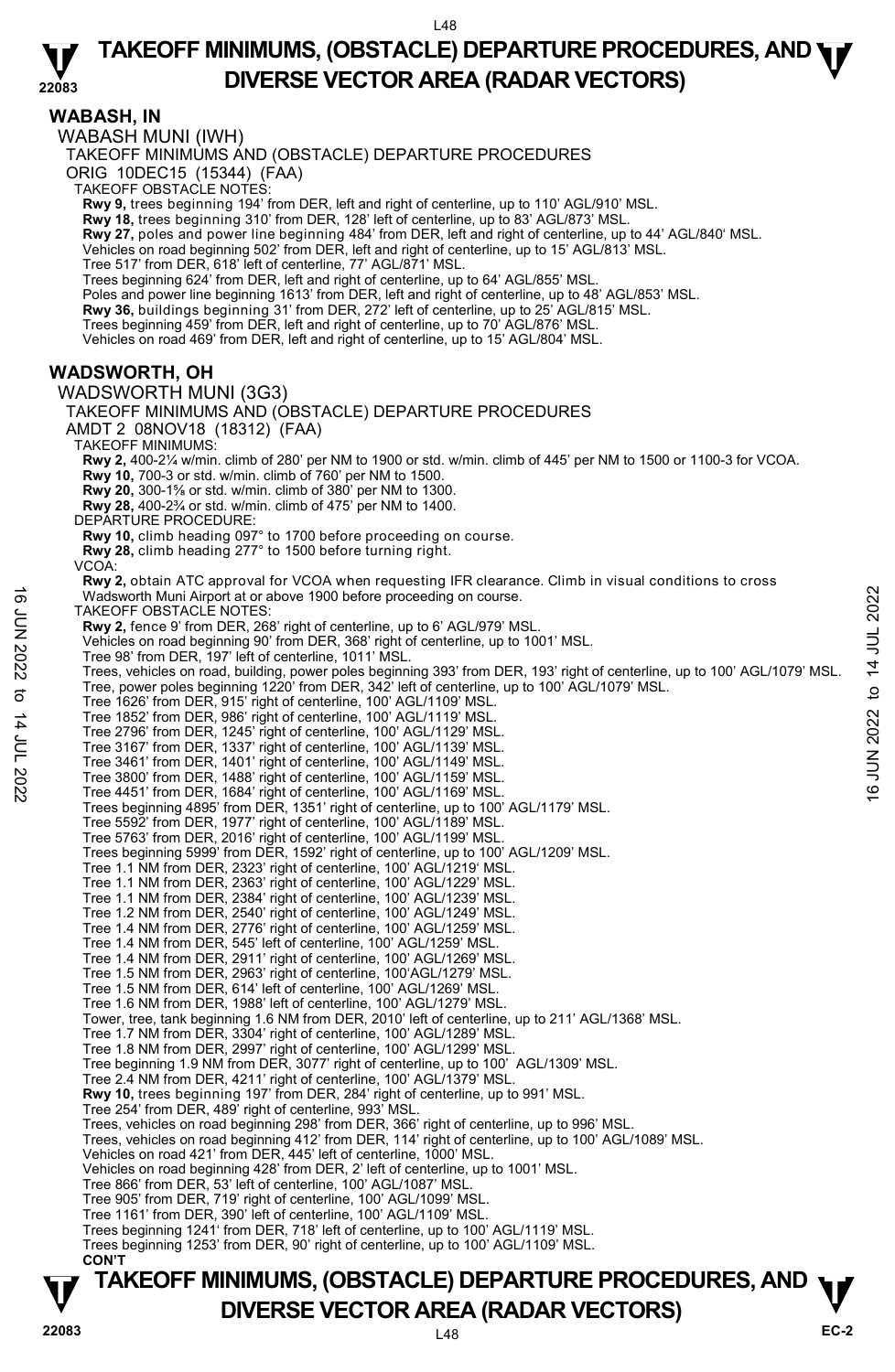# TAKEOFF MINIMUMS, (OBSTACLE) DEPARTURE PROCEDURES, AND DIVERSE VECTOR AREA (RADAR VECTORS)

## WABASH, IN

WABASH MUNI (IWH)

TAKEOFF MINIMUMS AND (OBSTACLE) DEPARTURE PROCEDURES

ORIG 10DEC15 (15344) (FAA)

TAKEOFF OBSTACLE NOTES:

**Rwy 9,** trees beginning 194' from DER, left and right of centerline, up to 110' AGL/910' MSL.

**Rwy 18,** trees beginning 310' from DER, 128' left of centerline, up to 83' AGL/873' MSL.

**Rwy 27,** poles and power line beginning 484' from DER, left and right of centerline, up to 44' AGL/840' MSL.
Vehicles on road beginning 502' from DER, left and right of centerline, up to 15' AGL/813' MSL.
Tree 517' from DER, 618' left of centerline, 77' AGL/871' MSL.
Trees beginning 624' from DER, left and right of centerline, up to 64' AGL/855' MSL.
Poles and power line beginning 1613' from DER, left and right of centerline, up to 48' AGL/853' MSL.

**Rwy 36,** buildings beginning 31' from DER, 272' left of centerline, up to 25' AGL/815' MSL.
Trees beginning 459' from DER, left and right of centerline, up to 70' AGL/876' MSL.
Vehicles on road 469' from DER, left and right of centerline, up to 15' AGL/804' MSL.

## WADSWORTH, OH

WADSWORTH MUNI (3G3)

TAKEOFF MINIMUMS AND (OBSTACLE) DEPARTURE PROCEDURES

AMDT 2 08NOV18 (18312) (FAA)

TAKEOFF MINIMUMS:

**Rwy 2,** 400-2¼ w/min. climb of 280' per NM to 1900 or std. w/min. climb of 445' per NM to 1500 or 1100-3 for VCOA.

**Rwy 10,** 700-3 or std. w/min. climb of 760' per NM to 1500.

**Rwy 20,** 300-1⅝ or std. w/min. climb of 380' per NM to 1300.

**Rwy 28,** 400-2¾ or std. w/min. climb of 475' per NM to 1400.

DEPARTURE PROCEDURE:

**Rwy 10,** climb heading 097° to 1700 before proceeding on course.

**Rwy 28,** climb heading 277° to 1500 before turning right.

VCOA:

**Rwy 2,** obtain ATC approval for VCOA when requesting IFR clearance. Climb in visual conditions to cross Wadsworth Muni Airport at or above 1900 before proceeding on course.

TAKEOFF OBSTACLE NOTES:

**Rwy 2,** fence 9' from DER, 268' right of centerline, up to 6' AGL/979' MSL.
Vehicles on road beginning 90' from DER, 368' right of centerline, up to 1001' MSL.
Tree 98' from DER, 197' left of centerline, 1011' MSL.
Trees, vehicles on road, building, power poles beginning 393' from DER, 193' right of centerline, up to 100' AGL/1079' MSL.
Tree, power poles beginning 1220' from DER, 342' left of centerline, up to 100' AGL/1079' MSL.
Tree 1626' from DER, 915' right of centerline, 100' AGL/1109' MSL.
Tree 1852' from DER, 986' right of centerline, 100' AGL/1119' MSL.
Tree 2796' from DER, 1245' right of centerline, 100' AGL/1129' MSL.
Tree 3167' from DER, 1337' right of centerline, 100' AGL/1139' MSL.
Tree 3461' from DER, 1401' right of centerline, 100' AGL/1149' MSL.
Tree 3800' from DER, 1488' right of centerline, 100' AGL/1159' MSL.
Tree 4451' from DER, 1684' right of centerline, 100' AGL/1169' MSL.
Trees beginning 4895' from DER, 1351' right of centerline, up to 100' AGL/1179' MSL.
Tree 5592' from DER, 1977' right of centerline, 100' AGL/1189' MSL.
Tree 5763' from DER, 2016' right of centerline, 100' AGL/1199' MSL.
Trees beginning 5999' from DER, 1592' right of centerline, up to 100' AGL/1209' MSL.
Tree 1.1 NM from DER, 2323' right of centerline, 100' AGL/1219' MSL.
Tree 1.1 NM from DER, 2363' right of centerline, 100' AGL/1229' MSL.
Tree 1.1 NM from DER, 2384' right of centerline, 100' AGL/1239' MSL.
Tree 1.2 NM from DER, 2540' right of centerline, 100' AGL/1249' MSL.
Tree 1.4 NM from DER, 2776' right of centerline, 100' AGL/1259' MSL.
Tree 1.4 NM from DER, 545' left of centerline, 100' AGL/1259' MSL.
Tree 1.4 NM from DER, 2911' right of centerline, 100' AGL/1269' MSL.
Tree 1.5 NM from DER, 2963' right of centerline, 100'AGL/1279' MSL.
Tree 1.5 NM from DER, 614' left of centerline, 100' AGL/1269' MSL.
Tree 1.6 NM from DER, 1988' left of centerline, 100' AGL/1279' MSL.
Tower, tree, tank beginning 1.6 NM from DER, 2010' left of centerline, up to 211' AGL/1368' MSL.
Tree 1.7 NM from DER, 3304' right of centerline, 100' AGL/1289' MSL.
Tree 1.8 NM from DER, 2997' right of centerline, 100' AGL/1299' MSL.
Tree beginning 1.9 NM from DER, 3077' right of centerline, up to 100' AGL/1309' MSL.
Tree 2.4 NM from DER, 4211' right of centerline, 100' AGL/1379' MSL.

**Rwy 10,** trees beginning 197' from DER, 284' right of centerline, up to 991' MSL.
Tree 254' from DER, 489' right of centerline, 993' MSL.
Trees, vehicles on road beginning 298' from DER, 366' right of centerline, up to 996' MSL.
Trees, vehicles on road beginning 412' from DER, 114' right of centerline, up to 100' AGL/1089' MSL.
Vehicles on road 421' from DER, 445' left of centerline, 1000' MSL.
Vehicles on road beginning 428' from DER, 2' left of centerline, up to 1001' MSL.
Tree 866' from DER, 53' left of centerline, 100' AGL/1087' MSL.
Tree 905' from DER, 719' right of centerline, 100' AGL/1099' MSL.
Tree 1161' from DER, 390' left of centerline, 100' AGL/1109' MSL.
Trees beginning 1241' from DER, 718' left of centerline, up to 100' AGL/1119' MSL.
Trees beginning 1253' from DER, 90' right of centerline, up to 100' AGL/1109' MSL.

**CON'T**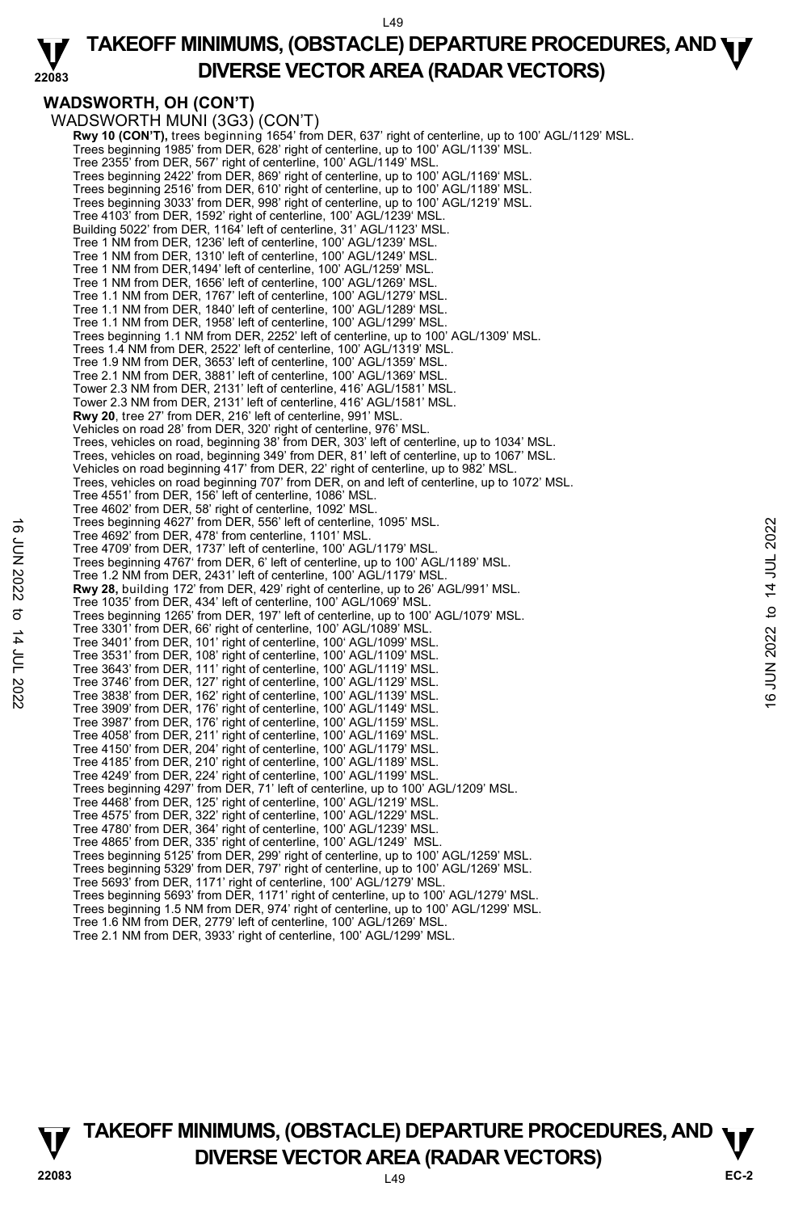## WADSWORTH, OH (CON'T)

WADSWORTH MUNI (3G3) (CON'T)

**Rwy 10 (CON'T),** trees beginning 1654' from DER, 637' right of centerline, up to 100' AGL/1129' MSL.
Trees beginning 1985' from DER, 628' right of centerline, up to 100' AGL/1139' MSL.
Tree 2355' from DER, 567' right of centerline, 100' AGL/1149' MSL.
Trees beginning 2422' from DER, 869' right of centerline, up to 100' AGL/1169' MSL.
Trees beginning 2516' from DER, 610' right of centerline, up to 100' AGL/1189' MSL.
Trees beginning 3033' from DER, 998' right of centerline, up to 100' AGL/1219' MSL.
Tree 4103' from DER, 1592' right of centerline, 100' AGL/1239' MSL.
Building 5022' from DER, 1164' left of centerline, 31' AGL/1123' MSL.
Tree 1 NM from DER, 1236' left of centerline, 100' AGL/1239' MSL.
Tree 1 NM from DER, 1310' left of centerline, 100' AGL/1249' MSL.
Tree 1 NM from DER,1494' left of centerline, 100' AGL/1259' MSL.
Tree 1 NM from DER, 1656' left of centerline, 100' AGL/1269' MSL.
Tree 1.1 NM from DER, 1767' left of centerline, 100' AGL/1279' MSL.
Tree 1.1 NM from DER, 1840' left of centerline, 100' AGL/1289' MSL.
Tree 1.1 NM from DER, 1958' left of centerline, 100' AGL/1299' MSL.
Trees beginning 1.1 NM from DER, 2252' left of centerline, up to 100' AGL/1309' MSL.
Trees 1.4 NM from DER, 2522' left of centerline, 100' AGL/1319' MSL.
Tree 1.9 NM from DER, 3653' left of centerline, 100' AGL/1359' MSL.
Tree 2.1 NM from DER, 3881' left of centerline, 100' AGL/1369' MSL.
Tower 2.3 NM from DER, 2131' left of centerline, 416' AGL/1581' MSL.
Tower 2.3 NM from DER, 2131' left of centerline, 416' AGL/1581' MSL.

**Rwy 20**, tree 27' from DER, 216' left of centerline, 991' MSL.
Vehicles on road 28' from DER, 320' right of centerline, 976' MSL.
Trees, vehicles on road, beginning 38' from DER, 303' left of centerline, up to 1034' MSL.
Trees, vehicles on road, beginning 349' from DER, 81' left of centerline, up to 1067' MSL.
Vehicles on road beginning 417' from DER, 22' right of centerline, up to 982' MSL.
Trees, vehicles on road beginning 707' from DER, on and left of centerline, up to 1072' MSL.
Tree 4551' from DER, 156' left of centerline, 1086' MSL.
Tree 4602' from DER, 58' right of centerline, 1092' MSL.
Trees beginning 4627' from DER, 556' left of centerline, 1095' MSL.
Tree 4692' from DER, 478' from centerline, 1101' MSL.
Tree 4709' from DER, 1737' left of centerline, 100' AGL/1179' MSL.
Trees beginning 4767' from DER, 6' left of centerline, up to 100' AGL/1189' MSL.
Tree 1.2 NM from DER, 2431' left of centerline, 100' AGL/1179' MSL.

**Rwy 28,** building 172' from DER, 429' right of centerline, up to 26' AGL/991' MSL.
Tree 1035' from DER, 434' left of centerline, 100' AGL/1069' MSL.
Trees beginning 1265' from DER, 197' left of centerline, up to 100' AGL/1079' MSL.
Tree 3301' from DER, 66' right of centerline, 100' AGL/1089' MSL.
Tree 3401' from DER, 101' right of centerline, 100' AGL/1099' MSL.
Tree 3531' from DER, 108' right of centerline, 100' AGL/1109' MSL.
Tree 3643' from DER, 111' right of centerline, 100' AGL/1119' MSL.
Tree 3746' from DER, 127' right of centerline, 100' AGL/1129' MSL.
Tree 3838' from DER, 162' right of centerline, 100' AGL/1139' MSL.
Tree 3909' from DER, 176' right of centerline, 100' AGL/1149' MSL.
Tree 3987' from DER, 176' right of centerline, 100' AGL/1159' MSL.
Tree 4058' from DER, 211' right of centerline, 100' AGL/1169' MSL.
Tree 4150' from DER, 204' right of centerline, 100' AGL/1179' MSL.
Tree 4185' from DER, 210' right of centerline, 100' AGL/1189' MSL.
Tree 4249' from DER, 224' right of centerline, 100' AGL/1199' MSL.
Trees beginning 4297' from DER, 71' left of centerline, up to 100' AGL/1209' MSL.
Tree 4468' from DER, 125' right of centerline, 100' AGL/1219' MSL.
Tree 4575' from DER, 322' right of centerline, 100' AGL/1229' MSL.
Tree 4780' from DER, 364' right of centerline, 100' AGL/1239' MSL.
Tree 4865' from DER, 335' right of centerline, 100' AGL/1249' MSL.
Trees beginning 5125' from DER, 299' right of centerline, up to 100' AGL/1259' MSL.
Trees beginning 5329' from DER, 797' right of centerline, up to 100' AGL/1269' MSL.
Tree 5693' from DER, 1171' right of centerline, 100' AGL/1279' MSL.
Trees beginning 5693' from DER, 1171' right of centerline, up to 100' AGL/1279' MSL.
Trees beginning 1.5 NM from DER, 974' right of centerline, up to 100' AGL/1299' MSL.
Tree 1.6 NM from DER, 2779' left of centerline, 100' AGL/1269' MSL.
Tree 2.1 NM from DER, 3933' right of centerline, 100' AGL/1299' MSL.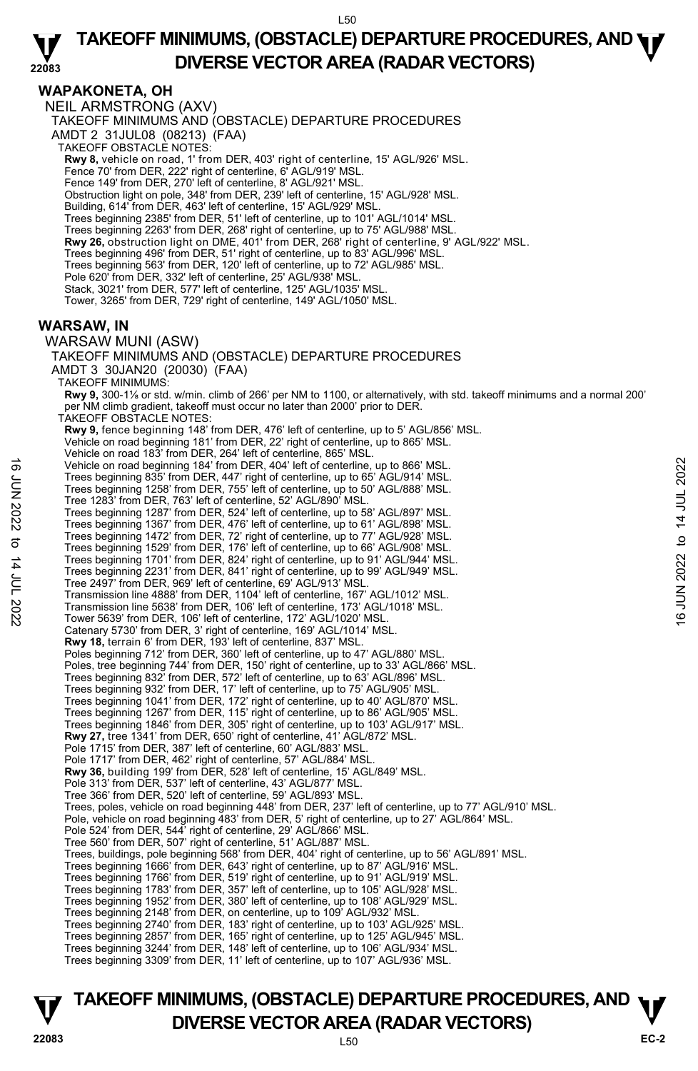# TAKEOFF MINIMUMS, (OBSTACLE) DEPARTURE PROCEDURES, AND DIVERSE VECTOR AREA (RADAR VECTORS)

## WAPAKONETA, OH

NEIL ARMSTRONG (AXV)

TAKEOFF MINIMUMS AND (OBSTACLE) DEPARTURE PROCEDURES

AMDT 2 31JUL08 (08213) (FAA)

TAKEOFF OBSTACLE NOTES:

**Rwy 8,** vehicle on road, 1' from DER, 403' right of centerline, 15' AGL/926' MSL.
Fence 70' from DER, 222' right of centerline, 6' AGL/919' MSL.
Fence 149' from DER, 270' left of centerline, 8' AGL/921' MSL.
Obstruction light on pole, 348' from DER, 239' left of centerline, 15' AGL/928' MSL.
Building, 614' from DER, 463' left of centerline, 15' AGL/929' MSL.
Trees beginning 2385' from DER, 51' left of centerline, up to 101' AGL/1014' MSL.
Trees beginning 2263' from DER, 268' right of centerline, up to 75' AGL/988' MSL.
**Rwy 26,** obstruction light on DME, 401' from DER, 268' right of centerline, 9' AGL/922' MSL.
Trees beginning 496' from DER, 51' right of centerline, up to 83' AGL/996' MSL.
Trees beginning 563' from DER, 120' left of centerline, up to 72' AGL/985' MSL.
Pole 620' from DER, 332' left of centerline, 25' AGL/938' MSL.
Stack, 3021' from DER, 577' left of centerline, 125' AGL/1035' MSL.
Tower, 3265' from DER, 729' right of centerline, 149' AGL/1050' MSL.

## WARSAW, IN

WARSAW MUNI (ASW)

TAKEOFF MINIMUMS AND (OBSTACLE) DEPARTURE PROCEDURES

AMDT 3 30JAN20 (20030) (FAA)

TAKEOFF MINIMUMS:

**Rwy 9,** 300-1⅛ or std. w/min. climb of 266' per NM to 1100, or alternatively, with std. takeoff minimums and a normal 200' per NM climb gradient, takeoff must occur no later than 2000' prior to DER.

TAKEOFF OBSTACLE NOTES:

**Rwy 9,** fence beginning 148' from DER, 476' left of centerline, up to 5' AGL/856' MSL.
Vehicle on road beginning 181' from DER, 22' right of centerline, up to 865' MSL.
Vehicle on road 183' from DER, 264' left of centerline, 865' MSL.
Vehicle on road beginning 184' from DER, 404' left of centerline, up to 866' MSL.
Trees beginning 835' from DER, 447' right of centerline, up to 65' AGL/914' MSL.
Trees beginning 1258' from DER, 755' left of centerline, up to 50' AGL/888' MSL.
Tree 1283' from DER, 763' left of centerline, 52' AGL/890' MSL.
Trees beginning 1287' from DER, 524' left of centerline, up to 58' AGL/897' MSL.
Trees beginning 1367' from DER, 476' left of centerline, up to 61' AGL/898' MSL.
Trees beginning 1472' from DER, 72' right of centerline, up to 77' AGL/928' MSL.
Trees beginning 1529' from DER, 176' left of centerline, up to 66' AGL/908' MSL.
Trees beginning 1701' from DER, 824' right of centerline, up to 91' AGL/944' MSL.
Trees beginning 2231' from DER, 841' right of centerline, up to 99' AGL/949' MSL.
Tree 2497' from DER, 969' left of centerline, 69' AGL/913' MSL.
Transmission line 4888' from DER, 1104' left of centerline, 167' AGL/1012' MSL.
Transmission line 5638' from DER, 106' left of centerline, 173' AGL/1018' MSL.
Tower 5639' from DER, 106' left of centerline, 172' AGL/1020' MSL.
Catenary 5730' from DER, 3' right of centerline, 169' AGL/1014' MSL.
**Rwy 18,** terrain 6' from DER, 193' left of centerline, 837' MSL.
Poles beginning 712' from DER, 360' left of centerline, up to 47' AGL/880' MSL.
Poles, tree beginning 744' from DER, 150' right of centerline, up to 33' AGL/866' MSL.
Trees beginning 832' from DER, 572' left of centerline, up to 63' AGL/896' MSL.
Trees beginning 932' from DER, 17' left of centerline, up to 75' AGL/905' MSL.
Trees beginning 1041' from DER, 172' right of centerline, up to 40' AGL/870' MSL.
Trees beginning 1267' from DER, 115' right of centerline, up to 86' AGL/905' MSL.
Trees beginning 1846' from DER, 305' right of centerline, up to 103' AGL/917' MSL.
**Rwy 27,** tree 1341' from DER, 650' right of centerline, 41' AGL/872' MSL.
Pole 1715' from DER, 387' left of centerline, 60' AGL/883' MSL.
Pole 1717' from DER, 462' right of centerline, 57' AGL/884' MSL.
**Rwy 36,** building 199' from DER, 528' left of centerline, 15' AGL/849' MSL.
Pole 313' from DER, 537' left of centerline, 43' AGL/877' MSL.
Tree 366' from DER, 520' left of centerline, 59' AGL/893' MSL.
Trees, poles, vehicle on road beginning 448' from DER, 237' left of centerline, up to 77' AGL/910' MSL.
Pole, vehicle on road beginning 483' from DER, 5' right of centerline, up to 27' AGL/864' MSL.
Pole 524' from DER, 544' right of centerline, 29' AGL/866' MSL.
Tree 560' from DER, 507' right of centerline, 51' AGL/887' MSL.
Trees, buildings, pole beginning 568' from DER, 404' right of centerline, up to 56' AGL/891' MSL.
Trees beginning 1666' from DER, 643' right of centerline, up to 87' AGL/916' MSL.
Trees beginning 1766' from DER, 519' right of centerline, up to 91' AGL/919' MSL.
Trees beginning 1783' from DER, 357' left of centerline, up to 105' AGL/928' MSL.
Trees beginning 1952' from DER, 380' left of centerline, up to 108' AGL/929' MSL.
Trees beginning 2148' from DER, on centerline, up to 109' AGL/932' MSL.
Trees beginning 2740' from DER, 183' right of centerline, up to 103' AGL/925' MSL.
Trees beginning 2857' from DER, 165' right of centerline, up to 125' AGL/945' MSL.
Trees beginning 3244' from DER, 148' left of centerline, up to 106' AGL/934' MSL.
Trees beginning 3309' from DER, 11' left of centerline, up to 107' AGL/936' MSL.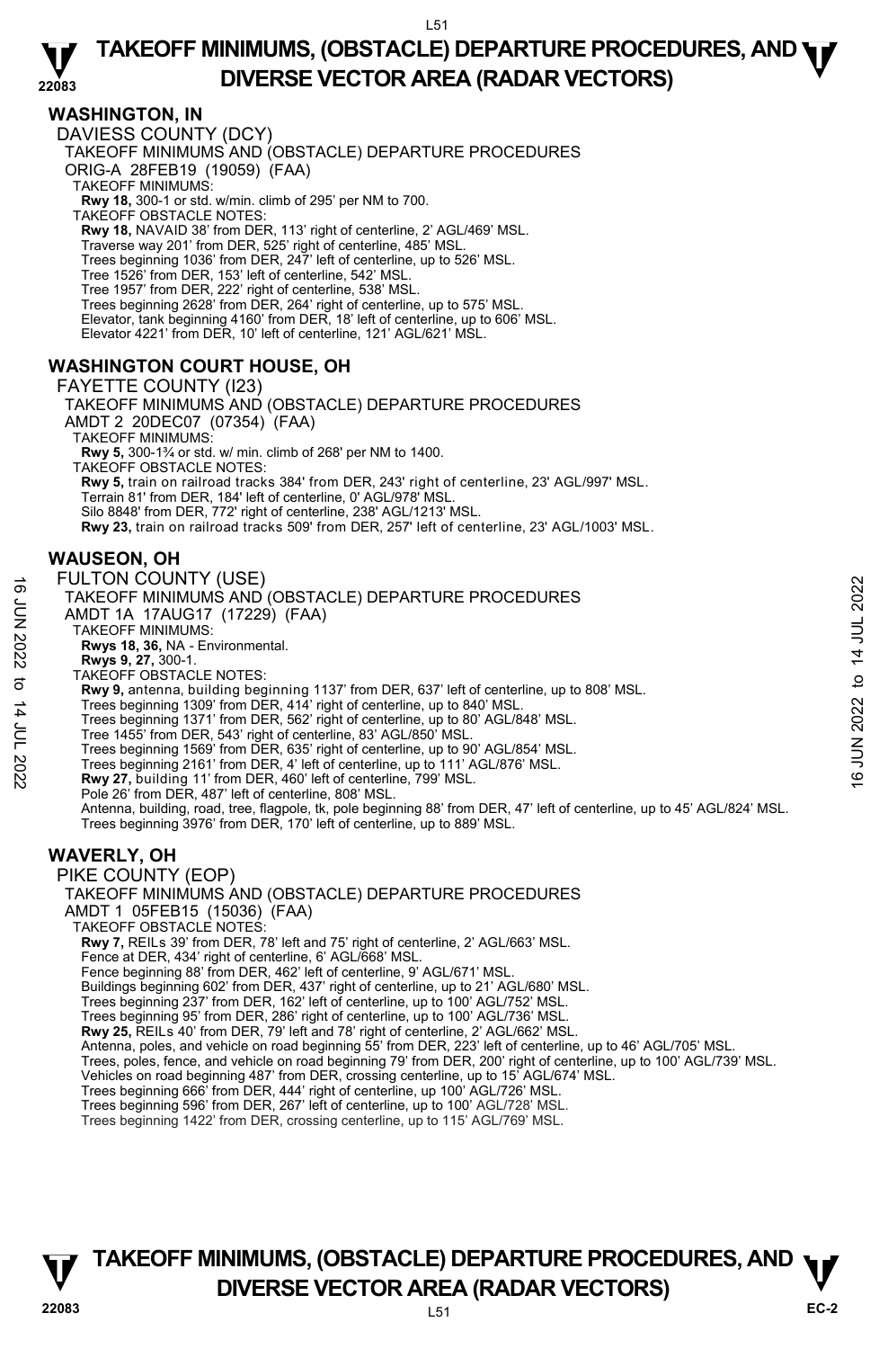## WASHINGTON, IN

DAVIESS COUNTY (DCY)

TAKEOFF MINIMUMS AND (OBSTACLE) DEPARTURE PROCEDURES

ORIG-A 28FEB19 (19059) (FAA)

TAKEOFF MINIMUMS:

**Rwy 18,** 300-1 or std. w/min. climb of 295' per NM to 700.

TAKEOFF OBSTACLE NOTES:

**Rwy 18,** NAVAID 38' from DER, 113' right of centerline, 2' AGL/469' MSL.
Traverse way 201' from DER, 525' right of centerline, 485' MSL.
Trees beginning 1036' from DER, 247' left of centerline, up to 526' MSL.
Tree 1526' from DER, 153' left of centerline, 542' MSL.
Tree 1957' from DER, 222' right of centerline, 538' MSL.
Trees beginning 2628' from DER, 264' right of centerline, up to 575' MSL.
Elevator, tank beginning 4160' from DER, 18' left of centerline, up to 606' MSL.
Elevator 4221' from DER, 10' left of centerline, 121' AGL/621' MSL.

## WASHINGTON COURT HOUSE, OH

FAYETTE COUNTY (I23)

TAKEOFF MINIMUMS AND (OBSTACLE) DEPARTURE PROCEDURES

AMDT 2 20DEC07 (07354) (FAA)

TAKEOFF MINIMUMS:

**Rwy 5,** 300-1¾ or std. w/ min. climb of 268' per NM to 1400.

TAKEOFF OBSTACLE NOTES:

**Rwy 5,** train on railroad tracks 384' from DER, 243' right of centerline, 23' AGL/997' MSL.
Terrain 81' from DER, 184' left of centerline, 0' AGL/978' MSL.
Silo 8848' from DER, 772' right of centerline, 238' AGL/1213' MSL.
**Rwy 23,** train on railroad tracks 509' from DER, 257' left of centerline, 23' AGL/1003' MSL.

## WAUSEON, OH

FULTON COUNTY (USE)

TAKEOFF MINIMUMS AND (OBSTACLE) DEPARTURE PROCEDURES

AMDT 1A 17AUG17 (17229) (FAA)

TAKEOFF MINIMUMS:

**Rwys 18, 36,** NA - Environmental.
**Rwys 9, 27,** 300-1.

TAKEOFF OBSTACLE NOTES:

**Rwy 9,** antenna, building beginning 1137' from DER, 637' left of centerline, up to 808' MSL.
Trees beginning 1309' from DER, 414' right of centerline, up to 840' MSL.
Trees beginning 1371' from DER, 562' right of centerline, up to 80' AGL/848' MSL.
Tree 1455' from DER, 543' right of centerline, 83' AGL/850' MSL.
Trees beginning 1569' from DER, 635' right of centerline, up to 90' AGL/854' MSL.
Trees beginning 2161' from DER, 4' left of centerline, up to 111' AGL/876' MSL.
**Rwy 27,** building 11' from DER, 460' left of centerline, 799' MSL.
Pole 26' from DER, 487' left of centerline, 808' MSL.
Antenna, building, road, tree, flagpole, tk, pole beginning 88' from DER, 47' left of centerline, up to 45' AGL/824' MSL.
Trees beginning 3976' from DER, 170' left of centerline, up to 889' MSL.

## WAVERLY, OH

PIKE COUNTY (EOP)

TAKEOFF MINIMUMS AND (OBSTACLE) DEPARTURE PROCEDURES

AMDT 1 05FEB15 (15036) (FAA)

TAKEOFF OBSTACLE NOTES:

**Rwy 7,** REILs 39' from DER, 78' left and 75' right of centerline, 2' AGL/663' MSL.
Fence at DER, 434' right of centerline, 6' AGL/668' MSL.
Fence beginning 88' from DER, 462' left of centerline, 9' AGL/671' MSL.
Buildings beginning 602' from DER, 437' right of centerline, up to 21' AGL/680' MSL.
Trees beginning 237' from DER, 162' left of centerline, up to 100' AGL/752' MSL.
Trees beginning 95' from DER, 286' right of centerline, up to 100' AGL/736' MSL.
**Rwy 25,** REILs 40' from DER, 79' left and 78' right of centerline, 2' AGL/662' MSL.
Antenna, poles, and vehicle on road beginning 55' from DER, 223' left of centerline, up to 46' AGL/705' MSL.
Trees, poles, fence, and vehicle on road beginning 79' from DER, 200' right of centerline, up to 100' AGL/739' MSL.
Vehicles on road beginning 487' from DER, crossing centerline, up to 15' AGL/674' MSL.
Trees beginning 666' from DER, 444' right of centerline, up 100' AGL/726' MSL.
Trees beginning 596' from DER, 267' left of centerline, up to 100' AGL/728' MSL.
Trees beginning 1422' from DER, crossing centerline, up to 115' AGL/769' MSL.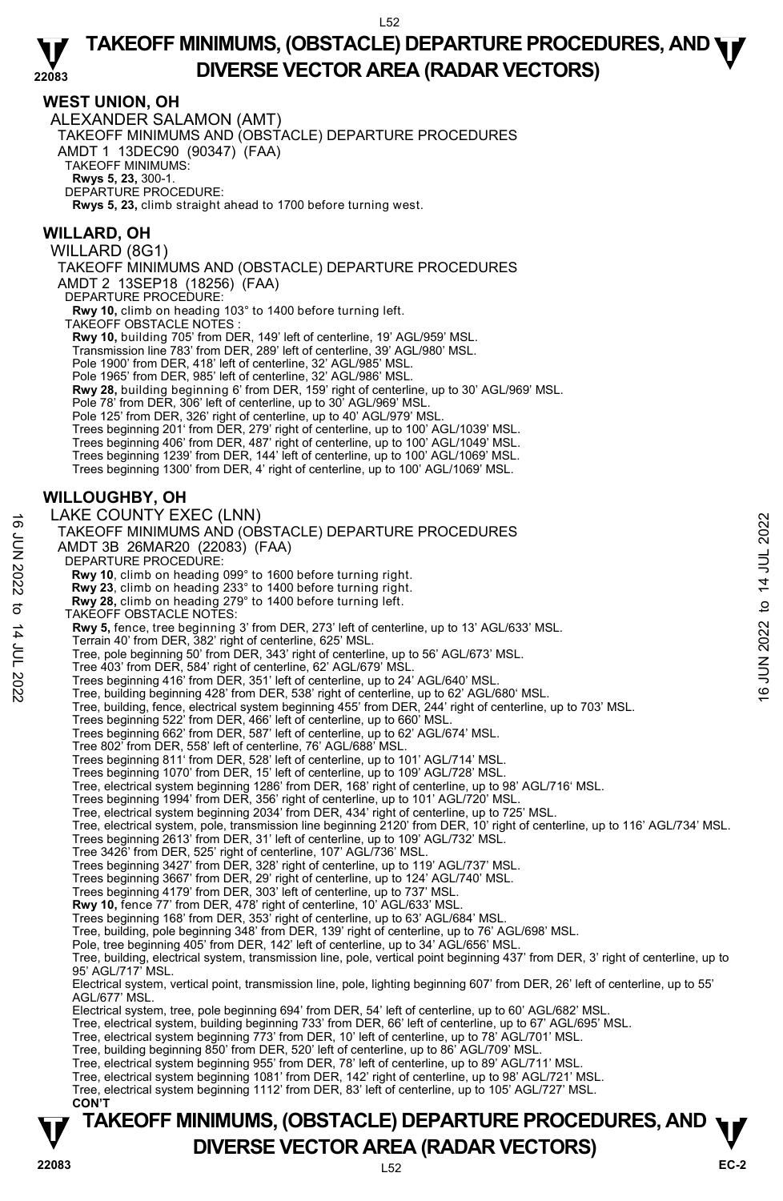# TAKEOFF MINIMUMS, (OBSTACLE) DEPARTURE PROCEDURES, AND DIVERSE VECTOR AREA (RADAR VECTORS)

## WEST UNION, OH

ALEXANDER SALAMON (AMT)

TAKEOFF MINIMUMS AND (OBSTACLE) DEPARTURE PROCEDURES

AMDT 1 13DEC90 (90347) (FAA)

TAKEOFF MINIMUMS:

**Rwys 5, 23,** 300-1.

DEPARTURE PROCEDURE:

**Rwys 5, 23,** climb straight ahead to 1700 before turning west.

## WILLARD, OH

WILLARD (8G1)

TAKEOFF MINIMUMS AND (OBSTACLE) DEPARTURE PROCEDURES

AMDT 2 13SEP18 (18256) (FAA)

DEPARTURE PROCEDURE:

**Rwy 10,** climb on heading 103° to 1400 before turning left.

TAKEOFF OBSTACLE NOTES :

**Rwy 10,** building 705' from DER, 149' left of centerline, 19' AGL/959' MSL.
Transmission line 783' from DER, 289' left of centerline, 39' AGL/980' MSL.
Pole 1900' from DER, 418' left of centerline, 32' AGL/985' MSL.
Pole 1965' from DER, 985' left of centerline, 32' AGL/986' MSL.
**Rwy 28,** building beginning 6' from DER, 159' right of centerline, up to 30' AGL/969' MSL.
Pole 78' from DER, 306' left of centerline, up to 30' AGL/969' MSL.
Pole 125' from DER, 326' right of centerline, up to 40' AGL/979' MSL.
Trees beginning 201' from DER, 279' right of centerline, up to 100' AGL/1039' MSL.
Trees beginning 406' from DER, 487' right of centerline, up to 100' AGL/1049' MSL.
Trees beginning 1239' from DER, 144' left of centerline, up to 100' AGL/1069' MSL.
Trees beginning 1300' from DER, 4' right of centerline, up to 100' AGL/1069' MSL.

## WILLOUGHBY, OH

LAKE COUNTY EXEC (LNN)

TAKEOFF MINIMUMS AND (OBSTACLE) DEPARTURE PROCEDURES

AMDT 3B 26MAR20 (22083) (FAA)

DEPARTURE PROCEDURE:

**Rwy 10**, climb on heading 099° to 1600 before turning right.
**Rwy 23**, climb on heading 233° to 1400 before turning right.
**Rwy 28,** climb on heading 279° to 1400 before turning left.

TAKEOFF OBSTACLE NOTES:

**Rwy 5,** fence, tree beginning 3' from DER, 273' left of centerline, up to 13' AGL/633' MSL.
Terrain 40' from DER, 382' right of centerline, 625' MSL.
Tree, pole beginning 50' from DER, 343' right of centerline, up to 56' AGL/673' MSL.
Tree 403' from DER, 584' right of centerline, 62' AGL/679' MSL.
Trees beginning 416' from DER, 351' left of centerline, up to 24' AGL/640' MSL.
Tree, building beginning 428' from DER, 538' right of centerline, up to 62' AGL/680' MSL.
Tree, building, fence, electrical system beginning 455' from DER, 244' right of centerline, up to 703' MSL.
Trees beginning 522' from DER, 466' left of centerline, up to 660' MSL.
Trees beginning 662' from DER, 587' left of centerline, up to 62' AGL/674' MSL.
Tree 802' from DER, 558' left of centerline, 76' AGL/688' MSL.
Trees beginning 811' from DER, 528' left of centerline, up to 101' AGL/714' MSL.
Trees beginning 1070' from DER, 15' left of centerline, up to 109' AGL/728' MSL.
Tree, electrical system beginning 1286' from DER, 168' right of centerline, up to 98' AGL/716' MSL.
Trees beginning 1994' from DER, 356' right of centerline, up to 101' AGL/720' MSL.
Tree, electrical system beginning 2034' from DER, 434' right of centerline, up to 725' MSL.
Tree, electrical system, pole, transmission line beginning 2120' from DER, 10' right of centerline, up to 116' AGL/734' MSL.
Trees beginning 2613' from DER, 31' left of centerline, up to 109' AGL/732' MSL.
Tree 3426' from DER, 525' right of centerline, 107' AGL/736' MSL.
Trees beginning 3427' from DER, 328' right of centerline, up to 119' AGL/737' MSL.
Trees beginning 3667' from DER, 29' right of centerline, up to 124' AGL/740' MSL.
Trees beginning 4179' from DER, 303' left of centerline, up to 737' MSL.
**Rwy 10,** fence 77' from DER, 478' right of centerline, 10' AGL/633' MSL.
Trees beginning 168' from DER, 353' right of centerline, up to 63' AGL/684' MSL.
Tree, building, pole beginning 348' from DER, 139' right of centerline, up to 76' AGL/698' MSL.
Pole, tree beginning 405' from DER, 142' left of centerline, up to 34' AGL/656' MSL.
Tree, building, electrical system, transmission line, pole, vertical point beginning 437' from DER, 3' right of centerline, up to 95' AGL/717' MSL.
Electrical system, vertical point, transmission line, pole, lighting beginning 607' from DER, 26' left of centerline, up to 55' AGL/677' MSL.
Electrical system, tree, pole beginning 694' from DER, 54' left of centerline, up to 60' AGL/682' MSL.
Tree, electrical system, building beginning 733' from DER, 66' left of centerline, up to 67' AGL/695' MSL.
Tree, electrical system beginning 773' from DER, 10' left of centerline, up to 78' AGL/701' MSL.
Tree, building beginning 850' from DER, 520' left of centerline, up to 86' AGL/709' MSL.
Tree, electrical system beginning 955' from DER, 78' left of centerline, up to 89' AGL/711' MSL.
Tree, electrical system beginning 1081' from DER, 142' right of centerline, up to 98' AGL/721' MSL.
Tree, electrical system beginning 1112' from DER, 83' left of centerline, up to 105' AGL/727' MSL.

**CON'T**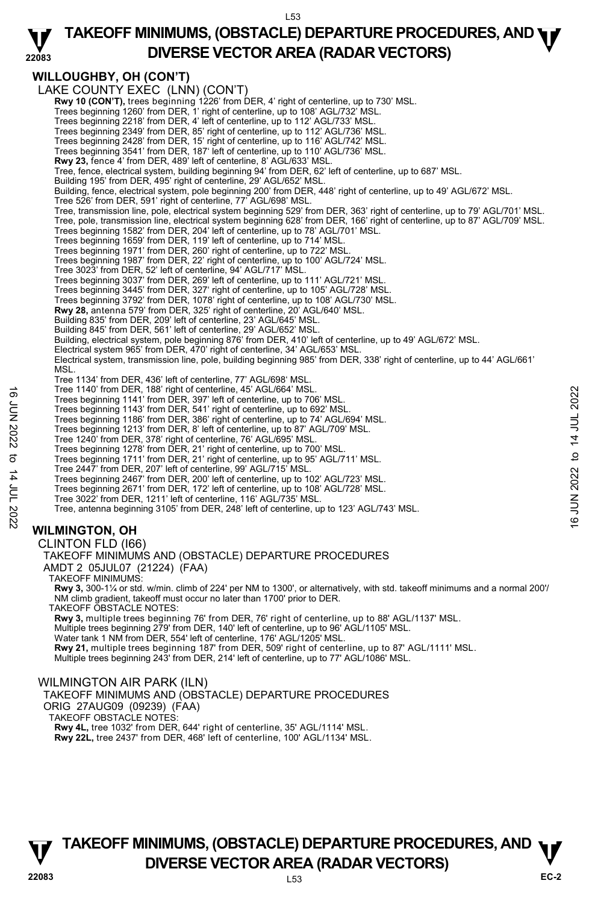## WILLOUGHBY, OH (CON'T)

LAKE COUNTY EXEC (LNN) (CON'T)

**Rwy 10 (CON'T),** trees beginning 1226' from DER, 4' right of centerline, up to 730' MSL.
Trees beginning 1260' from DER, 1' right of centerline, up to 108' AGL/732' MSL.
Trees beginning 2218' from DER, 4' left of centerline, up to 112' AGL/733' MSL.
Trees beginning 2349' from DER, 85' right of centerline, up to 112' AGL/736' MSL.
Trees beginning 2428' from DER, 15' right of centerline, up to 116' AGL/742' MSL.
Trees beginning 3541' from DER, 187' left of centerline, up to 110' AGL/736' MSL.
**Rwy 23,** fence 4' from DER, 489' left of centerline, 8' AGL/633' MSL.
Tree, fence, electrical system, building beginning 94' from DER, 62' left of centerline, up to 687' MSL.
Building 195' from DER, 495' right of centerline, 29' AGL/652' MSL.
Building, fence, electrical system, pole beginning 200' from DER, 448' right of centerline, up to 49' AGL/672' MSL.
Tree 526' from DER, 591' right of centerline, 77' AGL/698' MSL.
Tree, transmission line, pole, electrical system beginning 529' from DER, 363' right of centerline, up to 79' AGL/701' MSL.
Tree, pole, transmission line, electrical system beginning 628' from DER, 166' right of centerline, up to 87' AGL/709' MSL.
Trees beginning 1582' from DER, 204' left of centerline, up to 78' AGL/701' MSL.
Trees beginning 1659' from DER, 119' left of centerline, up to 714' MSL.
Trees beginning 1971' from DER, 260' right of centerline, up to 722' MSL.
Trees beginning 1987' from DER, 22' right of centerline, up to 100' AGL/724' MSL.
Tree 3023' from DER, 52' left of centerline, 94' AGL/717' MSL.
Trees beginning 3037' from DER, 269' left of centerline, up to 111' AGL/721' MSL.
Trees beginning 3445' from DER, 327' right of centerline, up to 105' AGL/728' MSL.
Trees beginning 3792' from DER, 1078' right of centerline, up to 108' AGL/730' MSL.
**Rwy 28,** antenna 579' from DER, 325' right of centerline, 20' AGL/640' MSL.
Building 835' from DER, 209' left of centerline, 23' AGL/645' MSL.
Building 845' from DER, 561' left of centerline, 29' AGL/652' MSL.
Building, electrical system, pole beginning 876' from DER, 410' left of centerline, up to 49' AGL/672' MSL.
Electrical system 965' from DER, 470' right of centerline, 34' AGL/653' MSL.
Electrical system, transmission line, pole, building beginning 985' from DER, 338' right of centerline, up to 44' AGL/661' MSL.
Tree 1134' from DER, 436' left of centerline, 77' AGL/698' MSL.
Tree 1140' from DER, 188' right of centerline, 45' AGL/664' MSL.
Trees beginning 1141' from DER, 397' left of centerline, up to 706' MSL.
Trees beginning 1143' from DER, 541' right of centerline, up to 692' MSL.
Trees beginning 1186' from DER, 386' right of centerline, up to 74' AGL/694' MSL.
Trees beginning 1213' from DER, 8' left of centerline, up to 87' AGL/709' MSL.
Tree 1240' from DER, 378' right of centerline, 76' AGL/695' MSL.
Trees beginning 1278' from DER, 21' right of centerline, up to 700' MSL.
Trees beginning 1711' from DER, 21' right of centerline, up to 95' AGL/711' MSL.
Tree 2447' from DER, 207' left of centerline, 99' AGL/715' MSL.
Trees beginning 2467' from DER, 200' left of centerline, up to 102' AGL/723' MSL.
Trees beginning 2671' from DER, 172' left of centerline, up to 108' AGL/728' MSL.
Tree 3022' from DER, 1211' left of centerline, 116' AGL/735' MSL.
Tree, antenna beginning 3105' from DER, 248' left of centerline, up to 123' AGL/743' MSL.

## WILMINGTON, OH

CLINTON FLD (I66)
TAKEOFF MINIMUMS AND (OBSTACLE) DEPARTURE PROCEDURES
AMDT 2 05JUL07 (21224) (FAA)
TAKEOFF MINIMUMS:
**Rwy 3,** 300-1¼ or std. w/min. climb of 224' per NM to 1300', or alternatively, with std. takeoff minimums and a normal 200'/NM climb gradient, takeoff must occur no later than 1700' prior to DER.
TAKEOFF OBSTACLE NOTES:
**Rwy 3,** multiple trees beginning 76' from DER, 76' right of centerline, up to 88' AGL/1137' MSL.
Multiple trees beginning 279' from DER, 140' left of centerline, up to 96' AGL/1105' MSL.
Water tank 1 NM from DER, 554' left of centerline, 176' AGL/1205' MSL.
**Rwy 21,** multiple trees beginning 187' from DER, 509' right of centerline, up to 87' AGL/1111' MSL.
Multiple trees beginning 243' from DER, 214' left of centerline, up to 77' AGL/1086' MSL.

WILMINGTON AIR PARK (ILN)
TAKEOFF MINIMUMS AND (OBSTACLE) DEPARTURE PROCEDURES
ORIG 27AUG09 (09239) (FAA)
TAKEOFF OBSTACLE NOTES:
**Rwy 4L,** tree 1032' from DER, 644' right of centerline, 35' AGL/1114' MSL.
**Rwy 22L,** tree 2437' from DER, 468' left of centerline, 100' AGL/1134' MSL.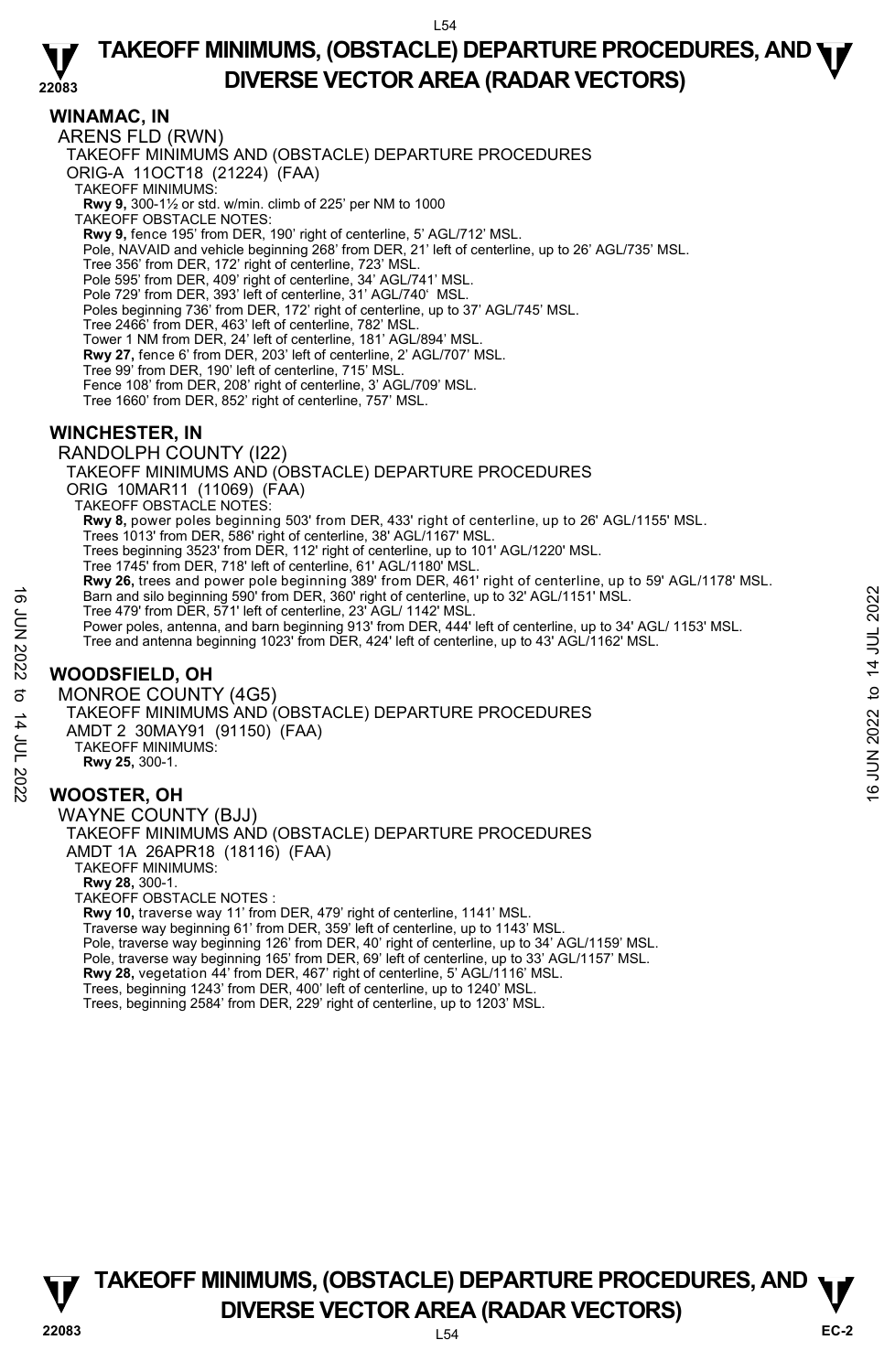## WINAMAC, IN

ARENS FLD (RWN)

TAKEOFF MINIMUMS AND (OBSTACLE) DEPARTURE PROCEDURES

ORIG-A 11OCT18 (21224) (FAA)

TAKEOFF MINIMUMS:

**Rwy 9,** 300-1½ or std. w/min. climb of 225' per NM to 1000

TAKEOFF OBSTACLE NOTES:

**Rwy 9,** fence 195' from DER, 190' right of centerline, 5' AGL/712' MSL.
Pole, NAVAID and vehicle beginning 268' from DER, 21' left of centerline, up to 26' AGL/735' MSL.
Tree 356' from DER, 172' right of centerline, 723' MSL.
Pole 595' from DER, 409' right of centerline, 34' AGL/741' MSL.
Pole 729' from DER, 393' left of centerline, 31' AGL/740' MSL.
Poles beginning 736' from DER, 172' right of centerline, up to 37' AGL/745' MSL.
Tree 2466' from DER, 463' left of centerline, 782' MSL.
Tower 1 NM from DER, 24' left of centerline, 181' AGL/894' MSL.
**Rwy 27,** fence 6' from DER, 203' left of centerline, 2' AGL/707' MSL.
Tree 99' from DER, 190' left of centerline, 715' MSL.
Fence 108' from DER, 208' right of centerline, 3' AGL/709' MSL.
Tree 1660' from DER, 852' right of centerline, 757' MSL.

## WINCHESTER, IN

RANDOLPH COUNTY (I22)

TAKEOFF MINIMUMS AND (OBSTACLE) DEPARTURE PROCEDURES

ORIG 10MAR11 (11069) (FAA)

TAKEOFF OBSTACLE NOTES:

**Rwy 8,** power poles beginning 503' from DER, 433' right of centerline, up to 26' AGL/1155' MSL.
Trees 1013' from DER, 586' right of centerline, 38' AGL/1167' MSL.
Trees beginning 3523' from DER, 112' right of centerline, up to 101' AGL/1220' MSL.
Tree 1745' from DER, 718' left of centerline, 61' AGL/1180' MSL.
**Rwy 26,** trees and power pole beginning 389' from DER, 461' right of centerline, up to 59' AGL/1178' MSL.
Barn and silo beginning 590' from DER, 360' right of centerline, up to 32' AGL/1151' MSL.
Tree 479' from DER, 571' left of centerline, 23' AGL/ 1142' MSL.
Power poles, antenna, and barn beginning 913' from DER, 444' left of centerline, up to 34' AGL/ 1153' MSL.
Tree and antenna beginning 1023' from DER, 424' left of centerline, up to 43' AGL/1162' MSL.

## WOODSFIELD, OH

MONROE COUNTY (4G5)

TAKEOFF MINIMUMS AND (OBSTACLE) DEPARTURE PROCEDURES

AMDT 2 30MAY91 (91150) (FAA)

TAKEOFF MINIMUMS:

**Rwy 25,** 300-1.

## WOOSTER, OH

WAYNE COUNTY (BJJ)

TAKEOFF MINIMUMS AND (OBSTACLE) DEPARTURE PROCEDURES

AMDT 1A 26APR18 (18116) (FAA)

TAKEOFF MINIMUMS:

**Rwy 28,** 300-1.

TAKEOFF OBSTACLE NOTES :

**Rwy 10,** traverse way 11' from DER, 479' right of centerline, 1141' MSL.
Traverse way beginning 61' from DER, 359' left of centerline, up to 1143' MSL.
Pole, traverse way beginning 126' from DER, 40' right of centerline, up to 34' AGL/1159' MSL.
Pole, traverse way beginning 165' from DER, 69' left of centerline, up to 33' AGL/1157' MSL.
**Rwy 28,** vegetation 44' from DER, 467' right of centerline, 5' AGL/1116' MSL.
Trees, beginning 1243' from DER, 400' left of centerline, up to 1240' MSL.
Trees, beginning 2584' from DER, 229' right of centerline, up to 1203' MSL.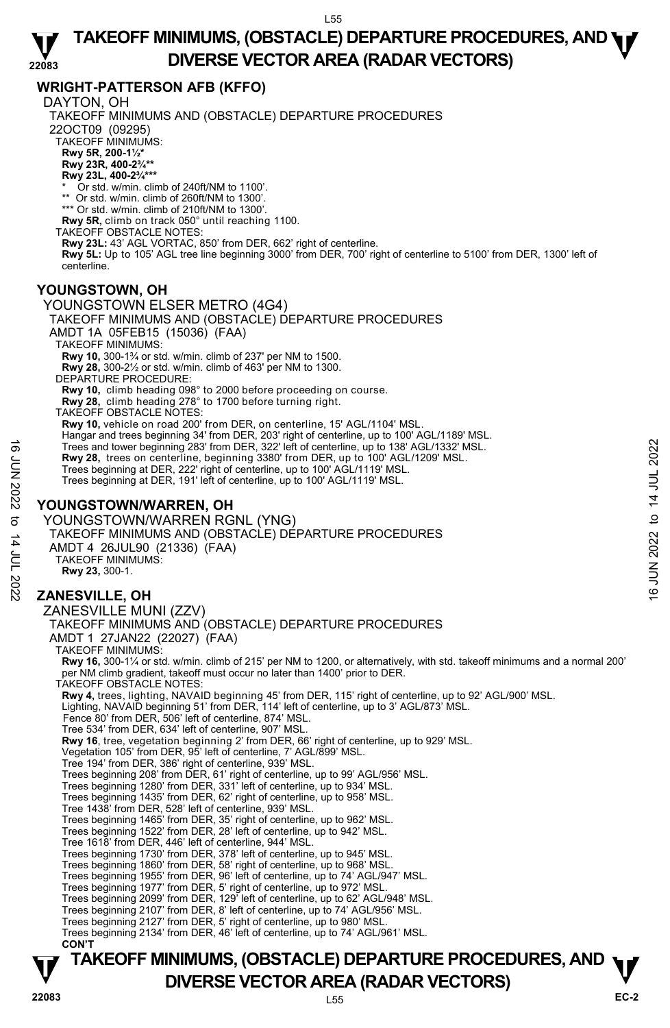## WRIGHT-PATTERSON AFB (KFFO)

DAYTON, OH

TAKEOFF MINIMUMS AND (OBSTACLE) DEPARTURE PROCEDURES

22OCT09 (09295)

TAKEOFF MINIMUMS:

**Rwy 5R, 200-1½***

**Rwy 23R, 400-2¾****

**Rwy 23L, 400-2¾*****

\* Or std. w/min. climb of 240ft/NM to 1100'.

** Or std. w/min. climb of 260ft/NM to 1300'.

*** Or std. w/min. climb of 210ft/NM to 1300'.

**Rwy 5R,** climb on track 050° until reaching 1100.

TAKEOFF OBSTACLE NOTES:

**Rwy 23L:** 43' AGL VORTAC, 850' from DER, 662' right of centerline.

**Rwy 5L:** Up to 105' AGL tree line beginning 3000' from DER, 700' right of centerline to 5100' from DER, 1300' left of centerline.

## YOUNGSTOWN, OH

YOUNGSTOWN ELSER METRO (4G4)

TAKEOFF MINIMUMS AND (OBSTACLE) DEPARTURE PROCEDURES

AMDT 1A 05FEB15 (15036) (FAA)

TAKEOFF MINIMUMS:

**Rwy 10,** 300-1¾ or std. w/min. climb of 237' per NM to 1500.

**Rwy 28,** 300-2½ or std. w/min. climb of 463' per NM to 1300.

DEPARTURE PROCEDURE:

**Rwy 10,** climb heading 098° to 2000 before proceeding on course.

**Rwy 28,** climb heading 278° to 1700 before turning right.

TAKEOFF OBSTACLE NOTES:

**Rwy 10,** vehicle on road 200' from DER, on centerline, 15' AGL/1104' MSL.

Hangar and trees beginning 34' from DER, 203' right of centerline, up to 100' AGL/1189' MSL.

Trees and tower beginning 283' from DER, 322' left of centerline, up to 138' AGL/1332' MSL.

**Rwy 28,** trees on centerline, beginning 3380' from DER, up to 100' AGL/1209' MSL.

Trees beginning at DER, 222' right of centerline, up to 100' AGL/1119' MSL.

Trees beginning at DER, 191' left of centerline, up to 100' AGL/1119' MSL.

## YOUNGSTOWN/WARREN, OH

YOUNGSTOWN/WARREN RGNL (YNG)

TAKEOFF MINIMUMS AND (OBSTACLE) DEPARTURE PROCEDURES

AMDT 4 26JUL90 (21336) (FAA)

TAKEOFF MINIMUMS:

**Rwy 23,** 300-1.

## ZANESVILLE, OH

ZANESVILLE MUNI (ZZV)

TAKEOFF MINIMUMS AND (OBSTACLE) DEPARTURE PROCEDURES

AMDT 1 27JAN22 (22027) (FAA)

TAKEOFF MINIMUMS:

**Rwy 16,** 300-1¼ or std. w/min. climb of 215' per NM to 1200, or alternatively, with std. takeoff minimums and a normal 200' per NM climb gradient, takeoff must occur no later than 1400' prior to DER.

TAKEOFF OBSTACLE NOTES:

**Rwy 4,** trees, lighting, NAVAID beginning 45' from DER, 115' right of centerline, up to 92' AGL/900' MSL.

Lighting, NAVAID beginning 51' from DER, 114' left of centerline, up to 3' AGL/873' MSL.

Fence 80' from DER, 506' left of centerline, 874' MSL.

Tree 534' from DER, 634' left of centerline, 907' MSL.

**Rwy 16**, tree, vegetation beginning 2' from DER, 66' right of centerline, up to 929' MSL.

Vegetation 105' from DER, 95' left of centerline, 7' AGL/899' MSL.

Tree 194' from DER, 386' right of centerline, 939' MSL.

Trees beginning 208' from DER, 61' right of centerline, up to 99' AGL/956' MSL.

Trees beginning 1280' from DER, 331' left of centerline, up to 934' MSL.

Trees beginning 1435' from DER, 62' right of centerline, up to 958' MSL.

Tree 1438' from DER, 528' left of centerline, 939' MSL.

Trees beginning 1465' from DER, 35' right of centerline, up to 962' MSL.

Trees beginning 1522' from DER, 28' left of centerline, up to 942' MSL.

Tree 1618' from DER, 446' left of centerline, 944' MSL.

Trees beginning 1730' from DER, 378' left of centerline, up to 945' MSL.

Trees beginning 1860' from DER, 58' right of centerline, up to 968' MSL.

Trees beginning 1955' from DER, 96' left of centerline, up to 74' AGL/947' MSL.

Trees beginning 1977' from DER, 5' right of centerline, up to 972' MSL.

Trees beginning 2099' from DER, 129' left of centerline, up to 62' AGL/948' MSL.

Trees beginning 2107' from DER, 8' left of centerline, up to 74' AGL/956' MSL.

Trees beginning 2127' from DER, 5' right of centerline, up to 980' MSL.

Trees beginning 2134' from DER, 46' left of centerline, up to 74' AGL/961' MSL.

**CON'T**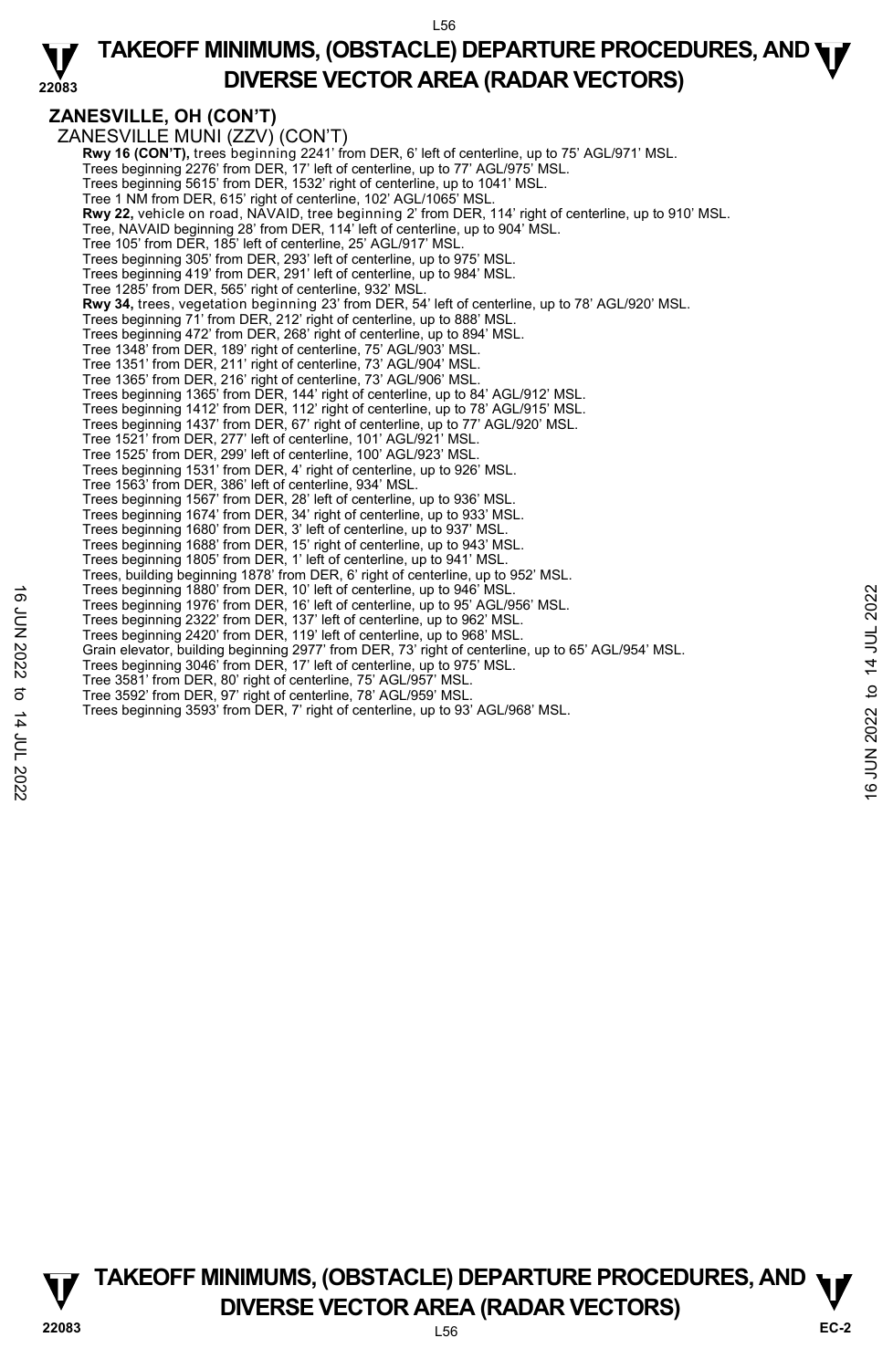## ZANESVILLE, OH (CON'T)

ZANESVILLE MUNI (ZZV) (CON'T)

**Rwy 16 (CON'T),** trees beginning 2241' from DER, 6' left of centerline, up to 75' AGL/971' MSL.
Trees beginning 2276' from DER, 17' left of centerline, up to 77' AGL/975' MSL.
Trees beginning 5615' from DER, 1532' right of centerline, up to 1041' MSL.
Tree 1 NM from DER, 615' right of centerline, 102' AGL/1065' MSL.

**Rwy 22,** vehicle on road, NAVAID, tree beginning 2' from DER, 114' right of centerline, up to 910' MSL.
Tree, NAVAID beginning 28' from DER, 114' left of centerline, up to 904' MSL.
Tree 105' from DER, 185' left of centerline, 25' AGL/917' MSL.
Trees beginning 305' from DER, 293' left of centerline, up to 975' MSL.
Trees beginning 419' from DER, 291' left of centerline, up to 984' MSL.
Tree 1285' from DER, 565' right of centerline, 932' MSL.

**Rwy 34,** trees, vegetation beginning 23' from DER, 54' left of centerline, up to 78' AGL/920' MSL.
Trees beginning 71' from DER, 212' right of centerline, up to 888' MSL.
Trees beginning 472' from DER, 268' right of centerline, up to 894' MSL.
Tree 1348' from DER, 189' right of centerline, 75' AGL/903' MSL.
Tree 1351' from DER, 211' right of centerline, 73' AGL/904' MSL.
Tree 1365' from DER, 216' right of centerline, 73' AGL/906' MSL.
Trees beginning 1365' from DER, 144' right of centerline, up to 84' AGL/912' MSL.
Trees beginning 1412' from DER, 112' right of centerline, up to 78' AGL/915' MSL.
Trees beginning 1437' from DER, 67' right of centerline, up to 77' AGL/920' MSL.
Tree 1521' from DER, 277' left of centerline, 101' AGL/921' MSL.
Tree 1525' from DER, 299' left of centerline, 100' AGL/923' MSL.
Trees beginning 1531' from DER, 4' right of centerline, up to 926' MSL.
Tree 1563' from DER, 386' left of centerline, 934' MSL.
Trees beginning 1567' from DER, 28' left of centerline, up to 936' MSL.
Trees beginning 1674' from DER, 34' right of centerline, up to 933' MSL.
Trees beginning 1680' from DER, 3' left of centerline, up to 937' MSL.
Trees beginning 1688' from DER, 15' right of centerline, up to 943' MSL.
Trees beginning 1805' from DER, 1' left of centerline, up to 941' MSL.
Trees, building beginning 1878' from DER, 6' right of centerline, up to 952' MSL.
Trees beginning 1880' from DER, 10' left of centerline, up to 946' MSL.
Trees beginning 1976' from DER, 16' left of centerline, up to 95' AGL/956' MSL.
Trees beginning 2322' from DER, 137' left of centerline, up to 962' MSL.
Trees beginning 2420' from DER, 119' left of centerline, up to 968' MSL.
Grain elevator, building beginning 2977' from DER, 73' right of centerline, up to 65' AGL/954' MSL.
Trees beginning 3046' from DER, 17' left of centerline, up to 975' MSL.
Tree 3581' from DER, 80' right of centerline, 75' AGL/957' MSL.
Tree 3592' from DER, 97' right of centerline, 78' AGL/959' MSL.
Trees beginning 3593' from DER, 7' right of centerline, up to 93' AGL/968' MSL.